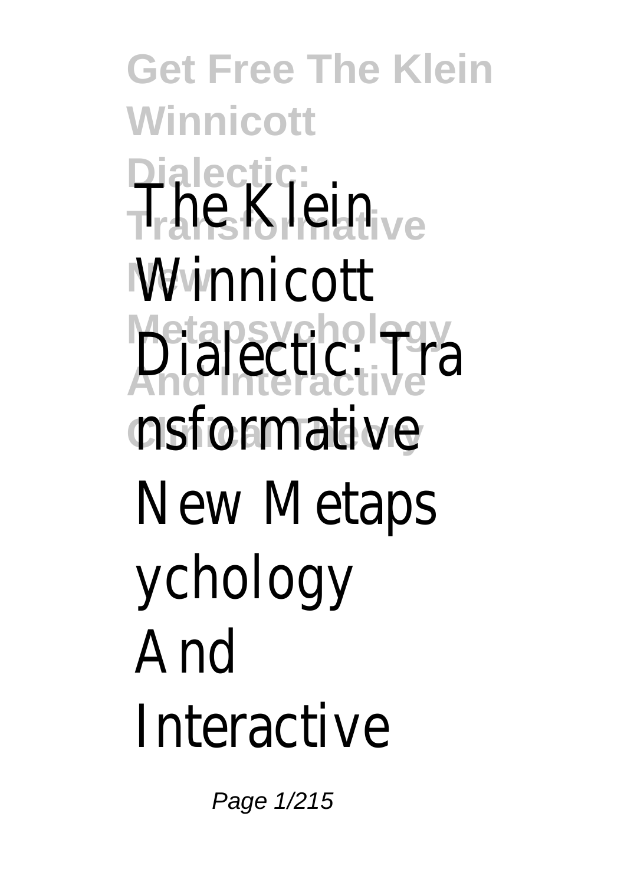# The Klein Winnicott Dialectic: Transformative New Metapsychology And Interactive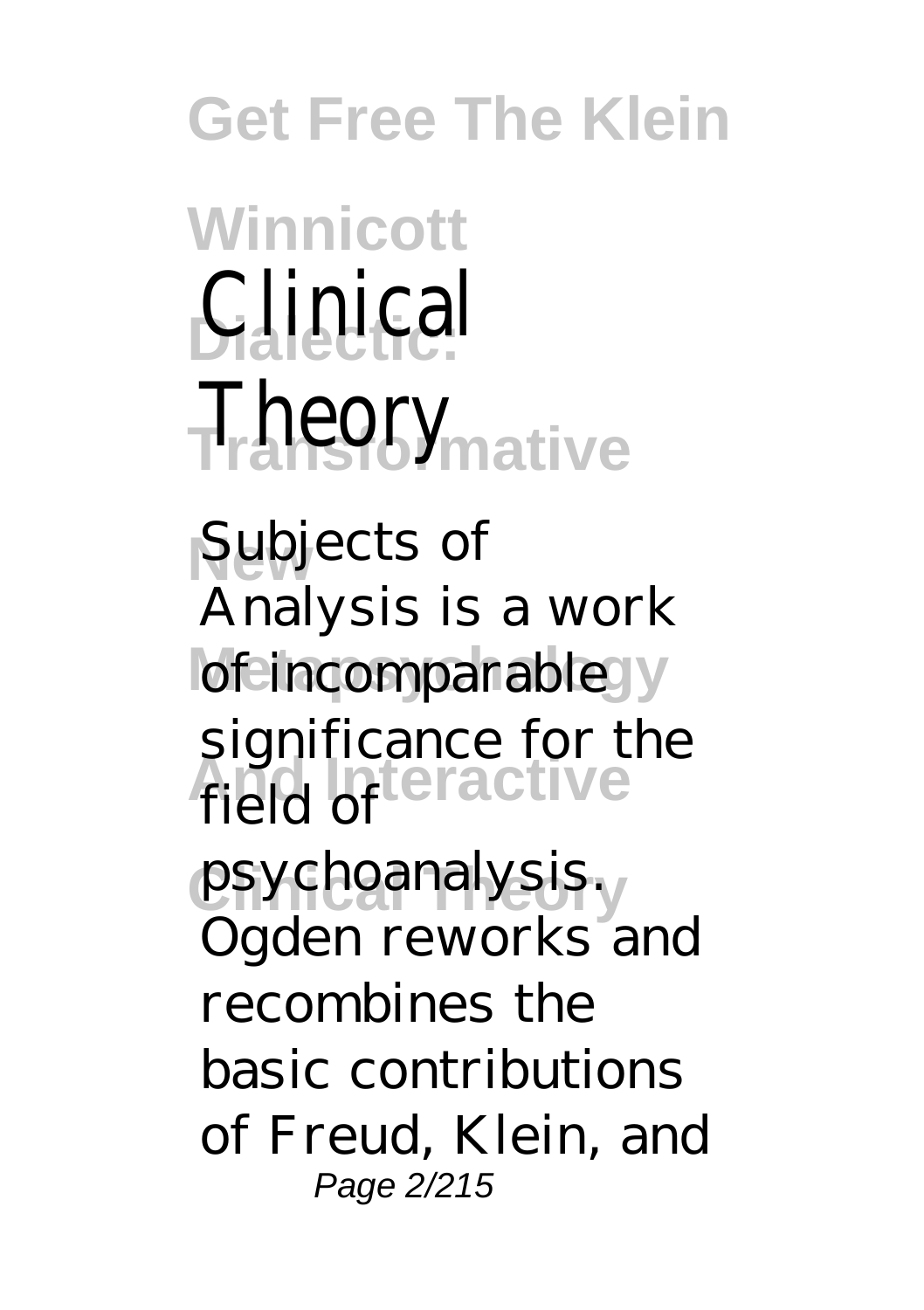# Clinical Theory

Subjects of Analysis is a work of incomparable significance for the field of psychoanalysis. Ogden reworks and recombines the basic contributions of Freud, Klein, and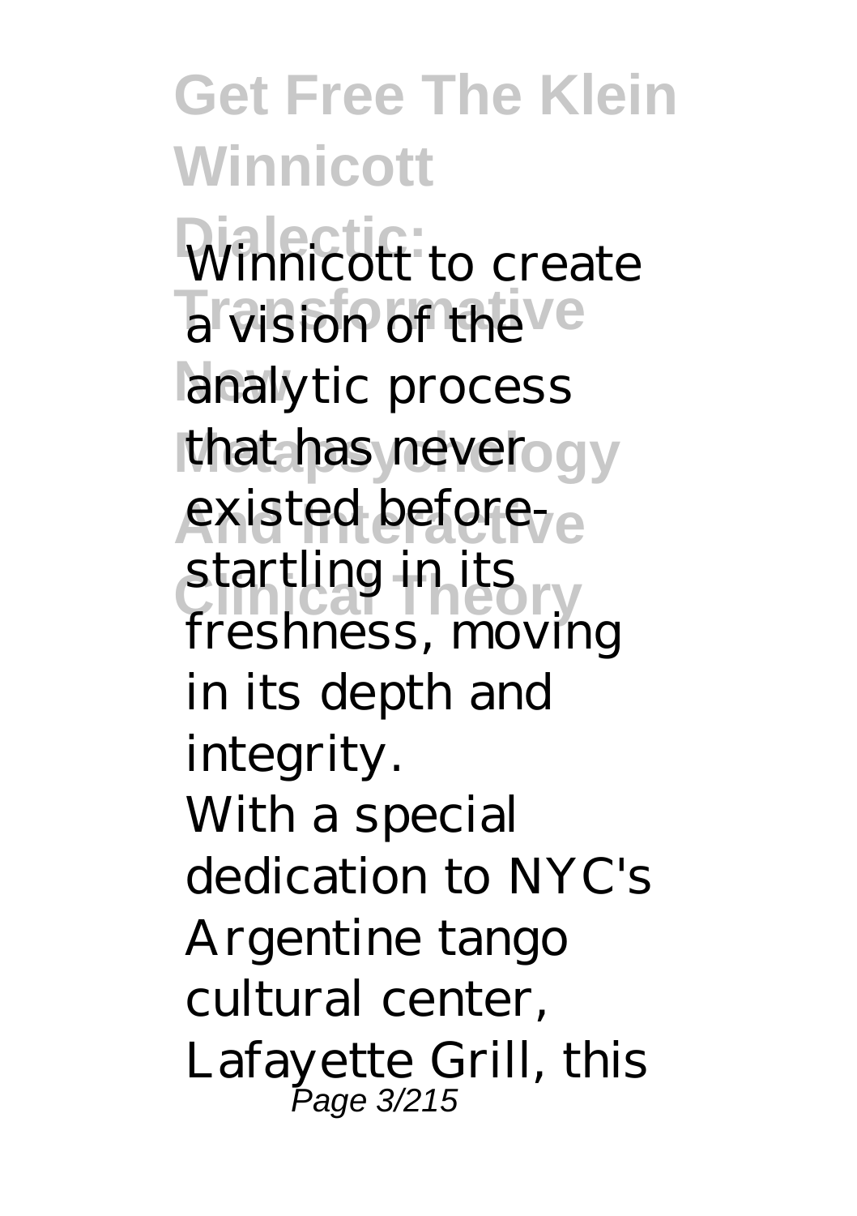Winnicott to create a vision of the analytic process that has never existed before- startling in its freshness, moving in its depth and integrity.

With a special dedication to NYC's Argentine tango cultural center, Lafayette Grill, this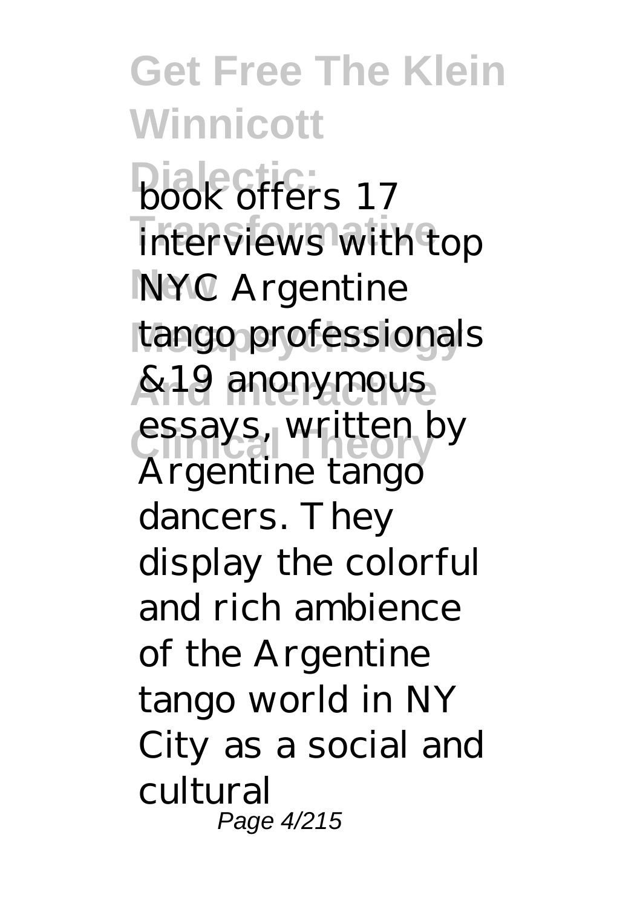book offers 17 interviews with top NYC Argentine tango professionals &19 anonymous essays, written by Argentine tango dancers. They display the colorful and rich ambience of the Argentine tango world in NY City as a social and cultural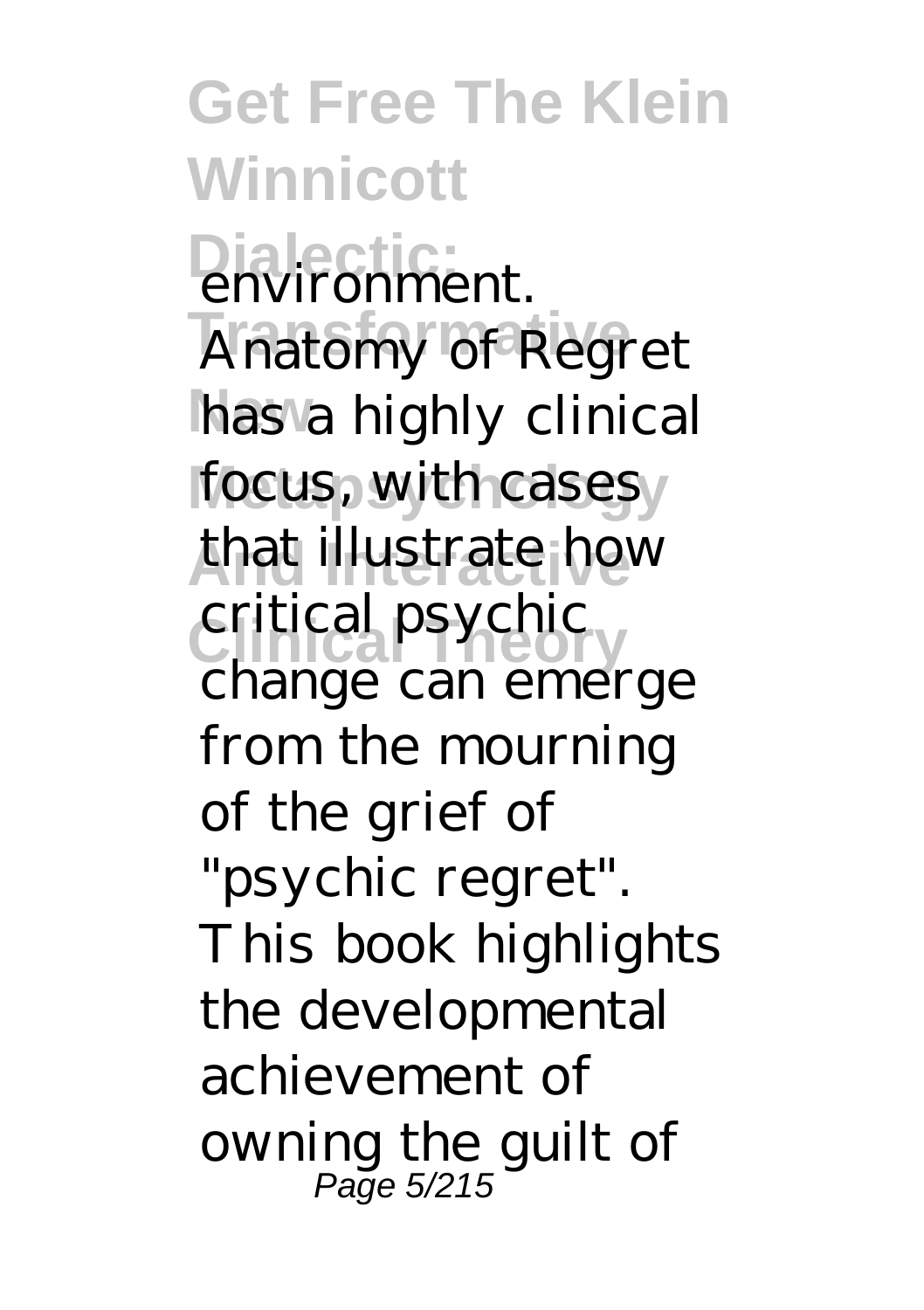environment. Anatomy of Regret has a highly clinical focus, with cases that illustrate how critical psychic change can emerge from the mourning of the grief of "psychic regret". This book highlights the developmental achievement of owning the guilt of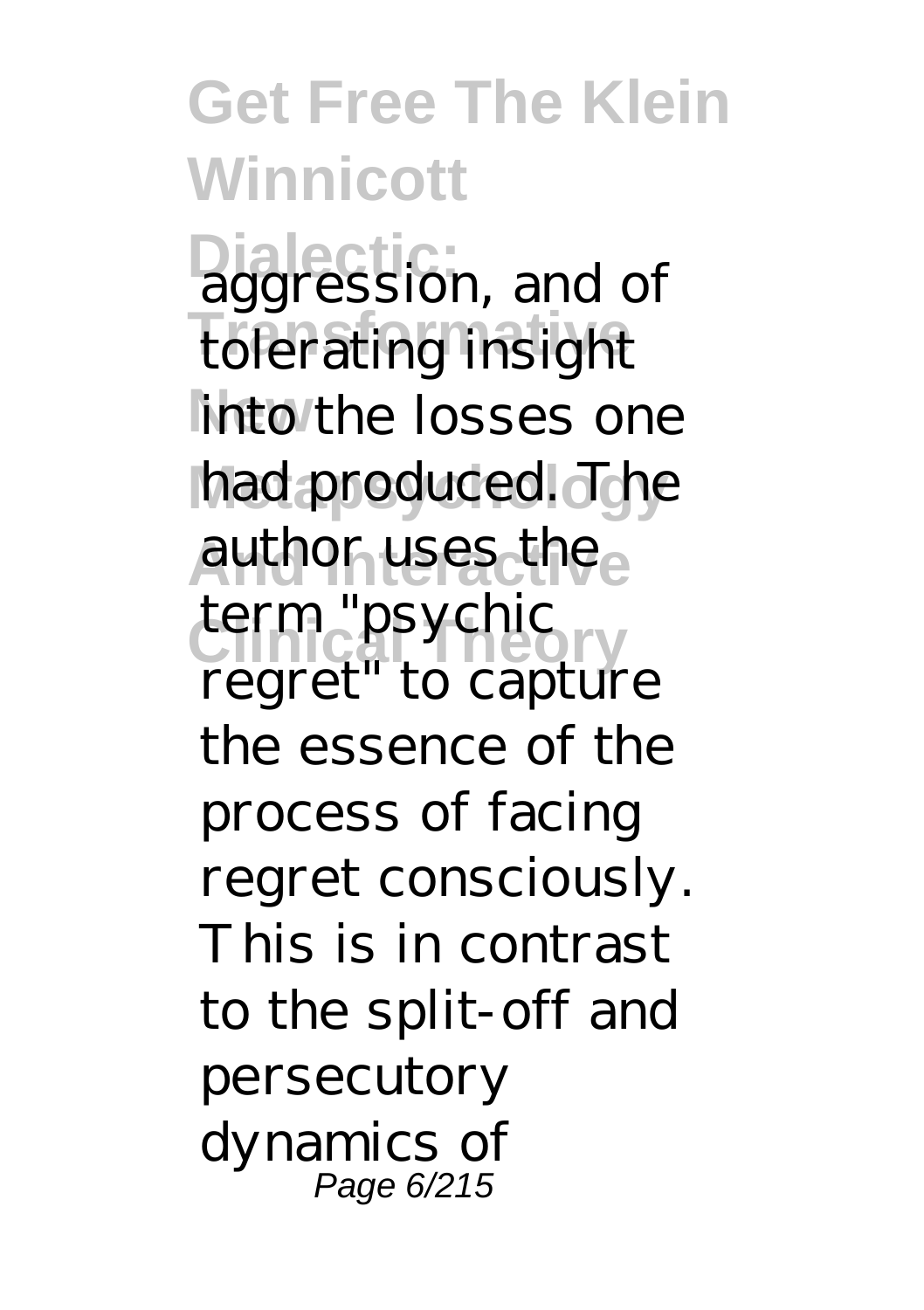aggression, and of tolerating insight into the losses one had produced. The author uses the term "psychic regret" to capture the essence of the process of facing regret consciously. This is in contrast to the split-off and persecutory dynamics of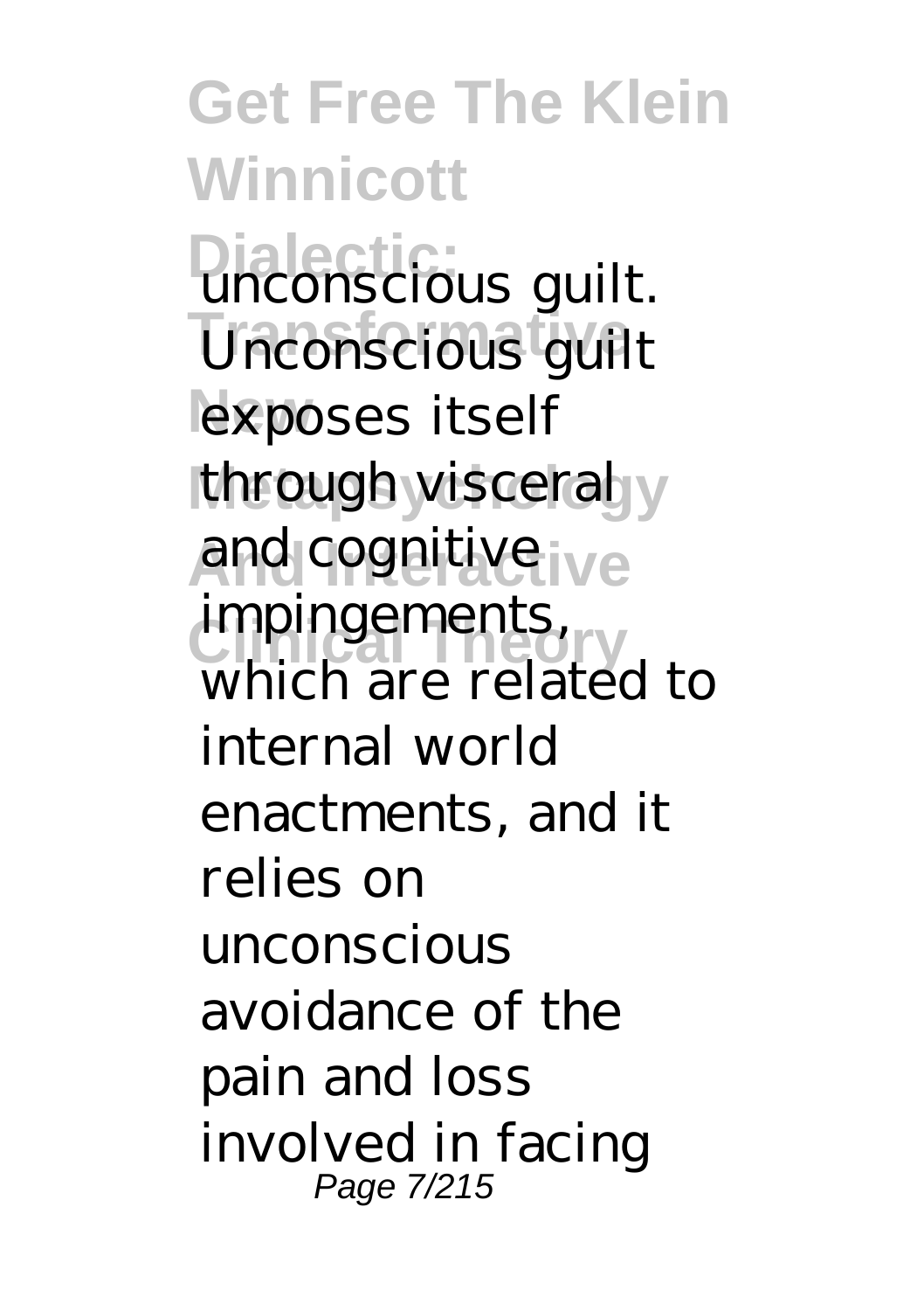unconscious guilt. Unconscious guilt exposes itself through visceral and cognitive impingements, which are related to internal world enactments, and it relies on unconscious avoidance of the pain and loss involved in facing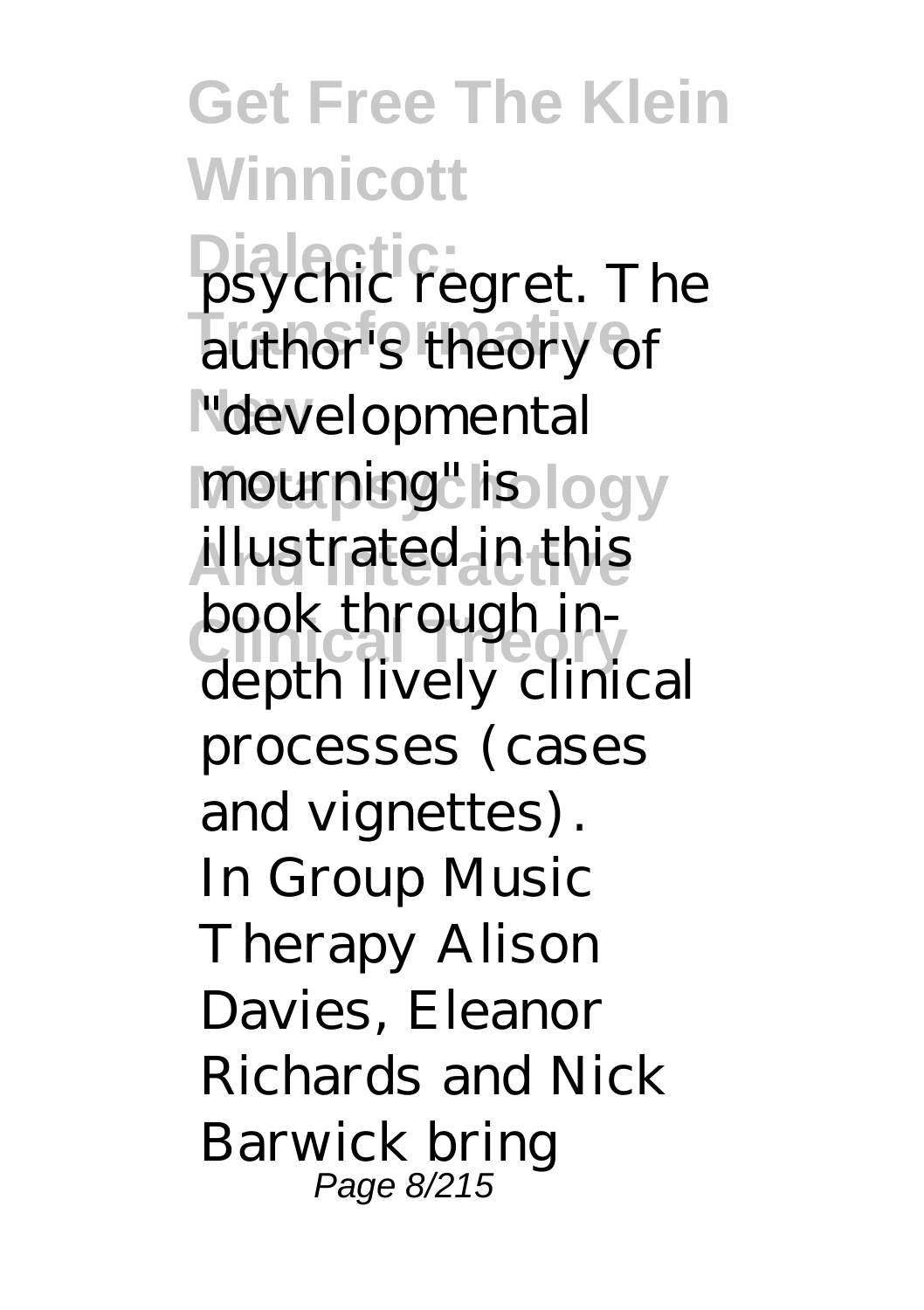psychic regret. The author's theory of "developmental mourning" is illustrated in this book through in-depth lively clinical processes (cases and vignettes).

In Group Music Therapy Alison Davies, Eleanor Richards and Nick Barwick bring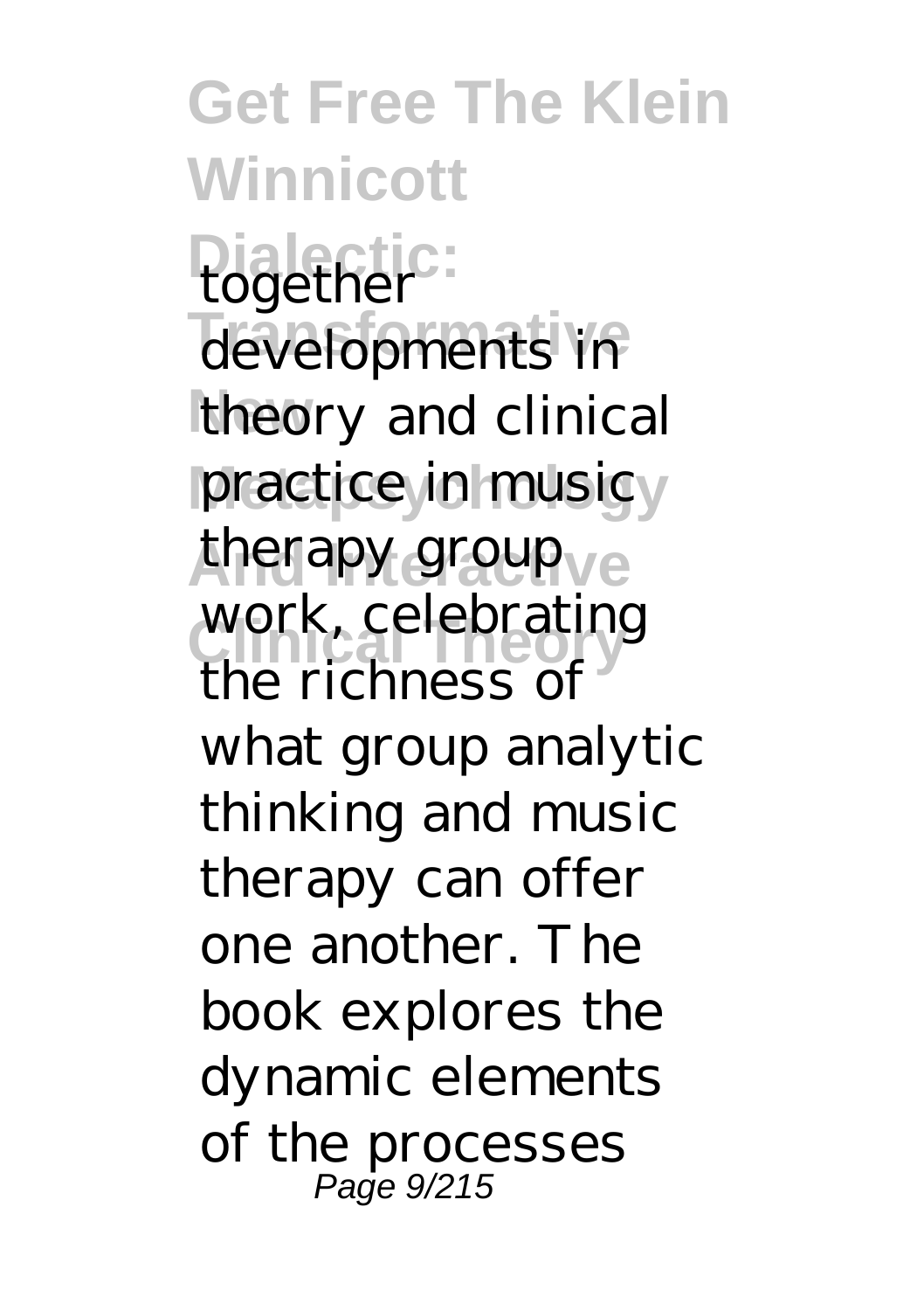together developments in theory and clinical practice in music therapy group work, celebrating the richness of what group analytic thinking and music therapy can offer one another. The book explores the dynamic elements of the processes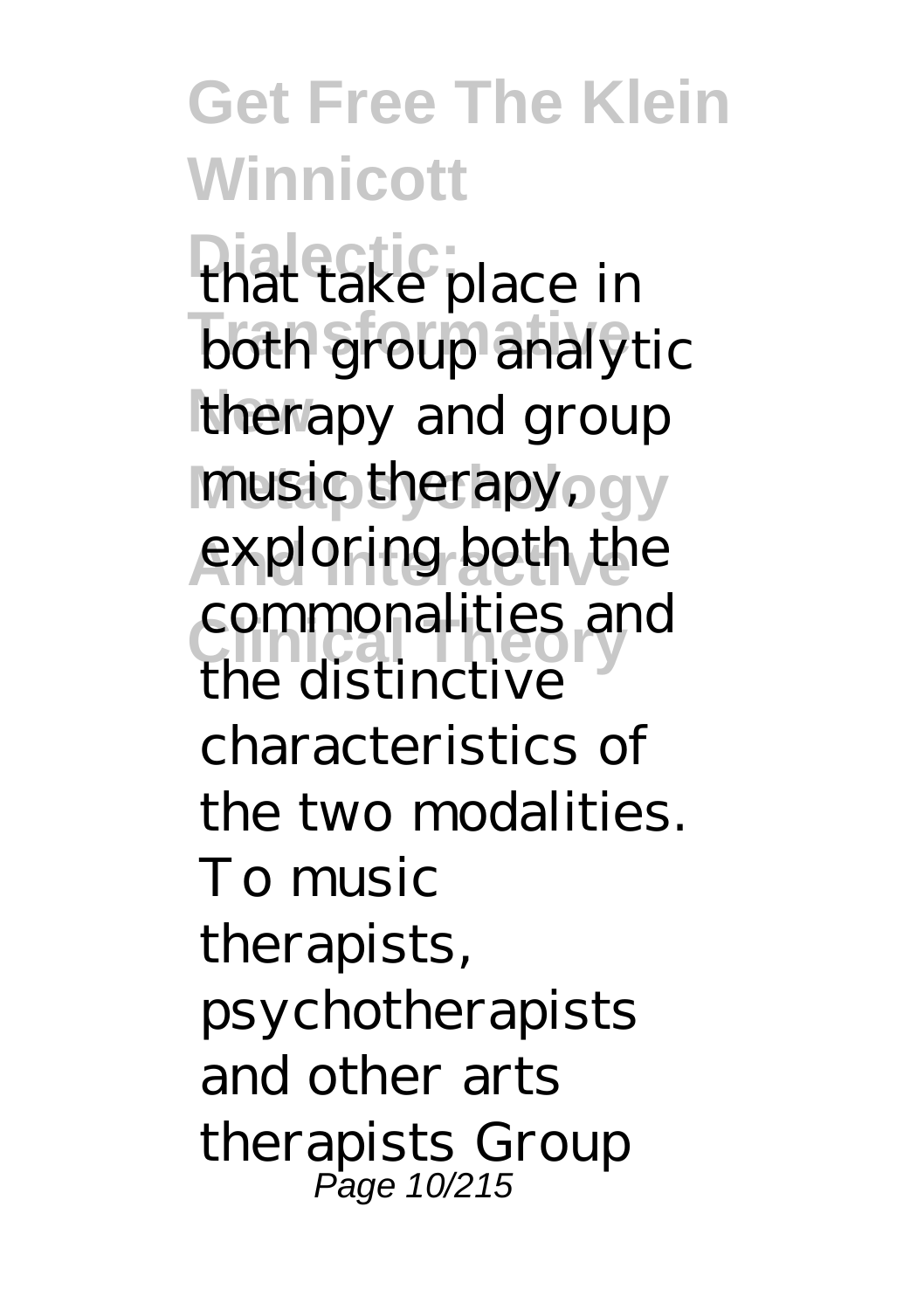that take place in both group analytic therapy and group music therapy, exploring both the commonalities and the distinctive characteristics of the two modalities. To music therapists, psychotherapists and other arts therapists Group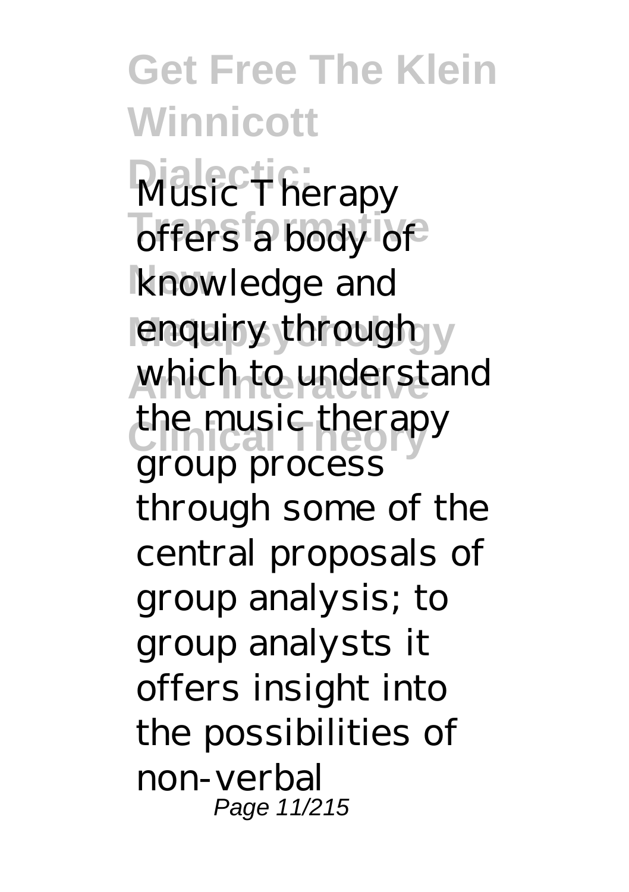Music Therapy offers a body of knowledge and enquiry through which to understand the music therapy group process through some of the central proposals of group analysis; to group analysts it offers insight into the possibilities of non-verbal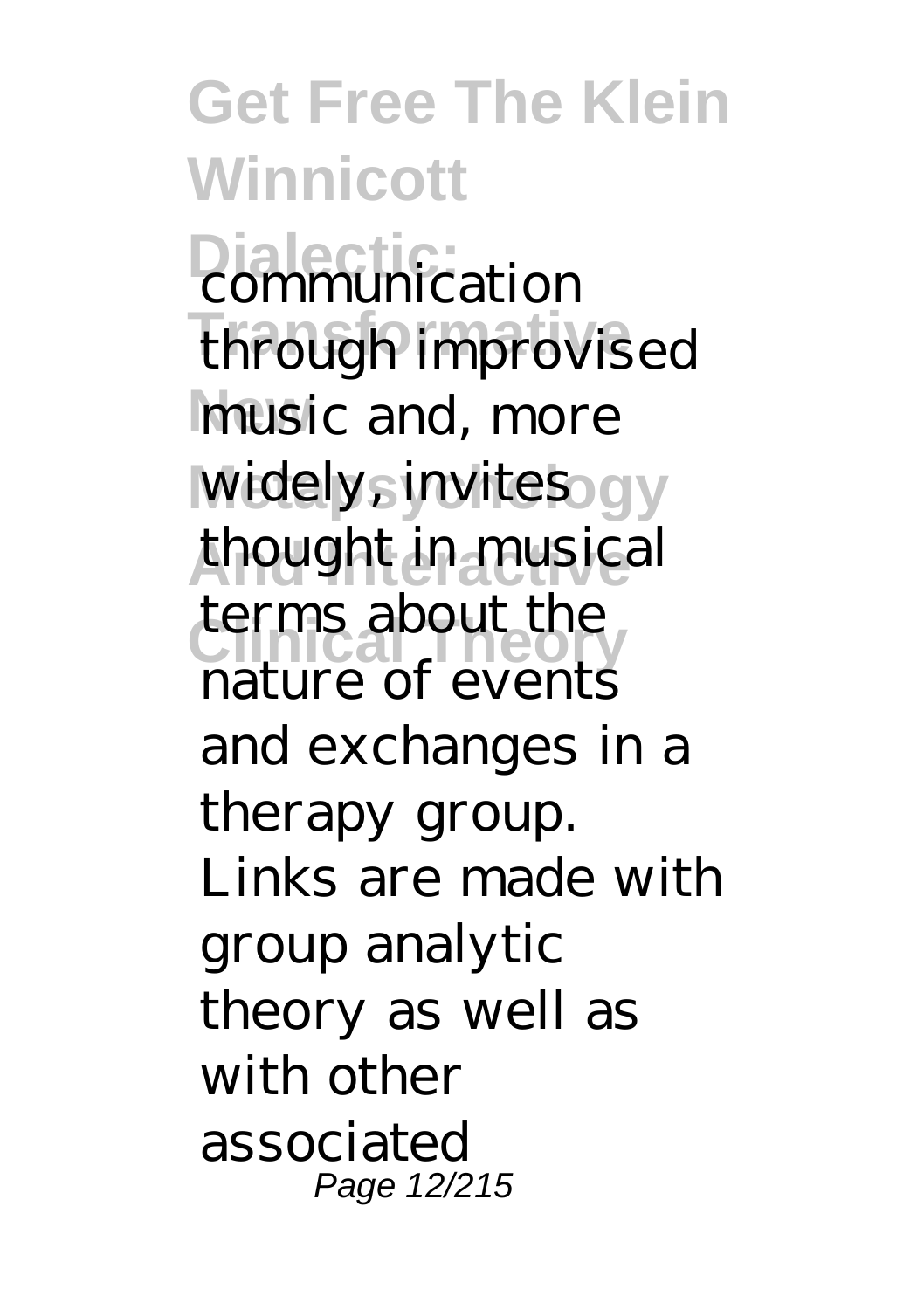communication through improvised music and, more widely, invites thought in musical terms about the nature of events and exchanges in a therapy group. Links are made with group analytic theory as well as with other associated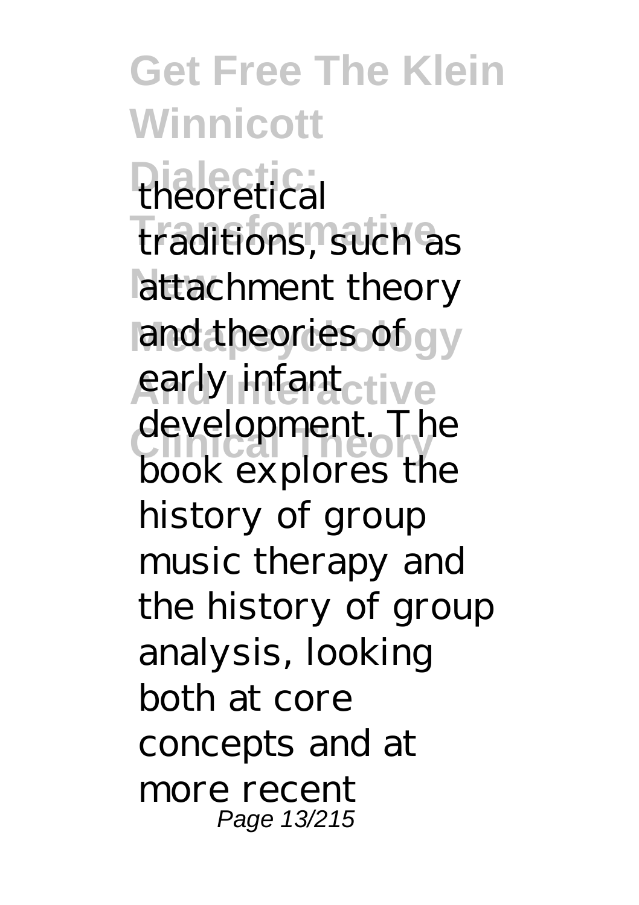theoretical traditions, such as attachment theory and theories of early infant development. The book explores the history of group music therapy and the history of group analysis, looking both at core concepts and at more recent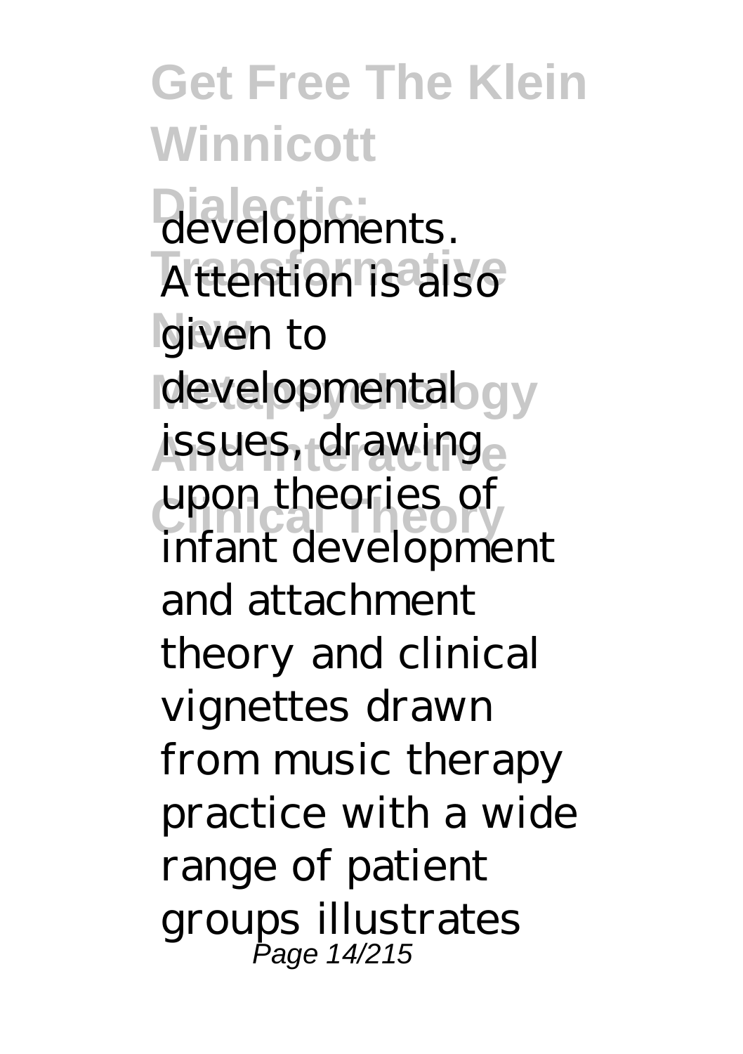developments. Attention is also given to developmental issues, drawing upon theories of infant development and attachment theory and clinical vignettes drawn from music therapy practice with a wide range of patient groups illustrates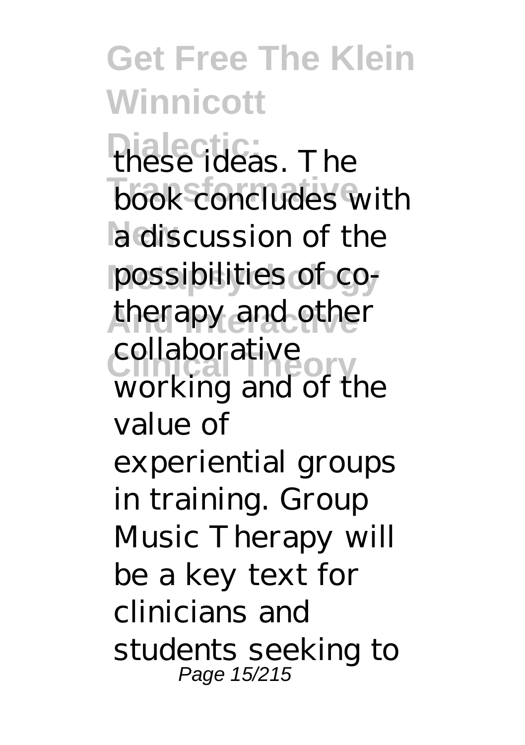these ideas. The book concludes with a discussion of the possibilities of co-therapy and other collaborative working and of the value of experiential groups in training. Group Music Therapy will be a key text for clinicians and students seeking to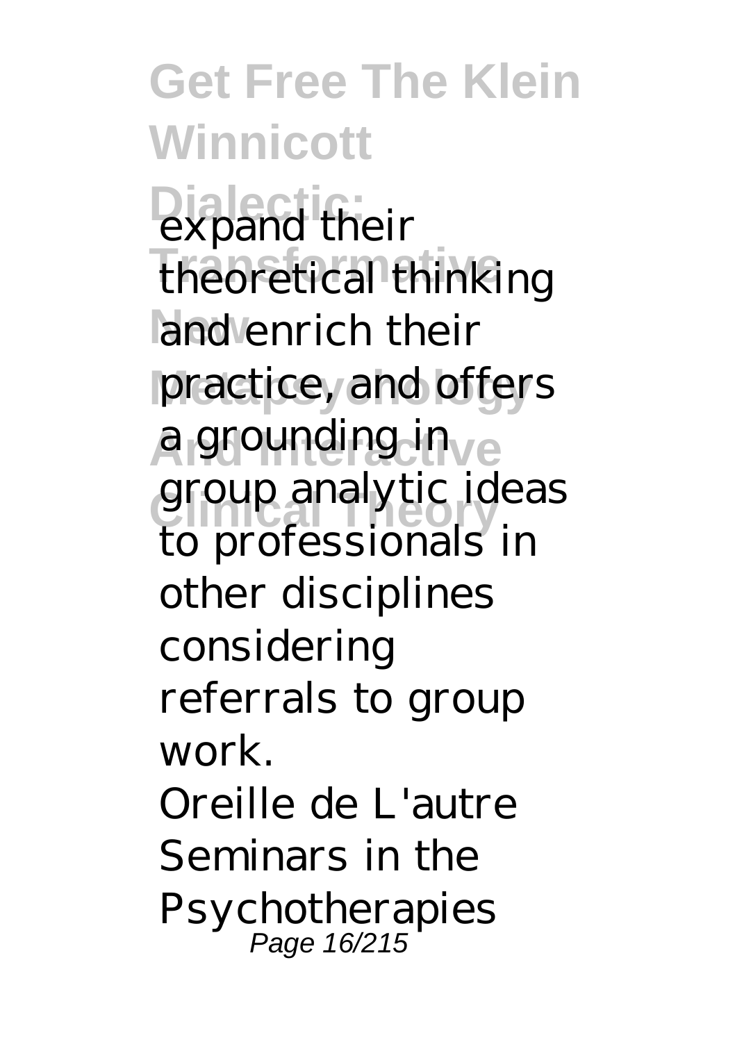expand their theoretical thinking and enrich their practice, and offers a grounding in group analytic ideas to professionals in other disciplines considering referrals to group work.

Oreille de L'autre

Seminars in the Psychotherapies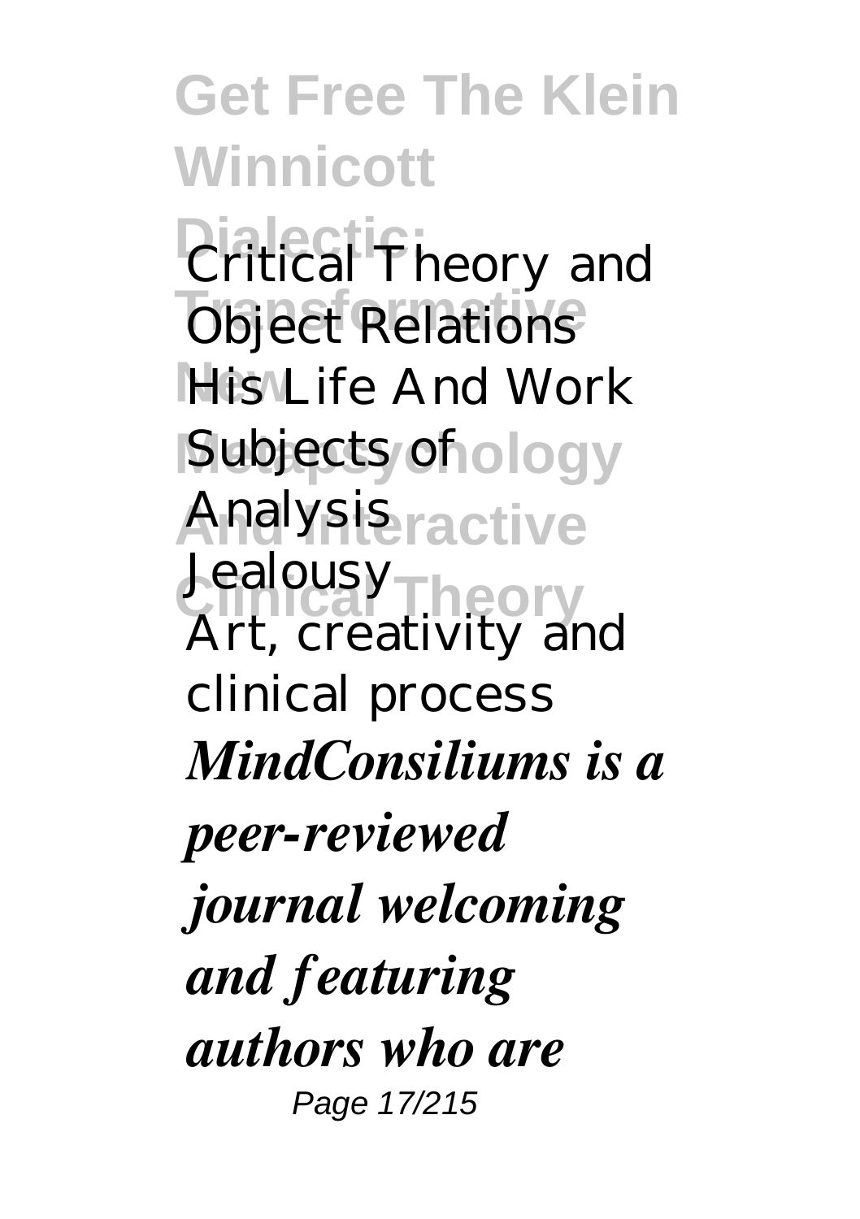Critical Theory and Object Relations

His Life And Work

Subjects of

Analysis

Jealousy

Art, creativity and clinical process

***MindConsiliums is a peer-reviewed journal welcoming and featuring authors who are***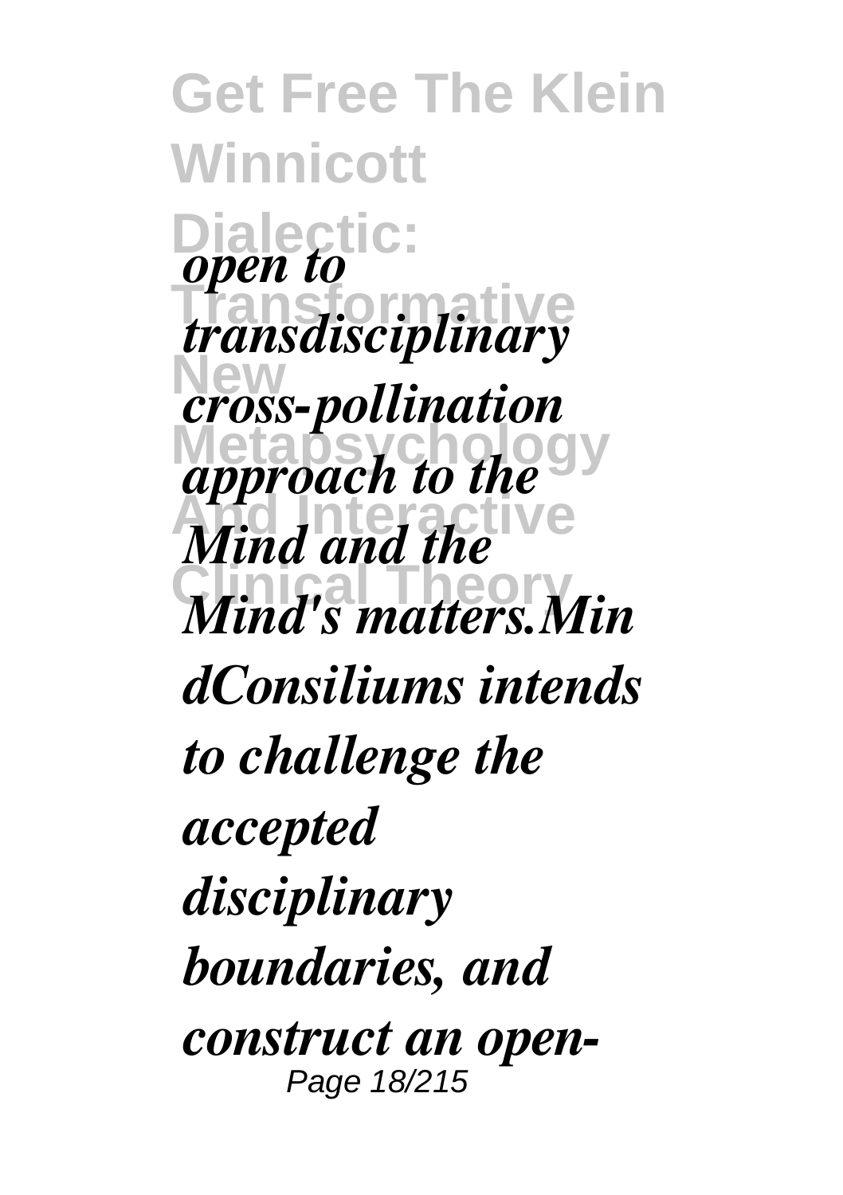*open to transdisciplinary cross-pollination approach to the Mind and the Mind's matters.MindConsiliums intends to challenge the accepted disciplinary boundaries, and construct an open-*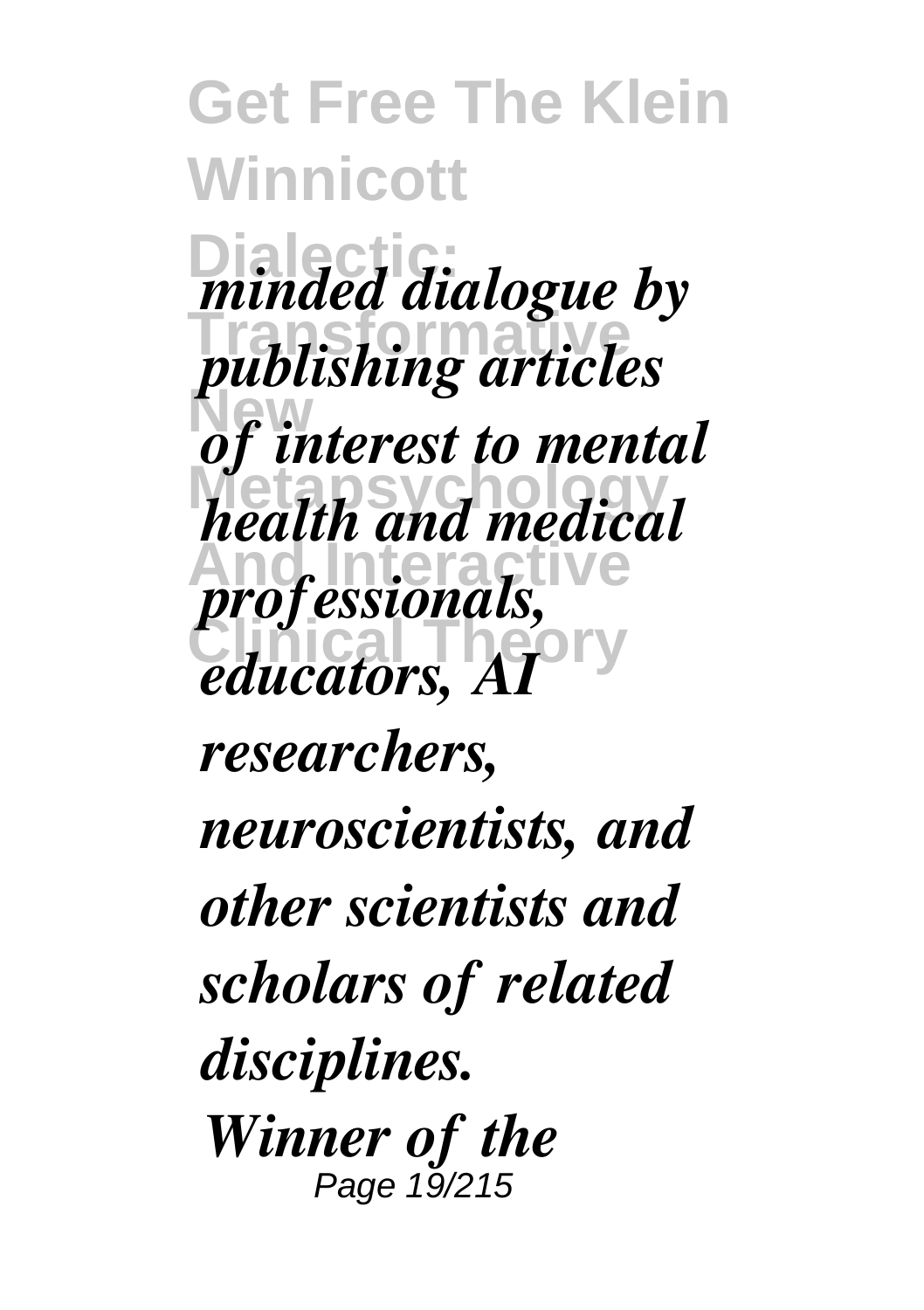*minded dialogue by publishing articles of interest to mental health and medical professionals, educators, AI researchers, neuroscientists, and other scientists and scholars of related disciplines.*

*Winner of the*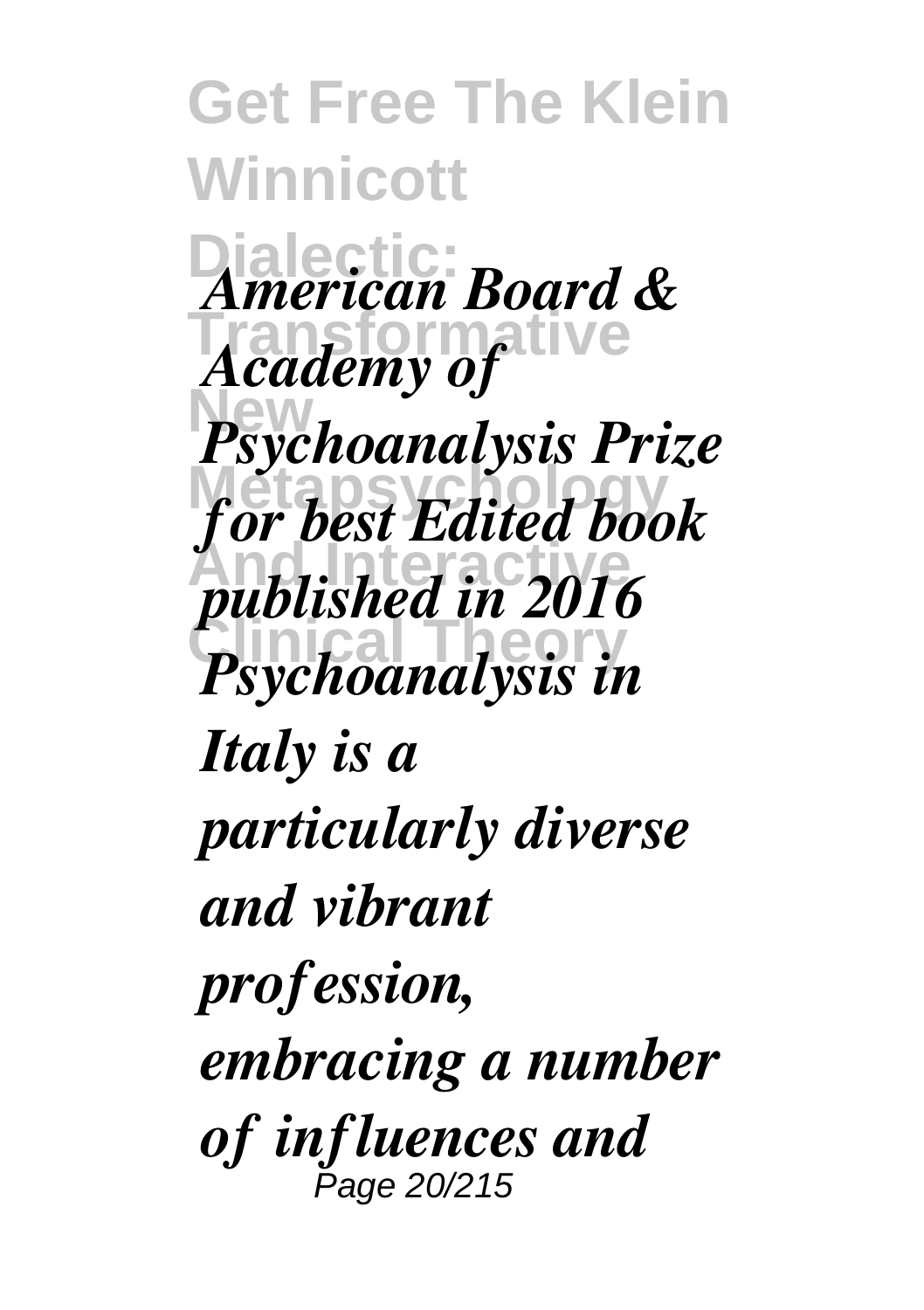*American Board & Academy of Psychoanalysis Prize for best Edited book published in 2016 Psychoanalysis in Italy is a particularly diverse and vibrant profession, embracing a number of influences and*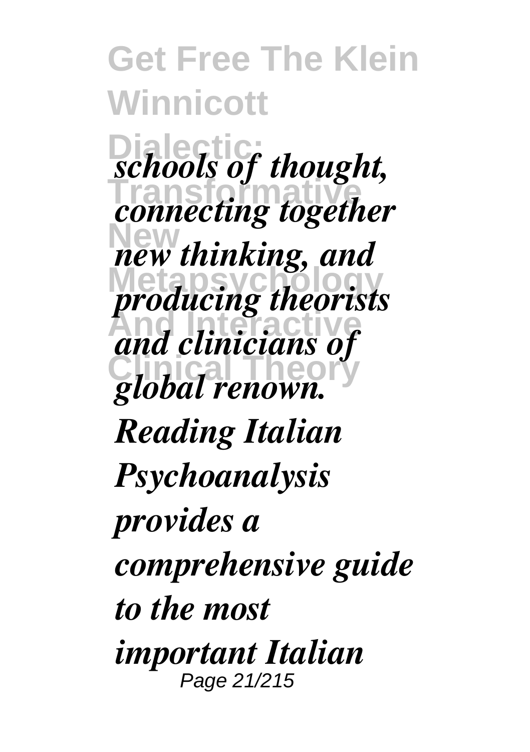*schools of thought, connecting together new thinking, and producing theorists and clinicians of global renown. Reading Italian Psychoanalysis provides a comprehensive guide to the most important Italian*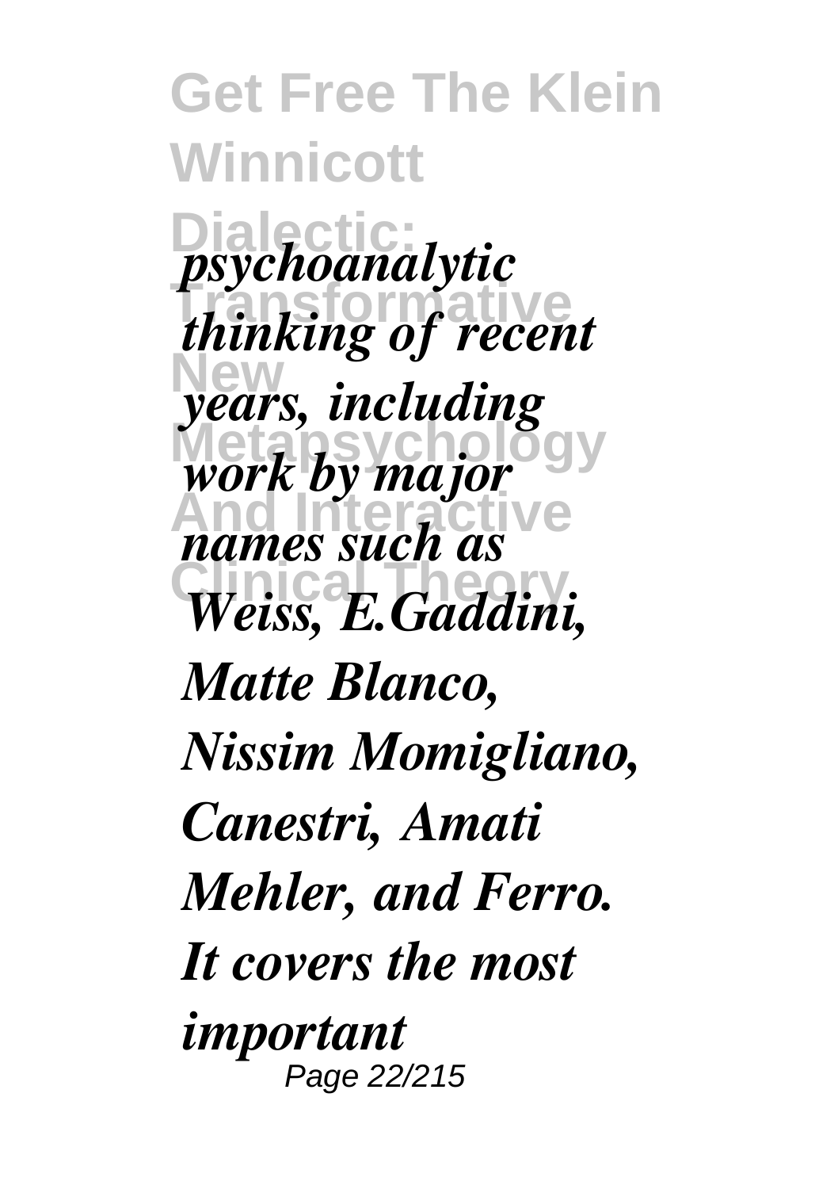*psychoanalytic thinking of recent years, including work by major names such as Weiss, E.Gaddini, Matte Blanco, Nissim Momigliano, Canestri, Amati Mehler, and Ferro. It covers the most important*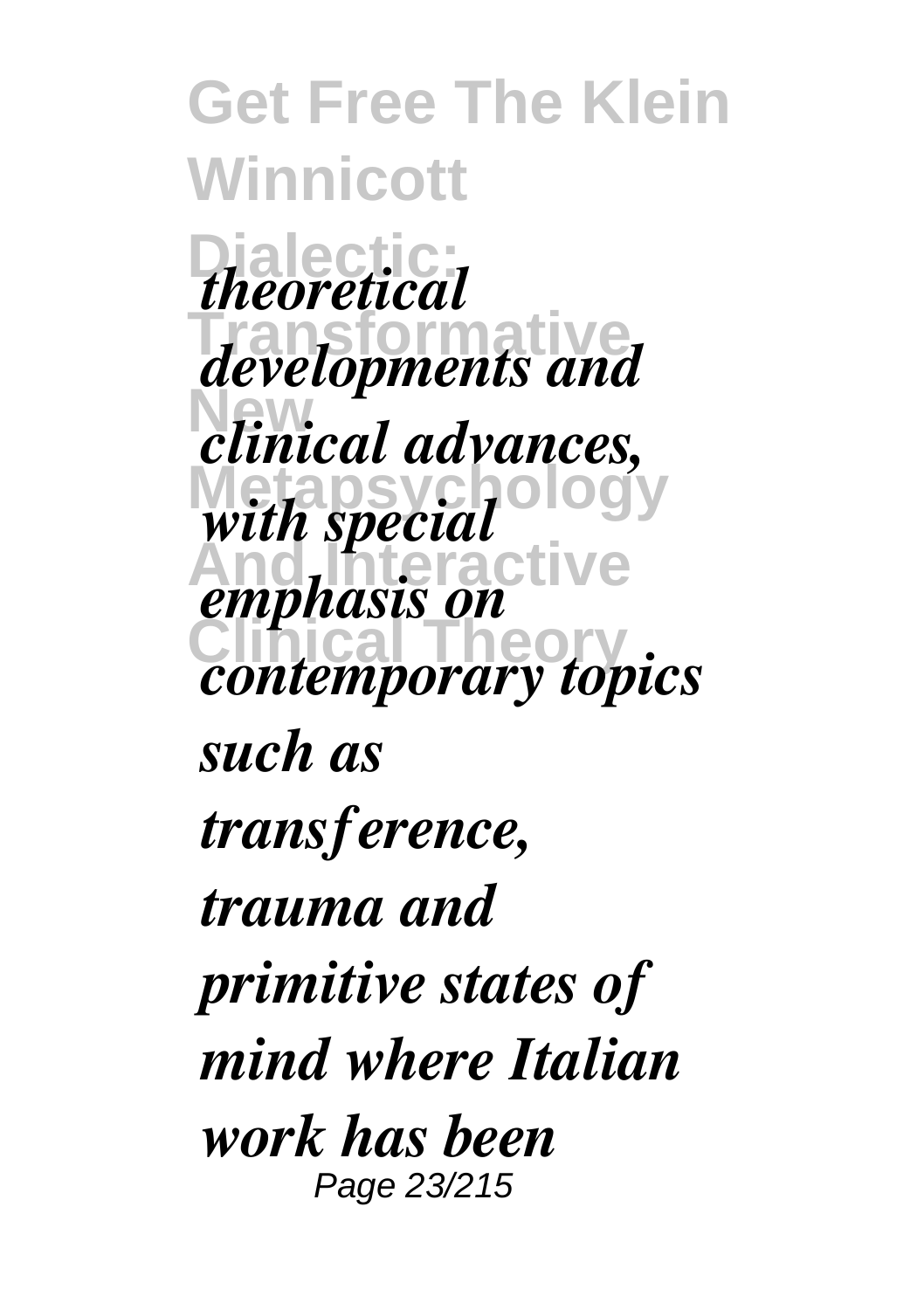*theoretical developments and clinical advances, with special emphasis on contemporary topics such as transference, trauma and primitive states of mind where Italian work has been*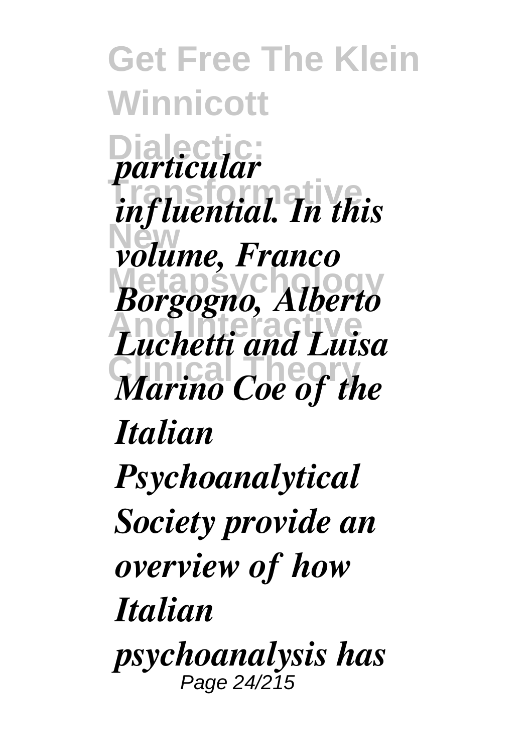*particular influential. In this volume, Franco Borgogno, Alberto Luchetti and Luisa Marino Coe of the Italian Psychoanalytical Society provide an overview of how Italian psychoanalysis has*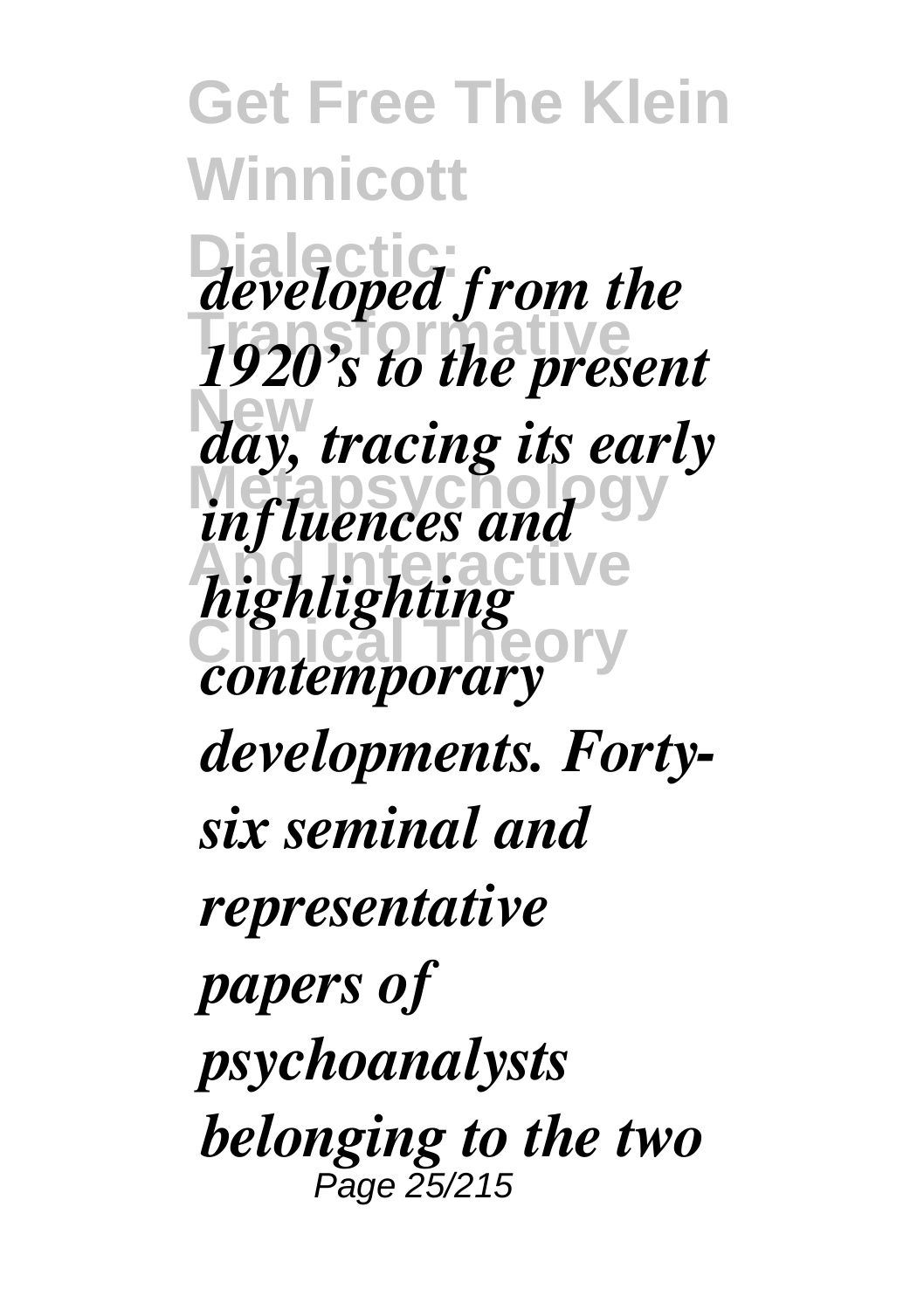*developed from the 1920's to the present day, tracing its early influences and highlighting contemporary developments. Forty-six seminal and representative papers of psychoanalysts belonging to the two*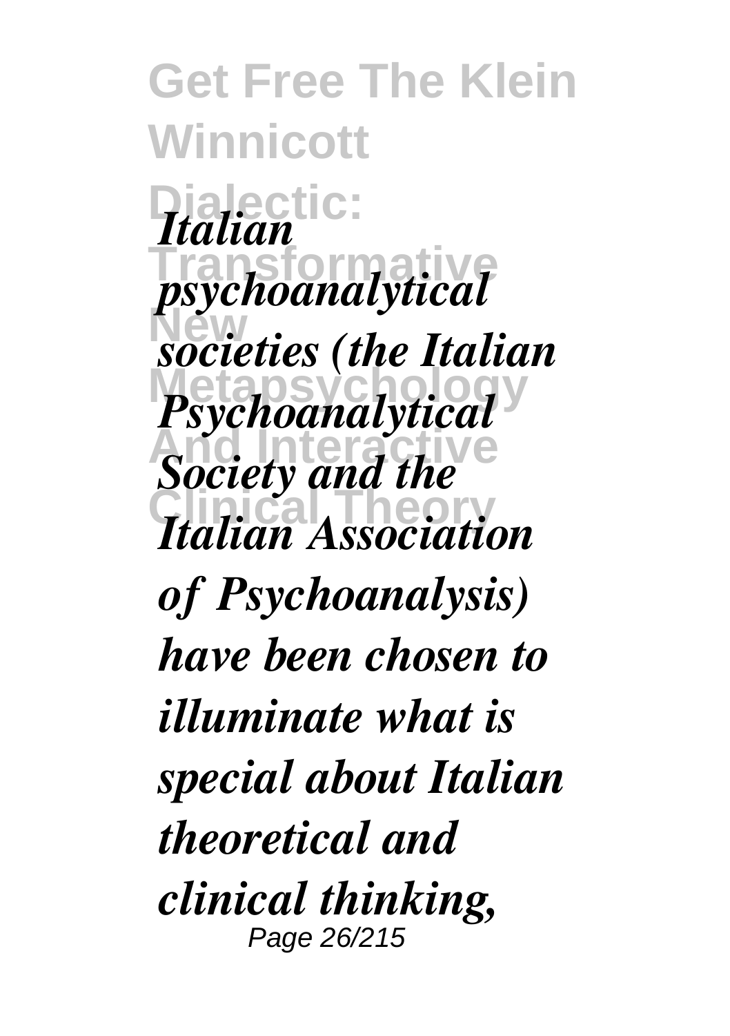*Italian psychoanalytical societies (the Italian Psychoanalytical Society and the Italian Association of Psychoanalysis) have been chosen to illuminate what is special about Italian theoretical and clinical thinking,*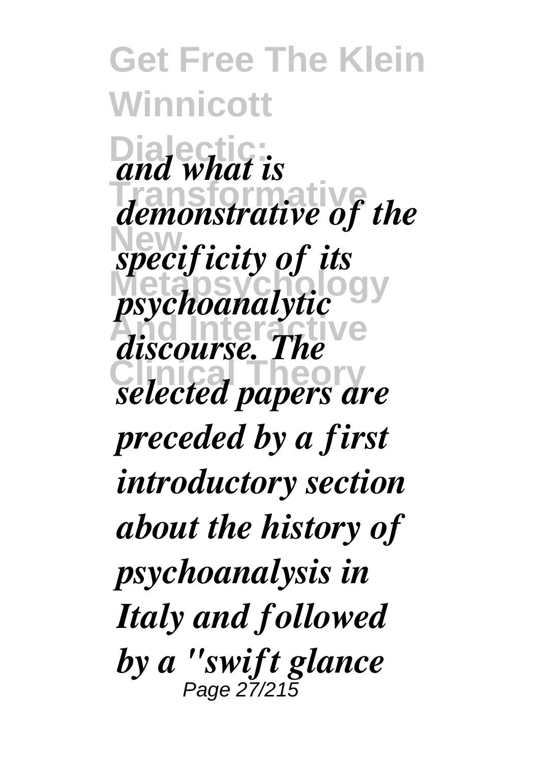*and what is demonstrative of the specificity of its psychoanalytic discourse. The selected papers are preceded by a first introductory section about the history of psychoanalysis in Italy and followed by a "swift glance*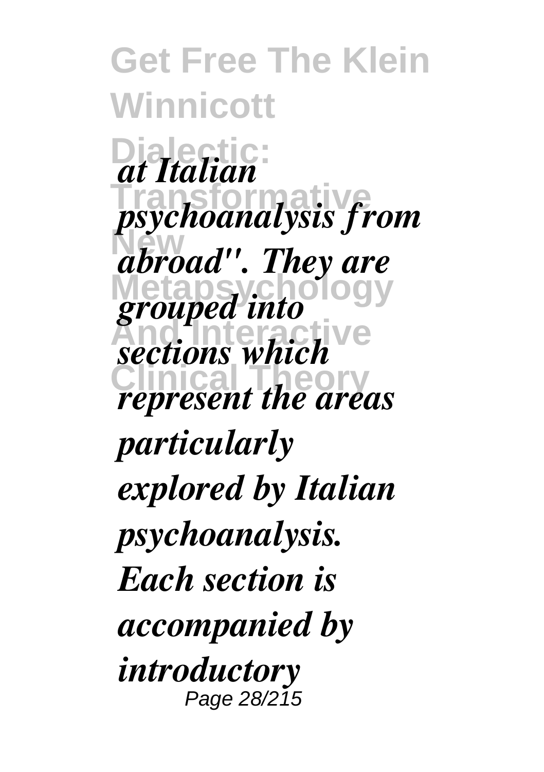*at Italian psychoanalysis from abroad". They are grouped into sections which represent the areas particularly explored by Italian psychoanalysis. Each section is accompanied by introductory*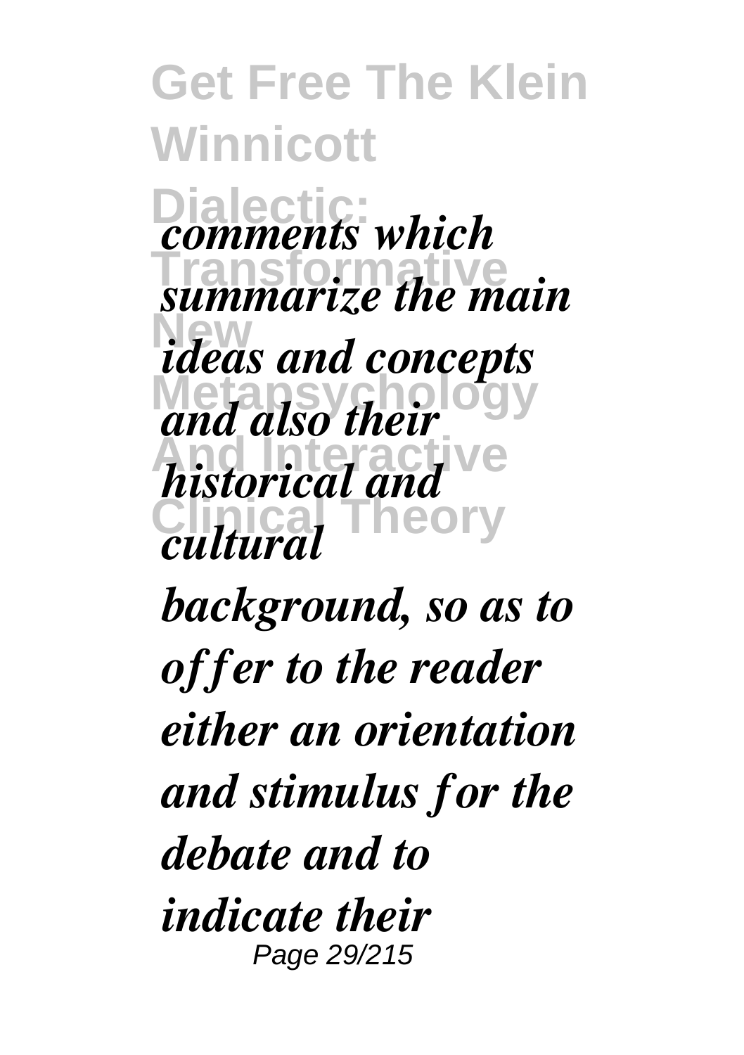*comments which summarize the main ideas and concepts and also their historical and cultural background, so as to offer to the reader either an orientation and stimulus for the debate and to indicate their*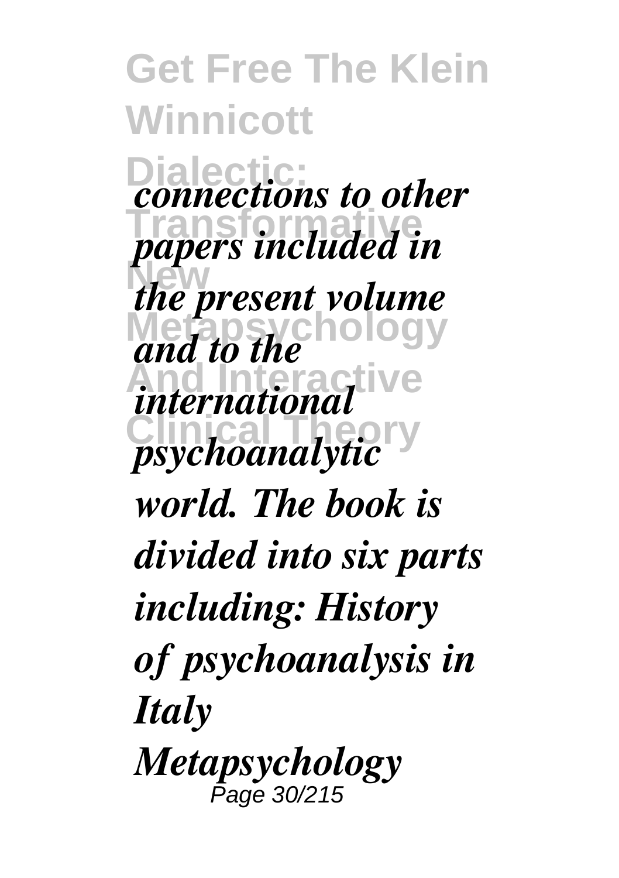*connections to other papers included in the present volume and to the international psychoanalytic world. The book is divided into six parts including: History of psychoanalysis in Italy Metapsychology*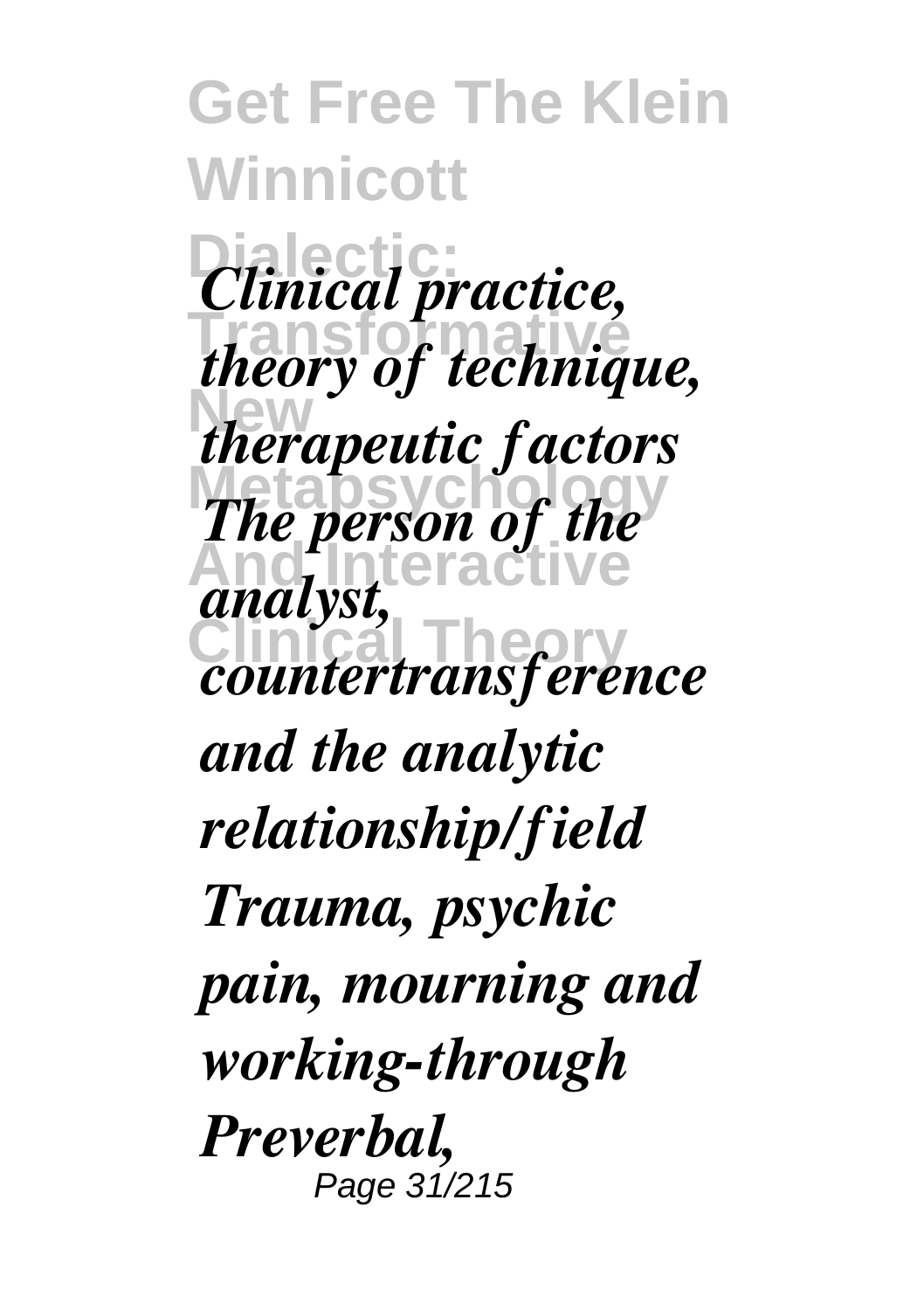*Clinical practice, theory of technique, therapeutic factors The person of the analyst, countertransference and the analytic relationship/field Trauma, psychic pain, mourning and working-through Preverbal,*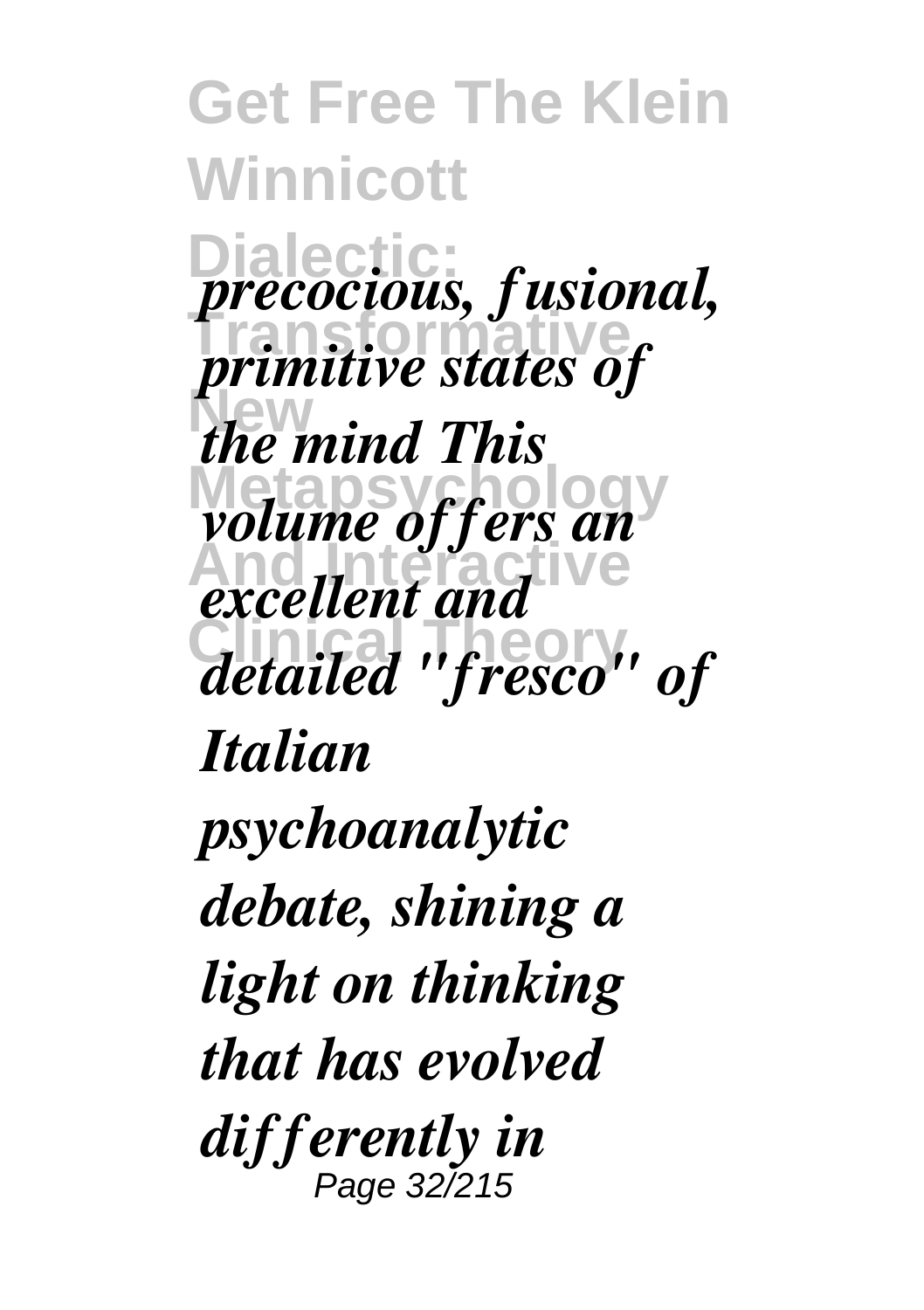*precocious, fusional, primitive states of the mind This volume offers an excellent and detailed "fresco" of Italian psychoanalytic debate, shining a light on thinking that has evolved differently in*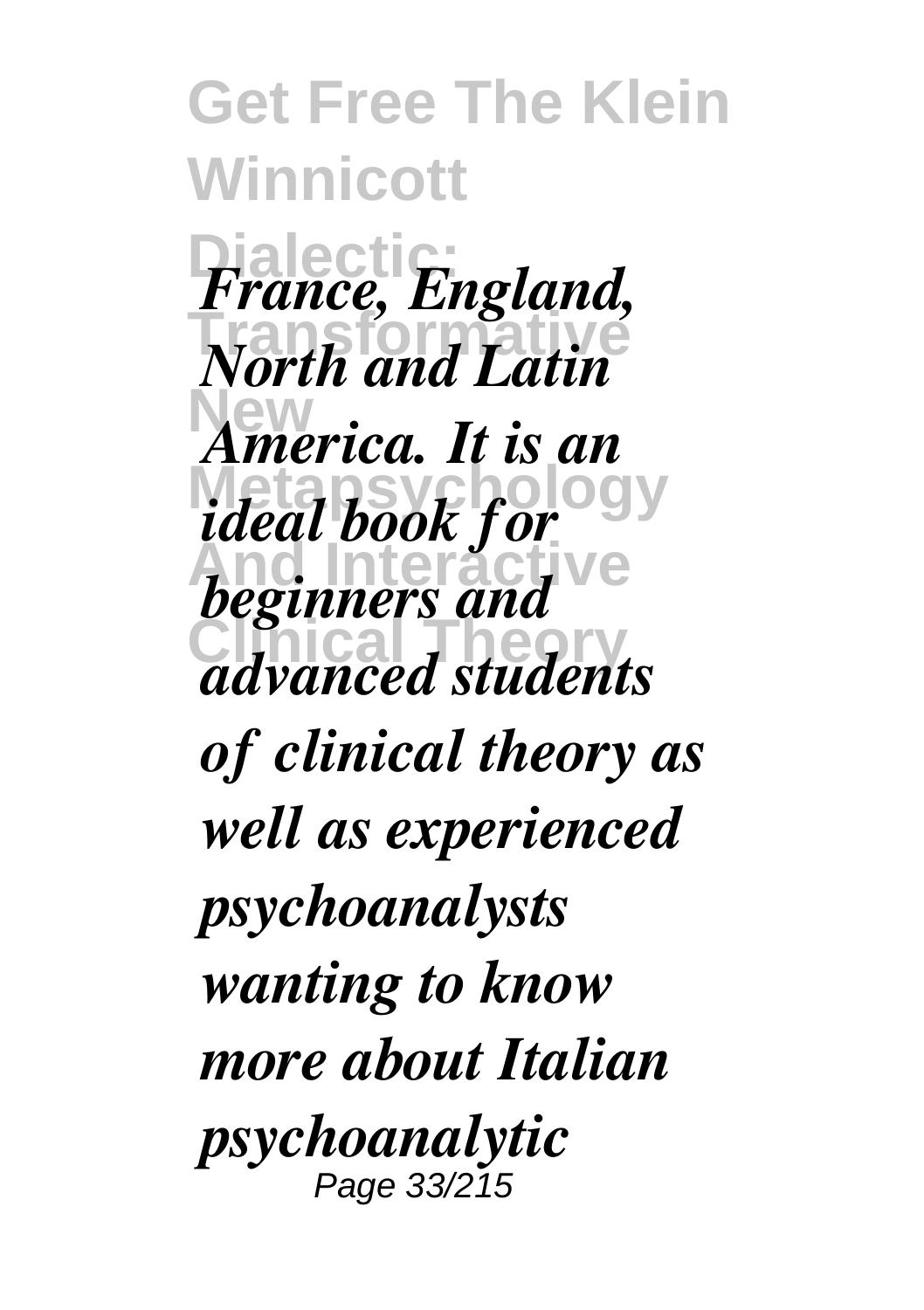*France, England, North and Latin America. It is an ideal book for beginners and advanced students of clinical theory as well as experienced psychoanalysts wanting to know more about Italian psychoanalytic*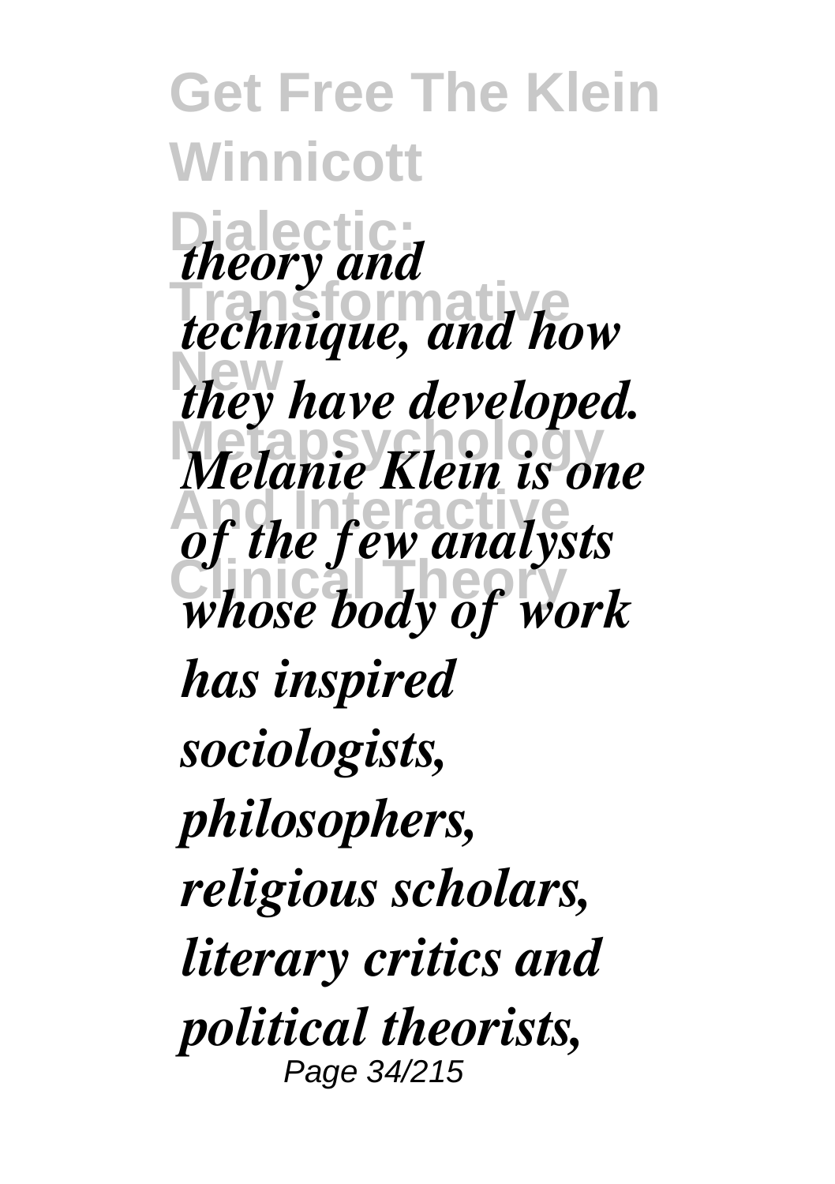*theory and technique, and how they have developed. Melanie Klein is one of the few analysts whose body of work has inspired sociologists, philosophers, religious scholars, literary critics and political theorists,*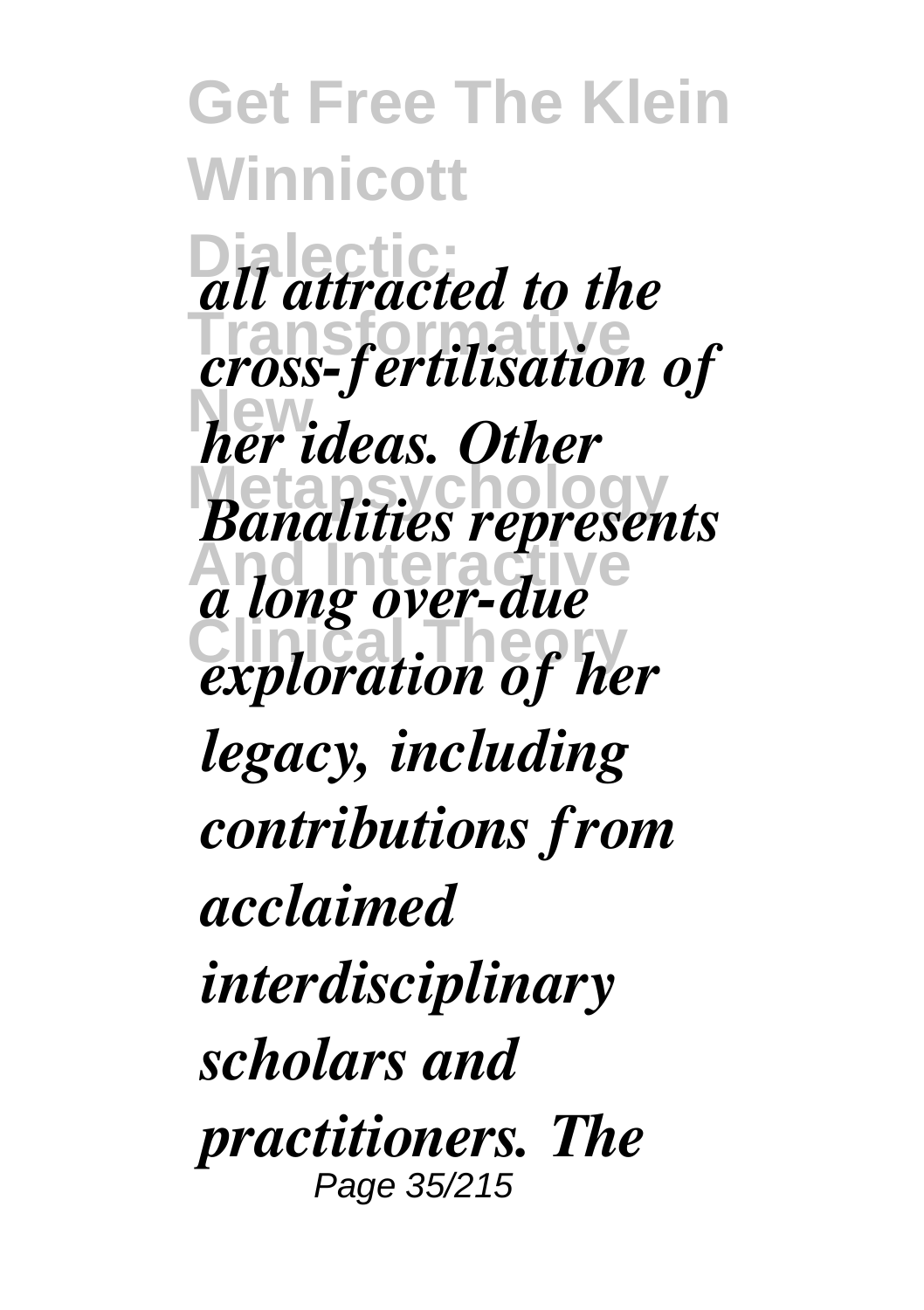*all attracted to the cross-fertilisation of her ideas. Other Banalities represents a long over-due exploration of her legacy, including contributions from acclaimed interdisciplinary scholars and practitioners. The*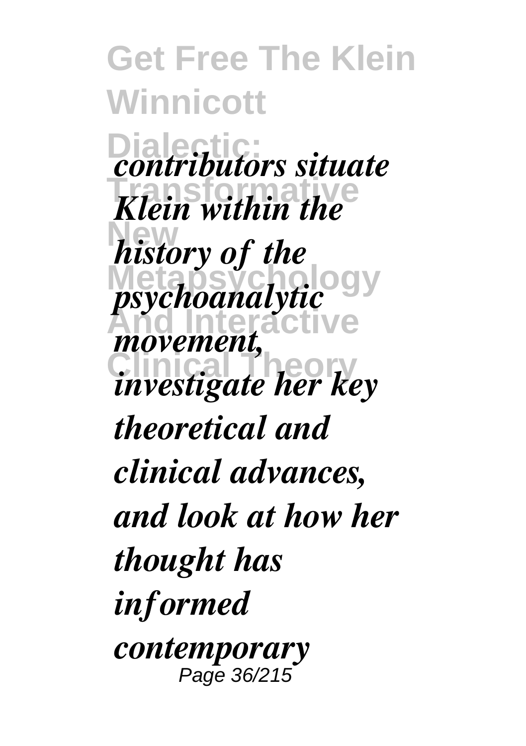*contributors situate Klein within the history of the psychoanalytic movement, investigate her key theoretical and clinical advances, and look at how her thought has informed contemporary*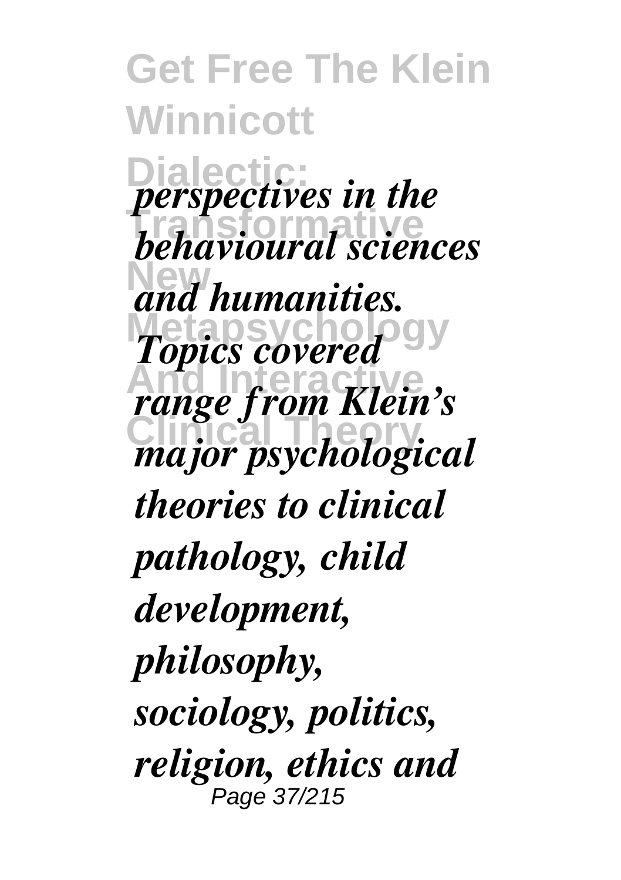*perspectives in the behavioural sciences and humanities. Topics covered range from Klein's major psychological theories to clinical pathology, child development, philosophy, sociology, politics, religion, ethics and*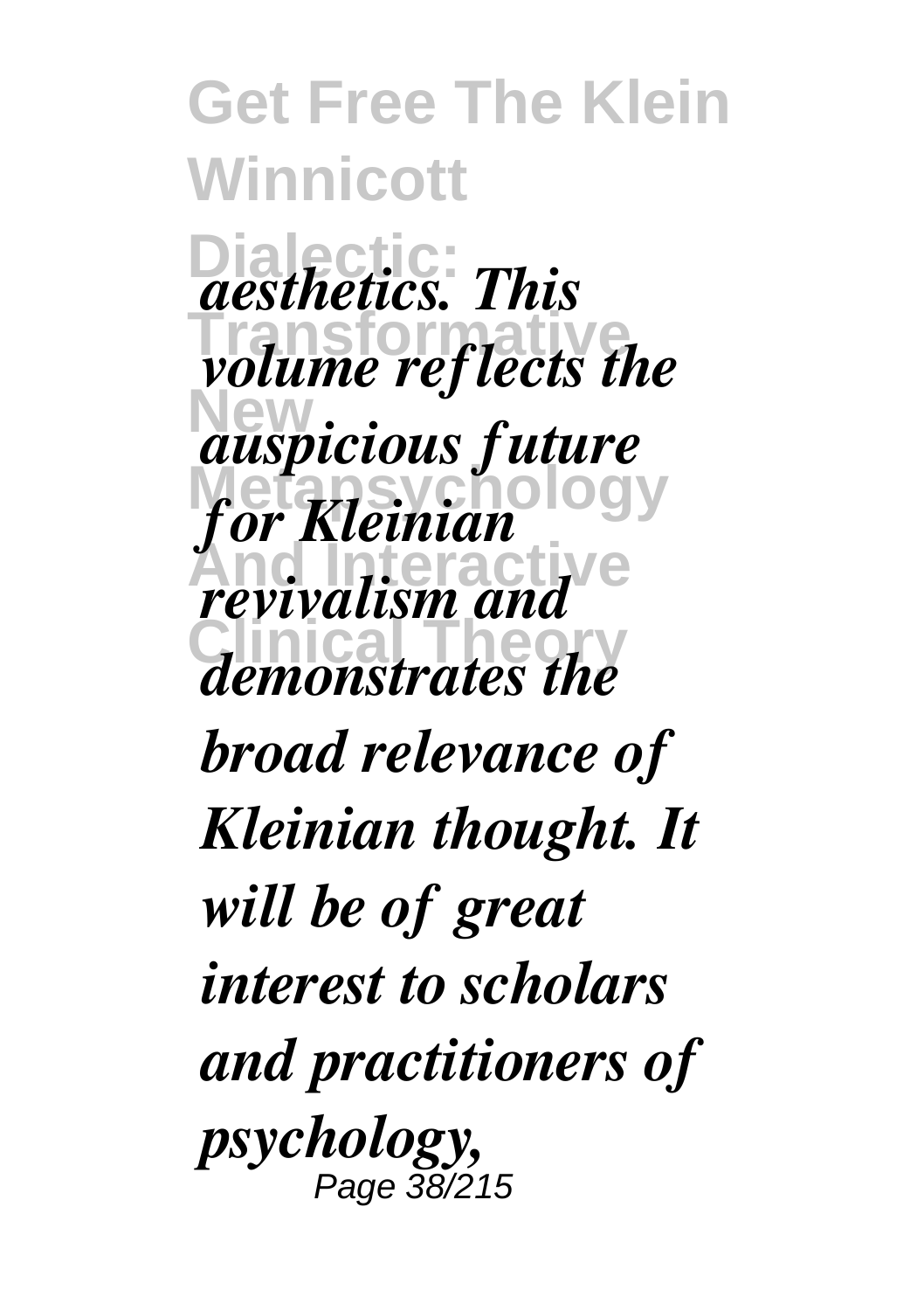*aesthetics. This volume reflects the auspicious future for Kleinian revivalism and demonstrates the broad relevance of Kleinian thought. It will be of great interest to scholars and practitioners of psychology,*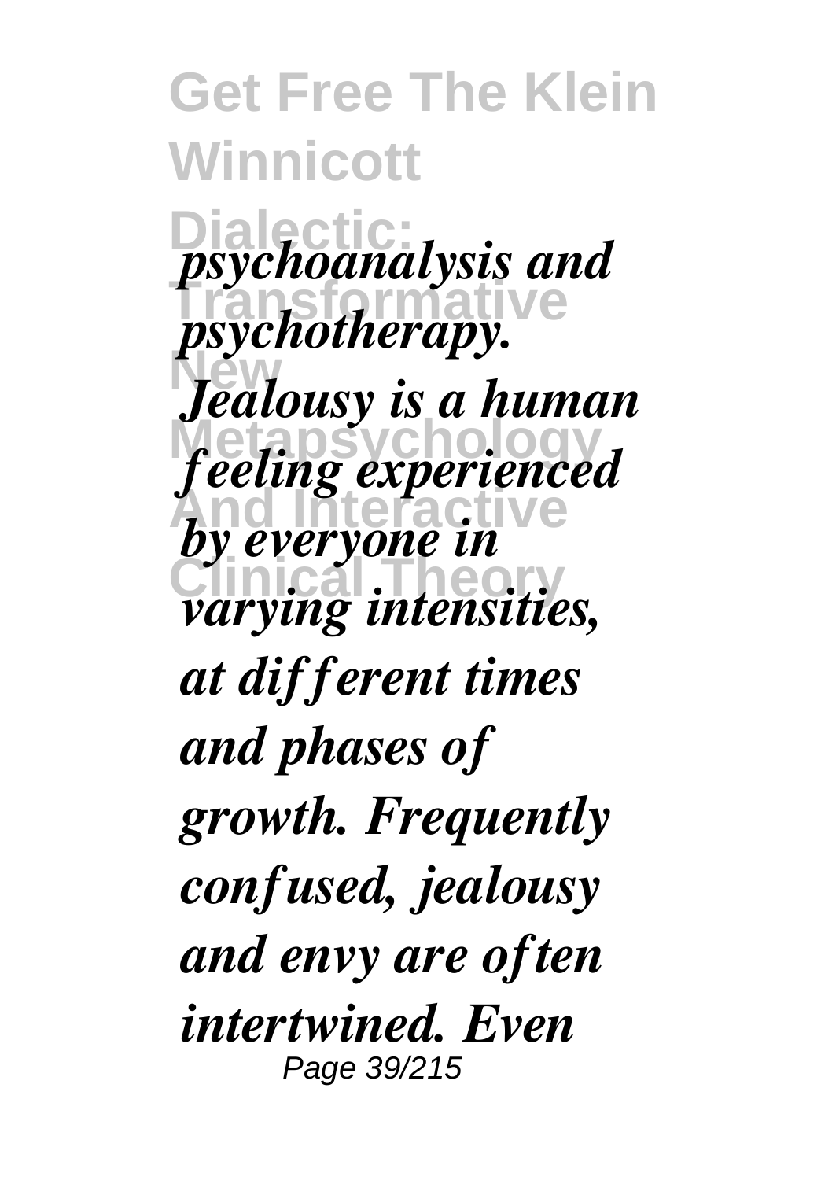*psychoanalysis and psychotherapy. Jealousy is a human feeling experienced by everyone in varying intensities, at different times and phases of growth. Frequently confused, jealousy and envy are often intertwined. Even*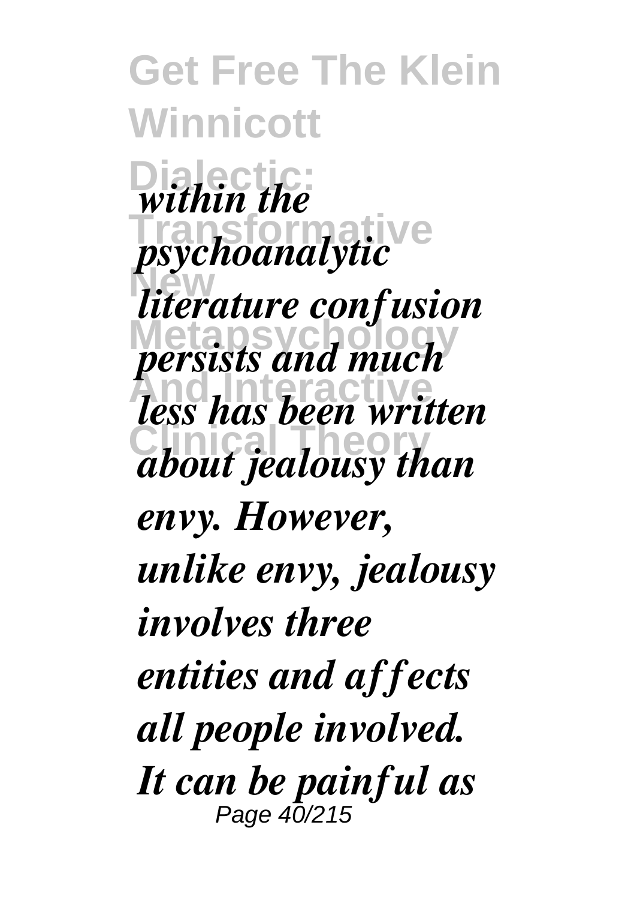*within the psychoanalytic literature confusion persists and much less has been written about jealousy than envy. However, unlike envy, jealousy involves three entities and affects all people involved. It can be painful as*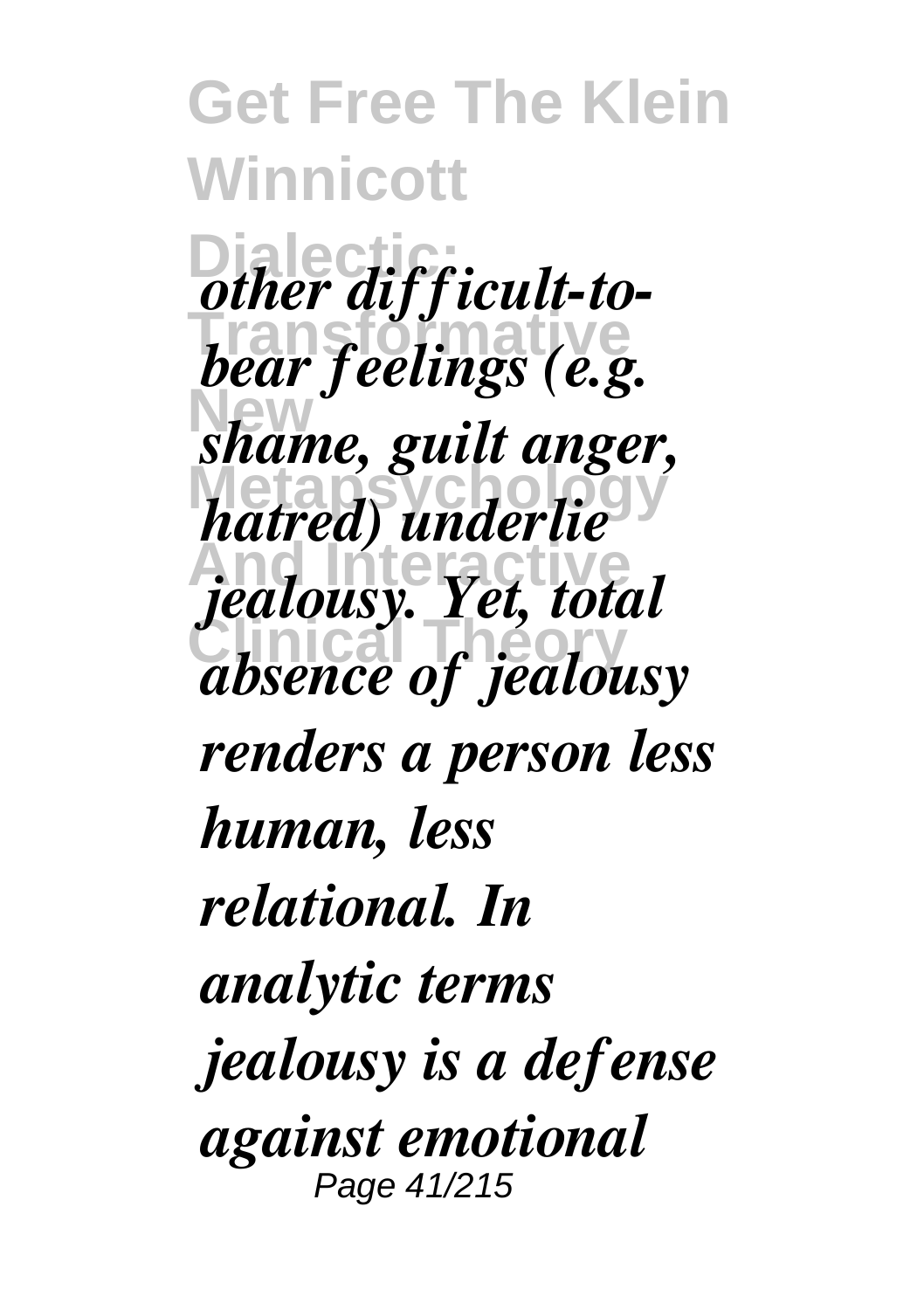*other difficult-to-bear feelings (e.g. shame, guilt anger, hatred) underlie jealousy. Yet, total absence of jealousy renders a person less human, less relational. In analytic terms jealousy is a defense against emotional*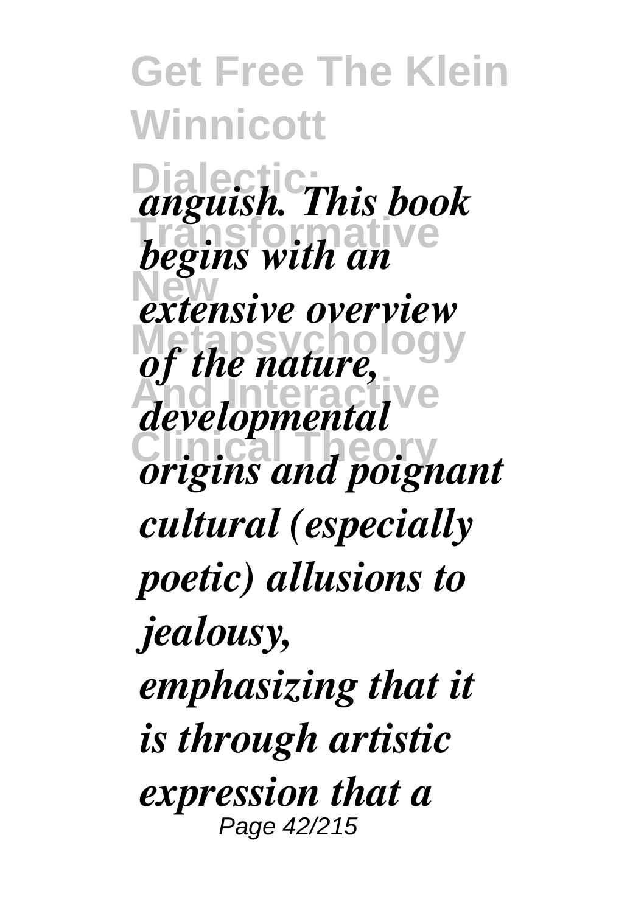*anguish. This book begins with an extensive overview of the nature, developmental origins and poignant cultural (especially poetic) allusions to jealousy, emphasizing that it is through artistic expression that a*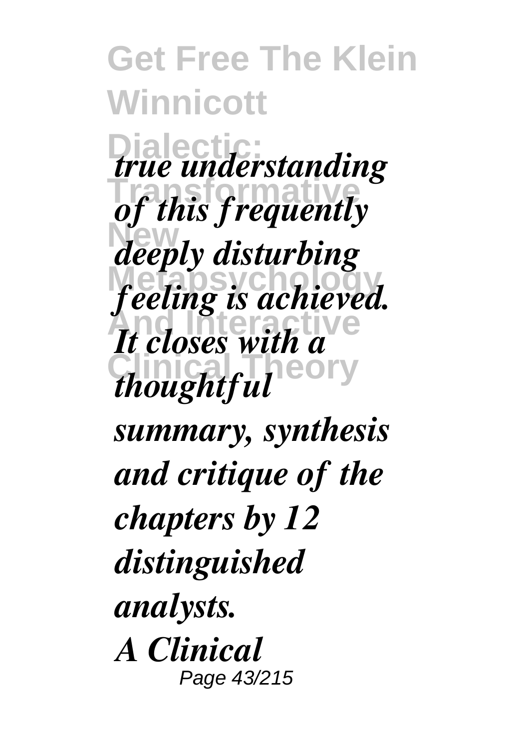*true understanding of this frequently deeply disturbing feeling is achieved. It closes with a thoughtful summary, synthesis and critique of the chapters by 12 distinguished analysts.*

*A Clinical*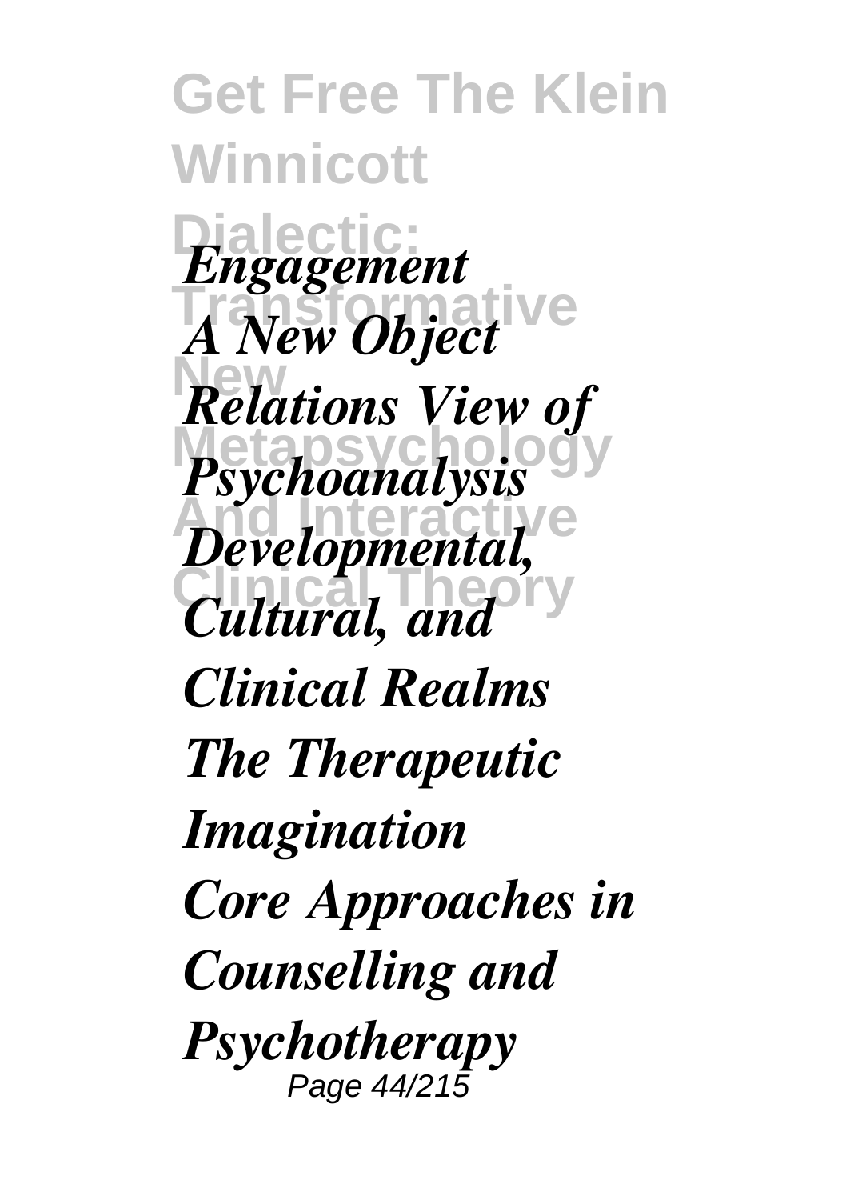*Engagement*

*A New Object Relations View of Psychoanalysis*

*Developmental, Cultural, and Clinical Realms*

*The Therapeutic Imagination*

*Core Approaches in Counselling and Psychotherapy*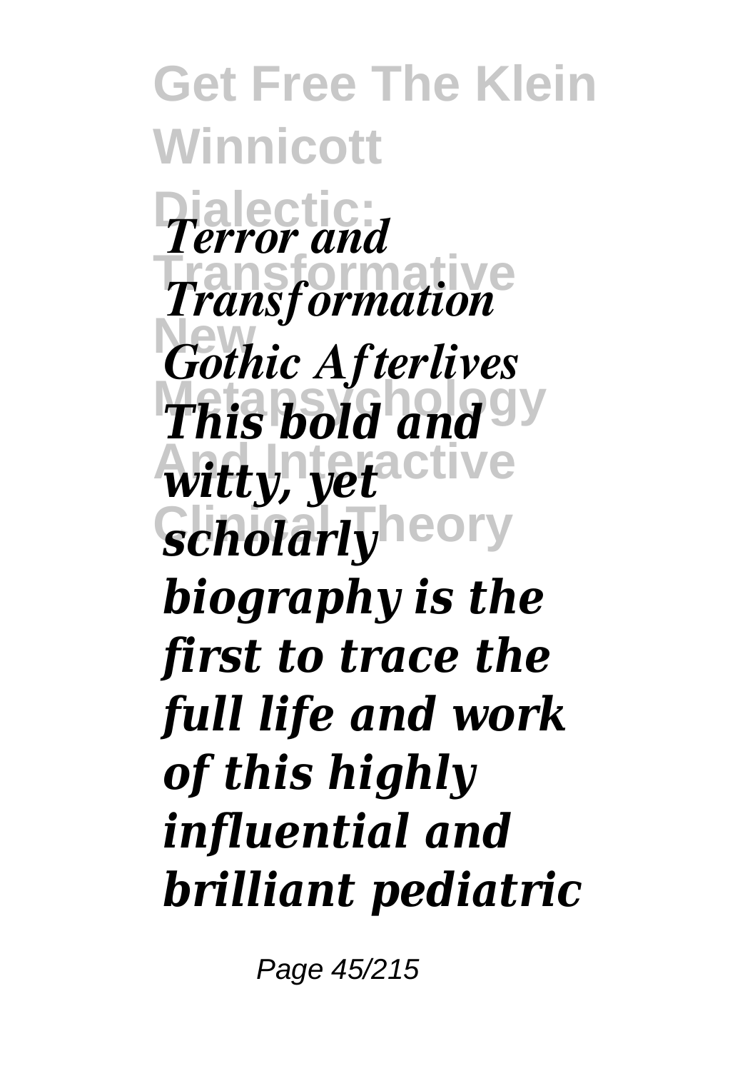*Terror and Transformation*
*Gothic Afterlives*
***This bold and witty, yet scholarly biography is the first to trace the full life and work of this highly influential and brilliant pediatric***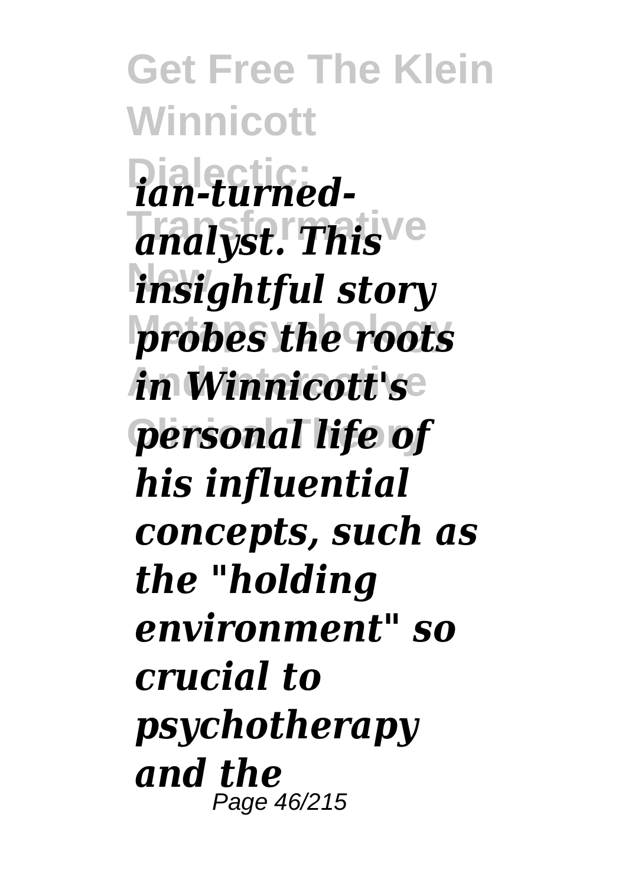*ian-turned-analyst. This insightful story probes the roots in Winnicott's personal life of his influential concepts, such as the "holding environment" so crucial to psychotherapy and the*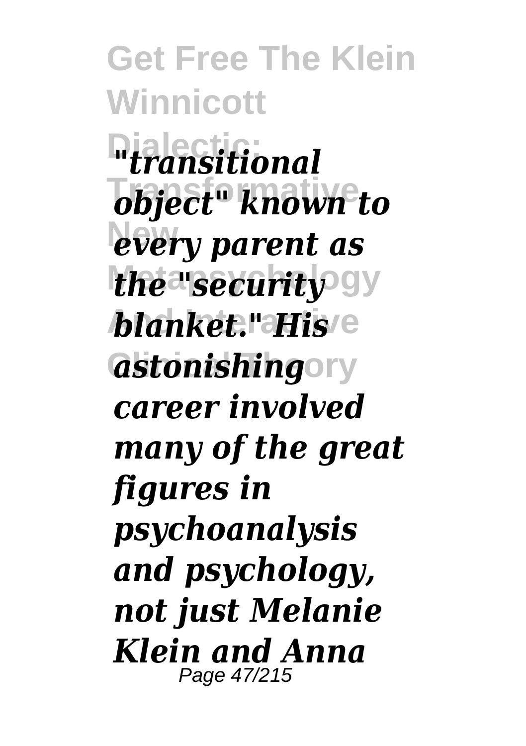*"transitional object" known to every parent as the "security blanket." His astonishing career involved many of the great figures in psychoanalysis and psychology, not just Melanie Klein and Anna*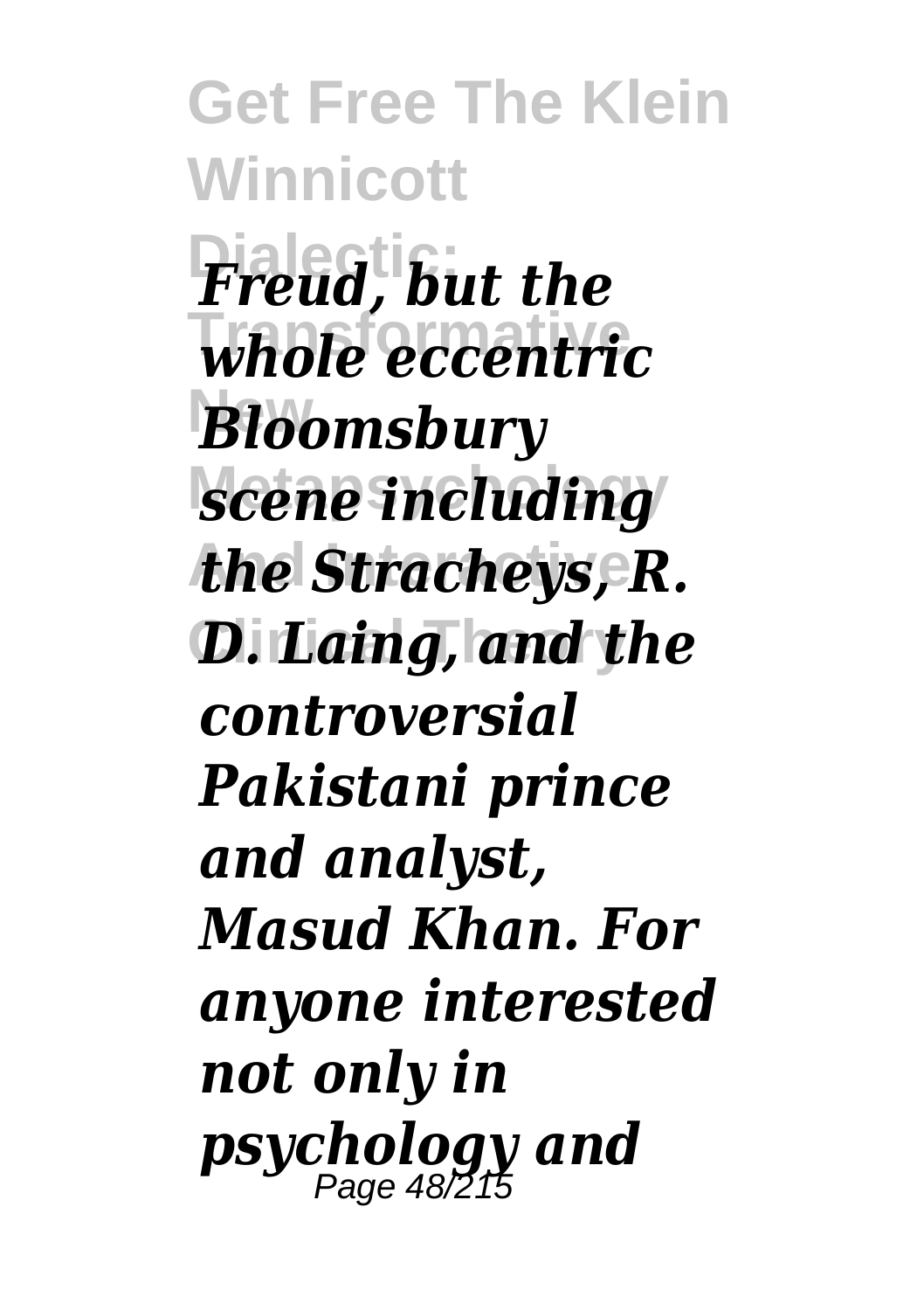*Freud, but the whole eccentric Bloomsbury scene including the Stracheys, R. D. Laing, and the controversial Pakistani prince and analyst, Masud Khan. For anyone interested not only in psychology and*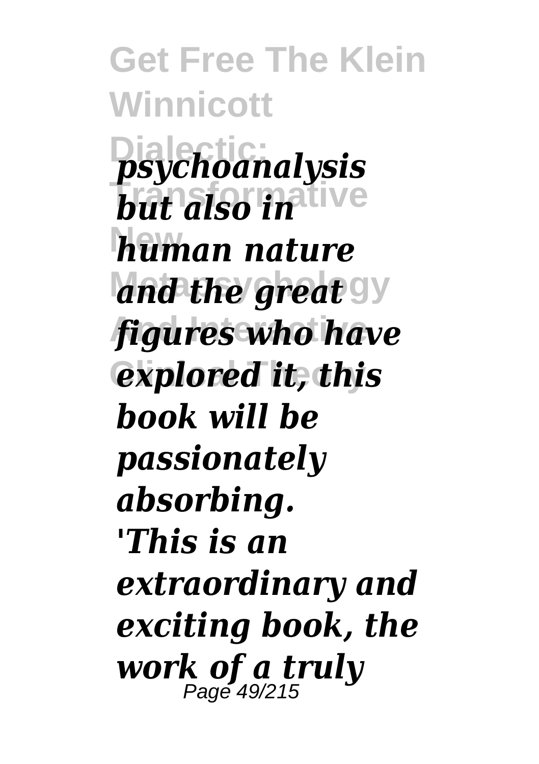*psychoanalysis but also in human nature and the great figures who have explored it, this book will be passionately absorbing.*

*'This is an extraordinary and exciting book, the work of a truly*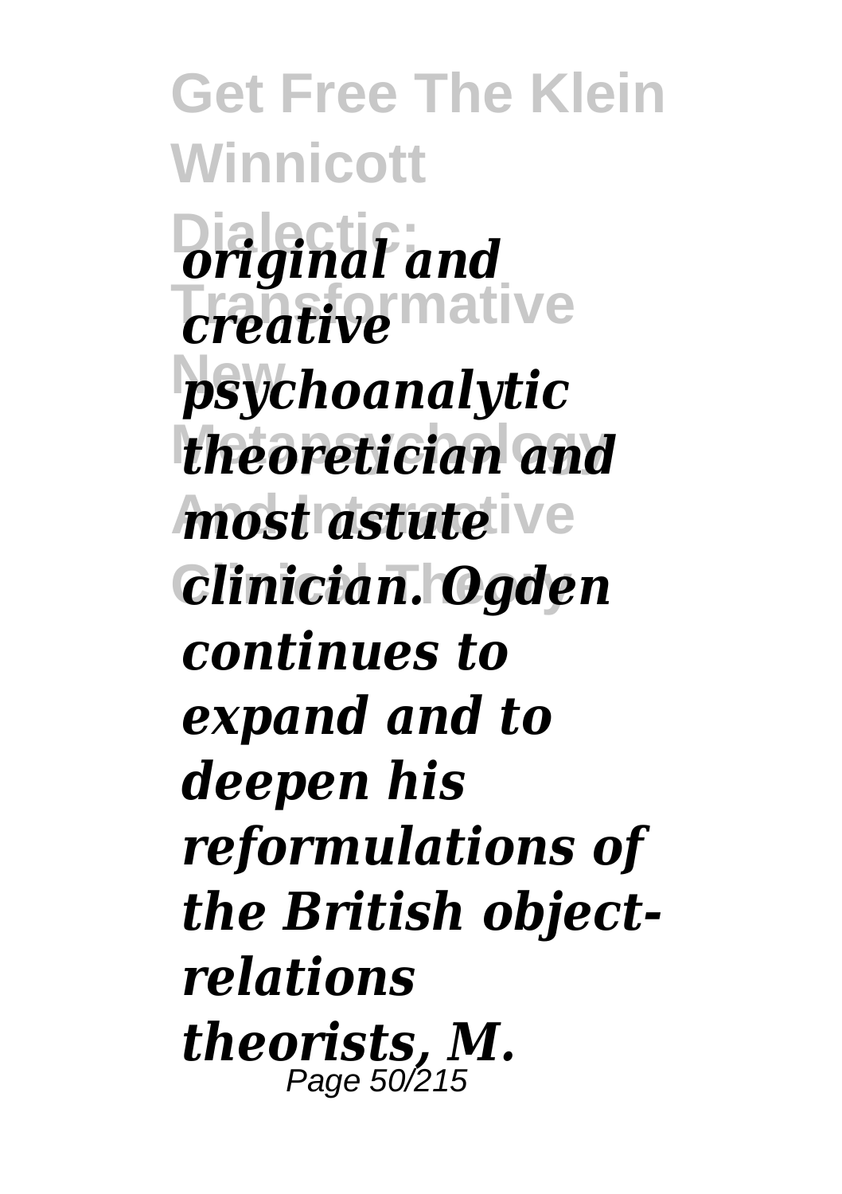*original and creative psychoanalytic theoretician and most astute clinician. Ogden continues to expand and to deepen his reformulations of the British object-relations theorists, M.*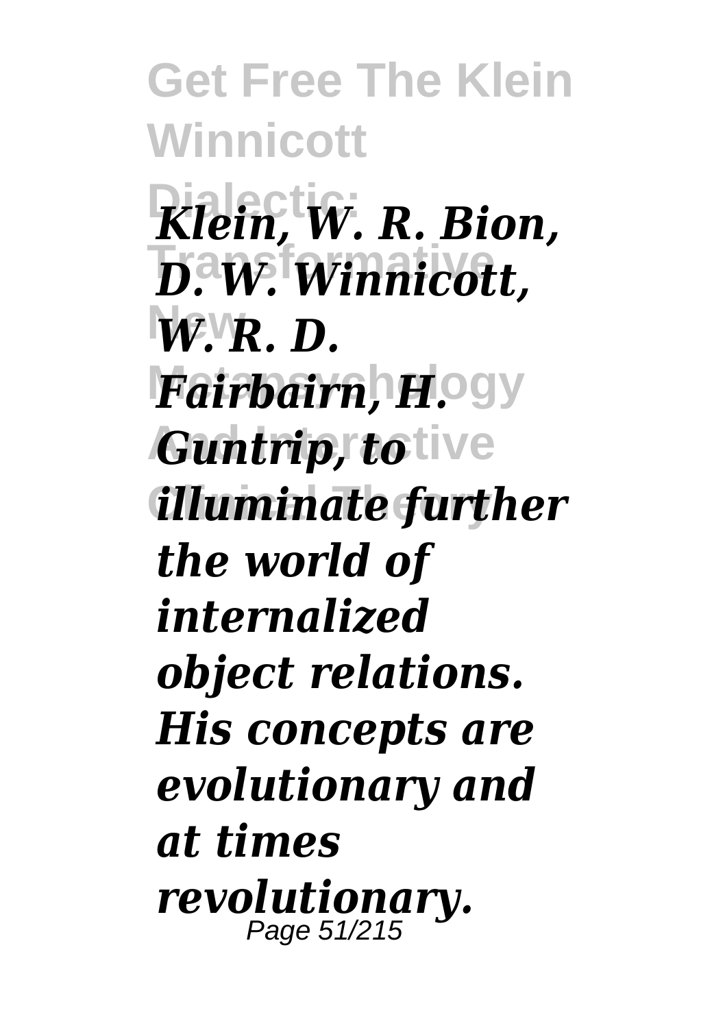*Klein, W. R. Bion, D. W. Winnicott, W. R. D. Fairbairn, H. Guntrip, to illuminate further the world of internalized object relations. His concepts are evolutionary and at times revolutionary.*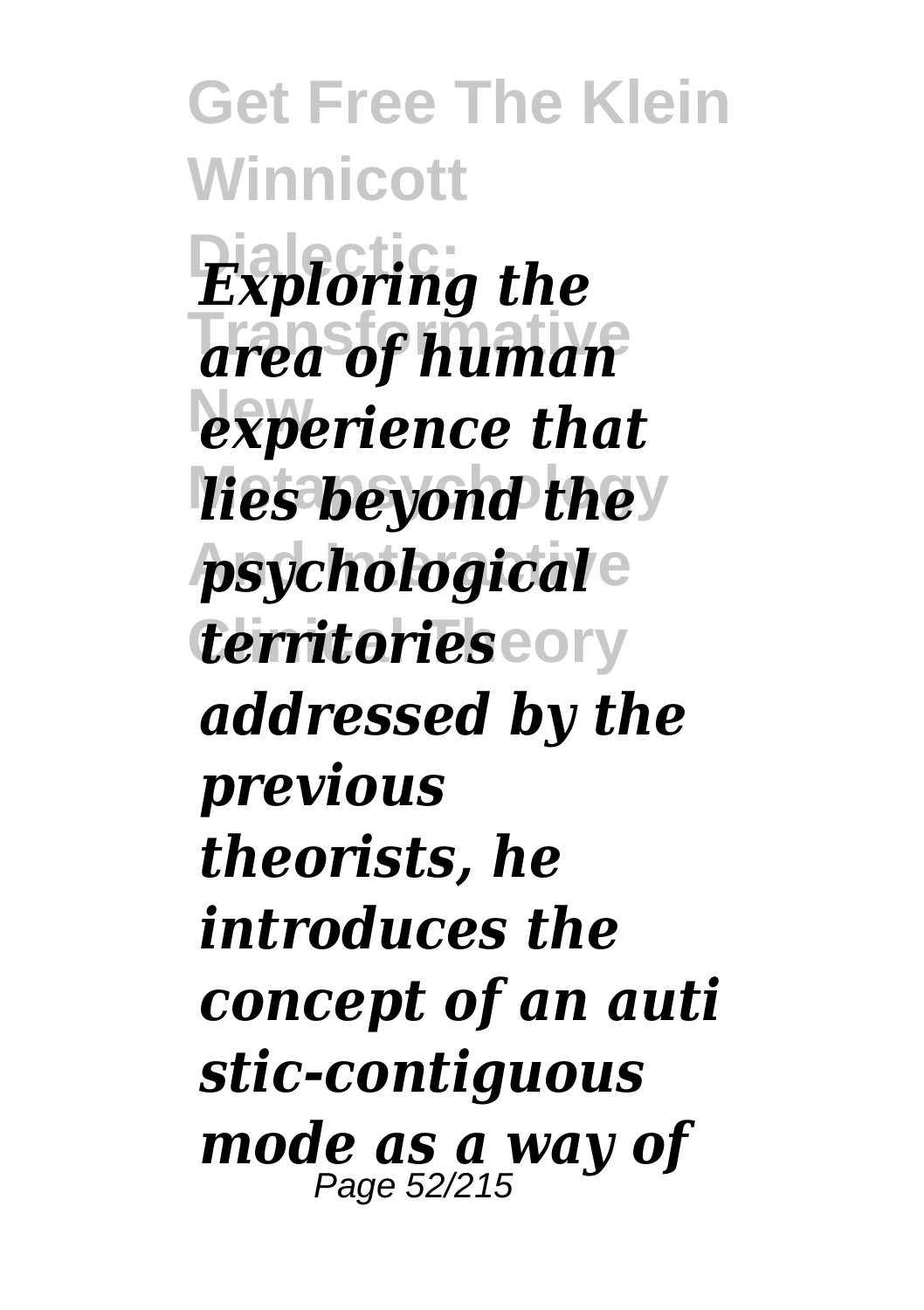*Exploring the area of human experience that lies beyond the psychological territories addressed by the previous theorists, he introduces the concept of an autistic-contiguous mode as a way of*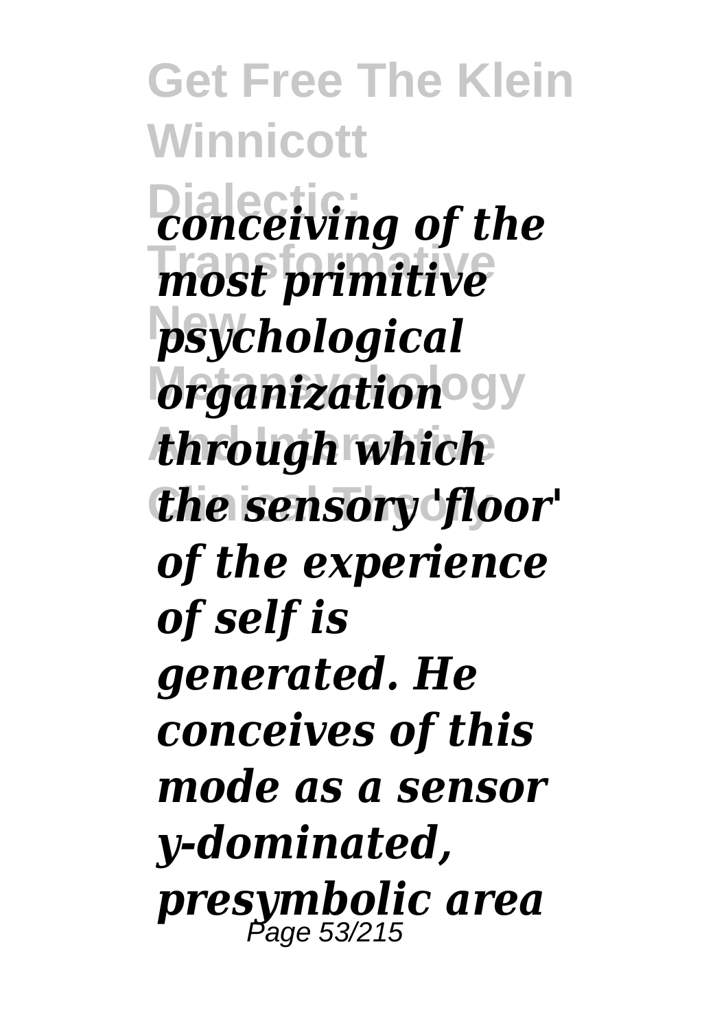*conceiving of the most primitive psychological organization through which the sensory 'floor' of the experience of self is generated. He conceives of this mode as a sensor y-dominated, presymbolic area*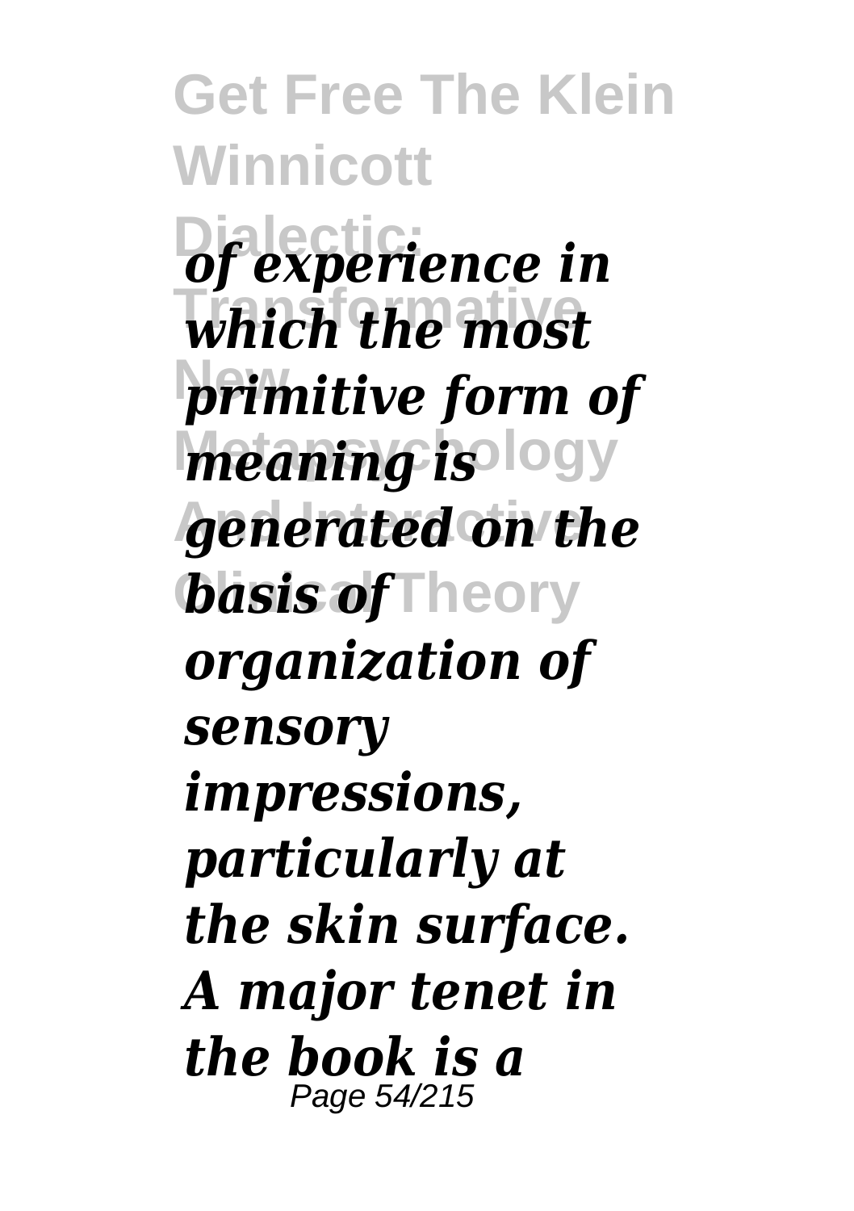*of experience in which the most primitive form of meaning is generated on the basis of organization of sensory impressions, particularly at the skin surface. A major tenet in the book is a*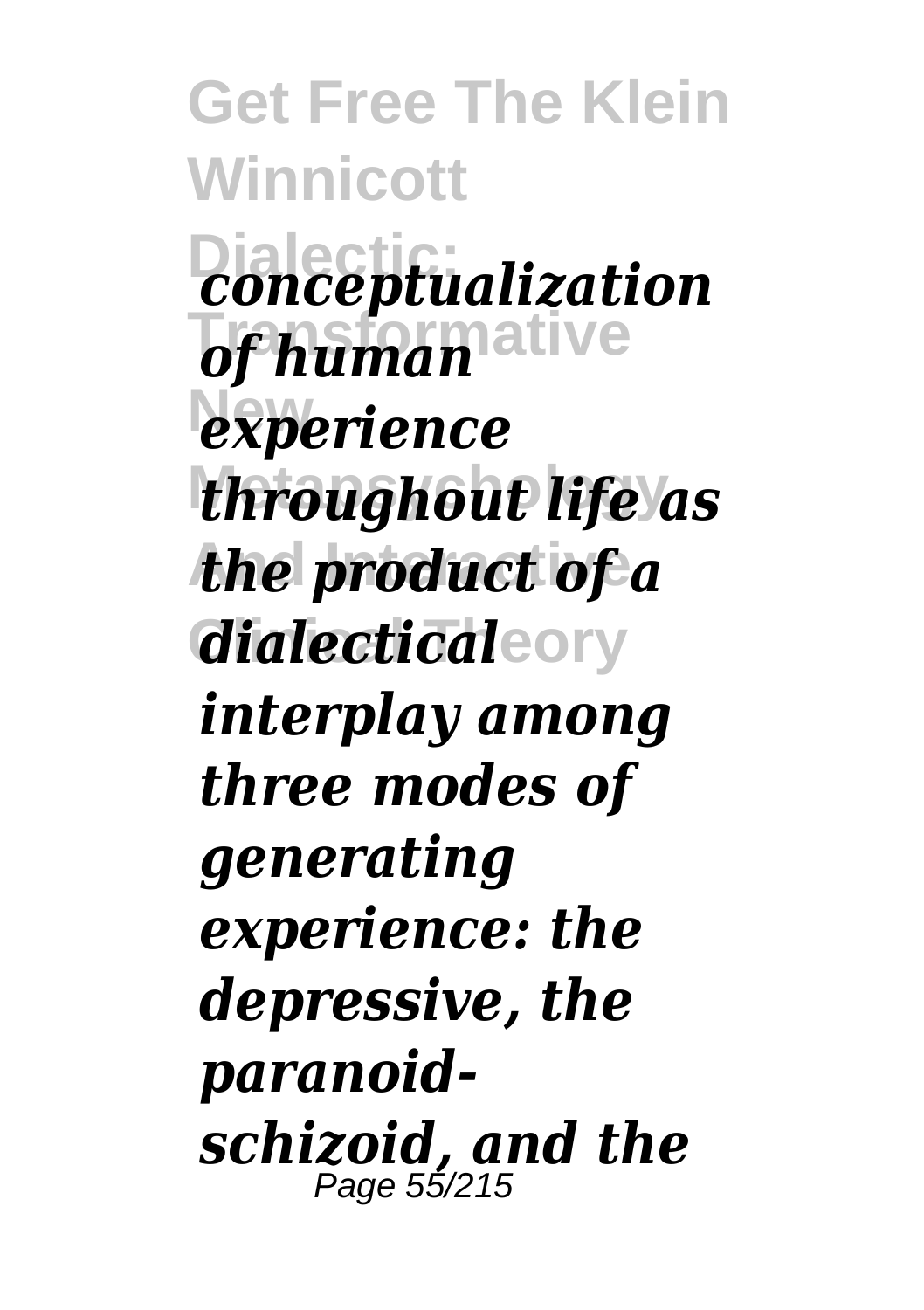*conceptualization of human experience throughout life as the product of a dialectical interplay among three modes of generating experience: the depressive, the paranoid-schizoid, and the*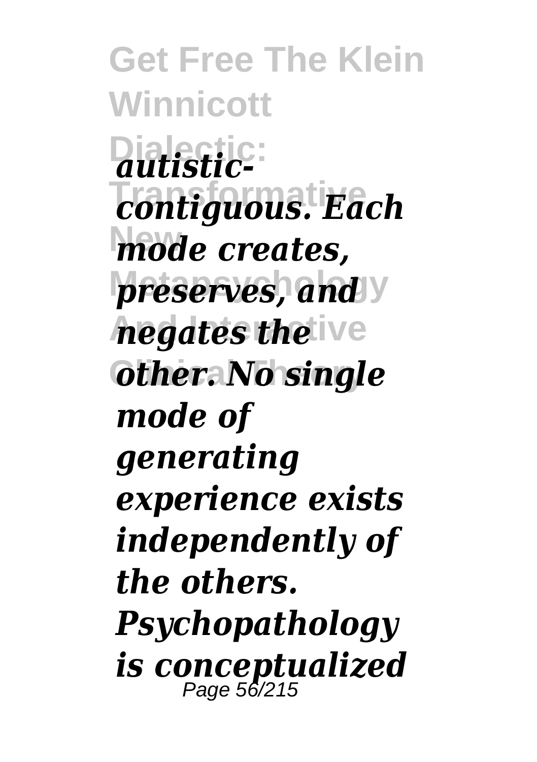*autistic-contiguous. Each mode creates, preserves, and negates the other. No single mode of generating experience exists independently of the others. Psychopathology is conceptualized*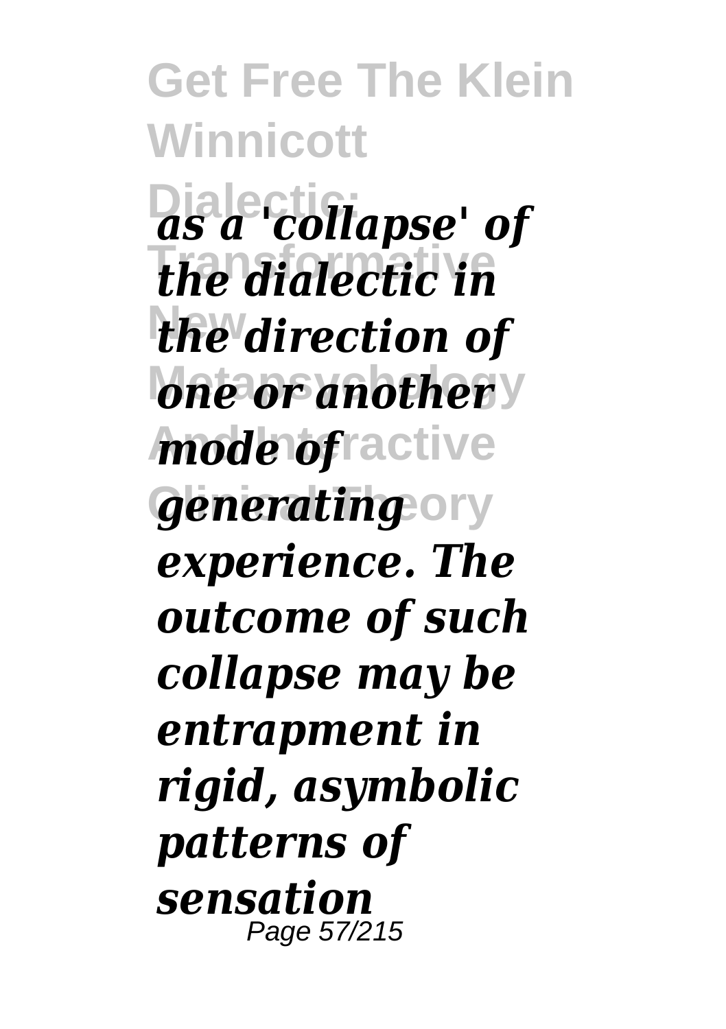*as a 'collapse' of the dialectic in the direction of one or another mode of generating experience. The outcome of such collapse may be entrapment in rigid, asymbolic patterns of sensation*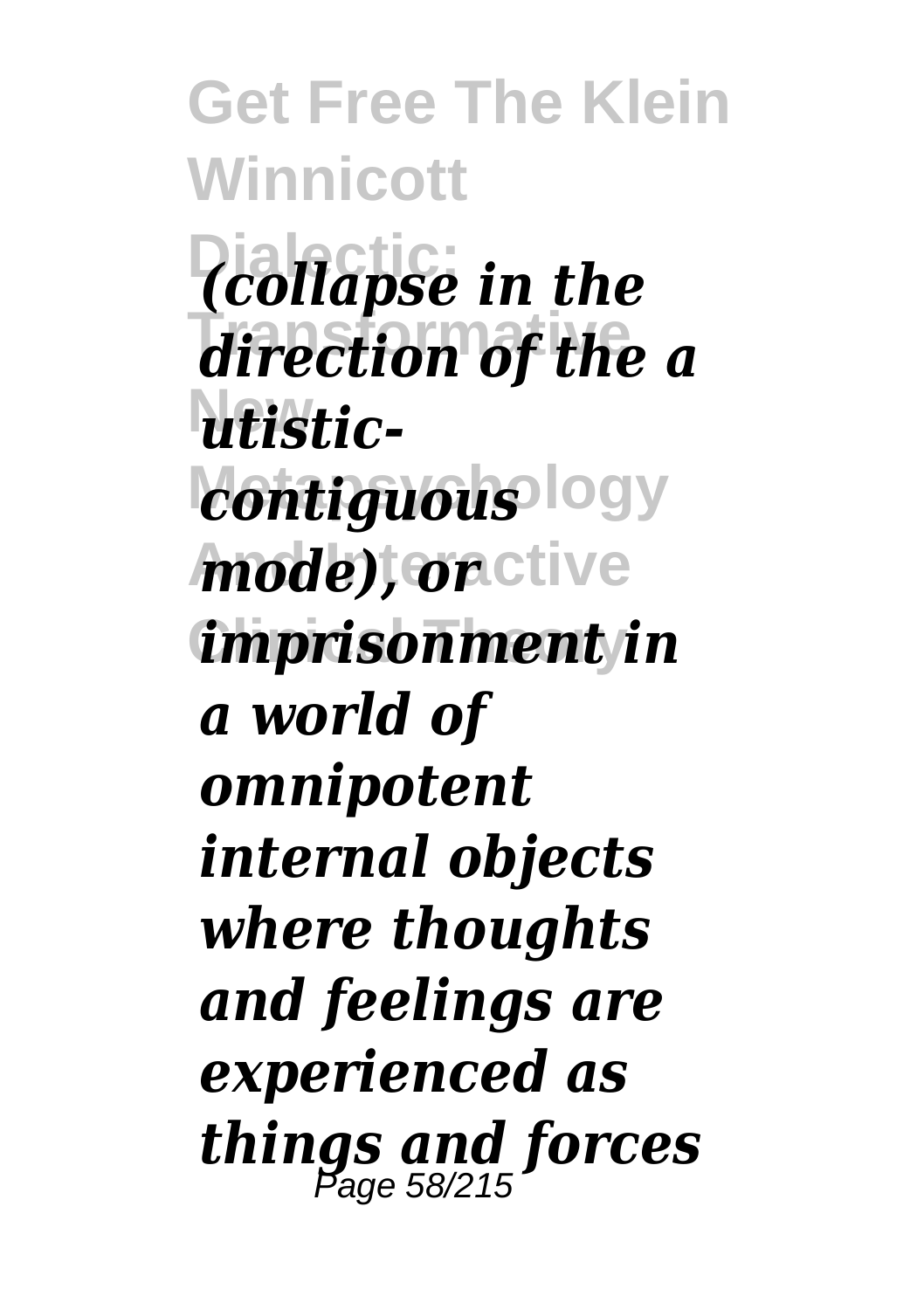*(collapse in the direction of the a utistic-contiguous mode), or imprisonment in a world of omnipotent internal objects where thoughts and feelings are experienced as things and forces*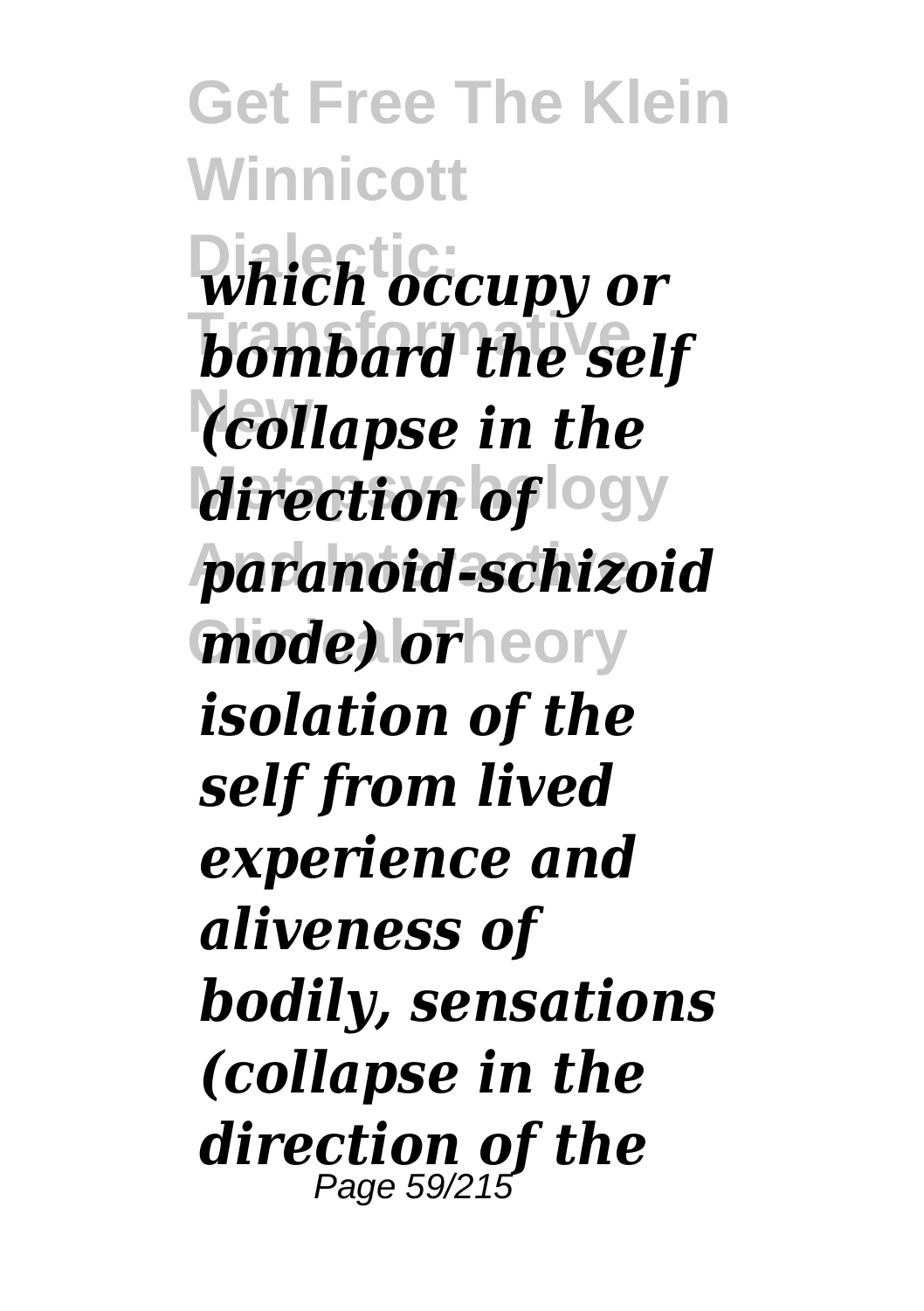*which occupy or bombard the self (collapse in the direction of paranoid-schizoid mode) or isolation of the self from lived experience and aliveness of bodily, sensations (collapse in the direction of the*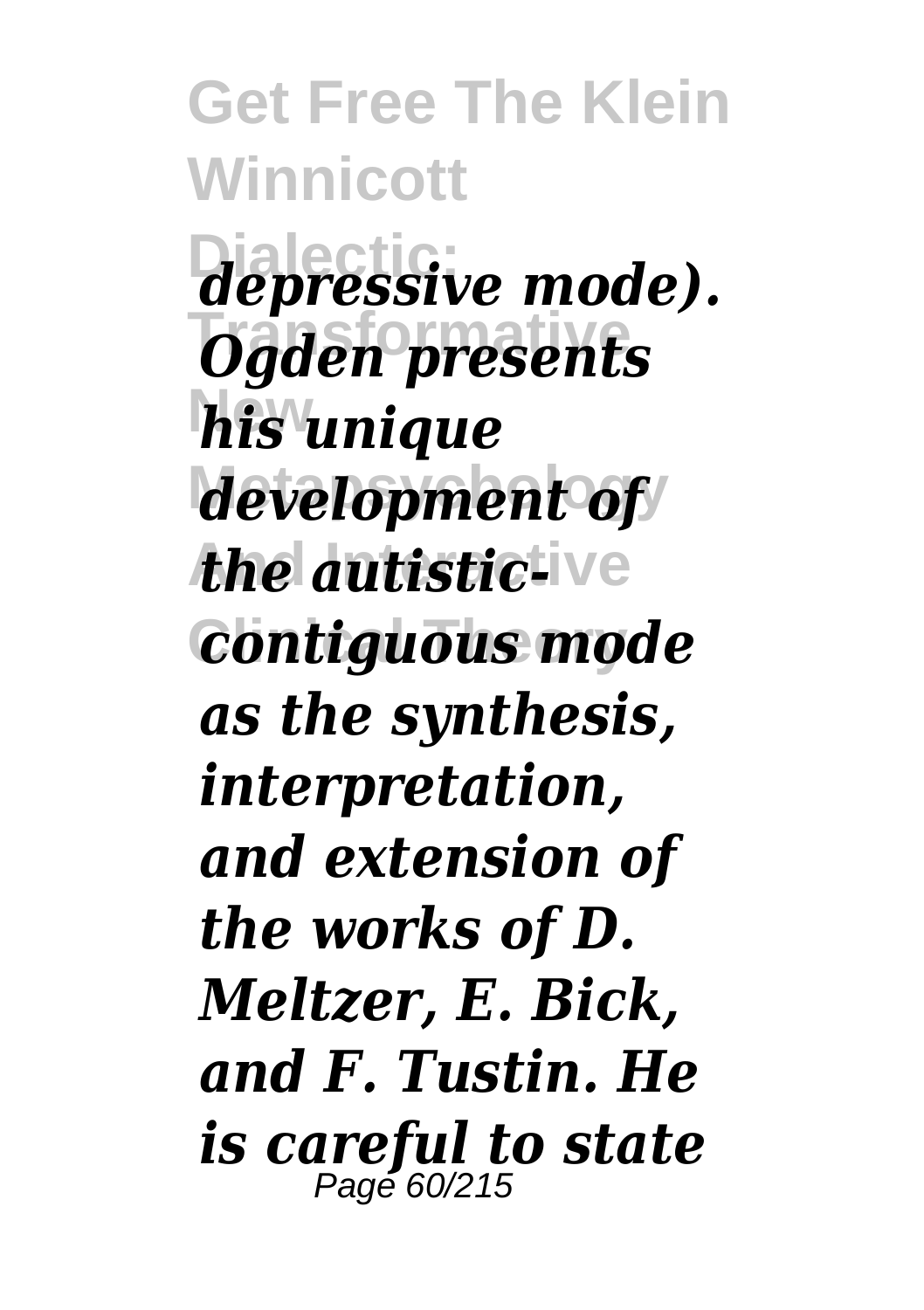*depressive mode). Ogden presents his unique development of the autistic-contiguous mode as the synthesis, interpretation, and extension of the works of D. Meltzer, E. Bick, and F. Tustin. He is careful to state*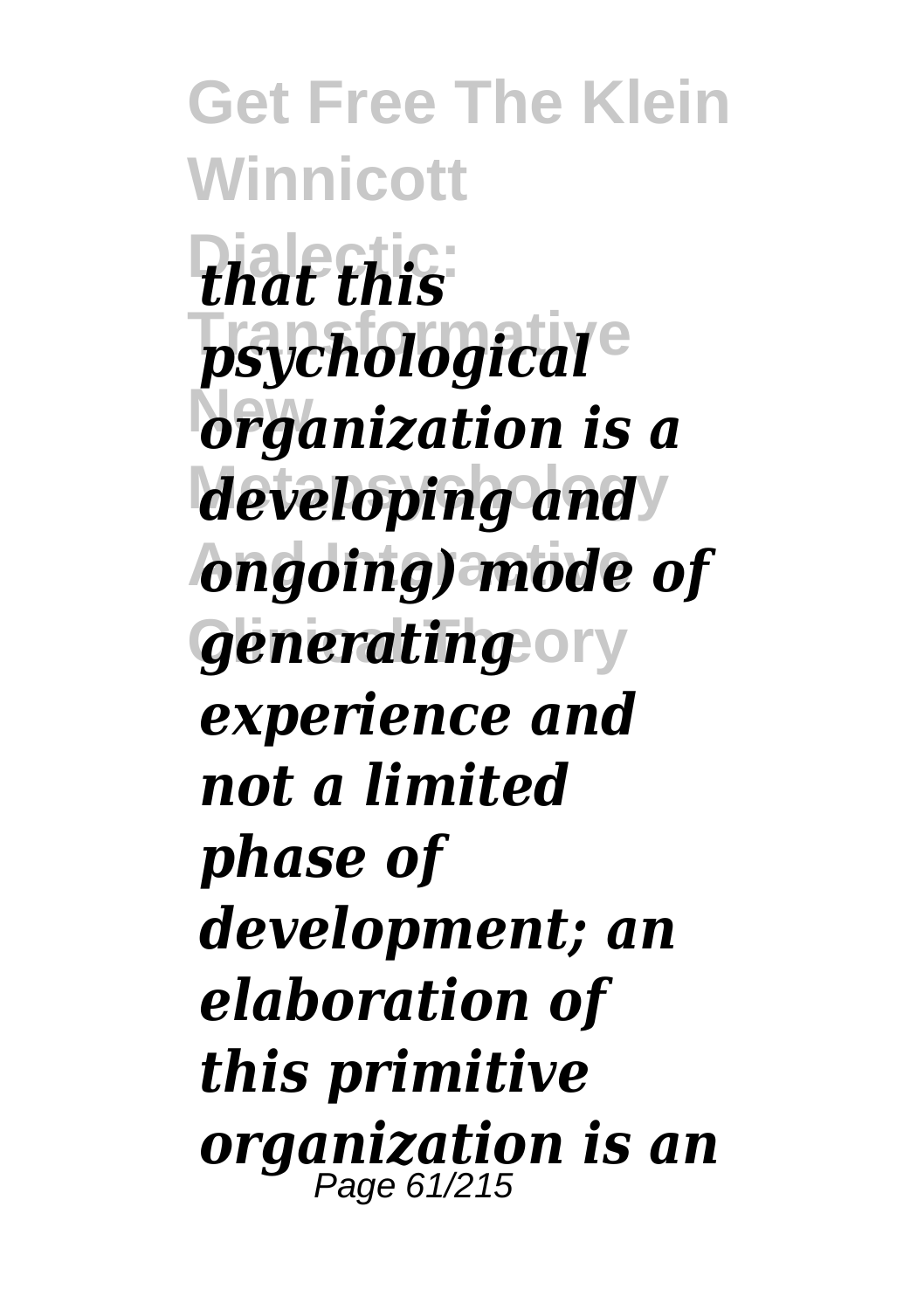*that this psychological organization is a developing and ongoing) mode of generating experience and not a limited phase of development; an elaboration of this primitive organization is an*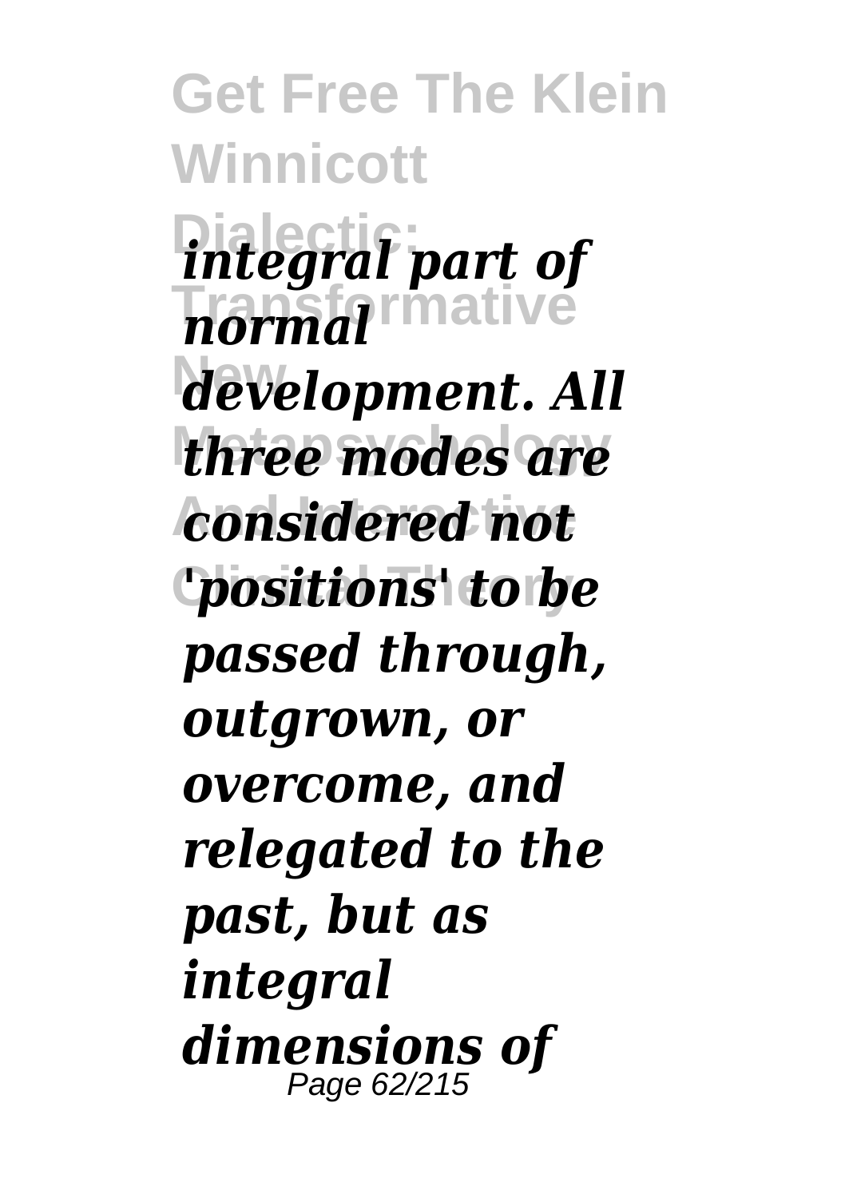*integral part of normal development. All three modes are considered not 'positions' to be passed through, outgrown, or overcome, and relegated to the past, but as integral dimensions of*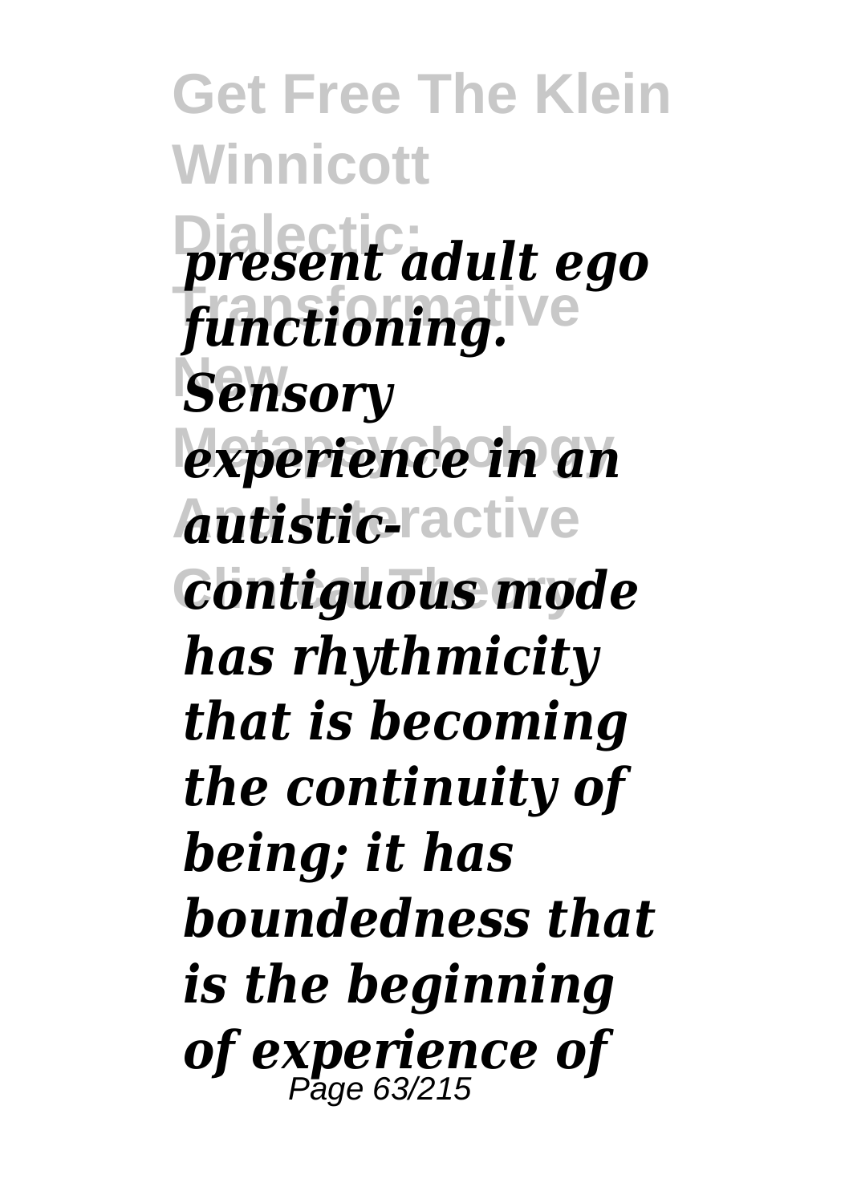*present adult ego functioning. Sensory experience in an autistic-contiguous mode has rhythmicity that is becoming the continuity of being; it has boundedness that is the beginning of experience of*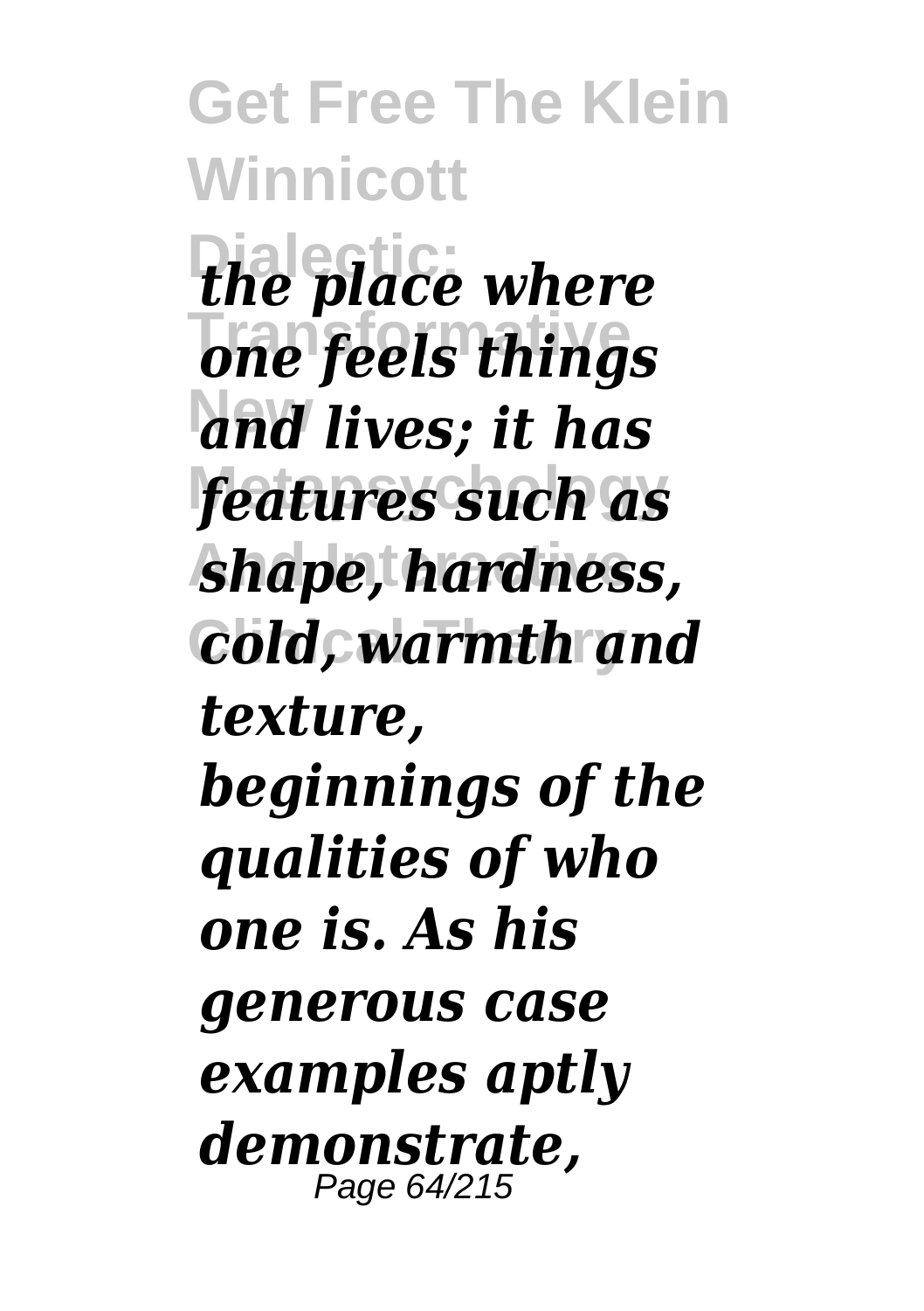*the place where one feels things and lives; it has features such as shape, hardness, cold, warmth and texture, beginnings of the qualities of who one is. As his generous case examples aptly demonstrate,*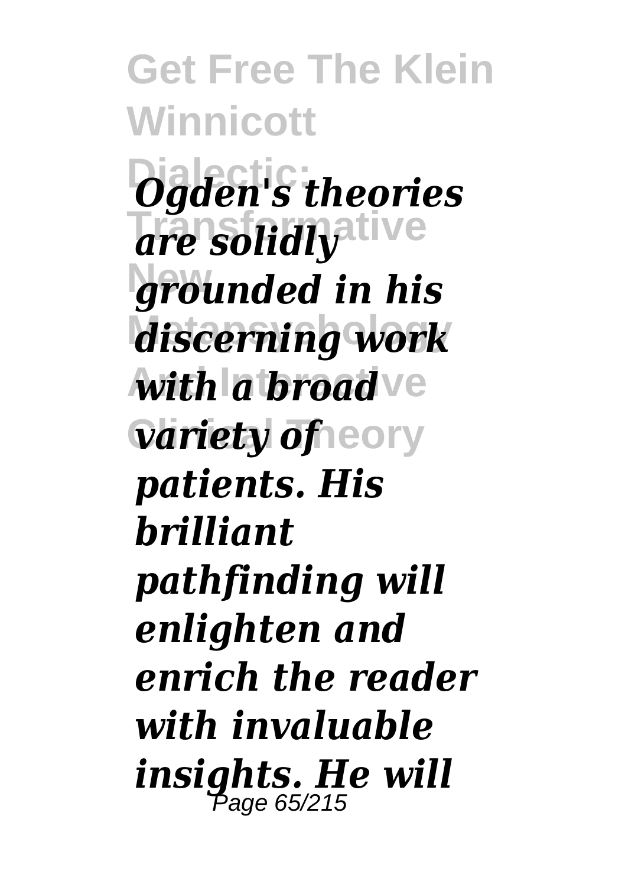*Ogden's theories are solidly grounded in his discerning work with a broad variety of patients. His brilliant pathfinding will enlighten and enrich the reader with invaluable insights. He will*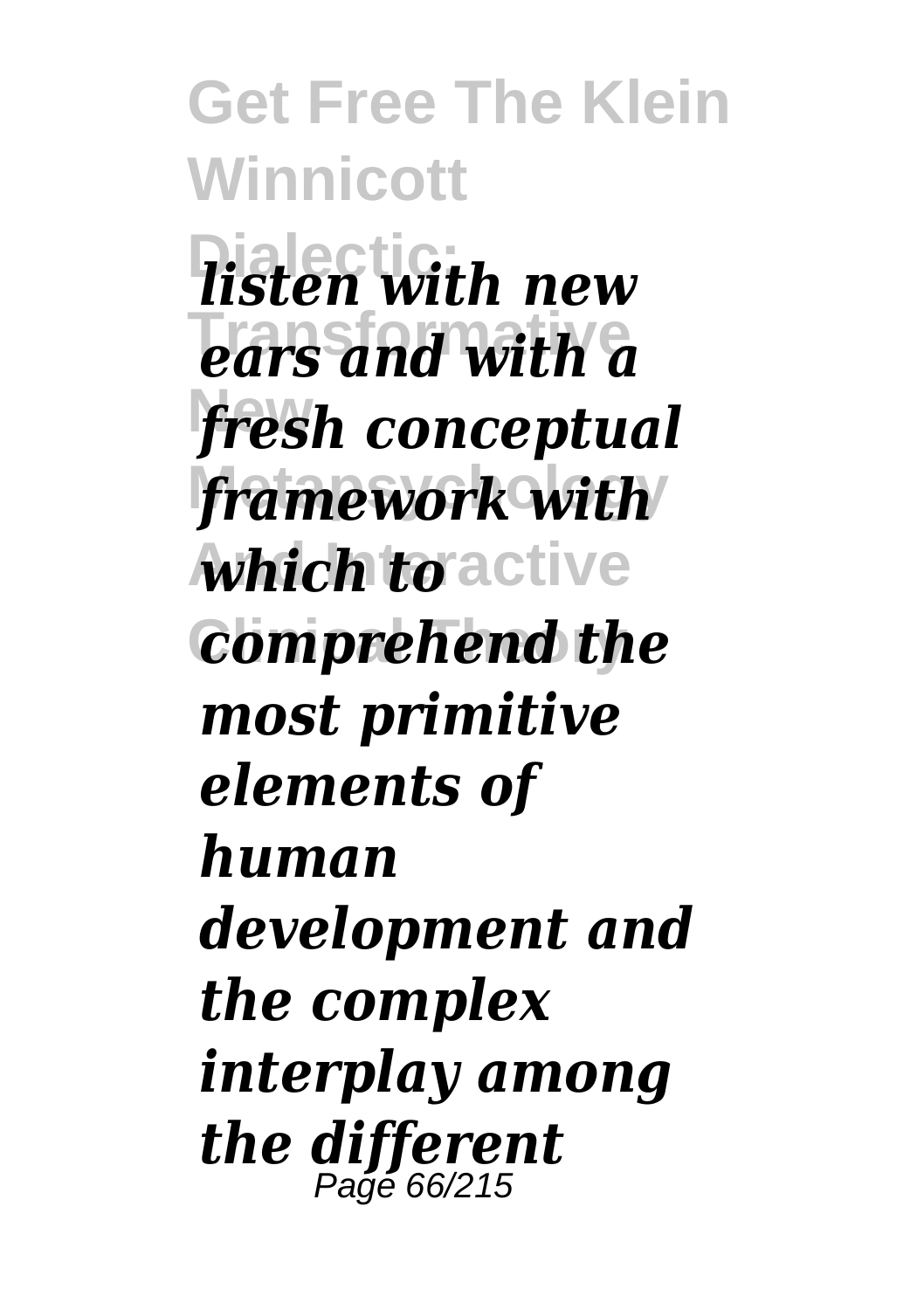*listen with new ears and with a fresh conceptual framework with which to comprehend the most primitive elements of human development and the complex interplay among the different*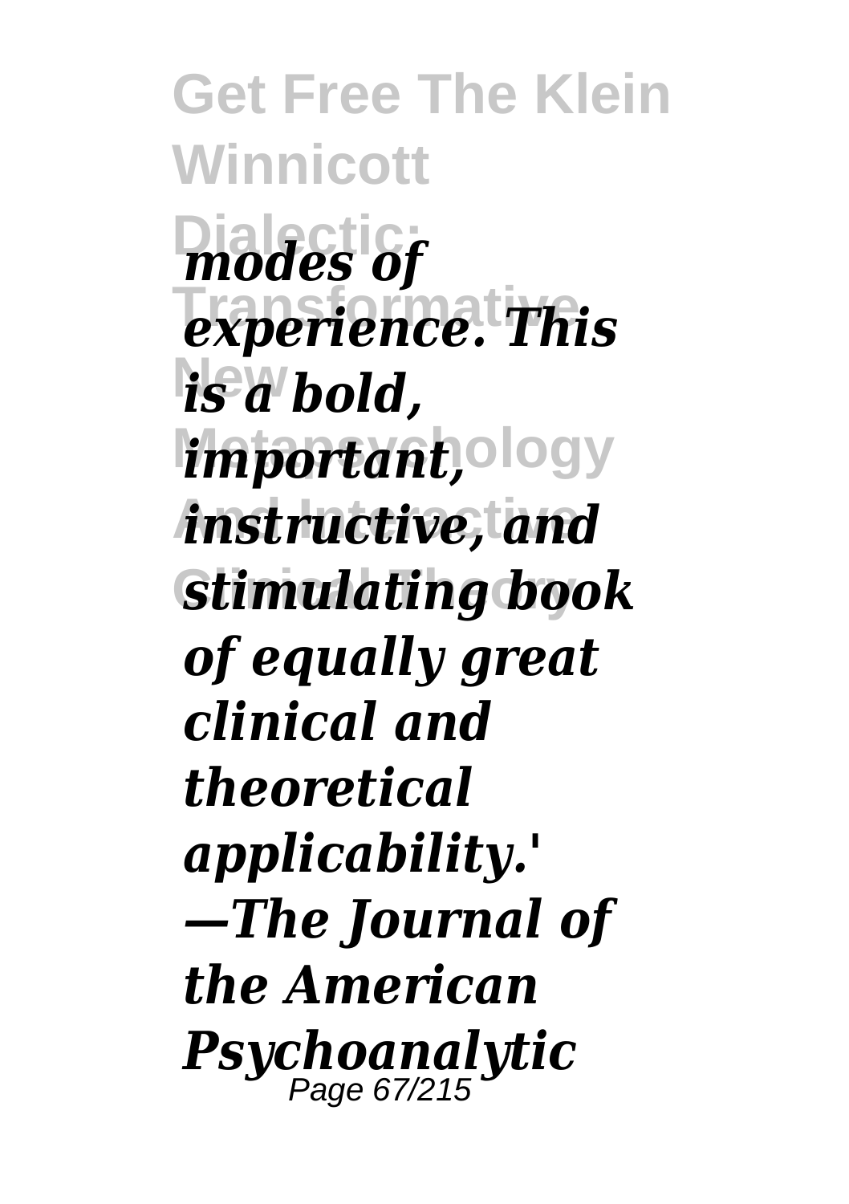*modes of experience. This is a bold, important, instructive, and stimulating book of equally great clinical and theoretical applicability.' —The Journal of the American Psychoanalytic*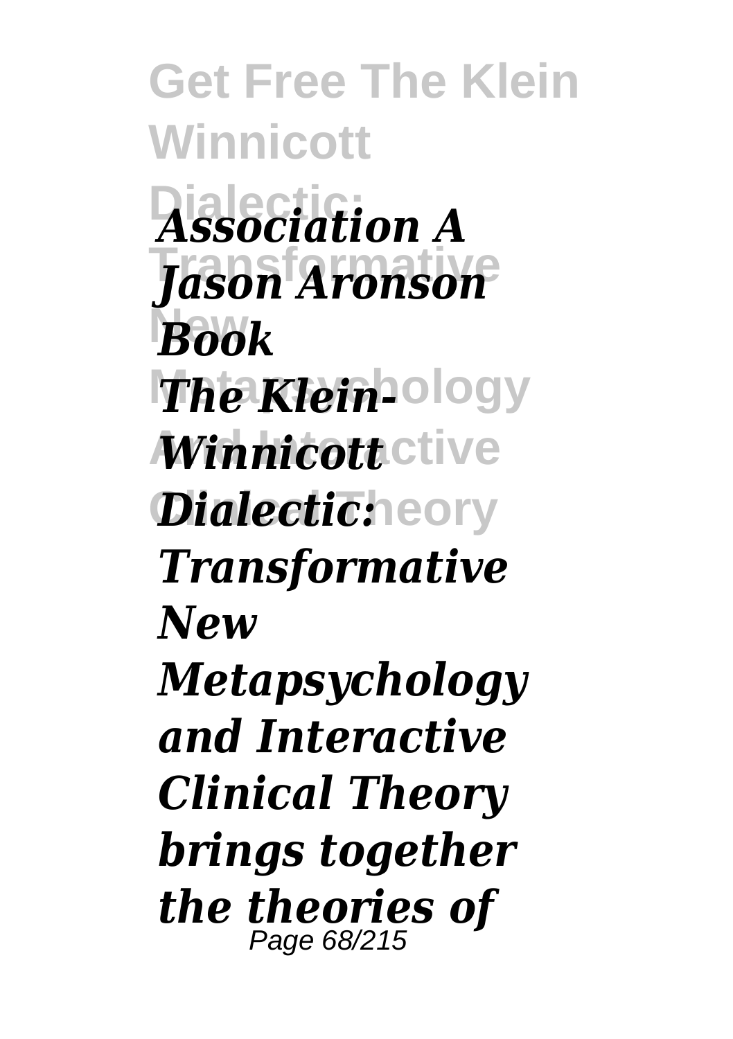*Association A Jason Aronson Book*

***The Klein-Winnicott Dialectic: Transformative New Metapsychology and Interactive Clinical Theory brings together the theories of***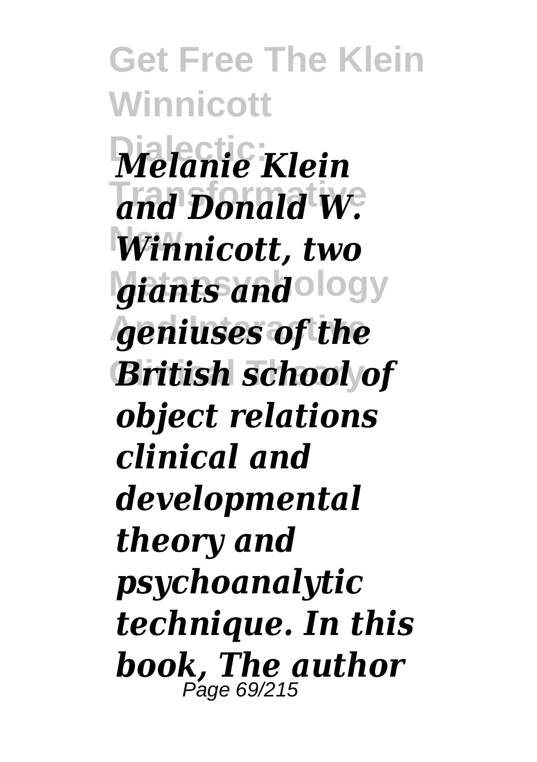*Melanie Klein and Donald W. Winnicott, two giants and geniuses of the British school of object relations clinical and developmental theory and psychoanalytic technique. In this book, The author*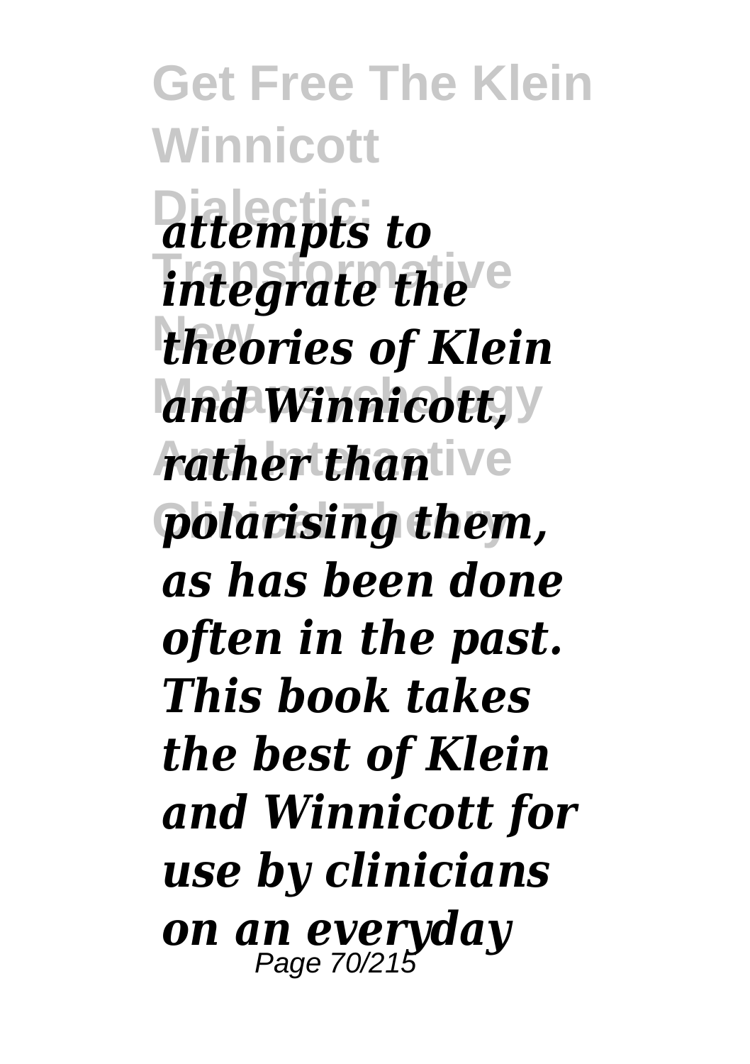*attempts to integrate the theories of Klein and Winnicott, rather than polarising them, as has been done often in the past. This book takes the best of Klein and Winnicott for use by clinicians on an everyday*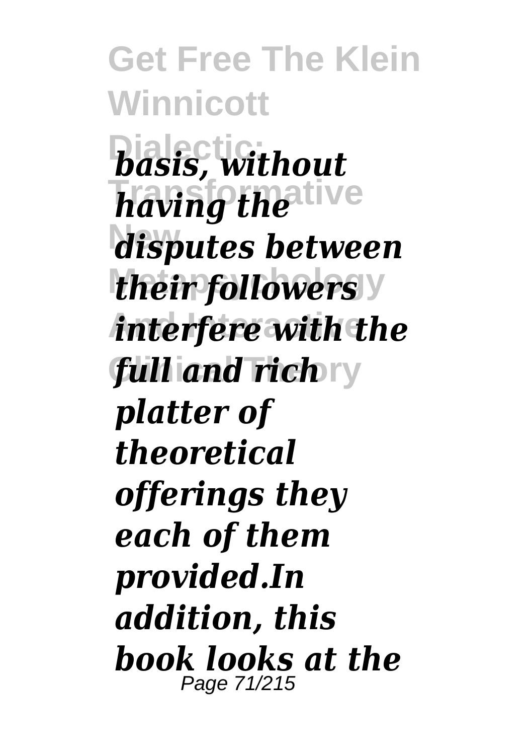*basis, without having the disputes between their followers interfere with the full and rich platter of theoretical offerings they each of them provided.In addition, this book looks at the*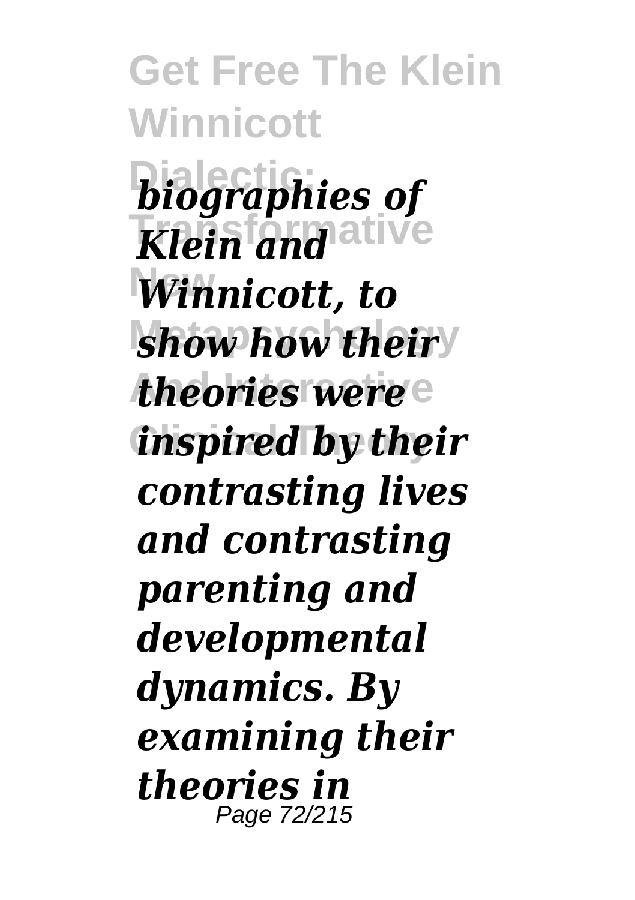*biographies of Klein and Winnicott, to show how their theories were inspired by their contrasting lives and contrasting parenting and developmental dynamics. By examining their theories in*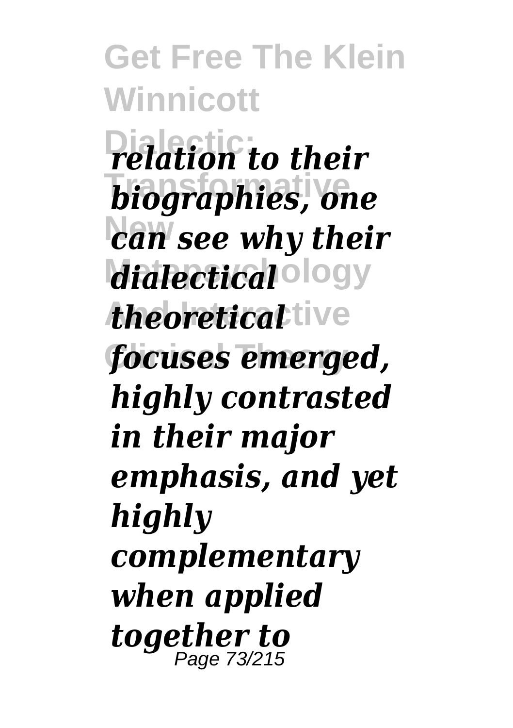*relation to their biographies, one can see why their dialectical theoretical focuses emerged, highly contrasted in their major emphasis, and yet highly complementary when applied together to*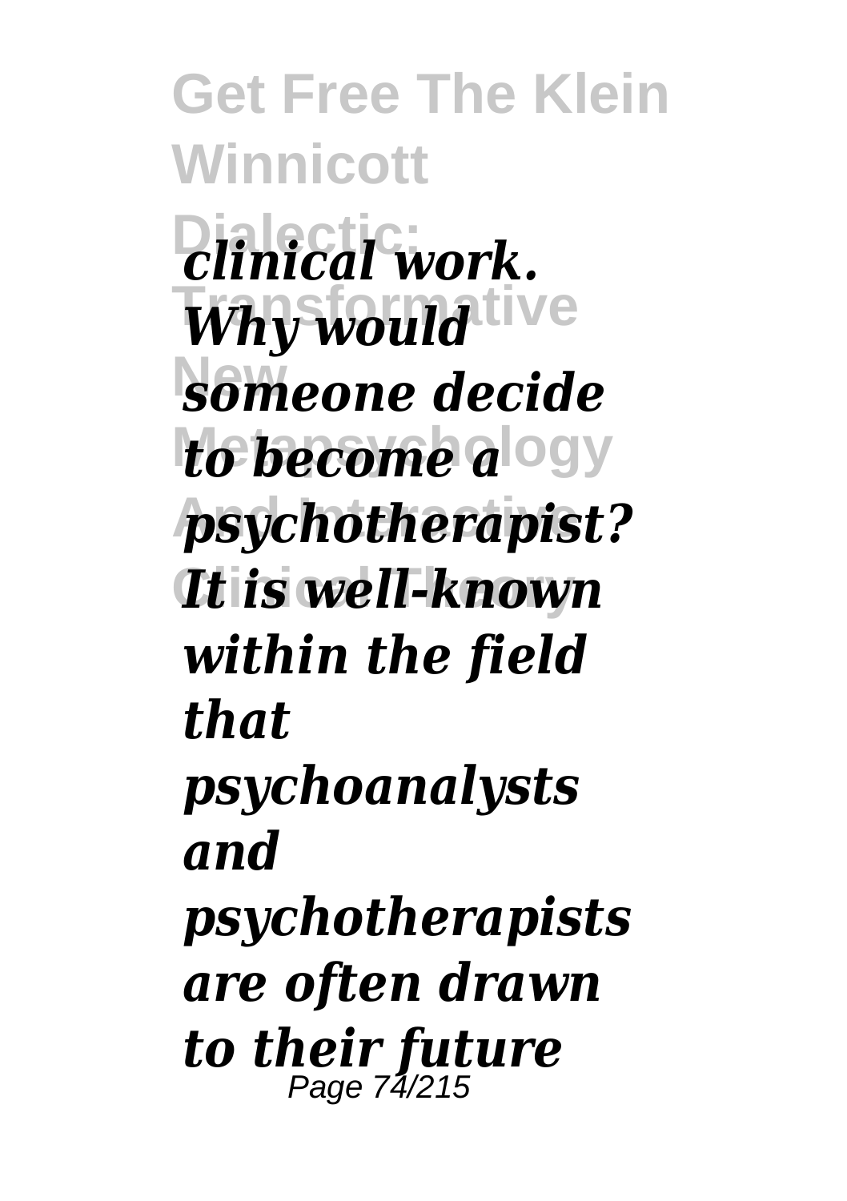*clinical work. Why would someone decide to become a psychotherapist? It is well-known within the field that psychoanalysts and psychotherapists are often drawn to their future*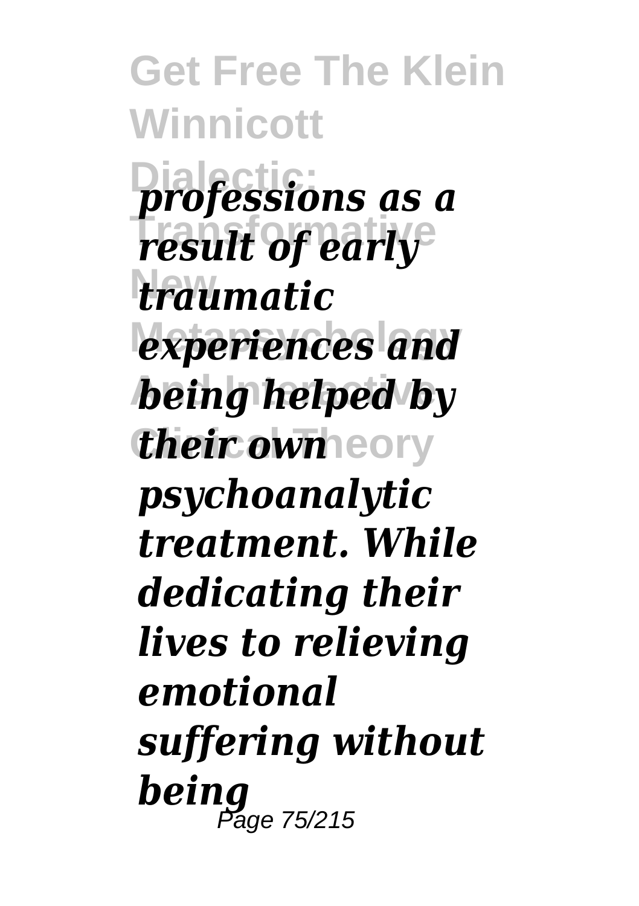*professions as a result of early traumatic experiences and being helped by their own psychoanalytic treatment. While dedicating their lives to relieving emotional suffering without being*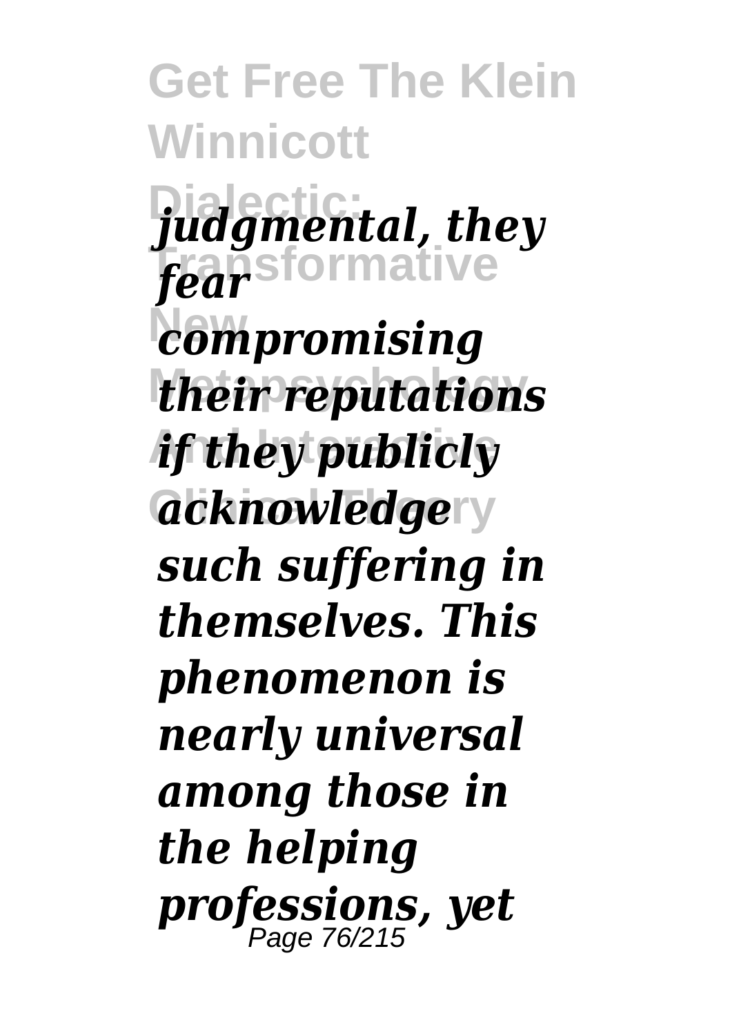*judgmental, they fear compromising their reputations if they publicly acknowledge such suffering in themselves. This phenomenon is nearly universal among those in the helping professions, yet*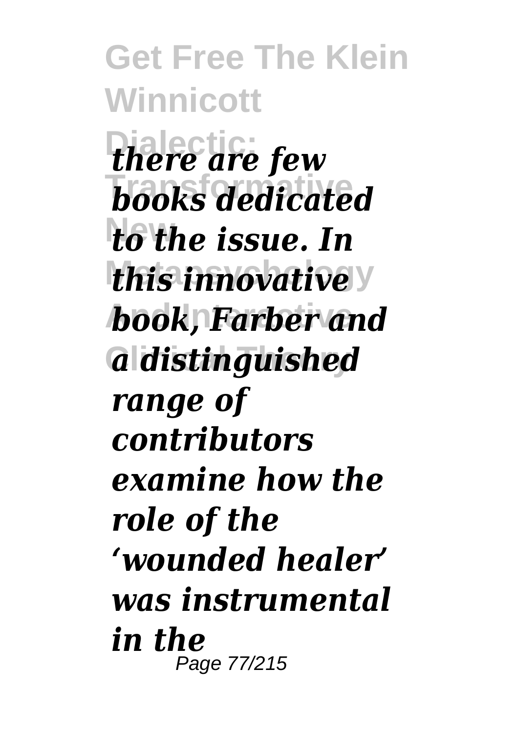*there are few books dedicated to the issue. In this innovative book, Farber and a distinguished range of contributors examine how the role of the 'wounded healer' was instrumental in the*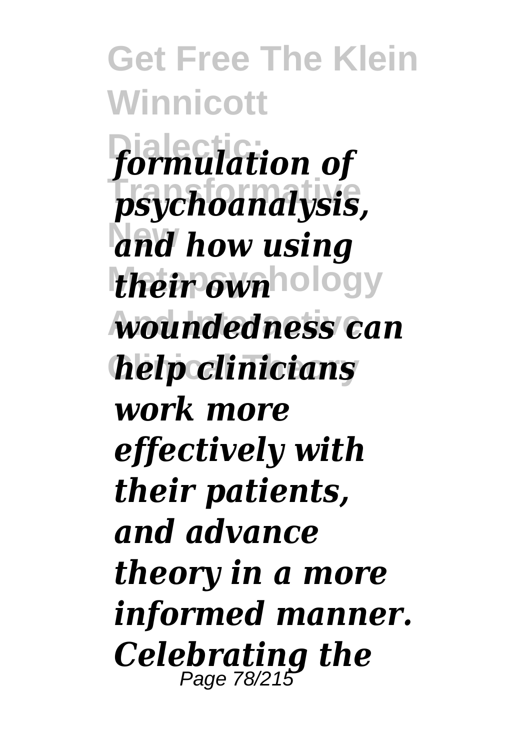*formulation of psychoanalysis, and how using their own woundedness can help clinicians work more effectively with their patients, and advance theory in a more informed manner. Celebrating the*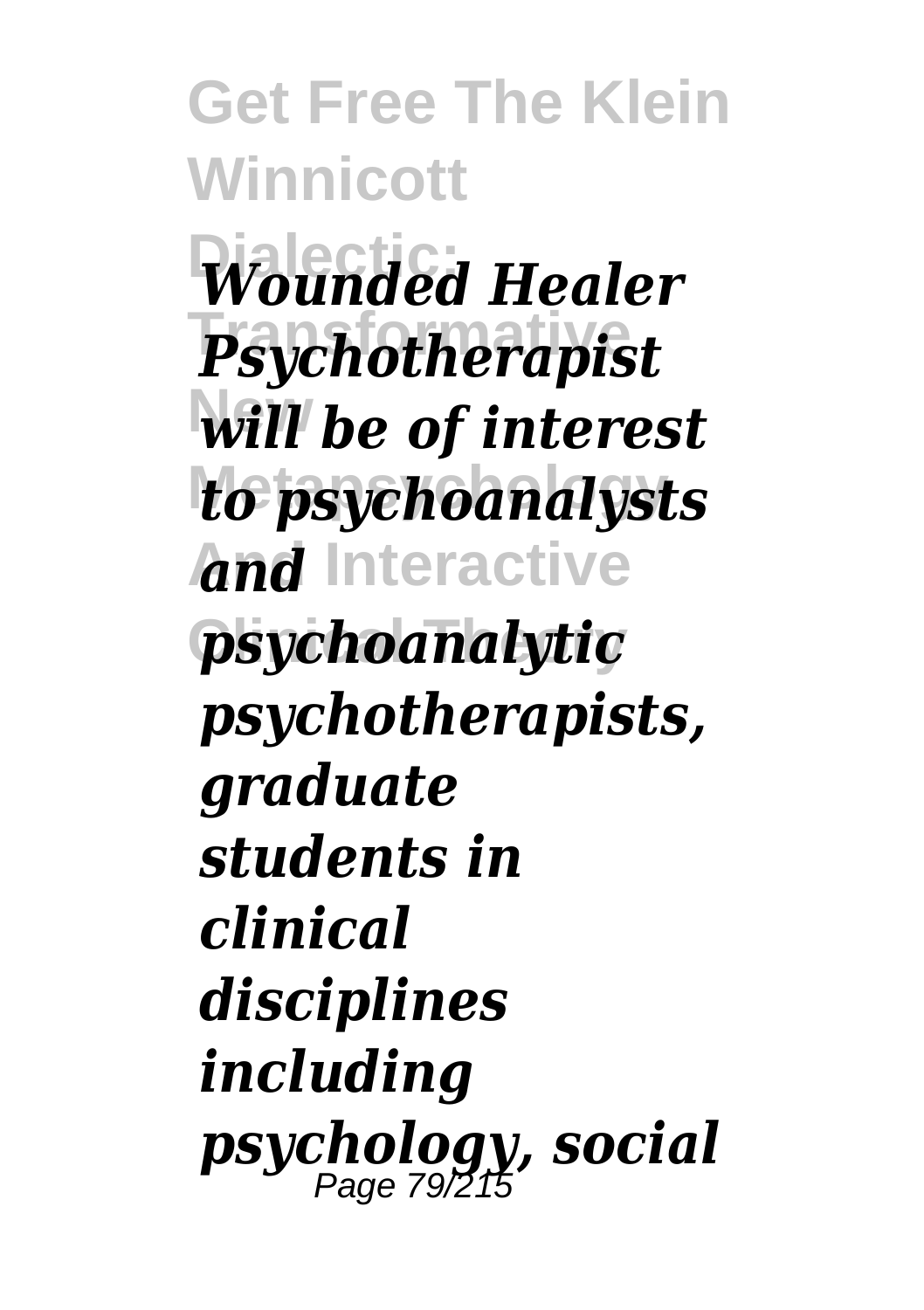*Wounded Healer Psychotherapist will be of interest to psychoanalysts and psychoanalytic psychotherapists, graduate students in clinical disciplines including psychology, social*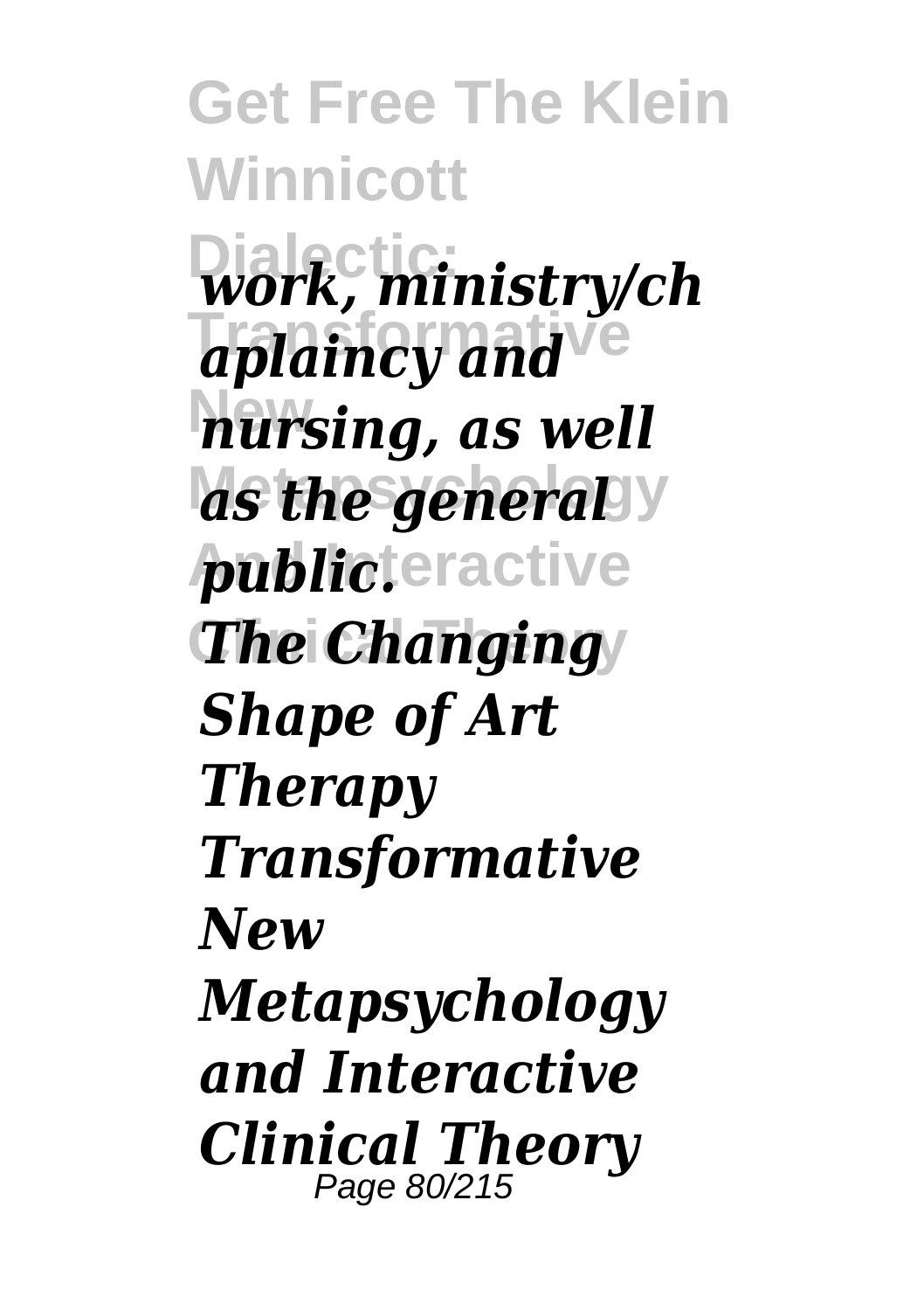*work, ministry/chaplaincy and nursing, as well as the general public.*

***The Changing Shape of Art Therapy***

***Transformative New Metapsychology and Interactive Clinical Theory***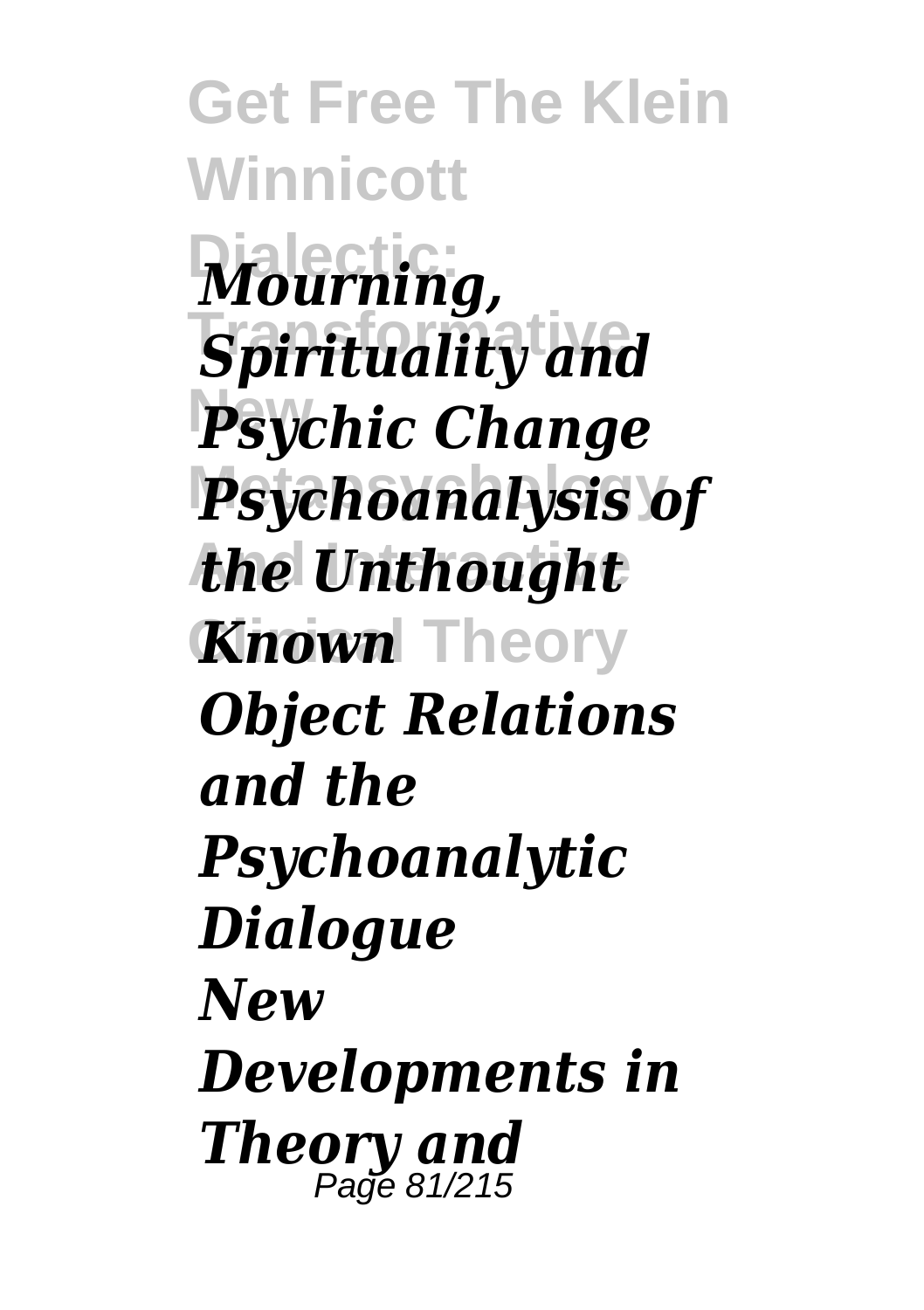*Mourning, Spirituality and Psychic Change*
*Psychoanalysis of the Unthought Known*
*Object Relations and the Psychoanalytic Dialogue*
*New Developments in Theory and*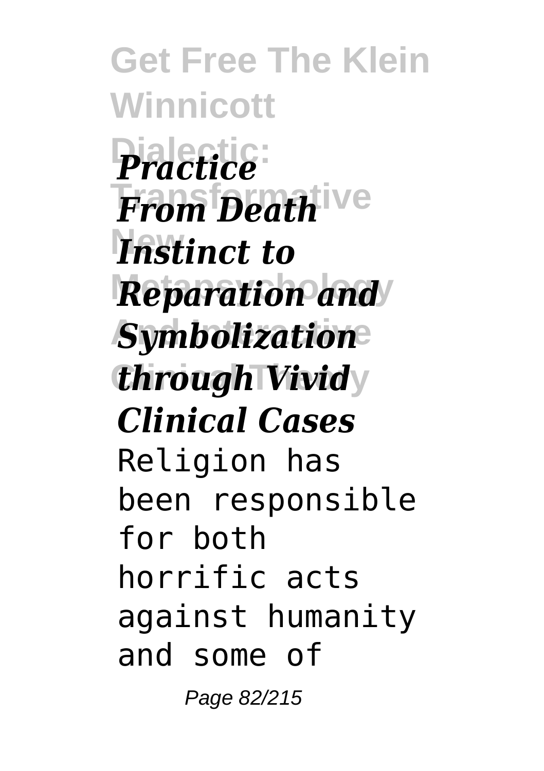***Practice From Death Instinct to Reparation and Symbolization through Vivid Clinical Cases***

Religion has been responsible for both horrific acts against humanity and some of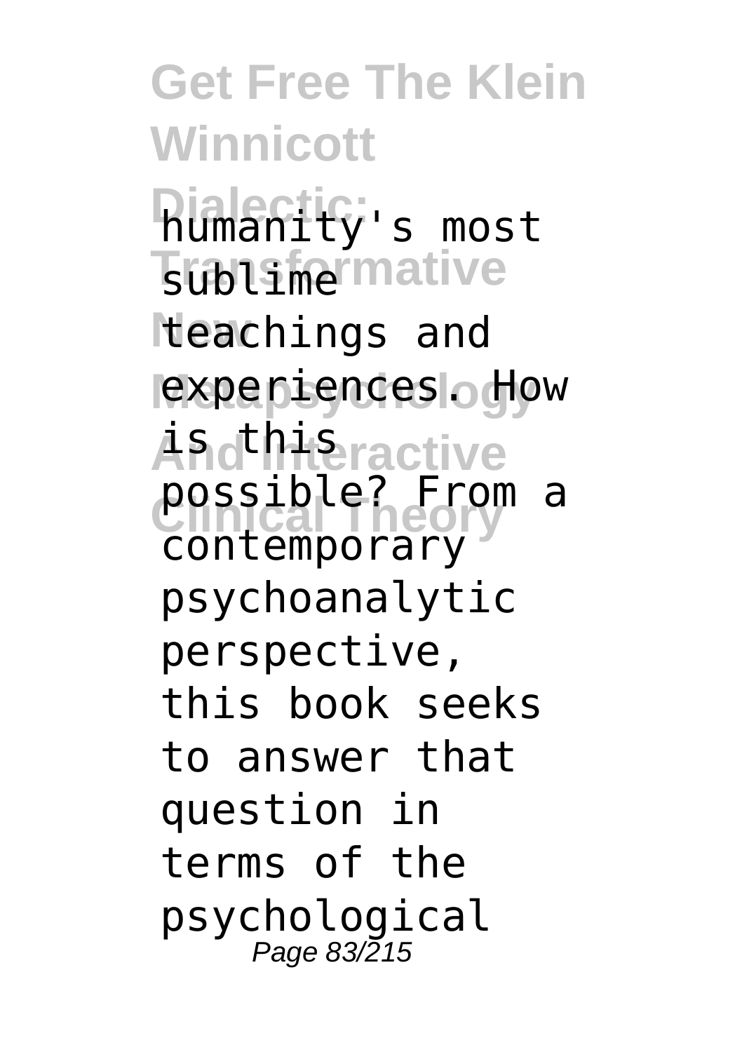humanity's most sublime teachings and experiences. How is this possible? From a contemporary psychoanalytic perspective, this book seeks to answer that question in terms of the psychological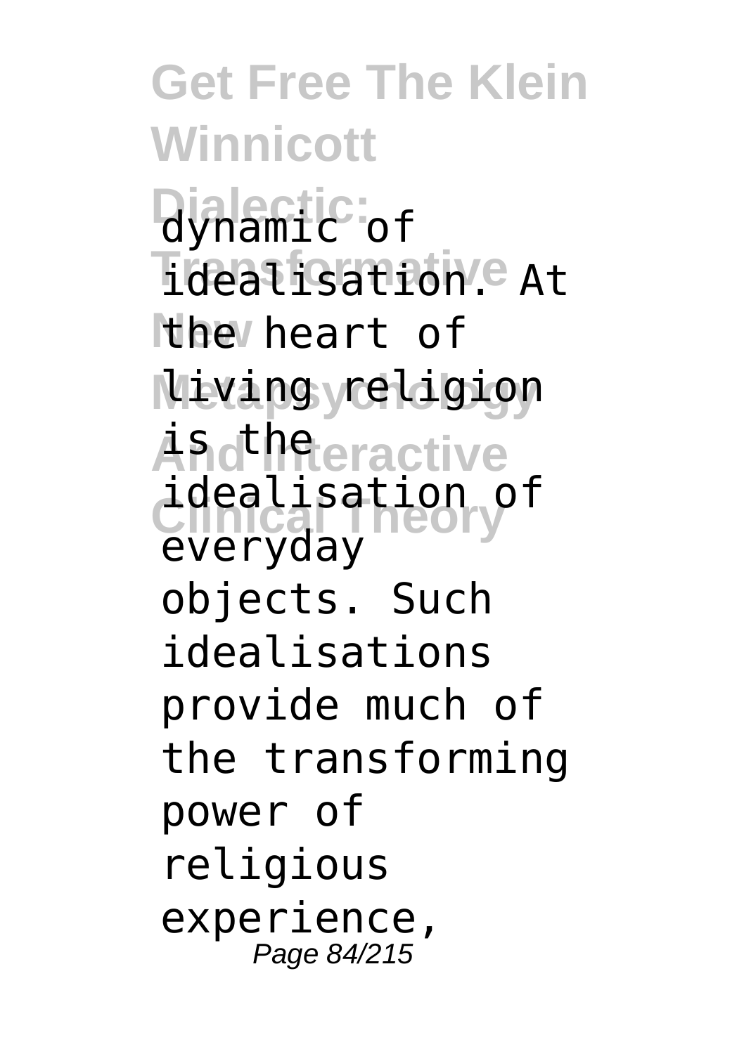dynamic of idealisation. At the heart of living religion is the idealisation of everyday objects. Such idealisations provide much of the transforming power of religious experience,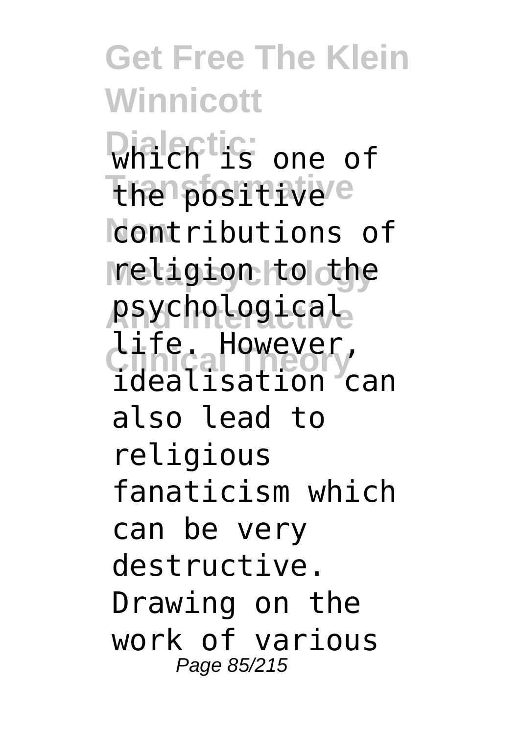which is one of the positive contributions of religion to the psychological life. However, idealisation can also lead to religious fanaticism which can be very destructive. Drawing on the work of various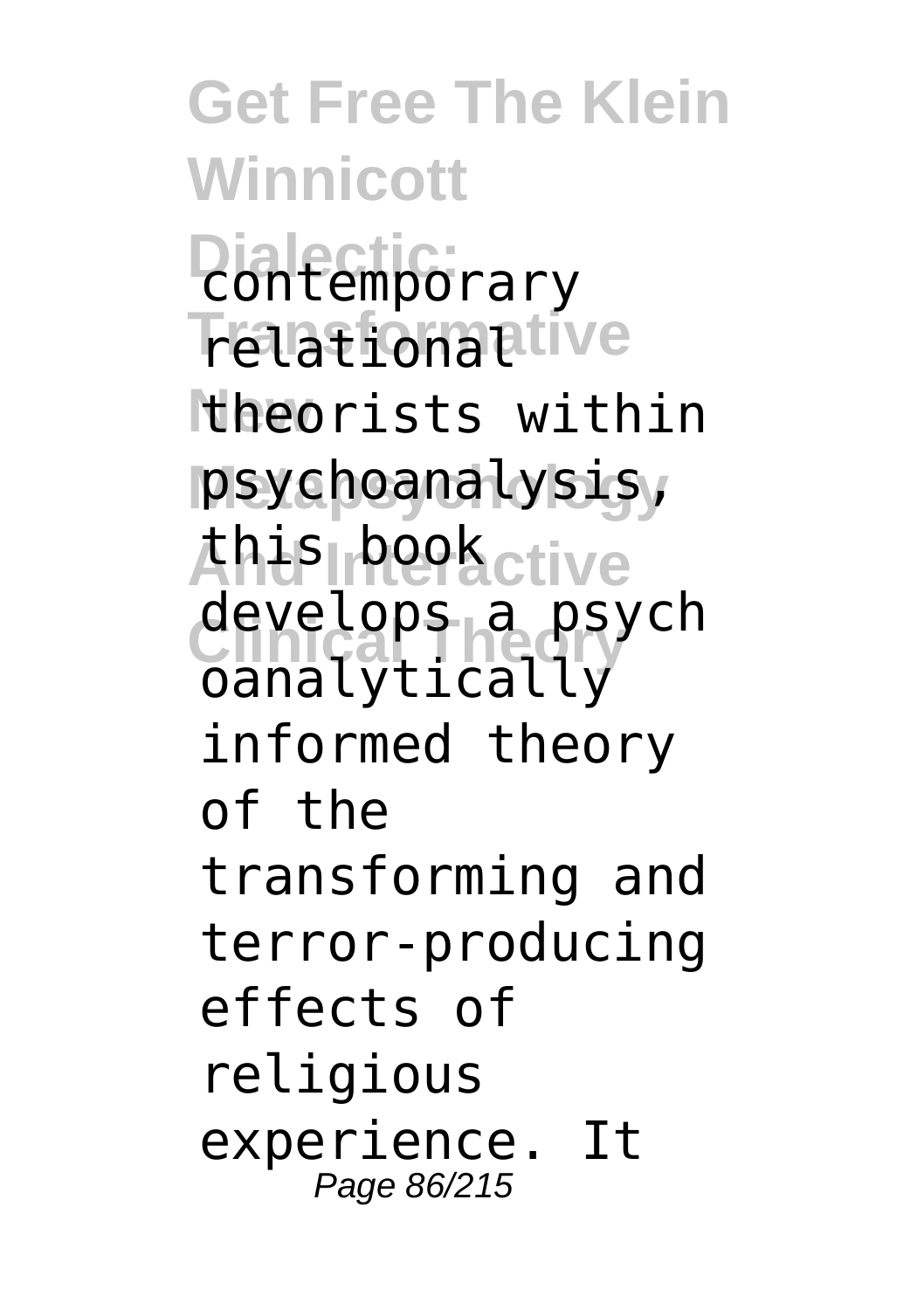contemporary relational theorists within psychoanalysis, this book develops a psychoanalytically informed theory of the transforming and terror-producing effects of religious experience. It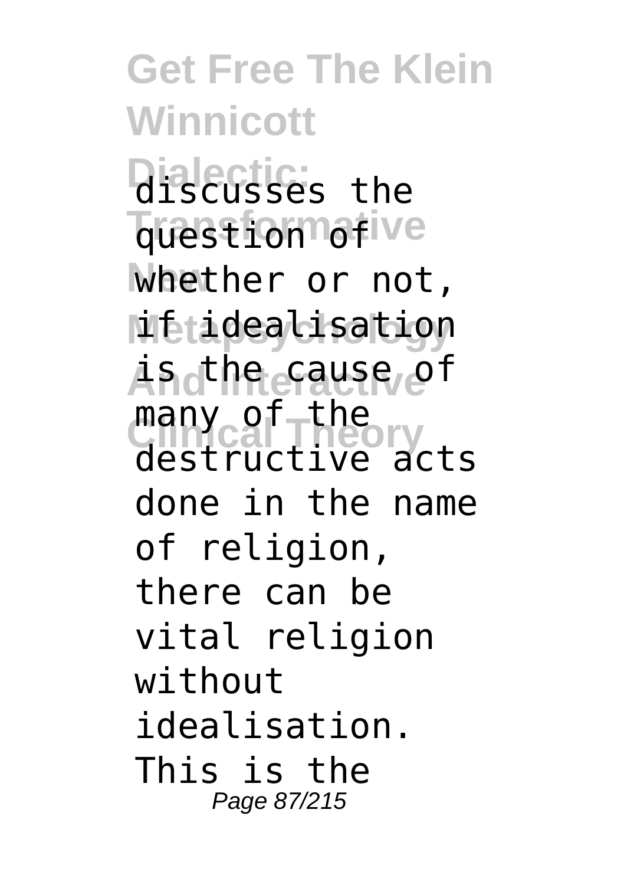discusses the question of whether or not, if idealisation is the cause of many of the destructive acts done in the name of religion, there can be vital religion without idealisation. This is the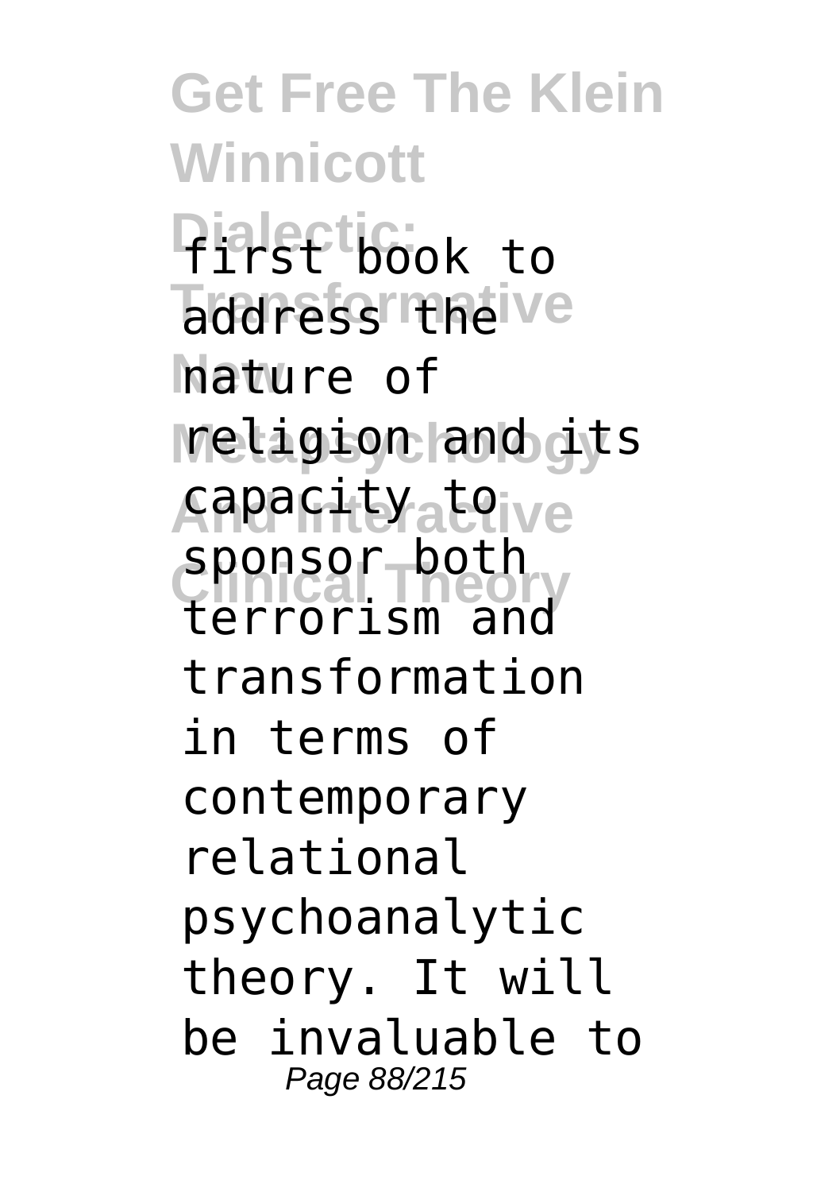first book to address the nature of religion and its capacity to sponsor both terrorism and transformation in terms of contemporary relational psychoanalytic theory. It will be invaluable to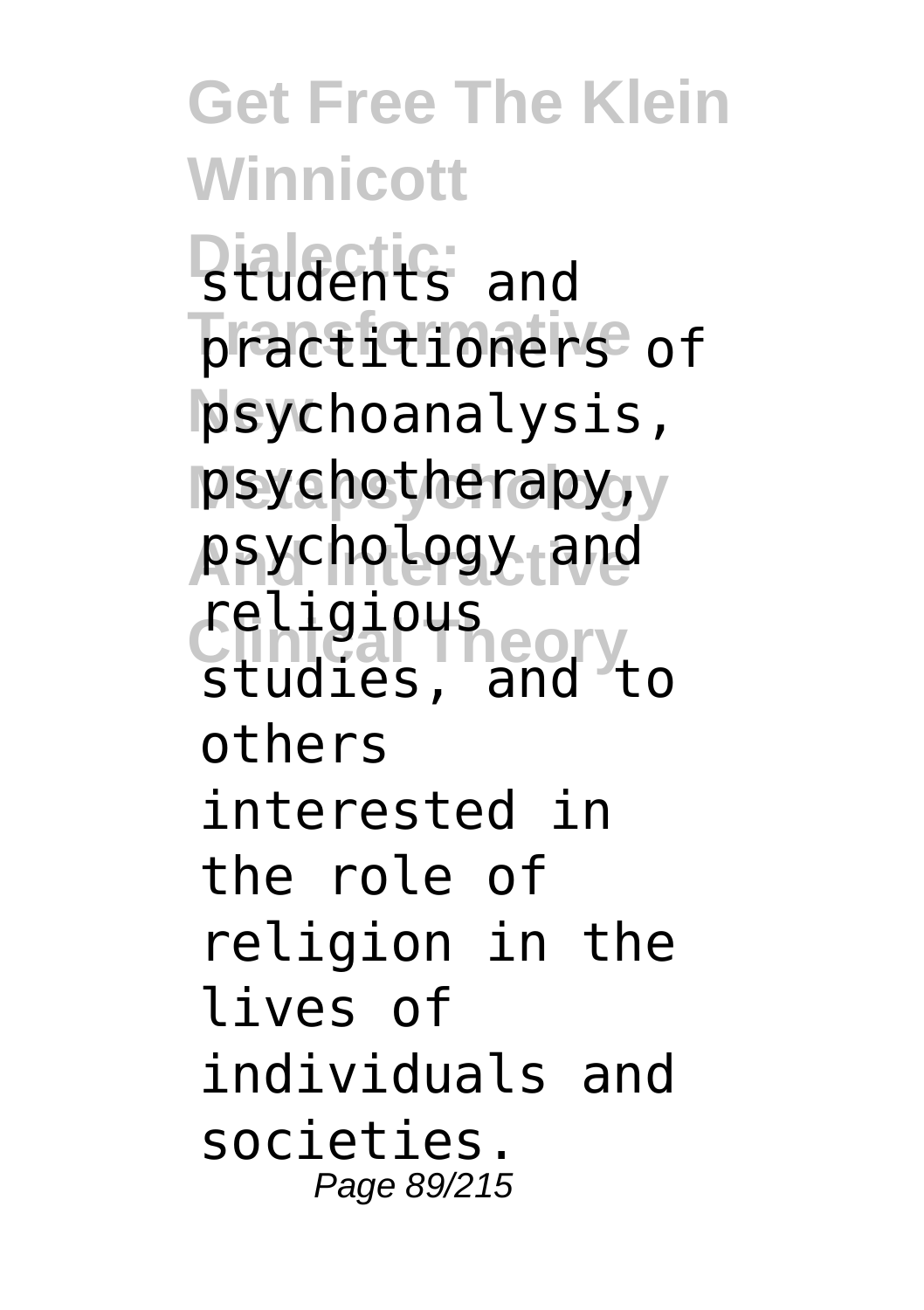students and practitioners of psychoanalysis, psychotherapy, psychology and religious studies, and to others interested in the role of religion in the lives of individuals and societies.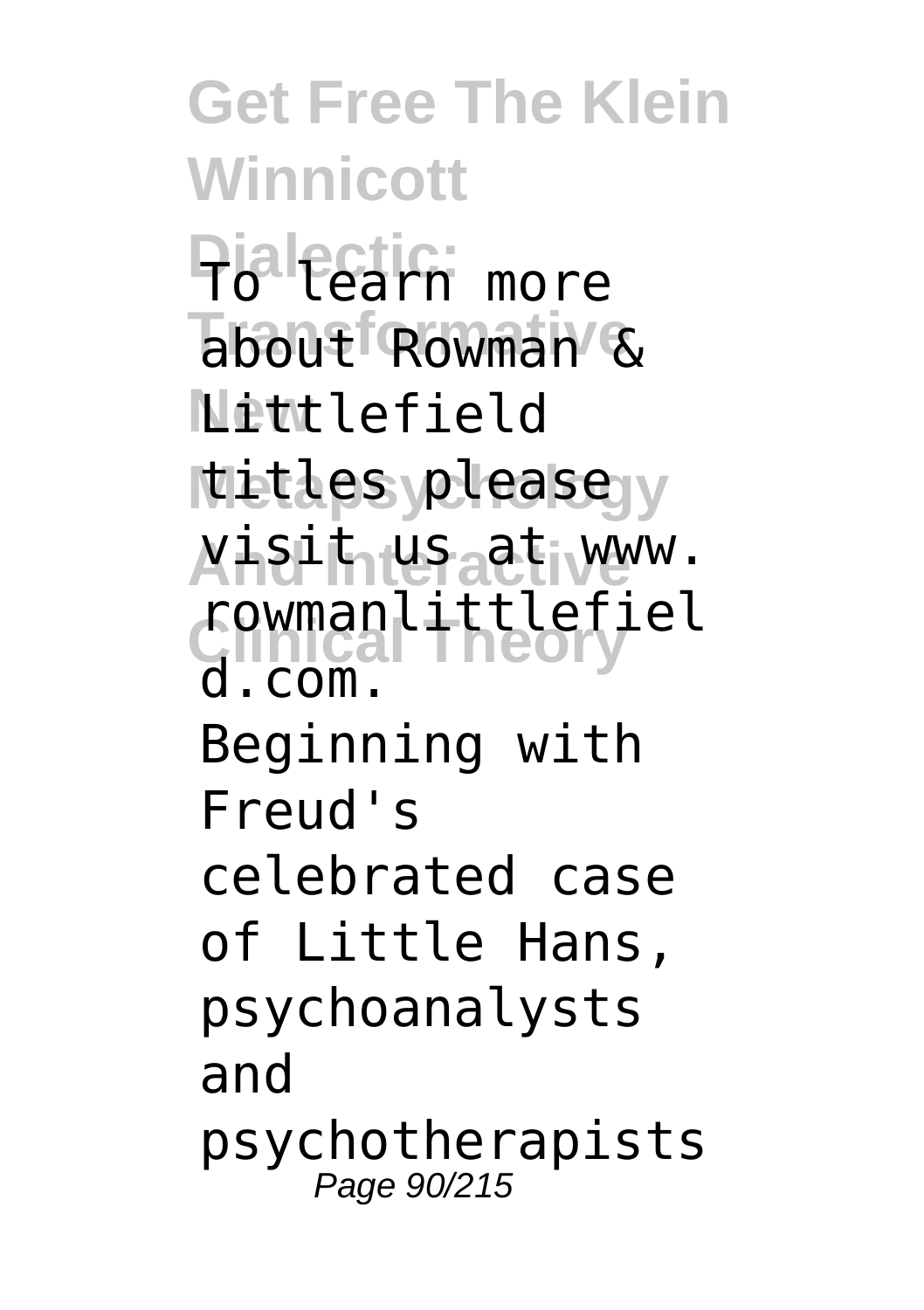To learn more about Rowman & Littlefield titles please visit us at www.rowmanlittlefield.com.

Beginning with Freud's celebrated case of Little Hans, psychoanalysts and psychotherapists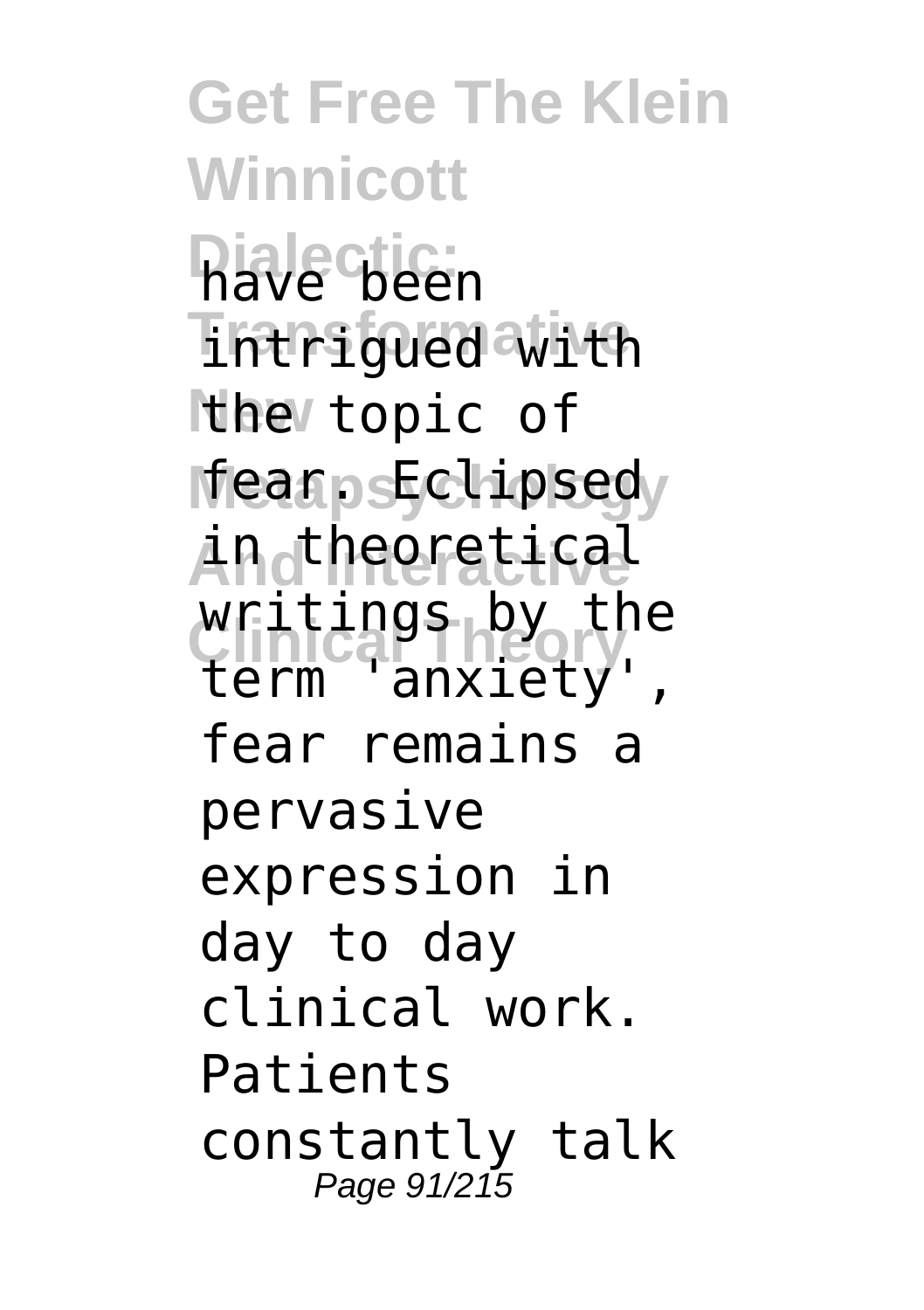have been intrigued with the topic of fear. Eclipsed in theoretical writings by the term 'anxiety', fear remains a pervasive expression in day to day clinical work. Patients constantly talk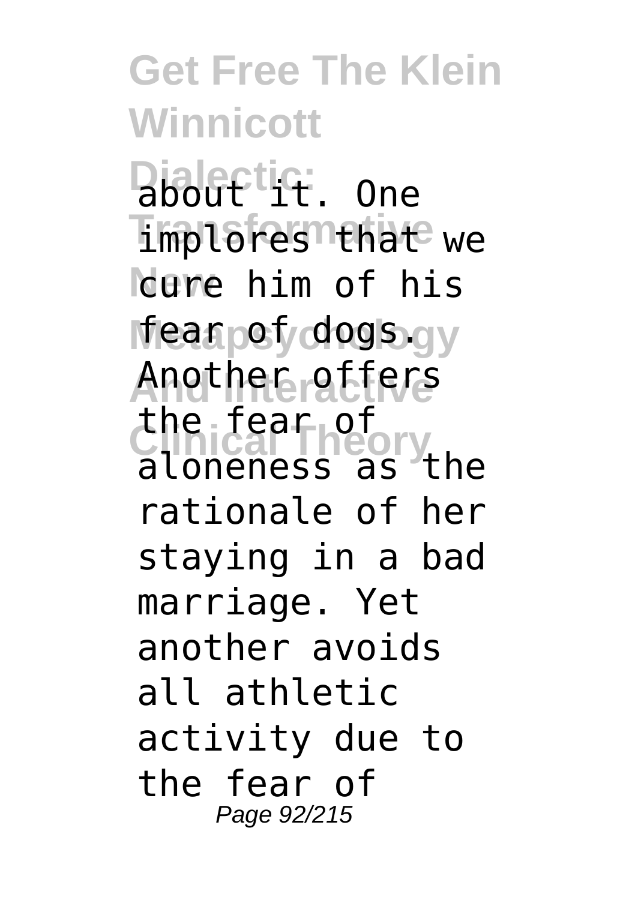about it. One implores that we cure him of his fear of dogs. Another offers the fear of aloneness as the rationale of her staying in a bad marriage. Yet another avoids all athletic activity due to the fear of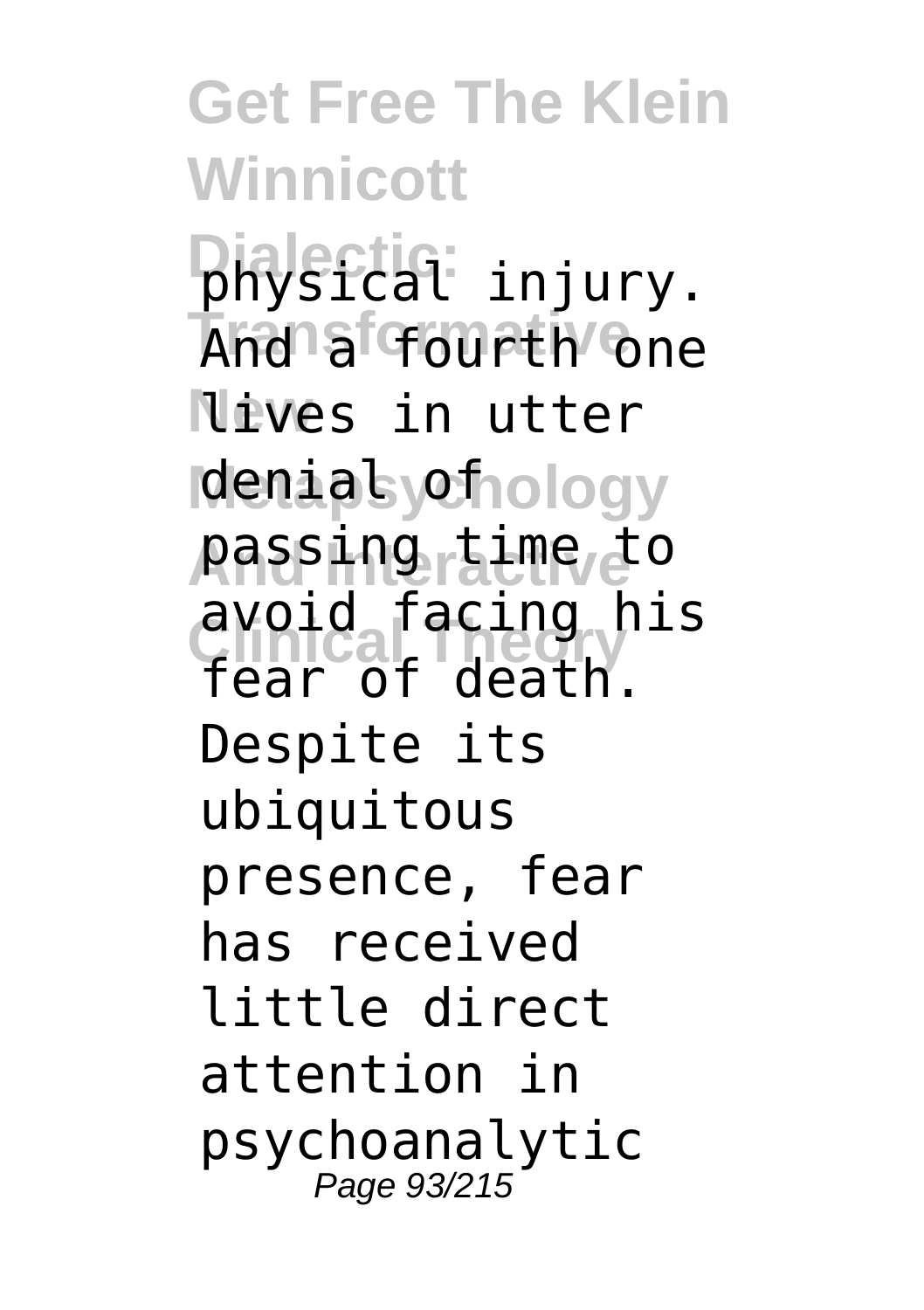physical injury. And a fourth one lives in utter denial of passing time to avoid facing his fear of death. Despite its ubiquitous presence, fear has received little direct attention in psychoanalytic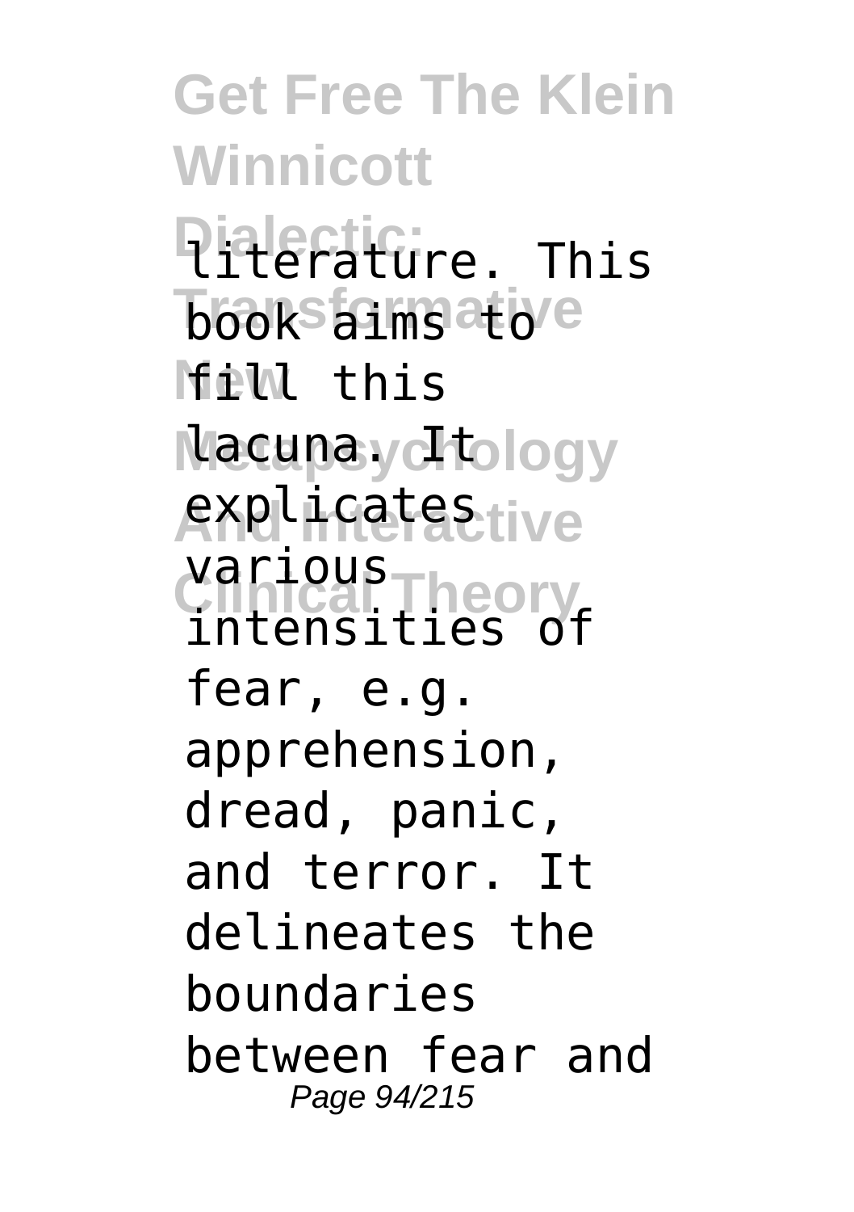literature. This book aims to fill this lacuna. It explicates various intensities of fear, e.g. apprehension, dread, panic, and terror. It delineates the boundaries between fear and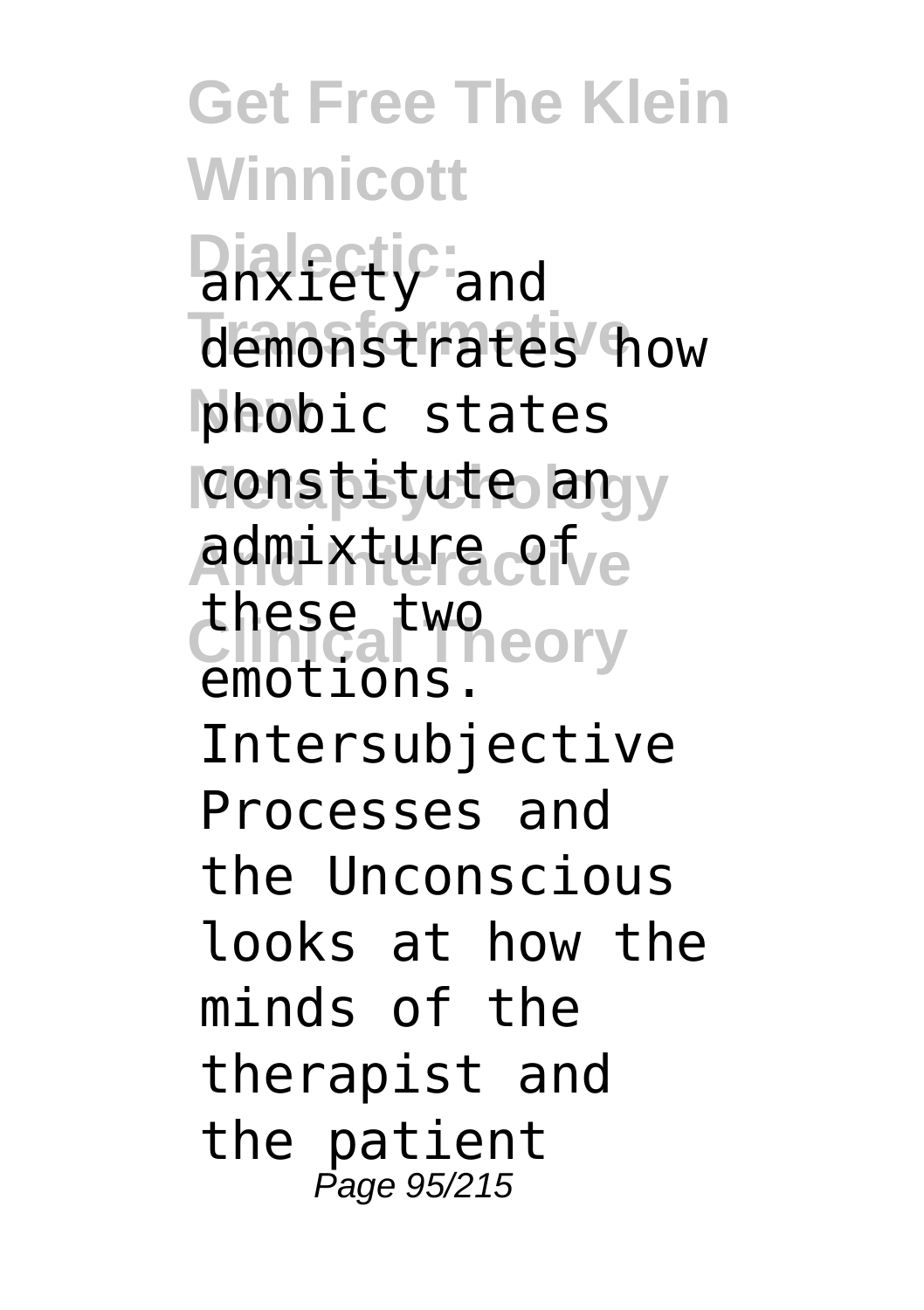anxiety and demonstrates how phobic states constitute an admixture of these two emotions. Intersubjective Processes and the Unconscious looks at how the minds of the therapist and the patient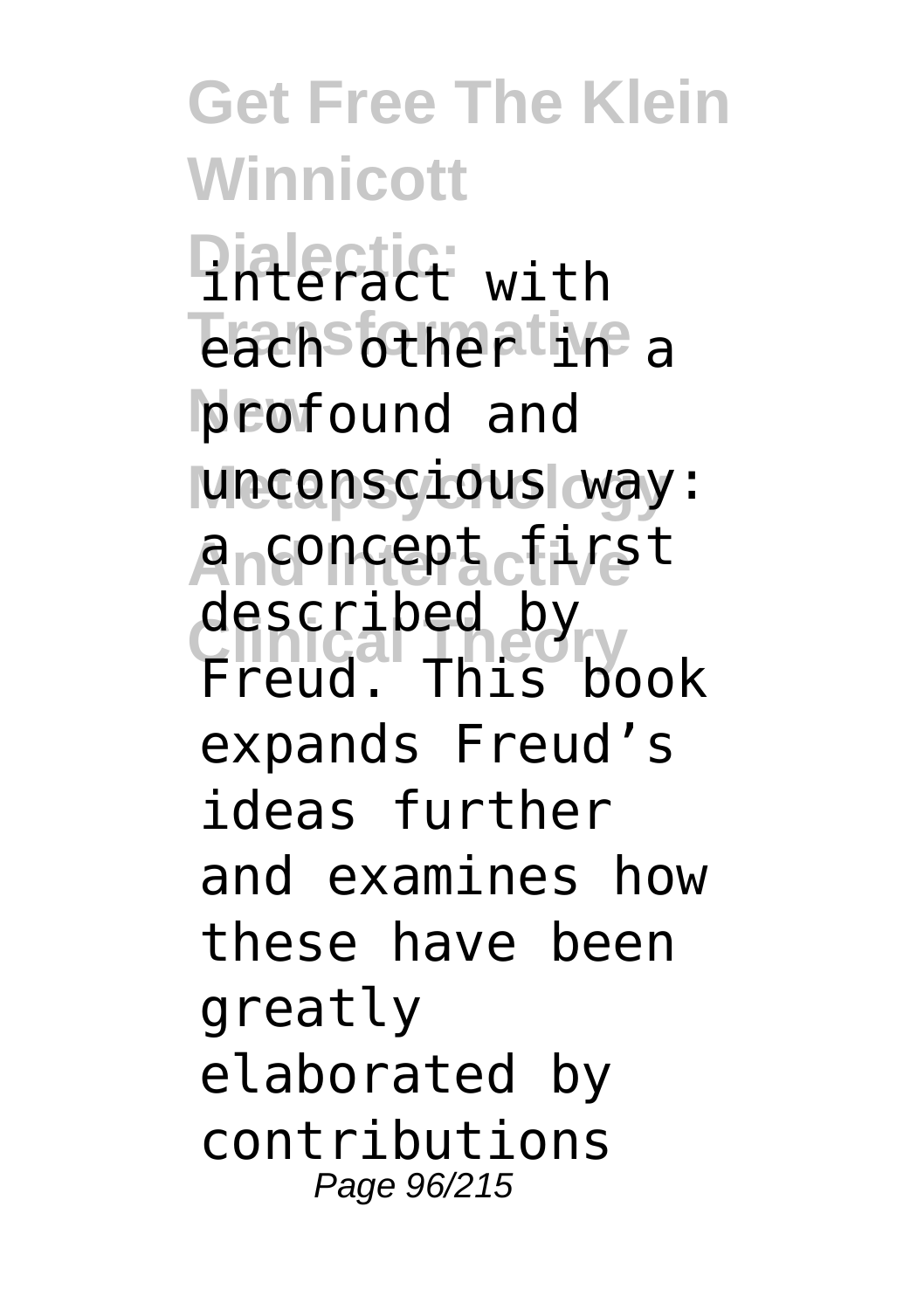interact with each other in a profound and unconscious way: a concept first described by Freud. This book expands Freud's ideas further and examines how these have been greatly elaborated by contributions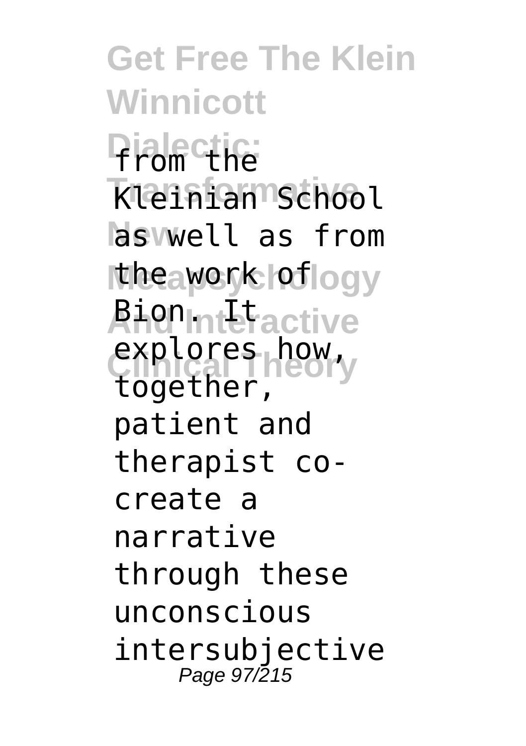from the Kleinian School as well as from the work of Bion. It explores how, together, patient and therapist co-create a narrative through these unconscious intersubjective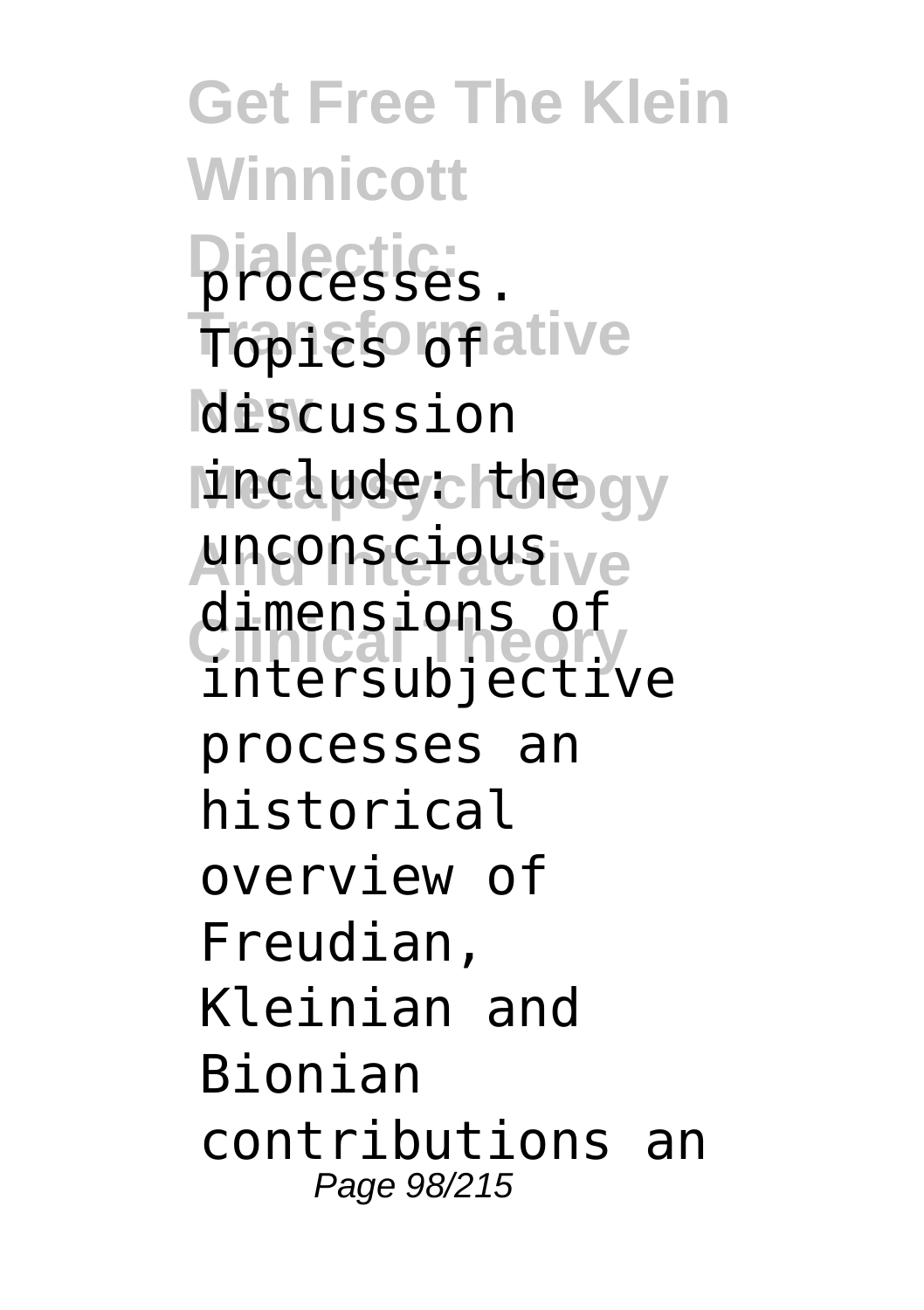processes. Topics of discussion include: the unconscious dimensions of intersubjective processes an historical overview of Freudian, Kleinian and Bionian contributions an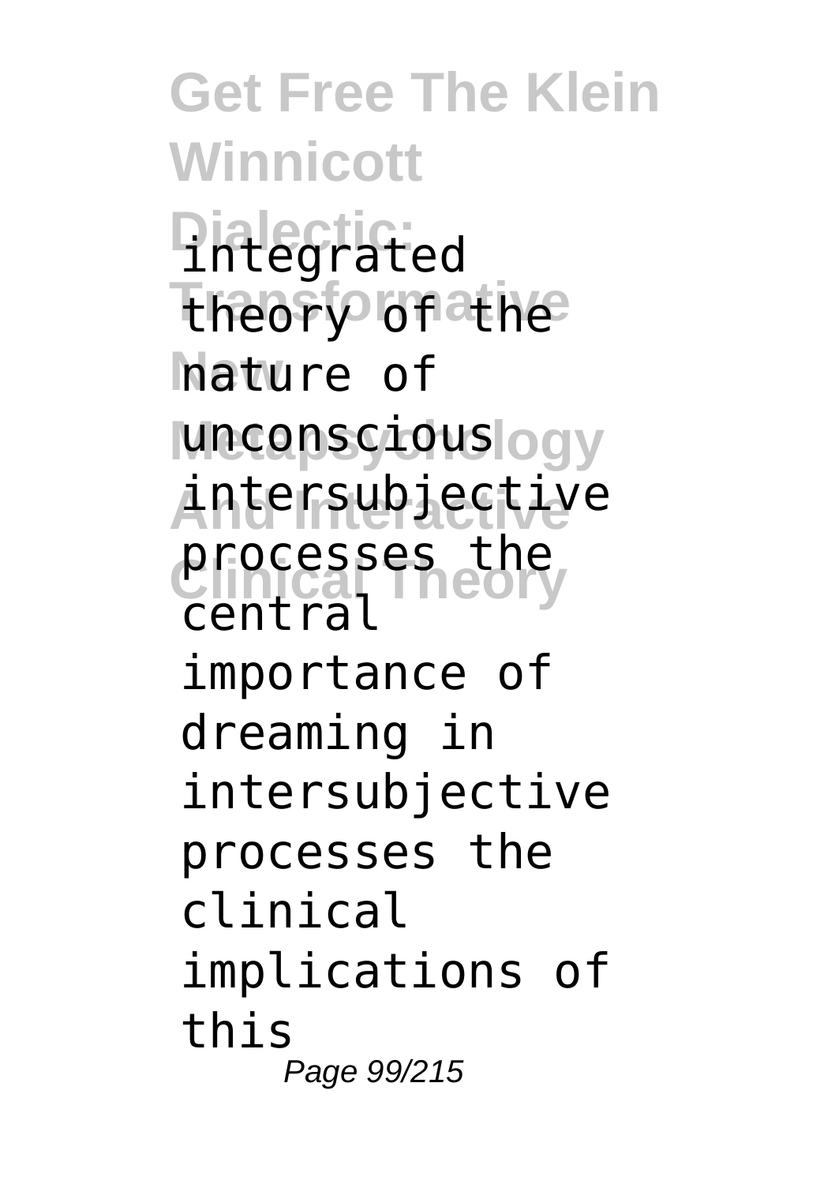integrated theory of the nature of unconscious intersubjective processes the central importance of dreaming in intersubjective processes the clinical implications of this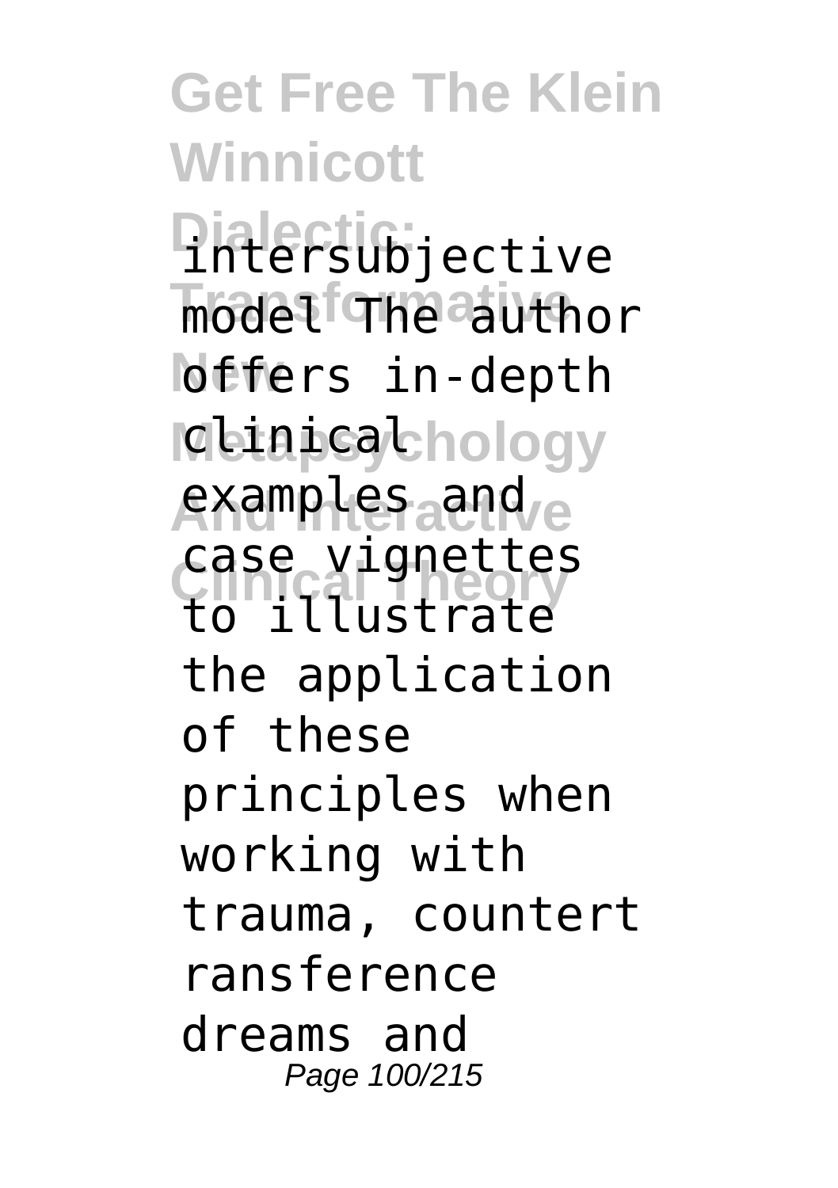intersubjective model The author offers in-depth clinical examples and case vignettes to illustrate the application of these principles when working with trauma, countert ransference dreams and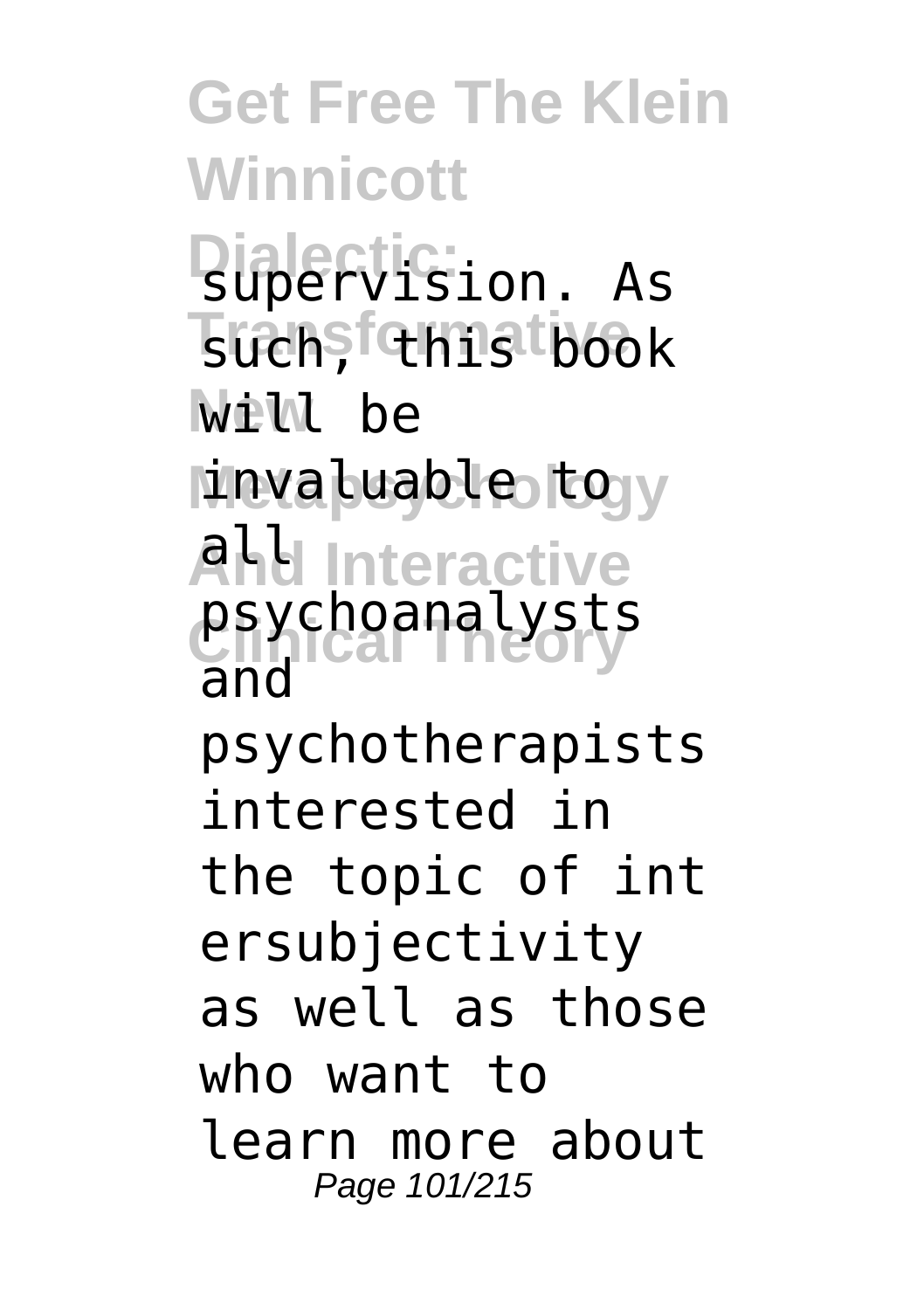supervision. As such, this book will be invaluable to all psychoanalysts and psychotherapists interested in the topic of intersubjectivity as well as those who want to learn more about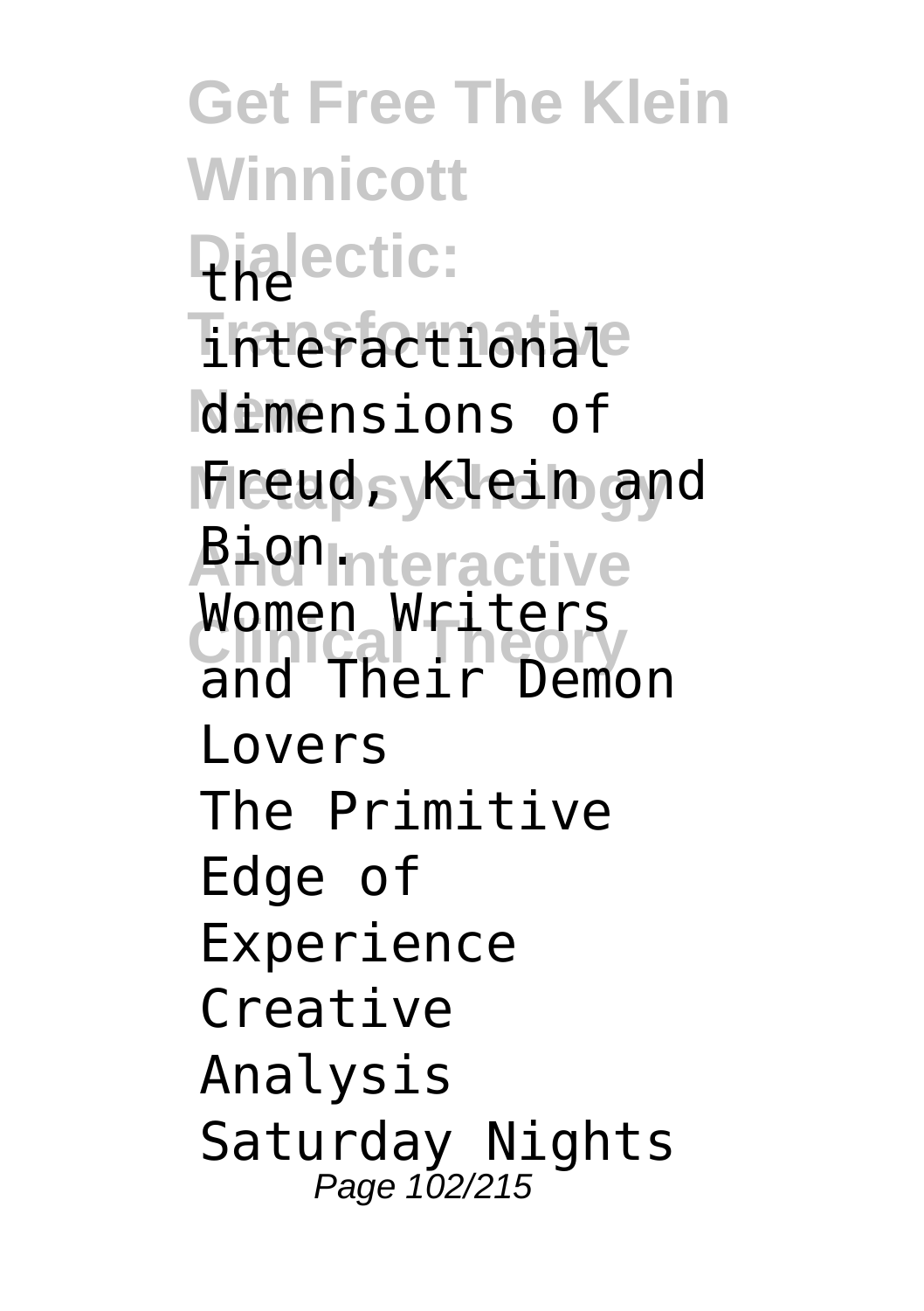the interactional dimensions of Freud, Klein and Bion.

Women Writers and Their Demon Lovers

The Primitive Edge of Experience

Creative Analysis

Saturday Nights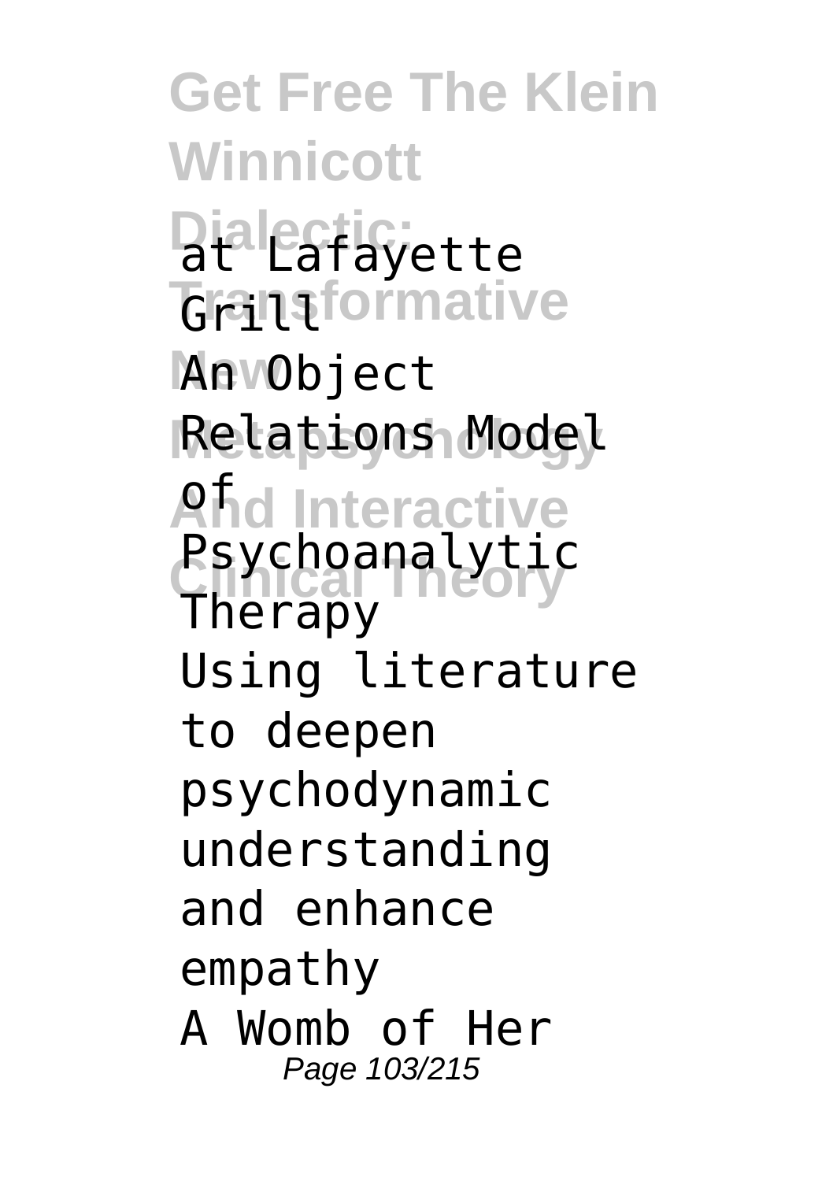at Lafayette Grill
An Object Relations Model of Psychoanalytic Therapy
Using literature to deepen psychodynamic understanding and enhance empathy
A Womb of Her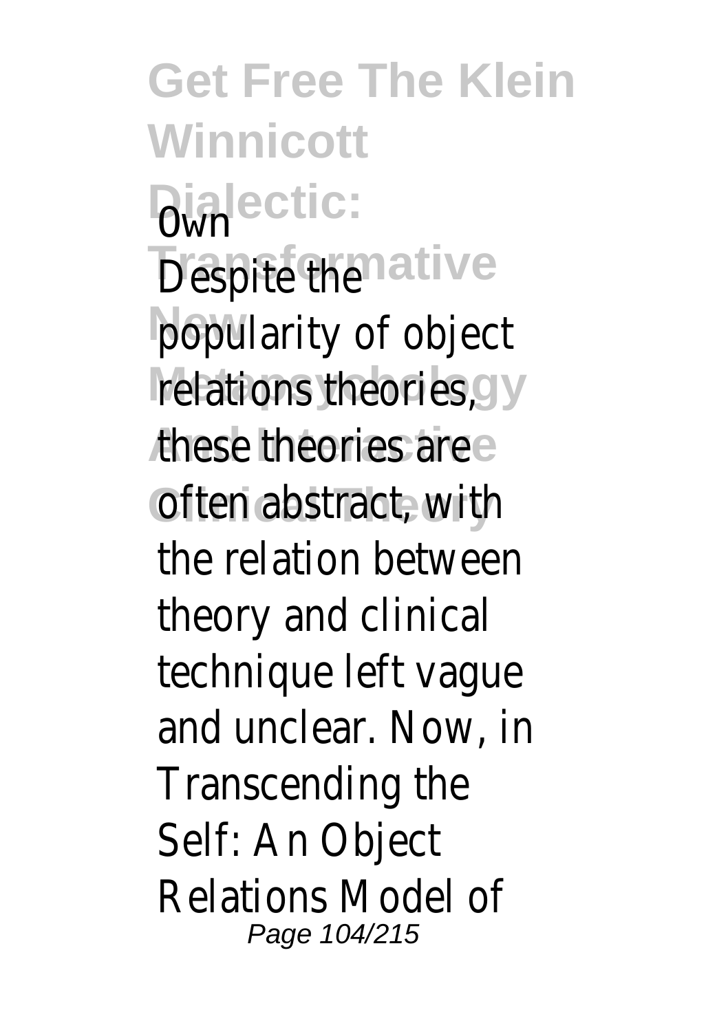Own

Despite the popularity of object relations theories, these theories are often abstract, with the relation between theory and clinical technique left vague and unclear. Now, in Transcending the Self: An Object Relations Model of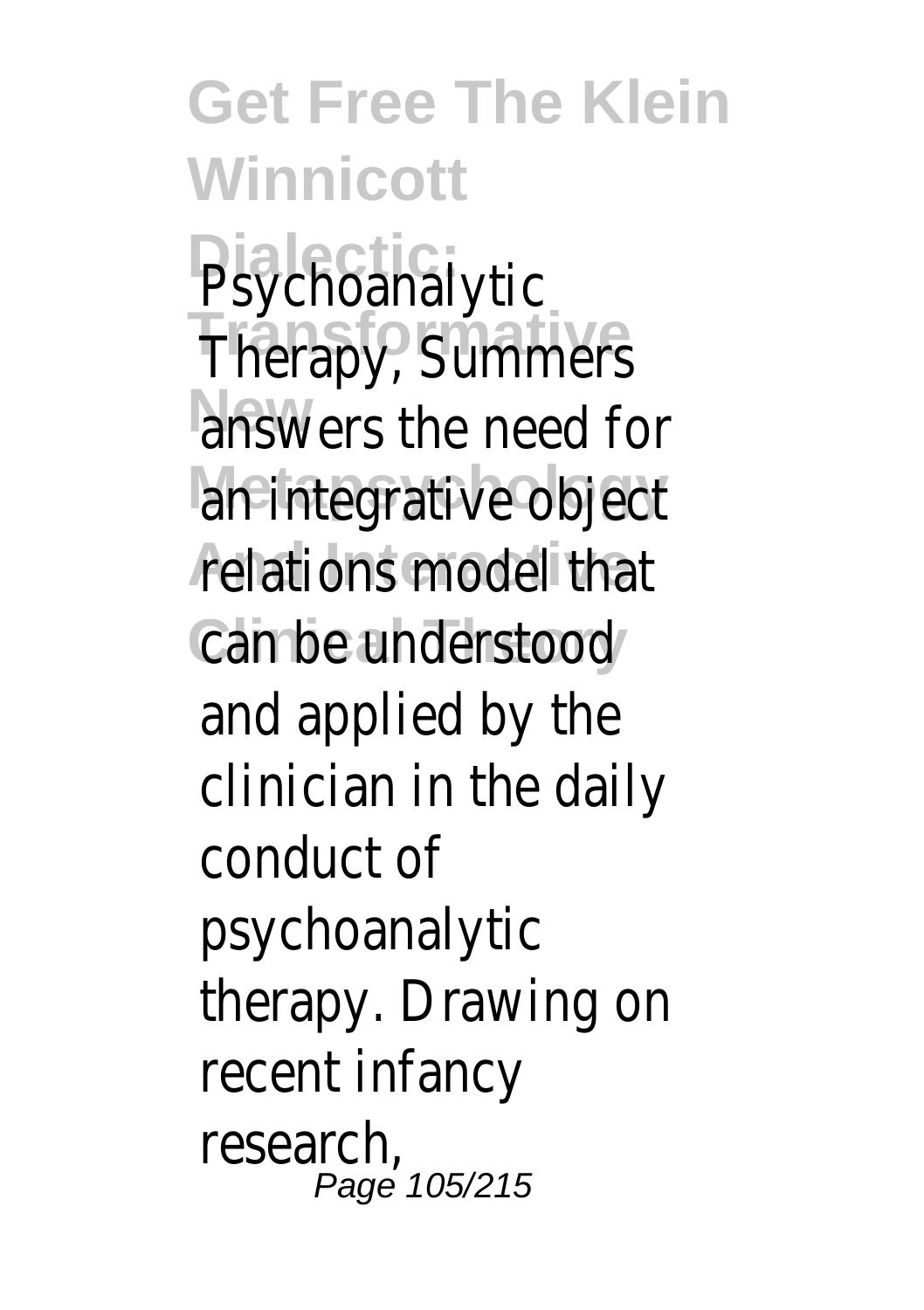Psychoanalytic Therapy, Summers answers the need for an integrative object relations model that can be understood and applied by the clinician in the daily conduct of psychoanalytic therapy. Drawing on recent infancy research,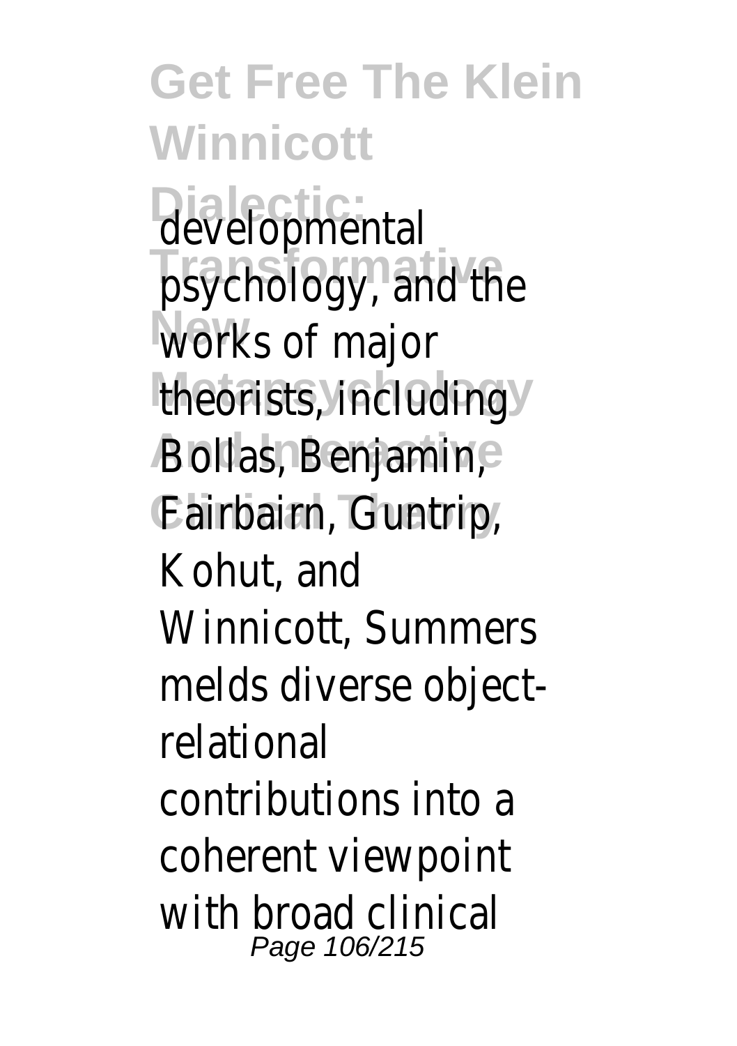developmental psychology, and the works of major theorists, including Bollas, Benjamin, Fairbairn, Guntrip, Kohut, and Winnicott, Summers melds diverse object-relational contributions into a coherent viewpoint with broad clinical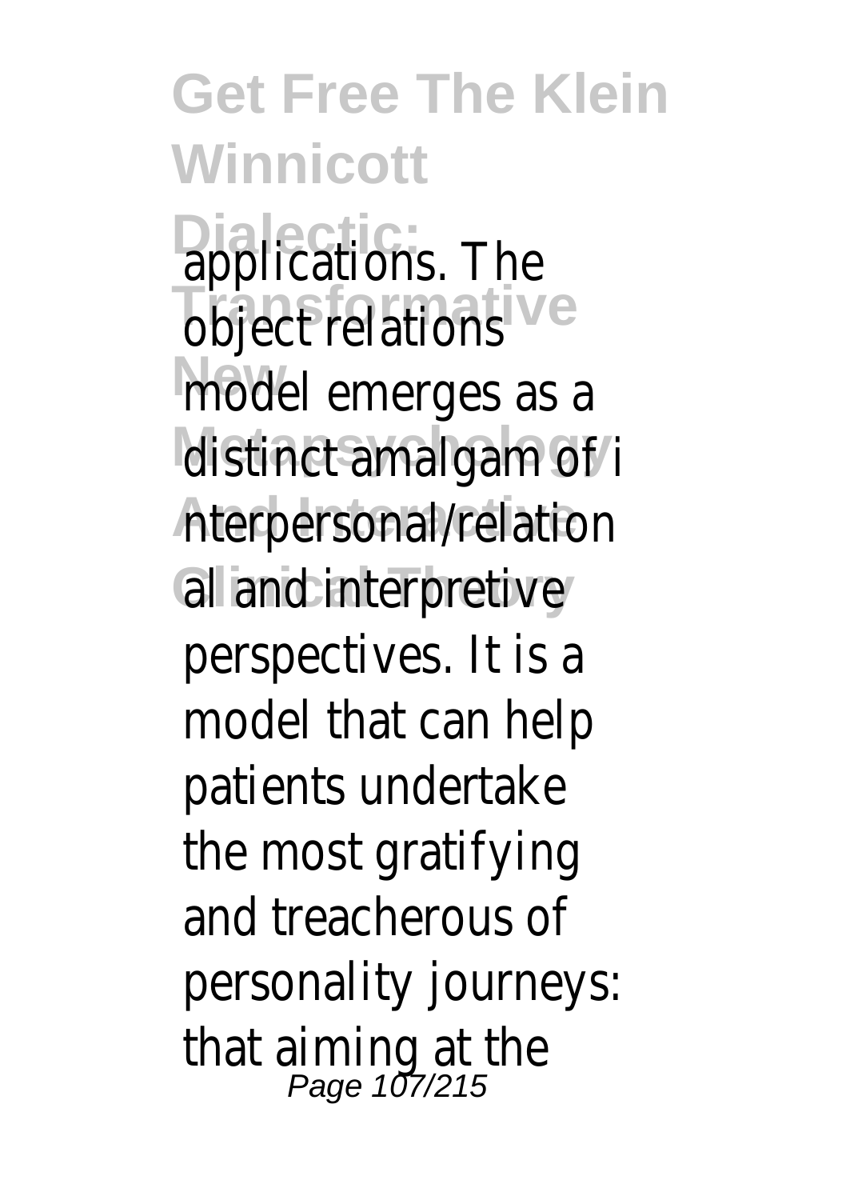applications. The object relations model emerges as a distinct amalgam of interpersonal/relational and interpretive perspectives. It is a model that can help patients undertake the most gratifying and treacherous of personality journeys: that aiming at the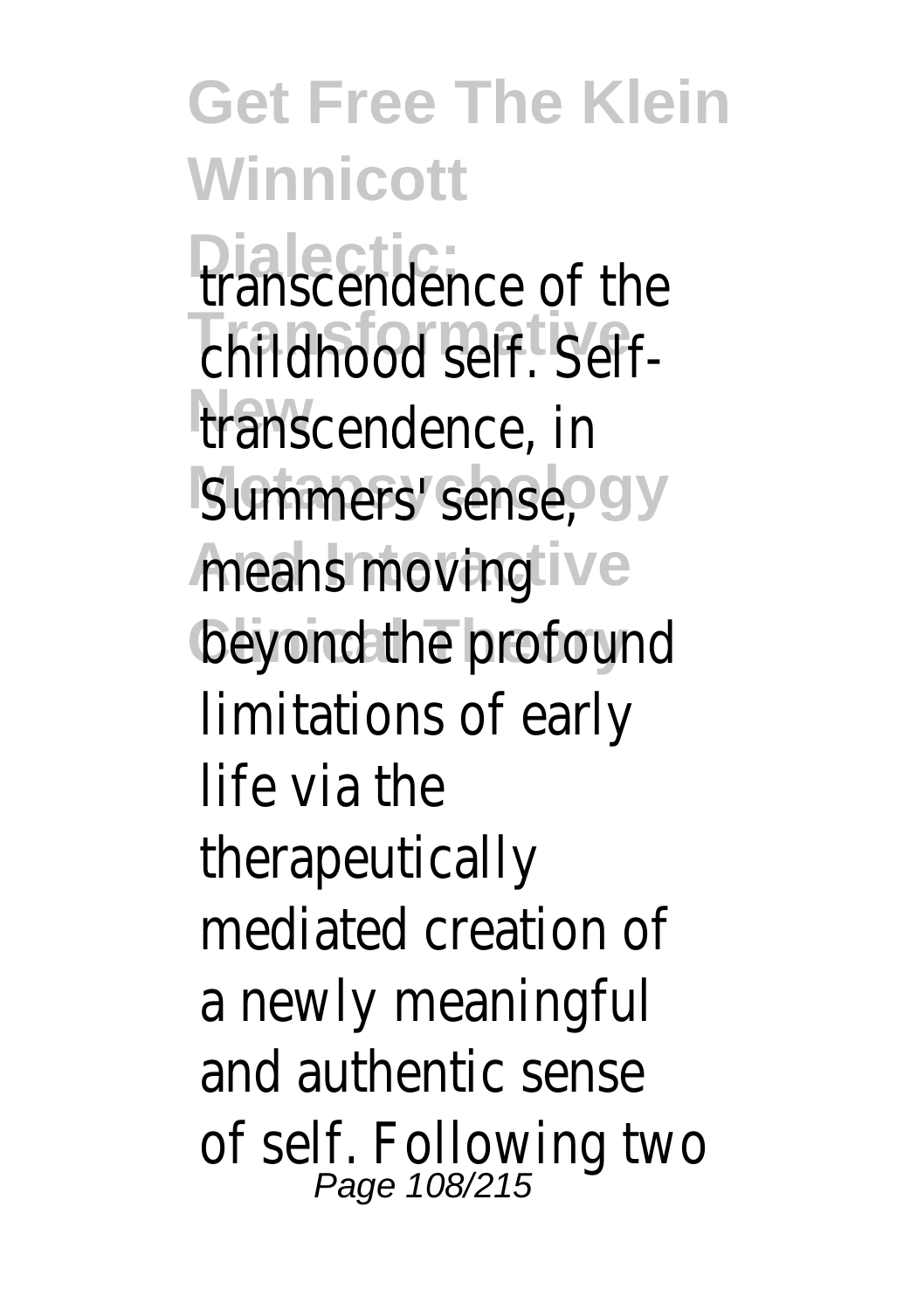transcendence of the childhood self. Self-transcendence, in Summers' sense, means moving beyond the profound limitations of early life via the therapeutically mediated creation of a newly meaningful and authentic sense of self. Following two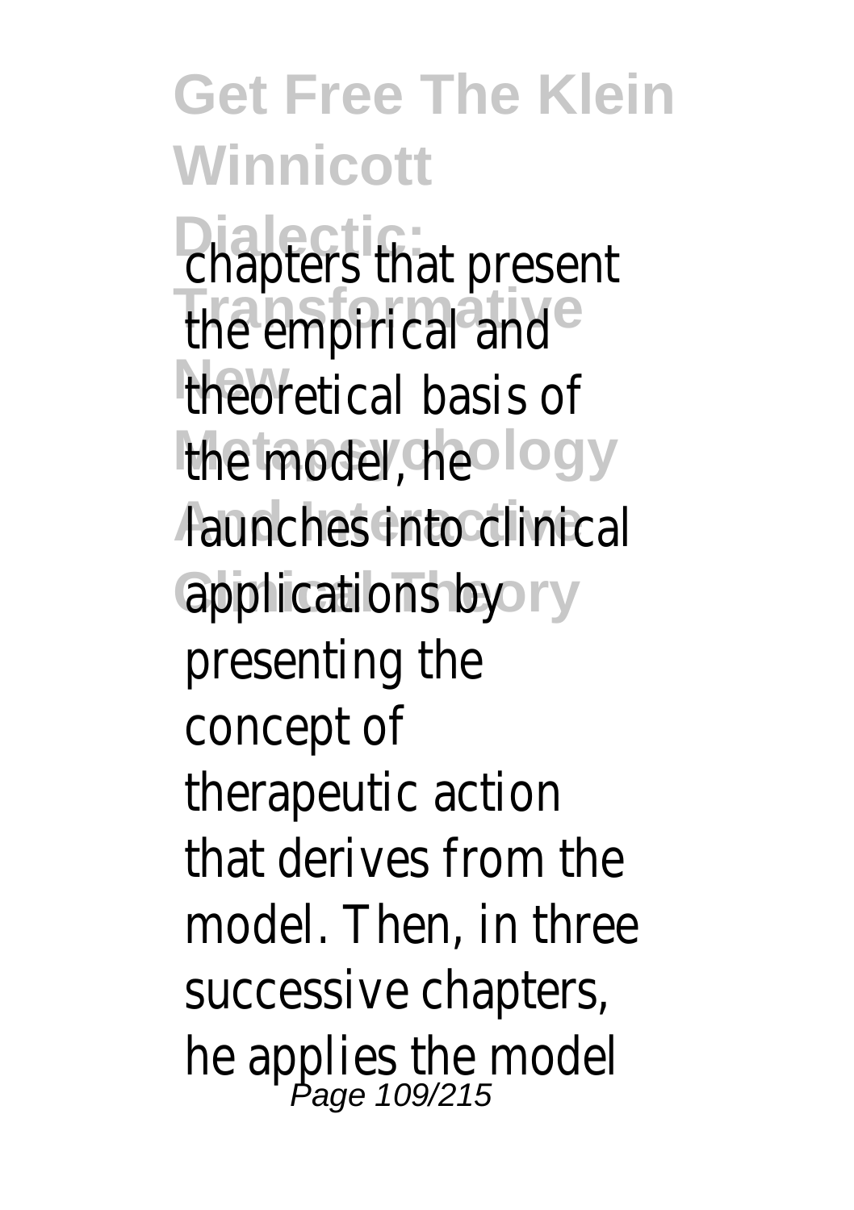chapters that present the empirical and theoretical basis of the model, he launches into clinical applications by presenting the concept of therapeutic action that derives from the model. Then, in three successive chapters, he applies the model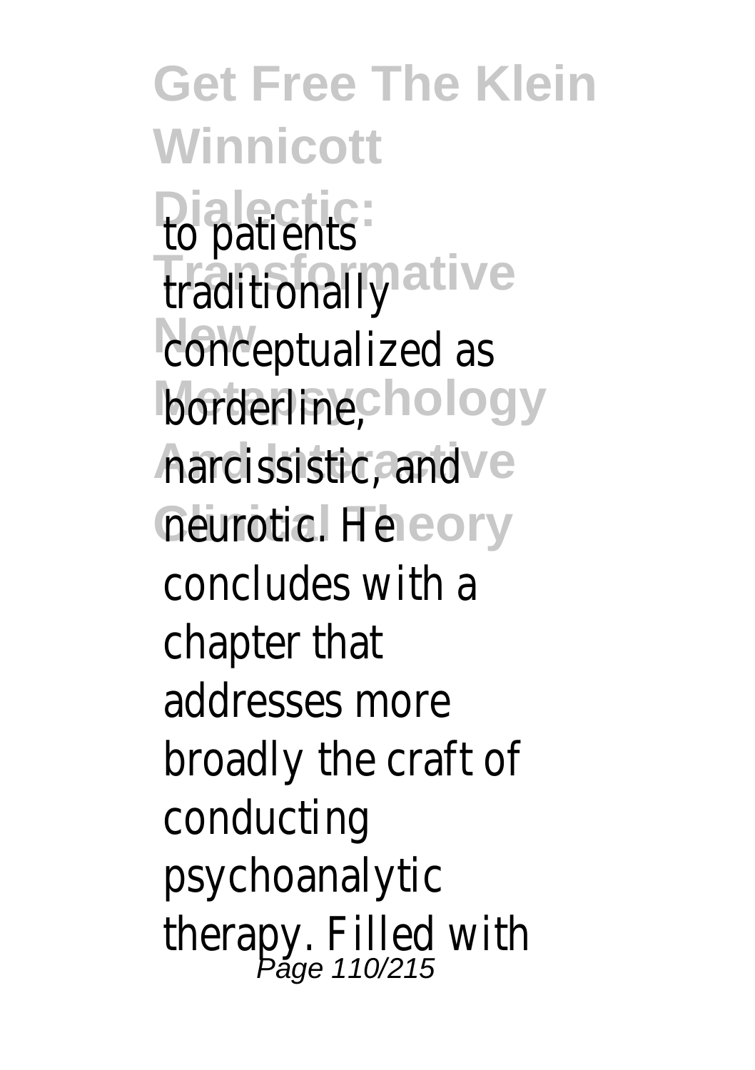to patients traditionally conceptualized as borderline, narcissistic, and neurotic. He concludes with a chapter that addresses more broadly the craft of conducting psychoanalytic therapy. Filled with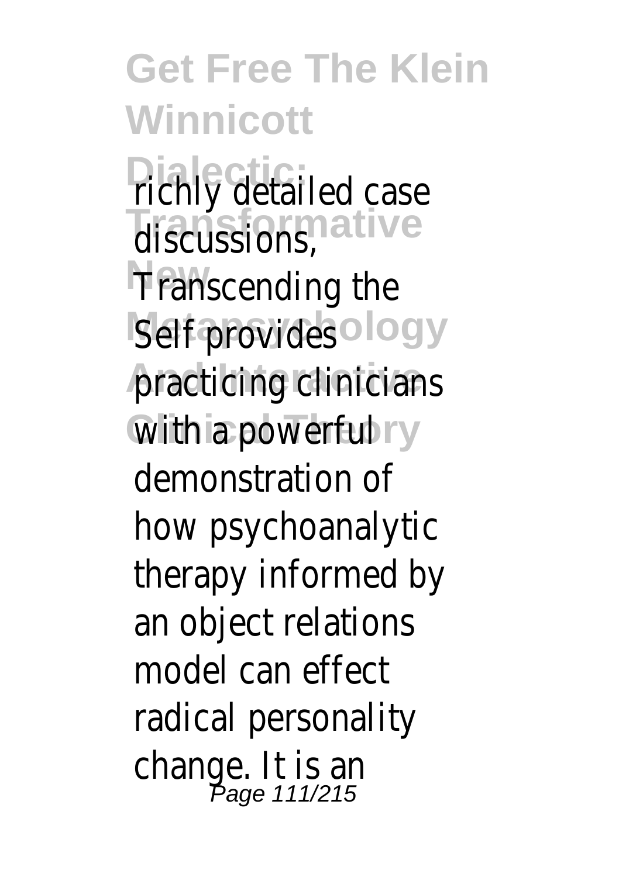richly detailed case discussions, Transcending the Self provides practicing clinicians with a powerful demonstration of how psychoanalytic therapy informed by an object relations model can effect radical personality change. It is an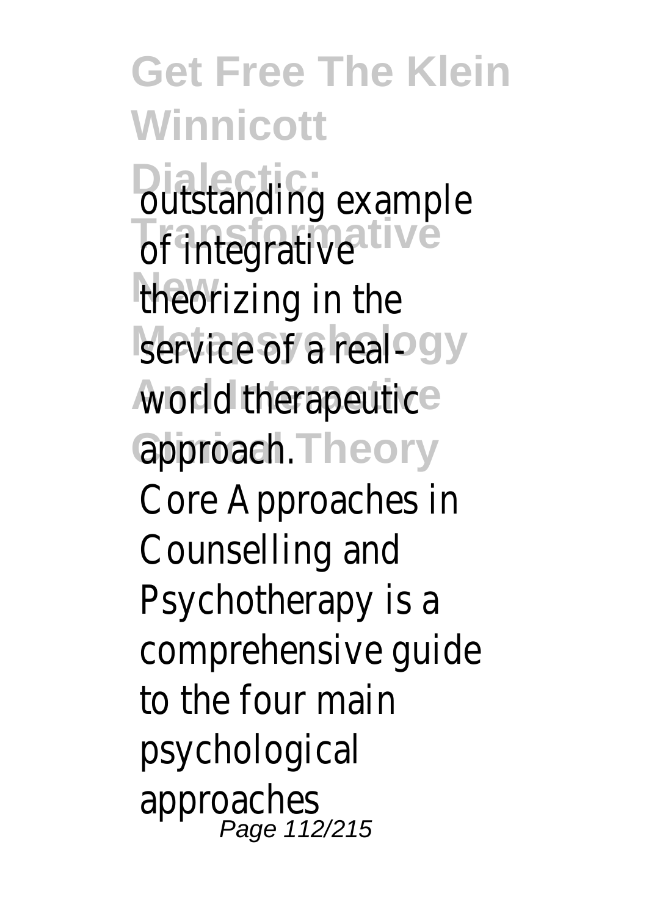outstanding example of integrative theorizing in the service of a real-world therapeutic approach.

Core Approaches in Counselling and Psychotherapy is a comprehensive guide to the four main psychological approaches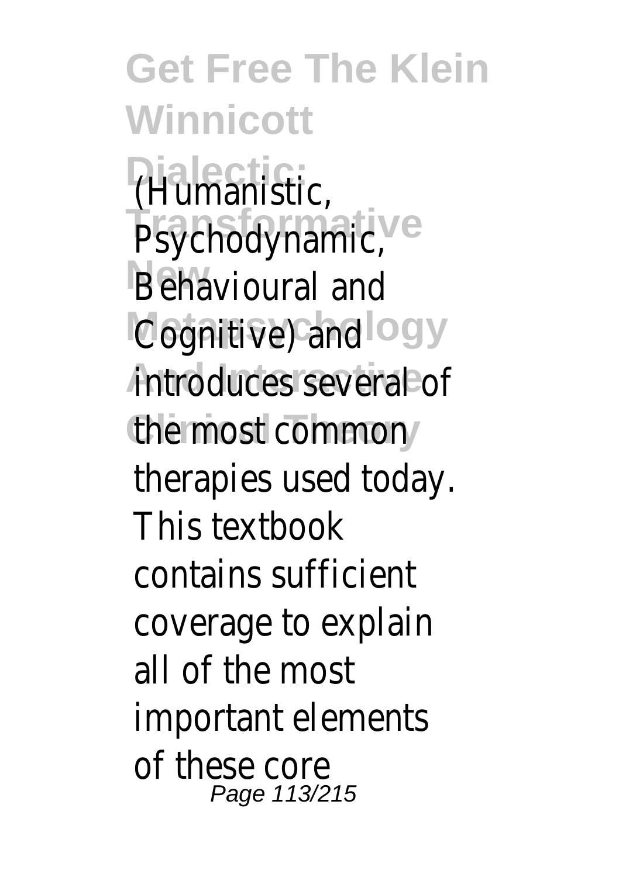(Humanistic, Psychodynamic, Behavioural and Cognitive) and introduces several of the most common therapies used today. This textbook contains sufficient coverage to explain all of the most important elements of these core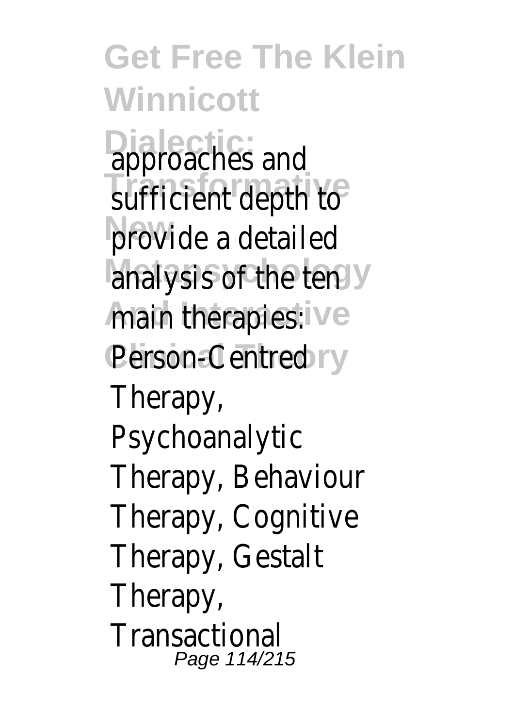approaches and sufficient depth to provide a detailed analysis of the ten main therapies: Person-Centred Therapy, Psychoanalytic Therapy, Behaviour Therapy, Cognitive Therapy, Gestalt Therapy, Transactional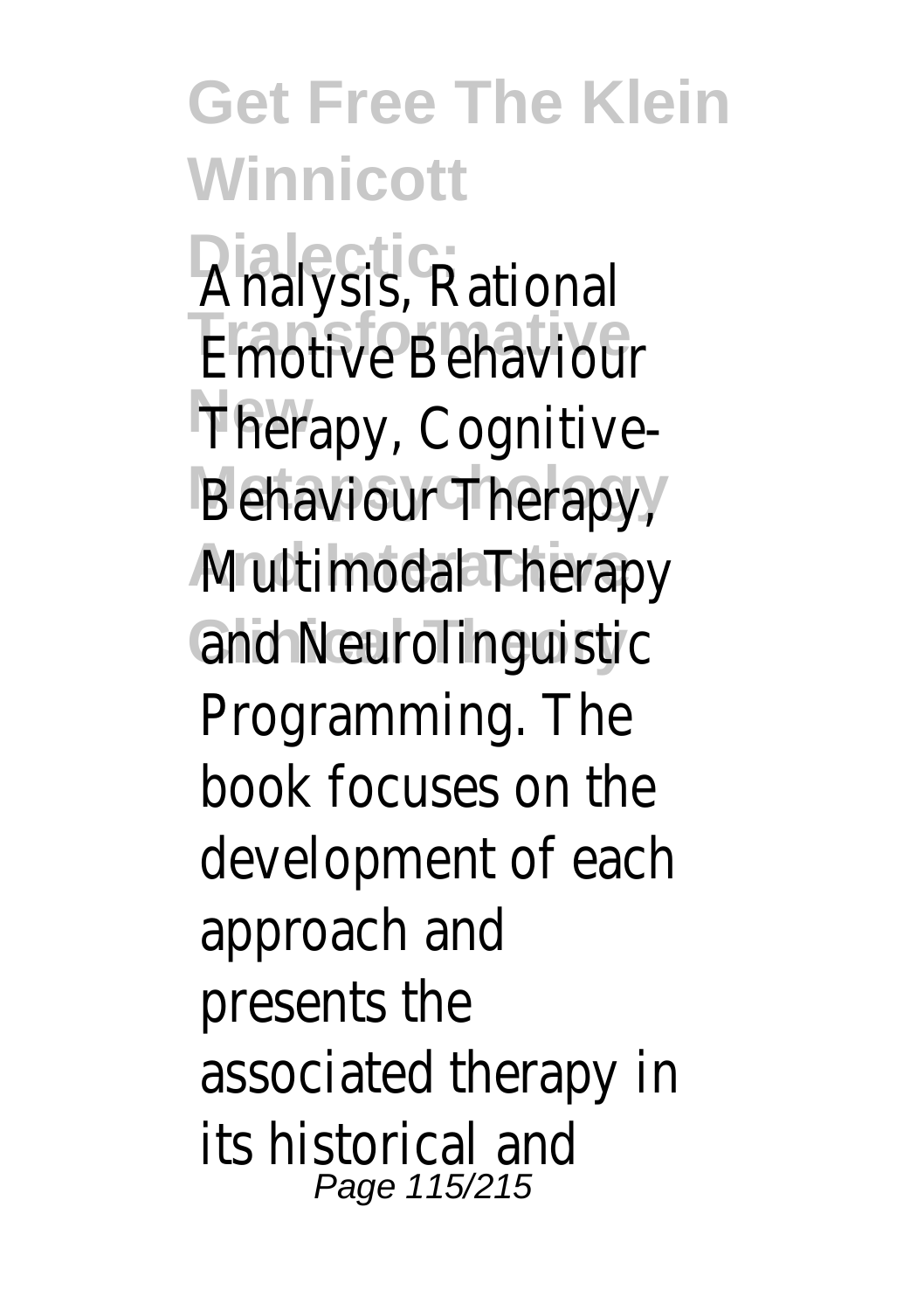Analysis, Rational Emotive Behaviour Therapy, Cognitive-Behaviour Therapy, Multimodal Therapy and Neurolinguistic Programming. The book focuses on the development of each approach and presents the associated therapy in its historical and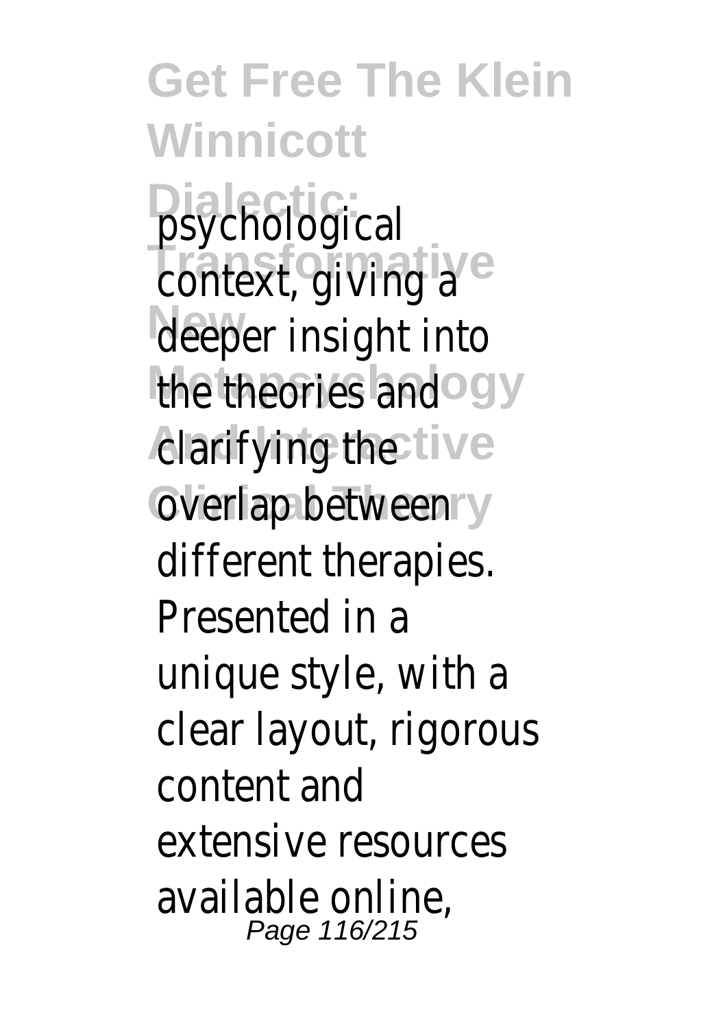psychological context, giving a deeper insight into the theories and clarifying the overlap between different therapies. Presented in a unique style, with a clear layout, rigorous content and extensive resources available online,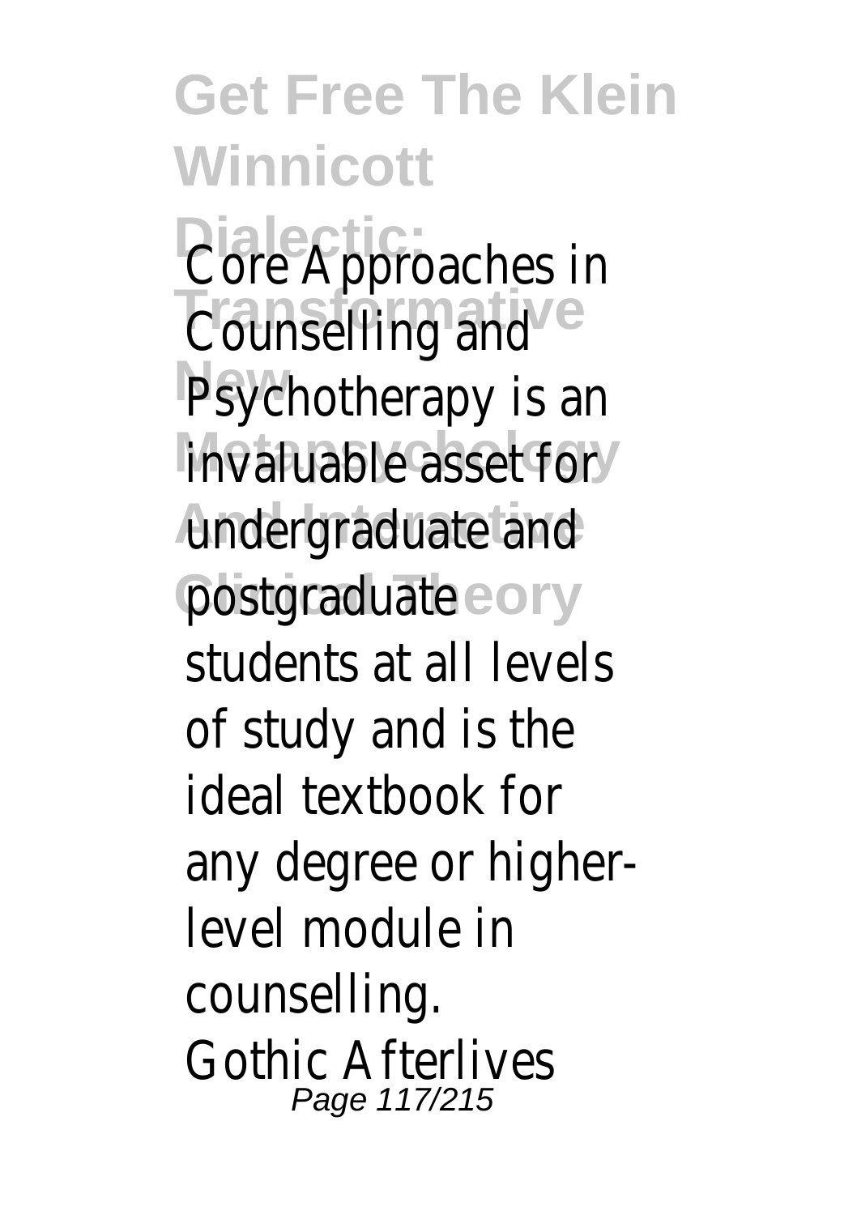Core Approaches in Counselling and Psychotherapy is an invaluable asset for undergraduate and postgraduate students at all levels of study and is the ideal textbook for any degree or higher-level module in counselling.

Gothic Afterlives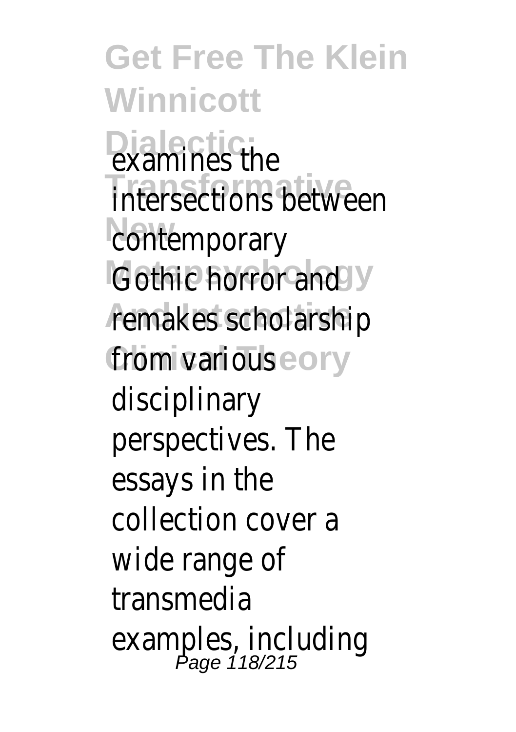examines the intersections between contemporary Gothic horror and remakes scholarship from various disciplinary perspectives. The essays in the collection cover a wide range of transmedia examples, including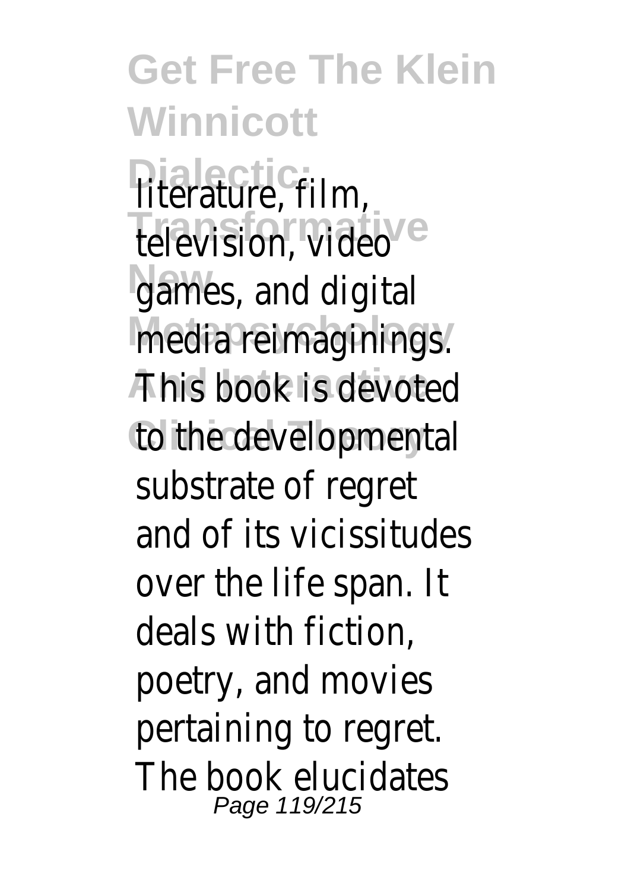literature, film, television, video games, and digital media reimaginings. This book is devoted to the developmental substrate of regret and of its vicissitudes over the life span. It deals with fiction, poetry, and movies pertaining to regret. The book elucidates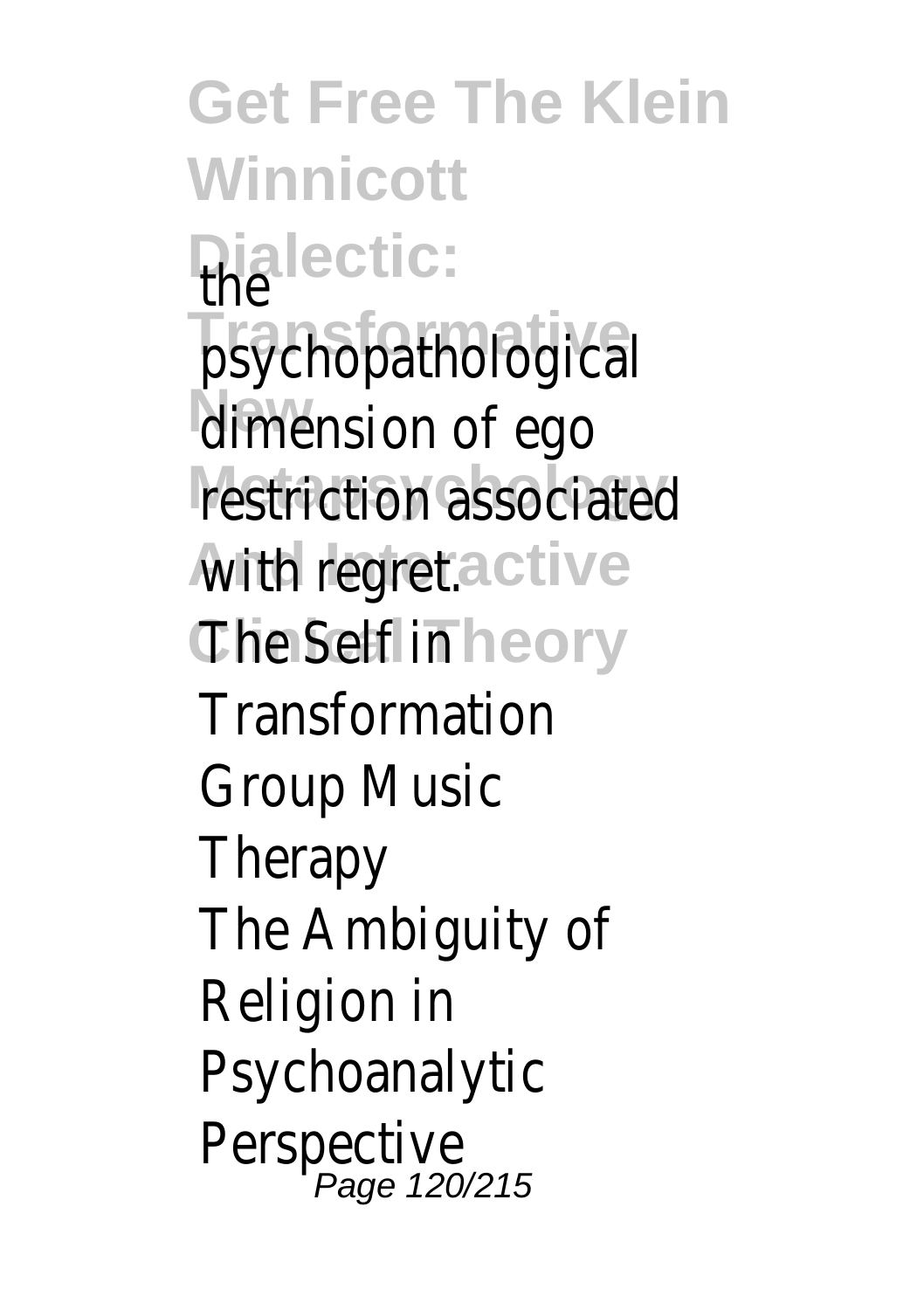the psychopathological dimension of ego restriction associated with regret.

The Self in Transformation

Group Music Therapy

The Ambiguity of Religion in Psychoanalytic Perspective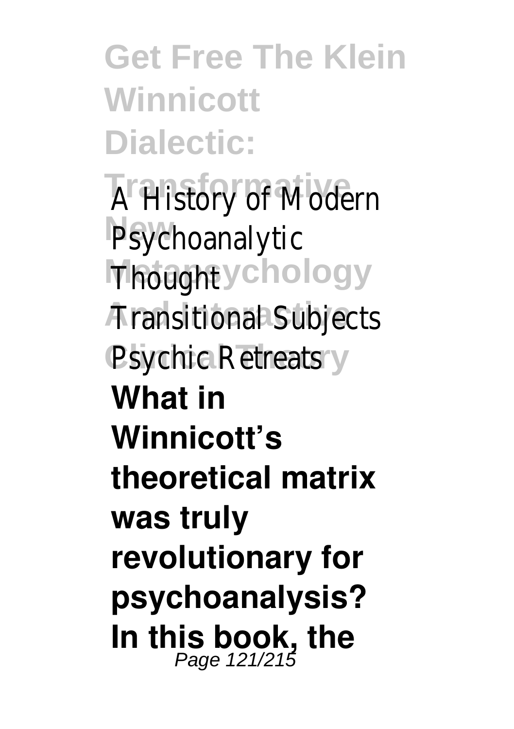A History of Modern Psychoanalytic Thought
Transitional Subjects
Psychic Retreats

**What in Winnicott's theoretical matrix was truly revolutionary for psychoanalysis? In this book, the**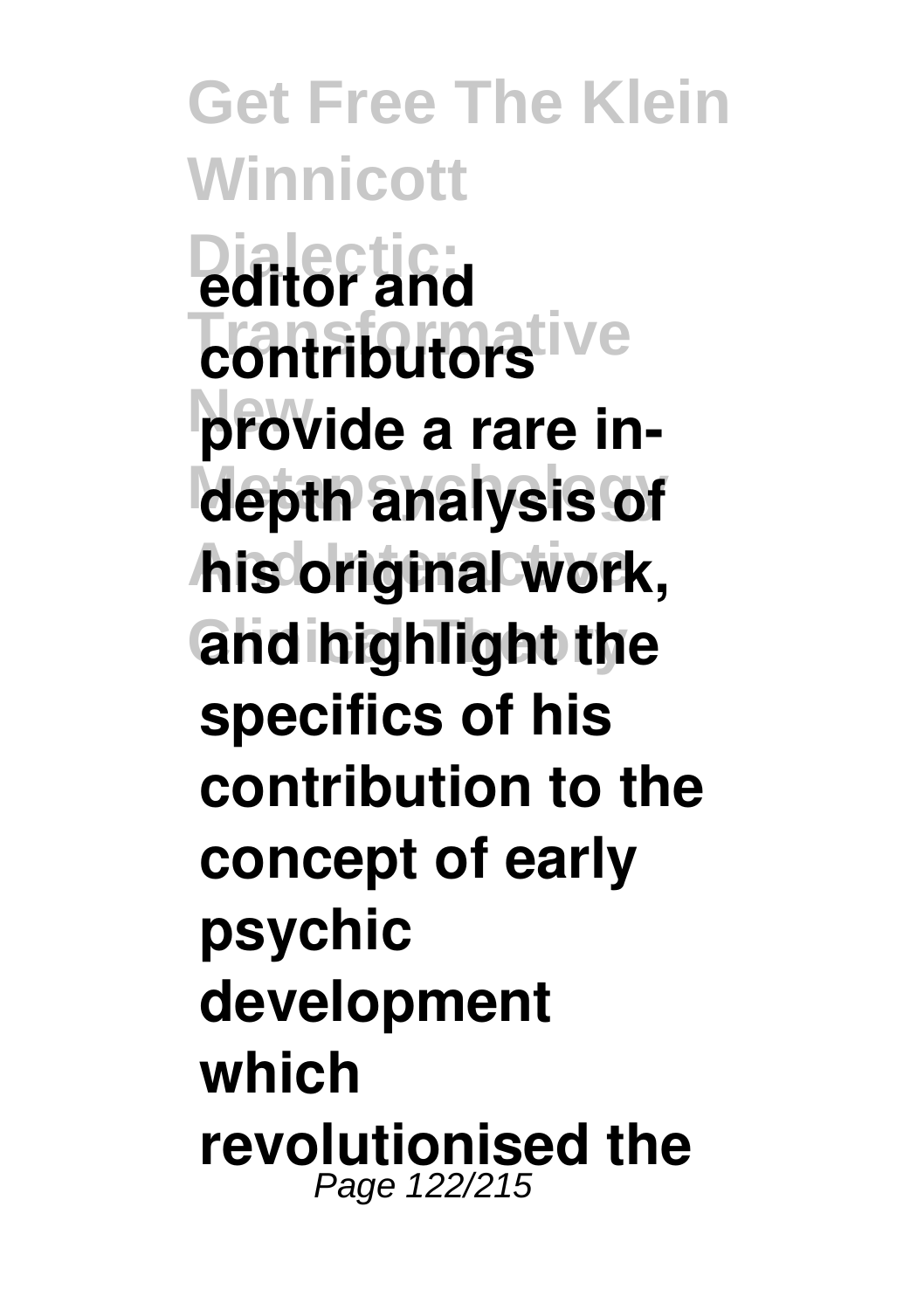**editor and contributors provide a rare in-depth analysis of his original work, and highlight the specifics of his contribution to the concept of early psychic development which revolutionised the**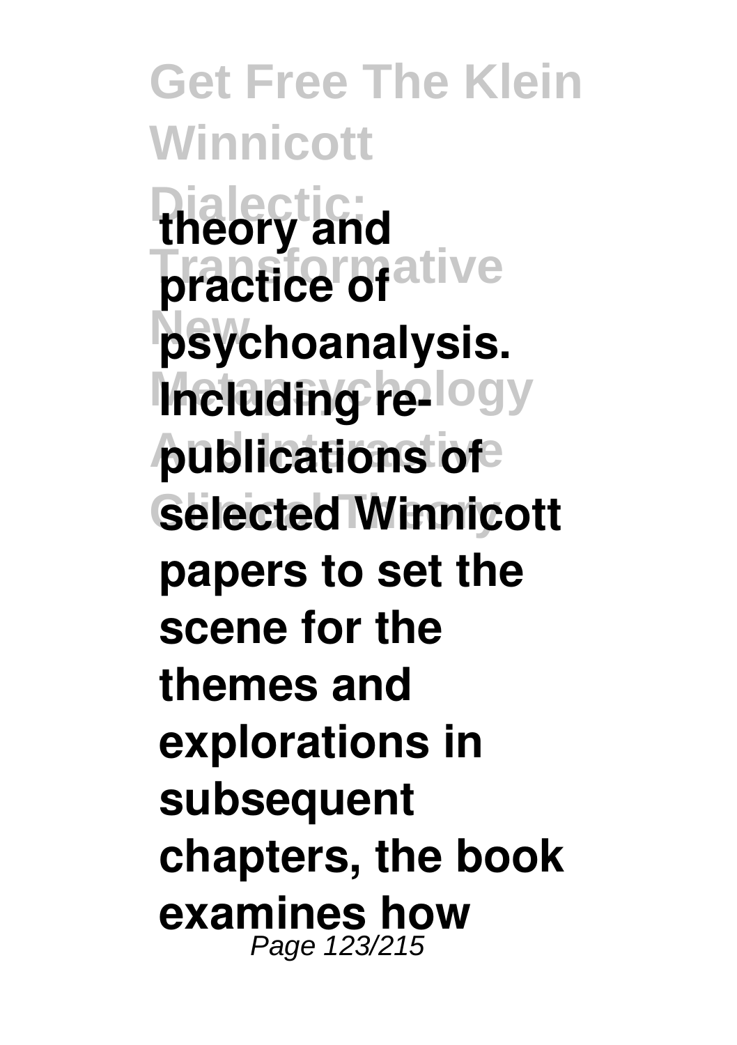**theory and practice of psychoanalysis. Including re-publications of selected Winnicott papers to set the scene for the themes and explorations in subsequent chapters, the book examines how**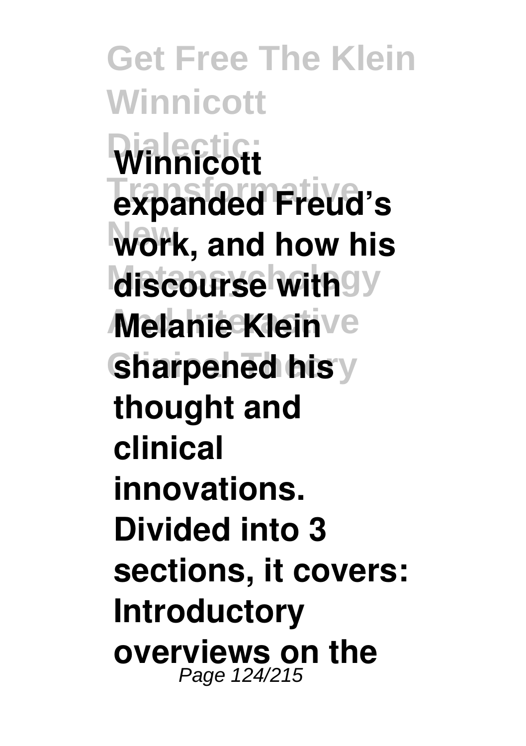**Winnicott expanded Freud's work, and how his discourse with Melanie Klein sharpened his thought and clinical innovations. Divided into 3 sections, it covers: Introductory overviews on the**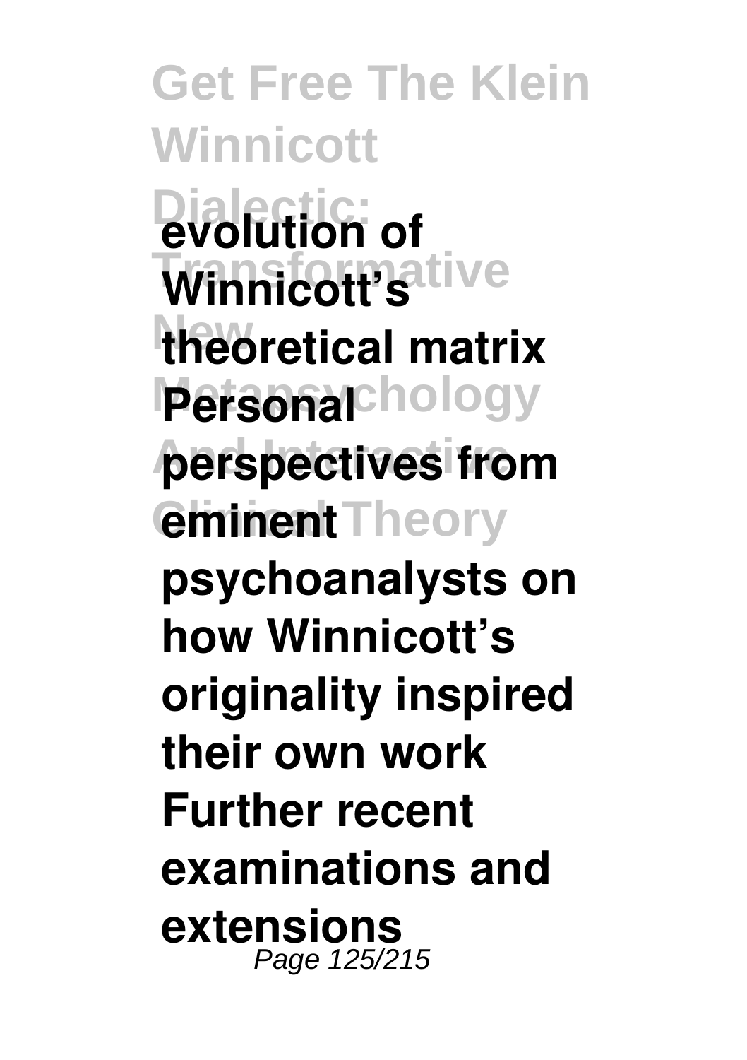**evolution of Winnicott's theoretical matrix Personal perspectives from eminent psychoanalysts on how Winnicott's originality inspired their own work Further recent examinations and extensions**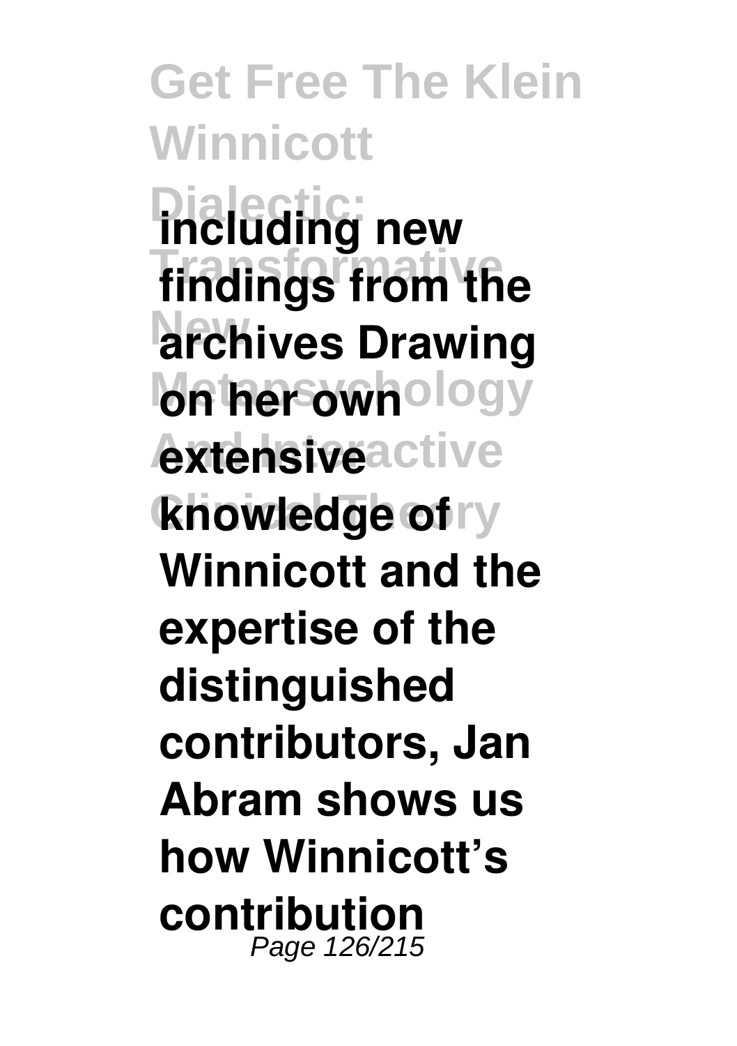**including new findings from the archives Drawing on her own extensive knowledge of Winnicott and the expertise of the distinguished contributors, Jan Abram shows us how Winnicott's contribution**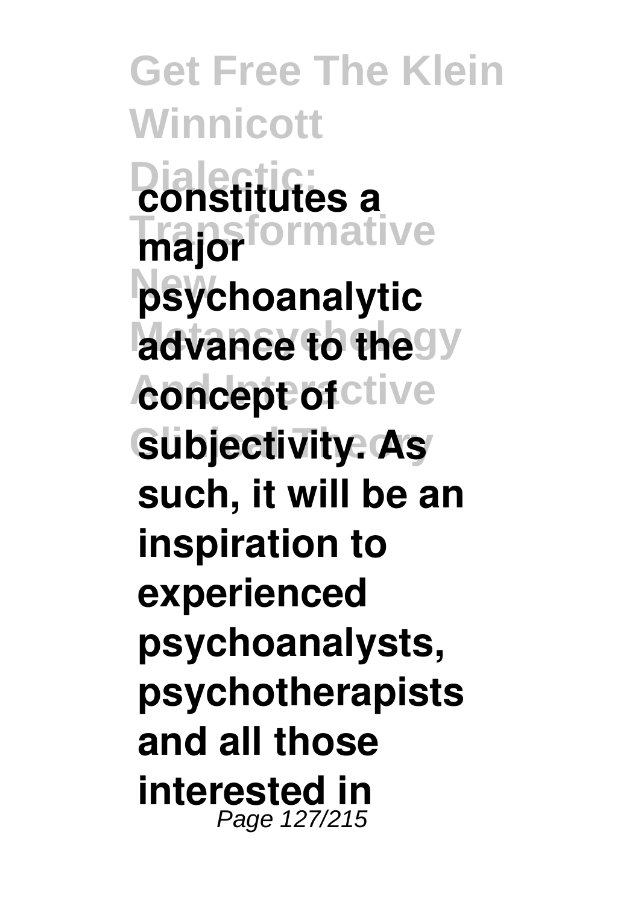**constitutes a major psychoanalytic advance to the concept of subjectivity. As such, it will be an inspiration to experienced psychoanalysts, psychotherapists and all those interested in**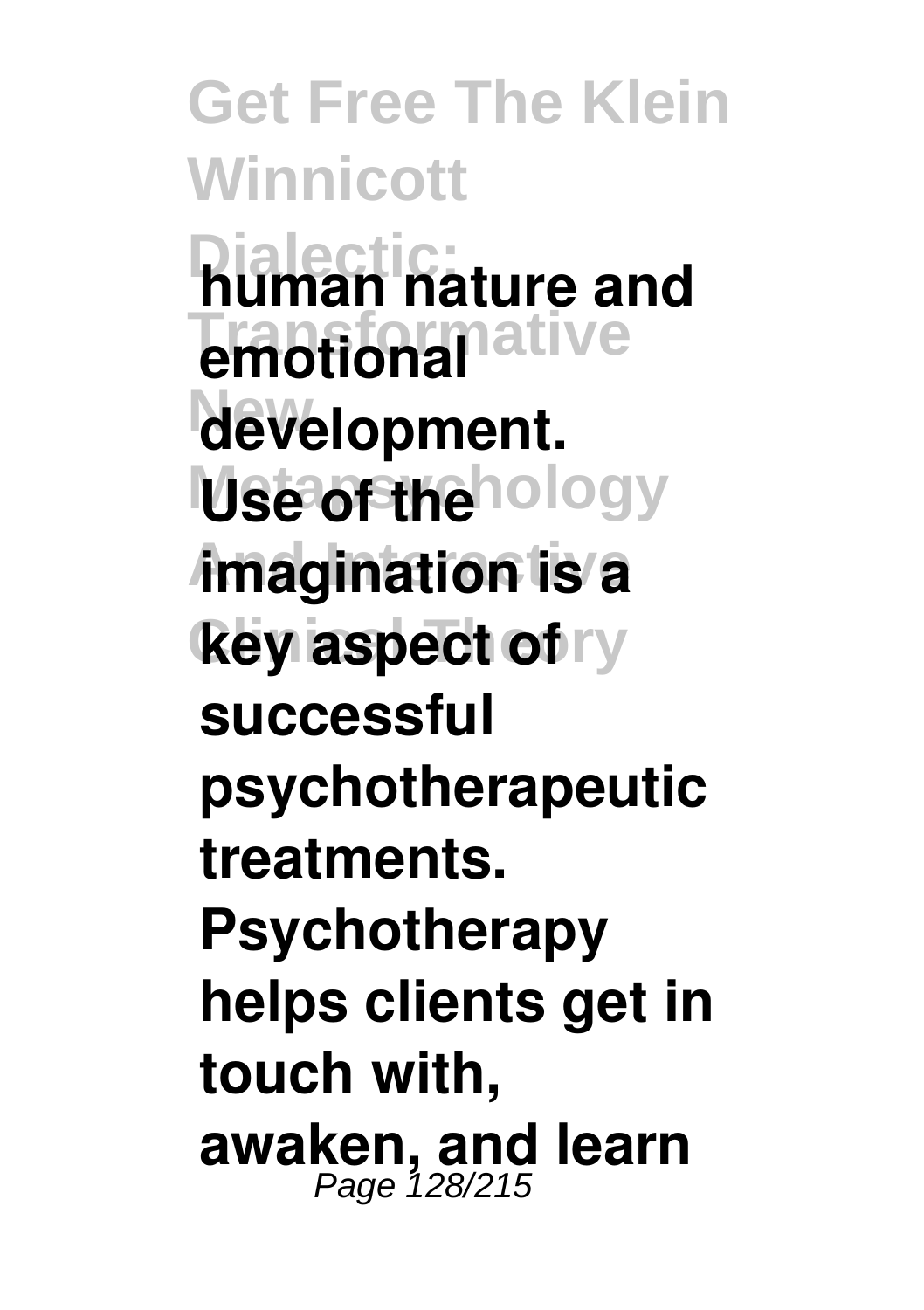**human nature and emotional development. Use of the imagination is a key aspect of successful psychotherapeutic treatments. Psychotherapy helps clients get in touch with, awaken, and learn**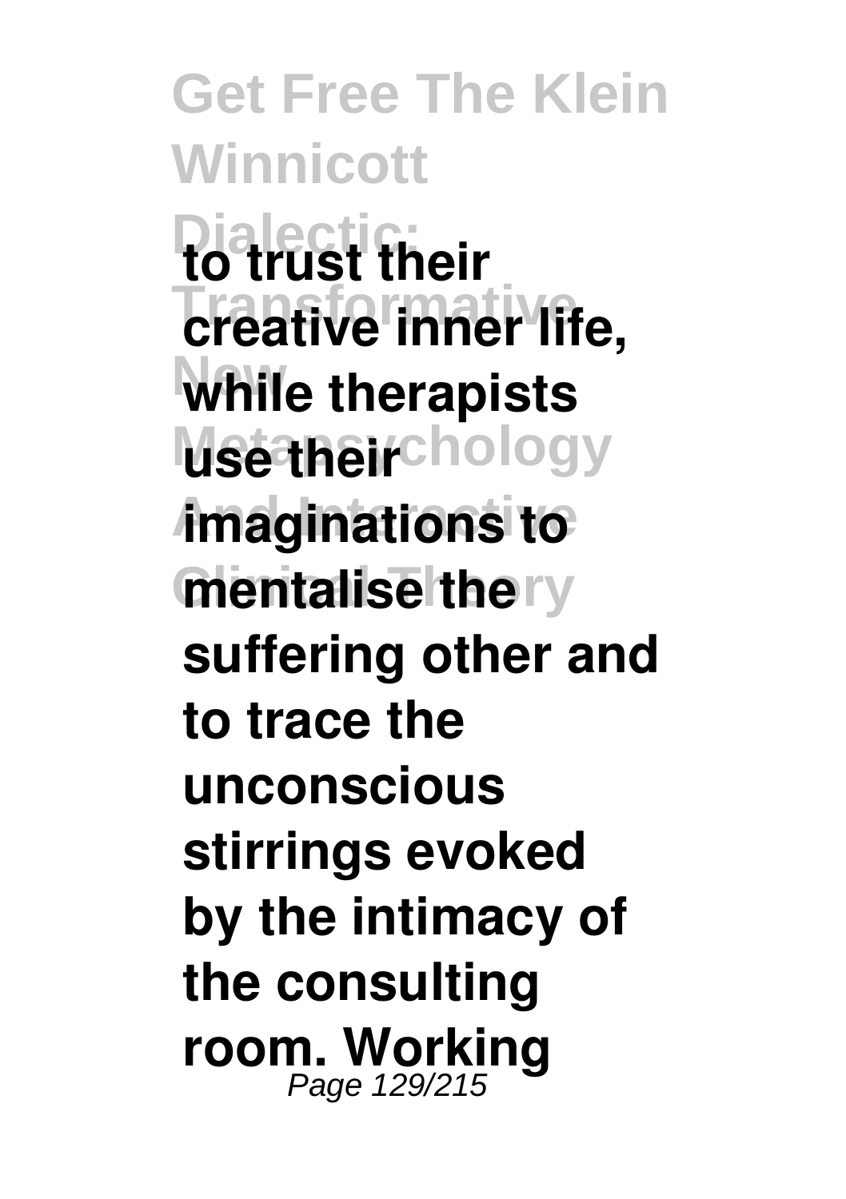**to trust their creative inner life, while therapists use their imaginations to mentalise the suffering other and to trace the unconscious stirrings evoked by the intimacy of the consulting room. Working**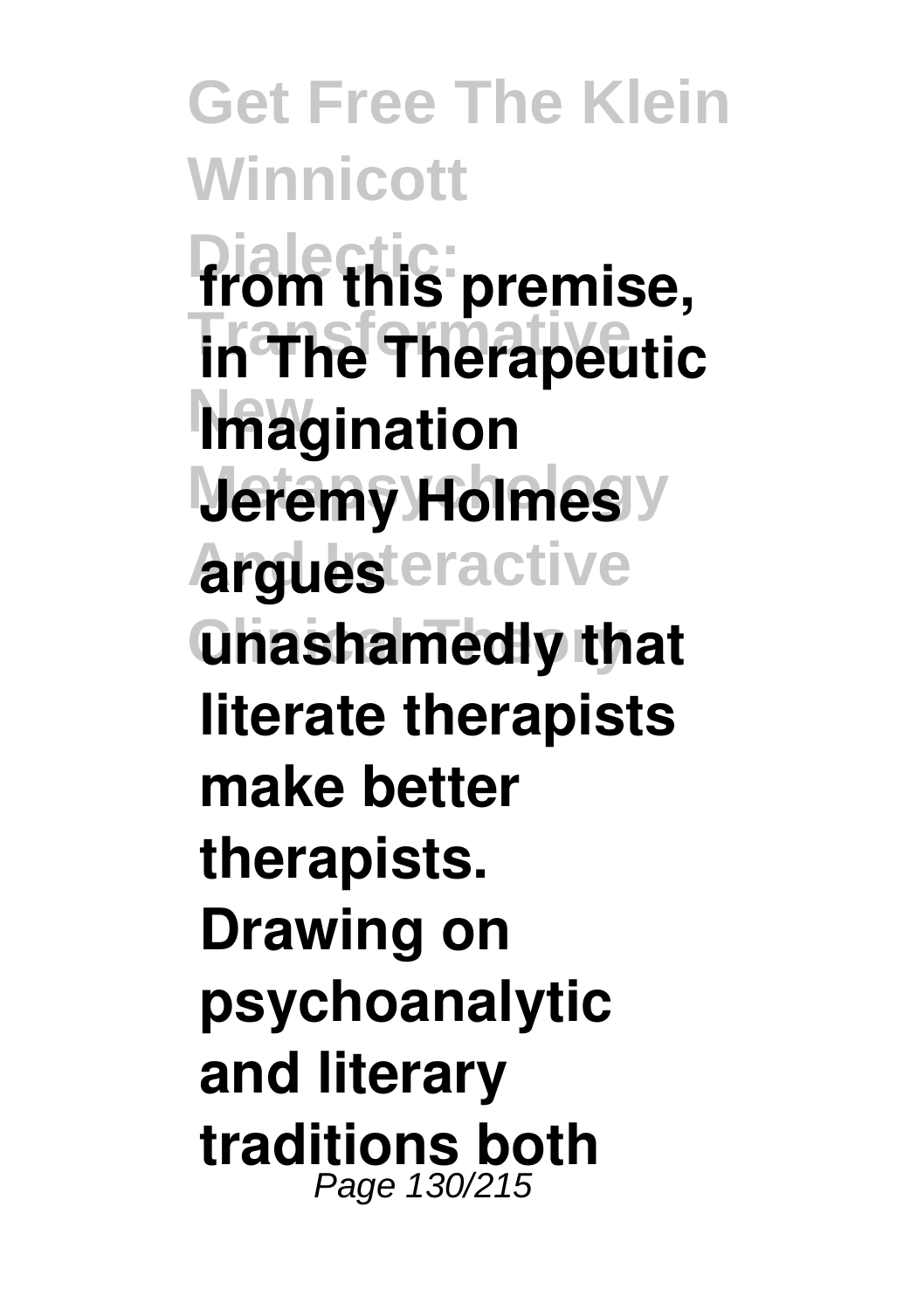**from this premise, in The Therapeutic Imagination Jeremy Holmes argues unashamedly that literate therapists make better therapists. Drawing on psychoanalytic and literary traditions both**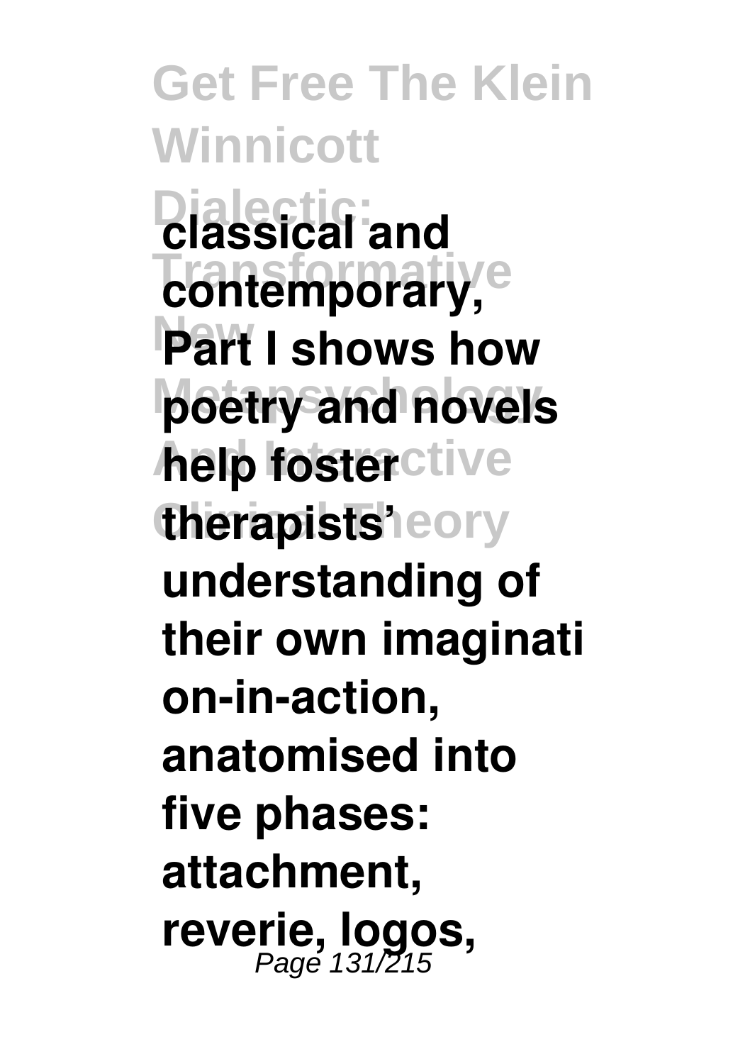**classical and contemporary, Part I shows how poetry and novels help foster therapists' understanding of their own imaginati on-in-action, anatomised into five phases: attachment, reverie, logos,**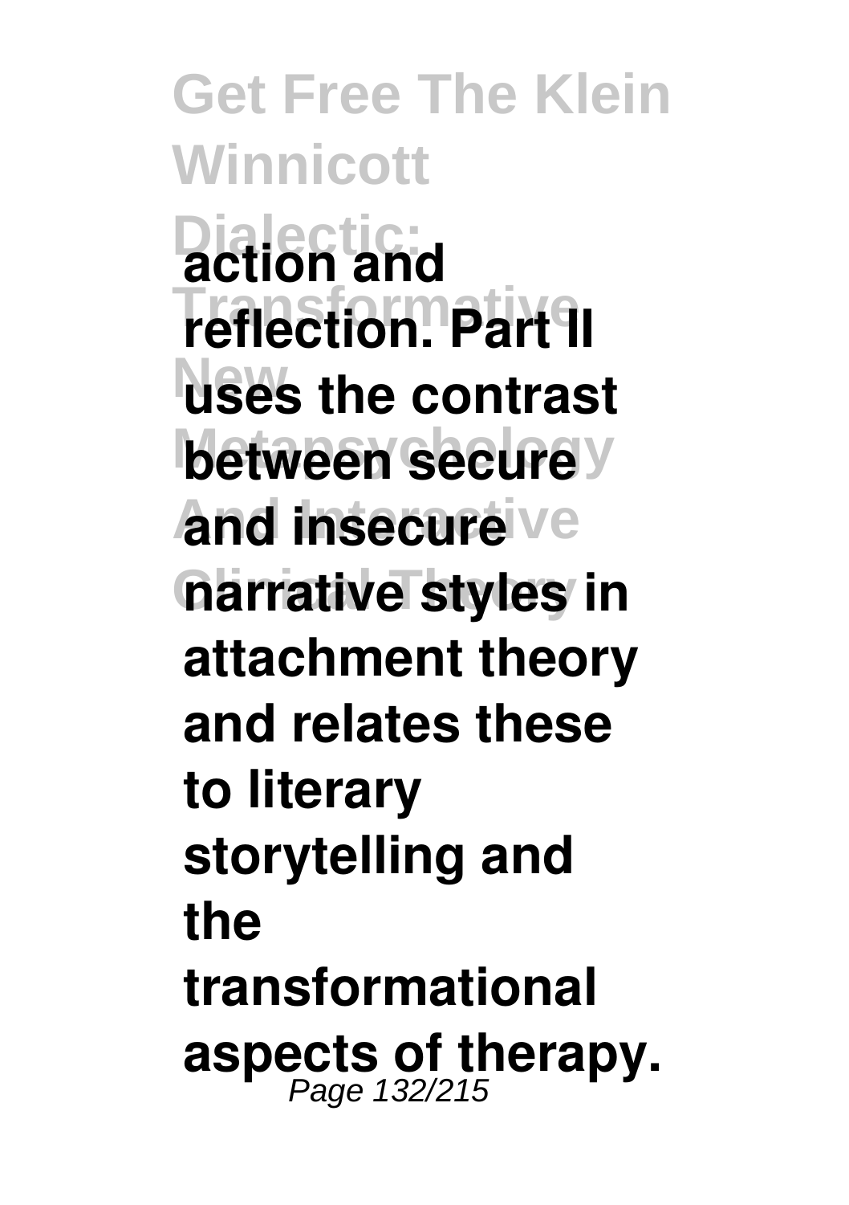**action and reflection. Part II uses the contrast between secure and insecure narrative styles in attachment theory and relates these to literary storytelling and the transformational aspects of therapy.**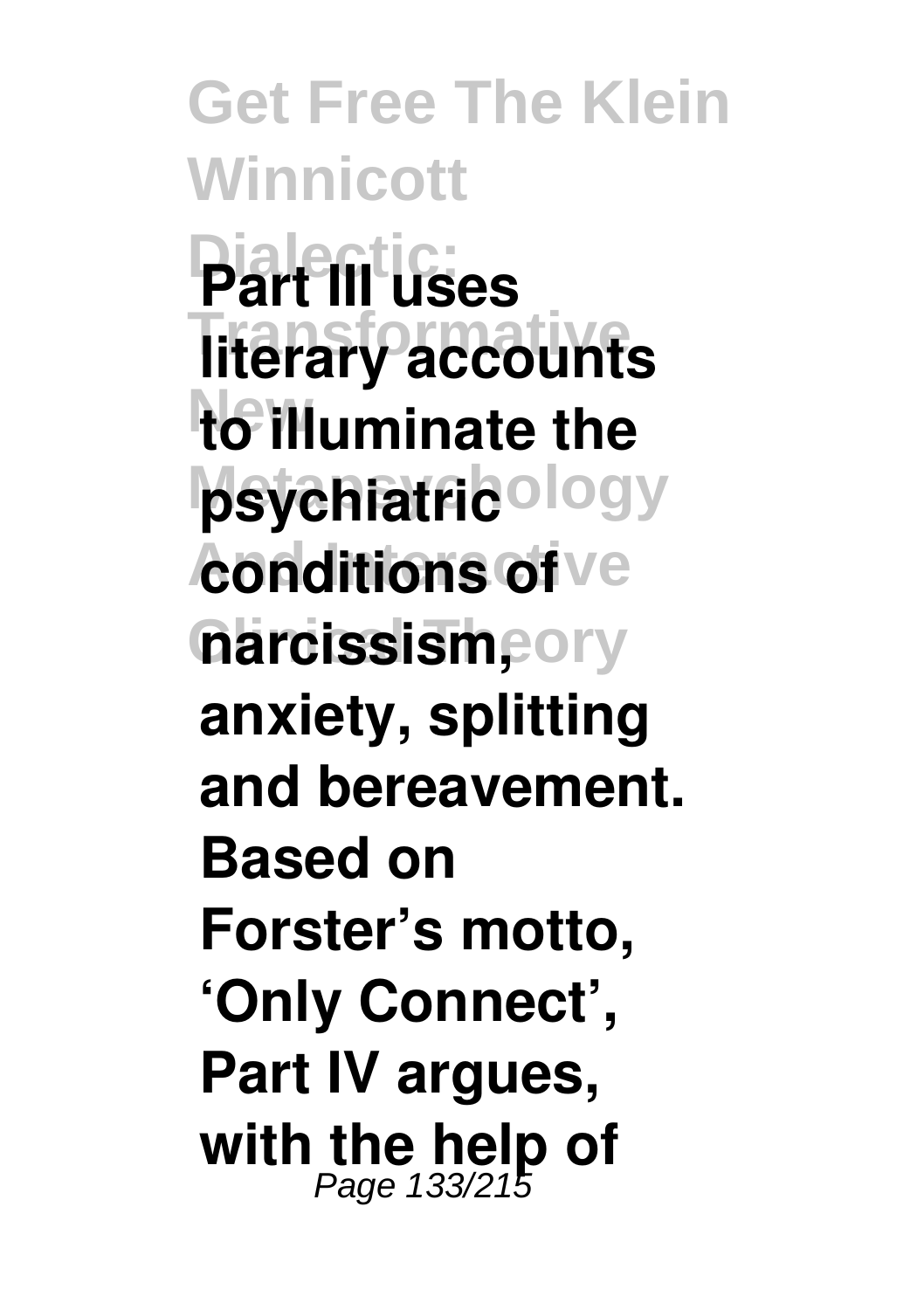**Part III uses literary accounts to illuminate the psychiatric conditions of narcissism, anxiety, splitting and bereavement. Based on Forster's motto, 'Only Connect', Part IV argues, with the help of**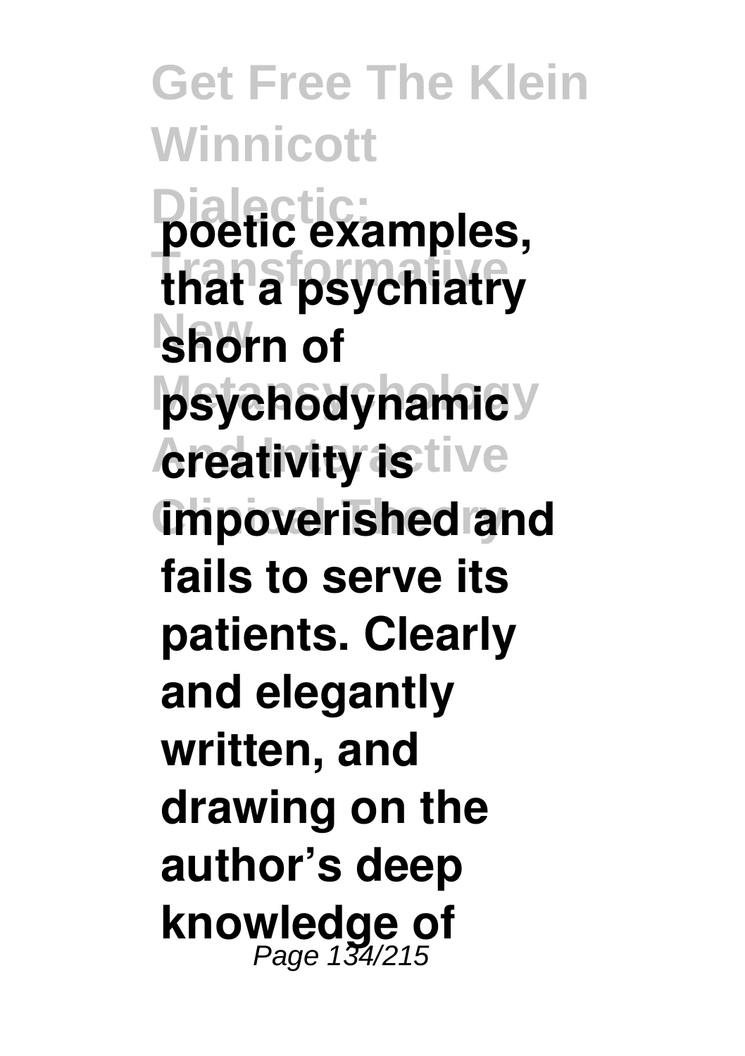**poetic examples, that a psychiatry shorn of psychodynamic creativity is impoverished and fails to serve its patients. Clearly and elegantly written, and drawing on the author's deep knowledge of**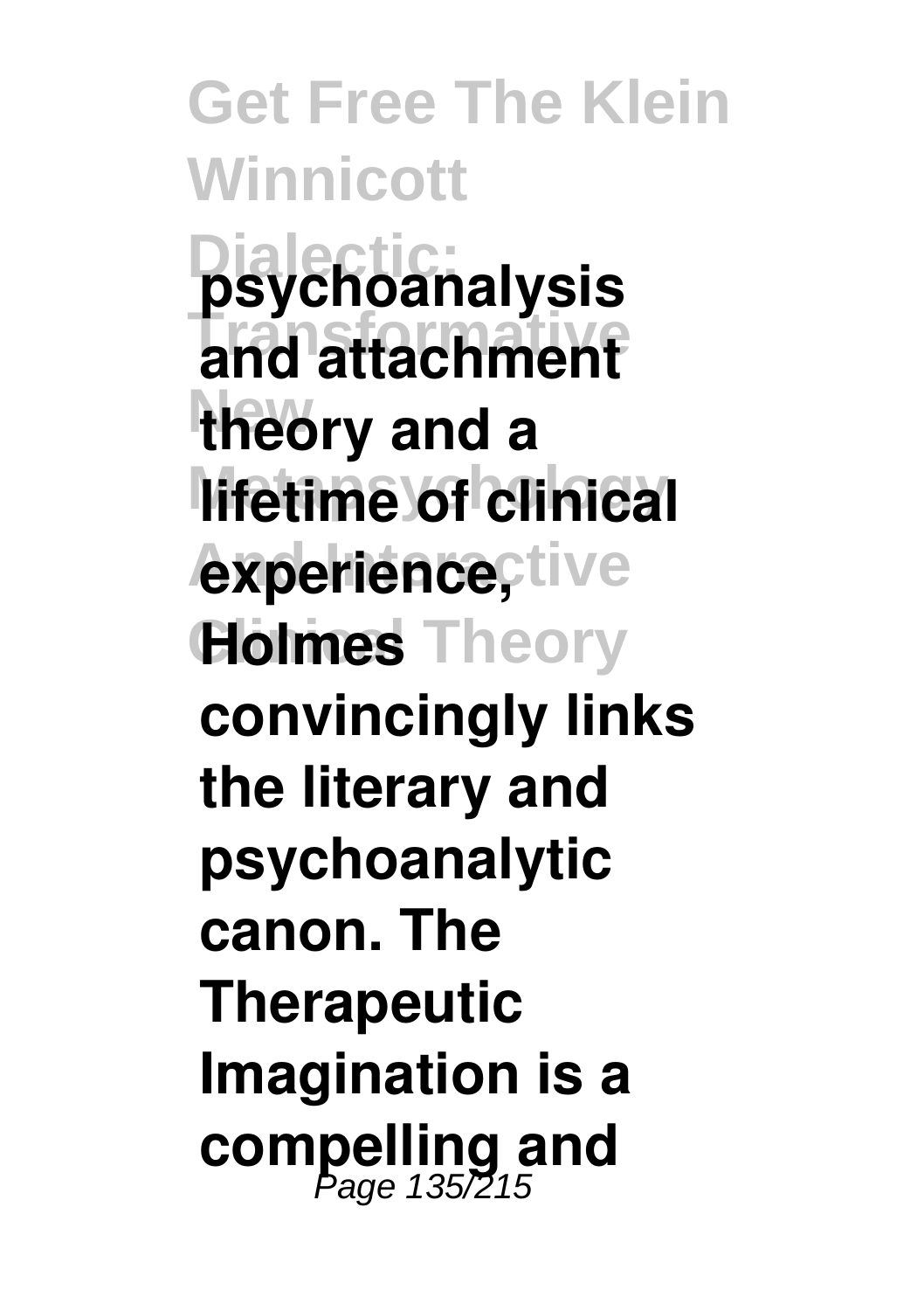**psychoanalysis and attachment theory and a lifetime of clinical experience, Holmes convincingly links the literary and psychoanalytic canon. The Therapeutic Imagination is a compelling and**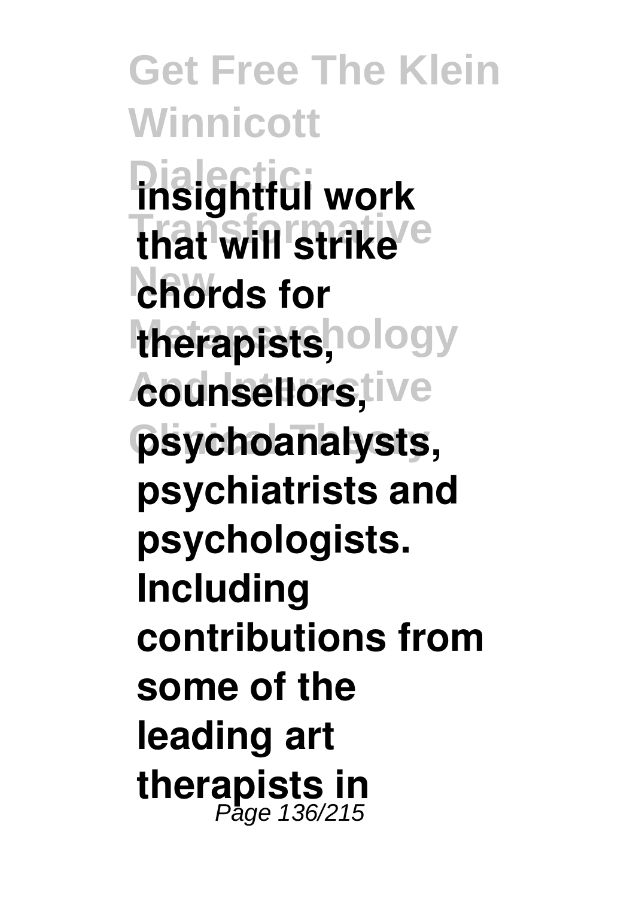**insightful work that will strike chords for therapists, counsellors, psychoanalysts, psychiatrists and psychologists. Including contributions from some of the leading art therapists in**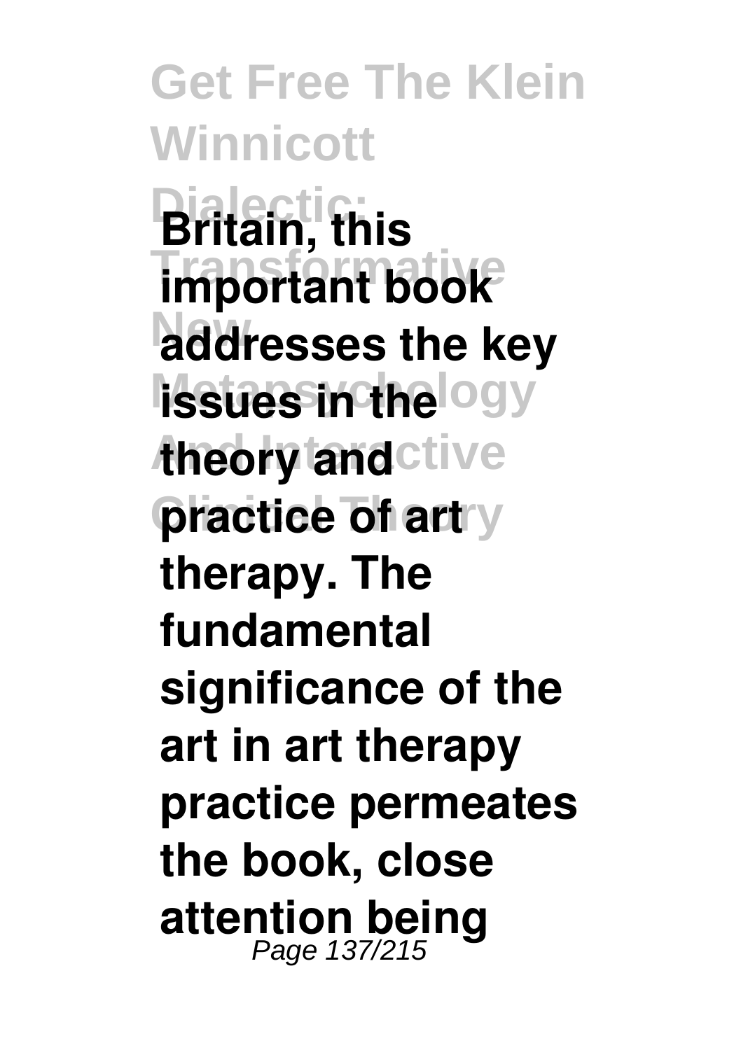**Britain, this important book addresses the key issues in the theory and practice of art therapy. The fundamental significance of the art in art therapy practice permeates the book, close attention being**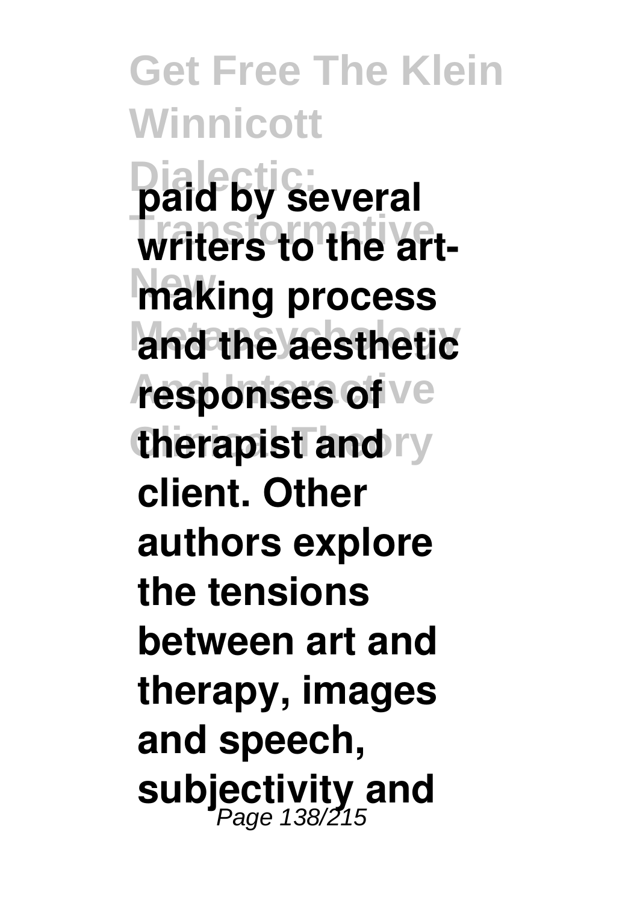**paid by several writers to the art-making process and the aesthetic responses of therapist and client. Other authors explore the tensions between art and therapy, images and speech, subjectivity and**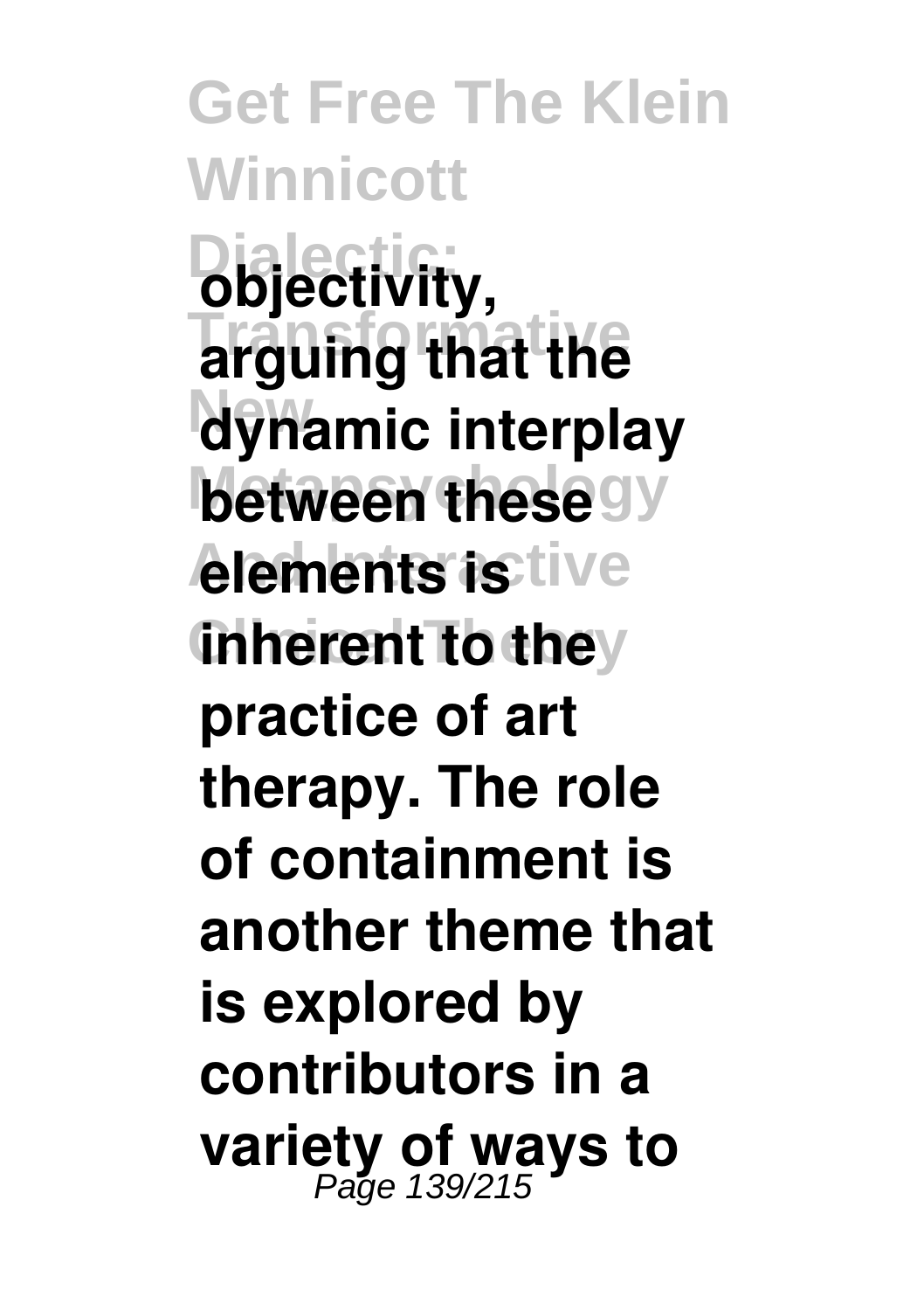**objectivity, arguing that the dynamic interplay between these elements is inherent to the practice of art therapy. The role of containment is another theme that is explored by contributors in a variety of ways to**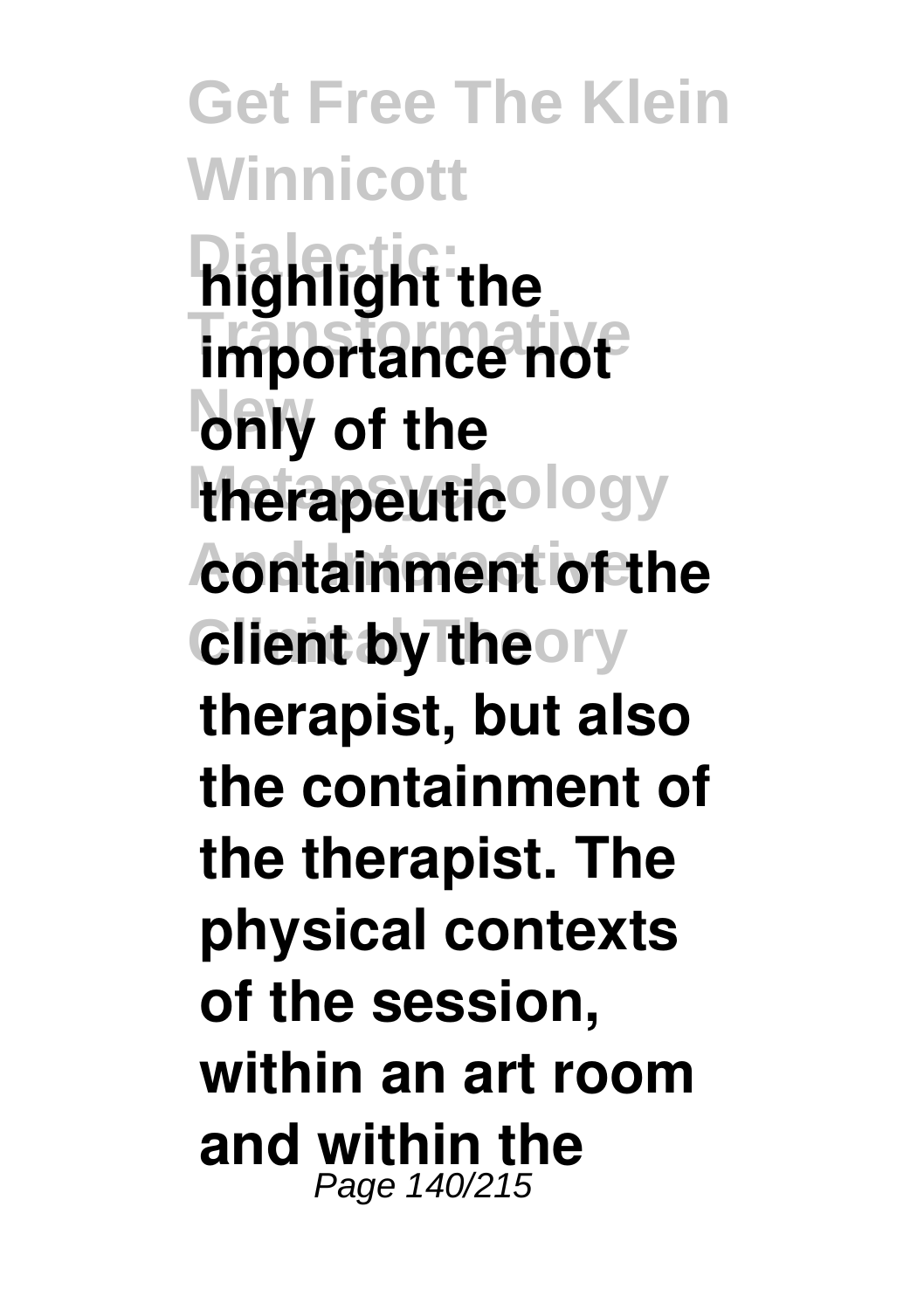**highlight the importance not only of the therapeutic containment of the client by the therapist, but also the containment of the therapist. The physical contexts of the session, within an art room and within the**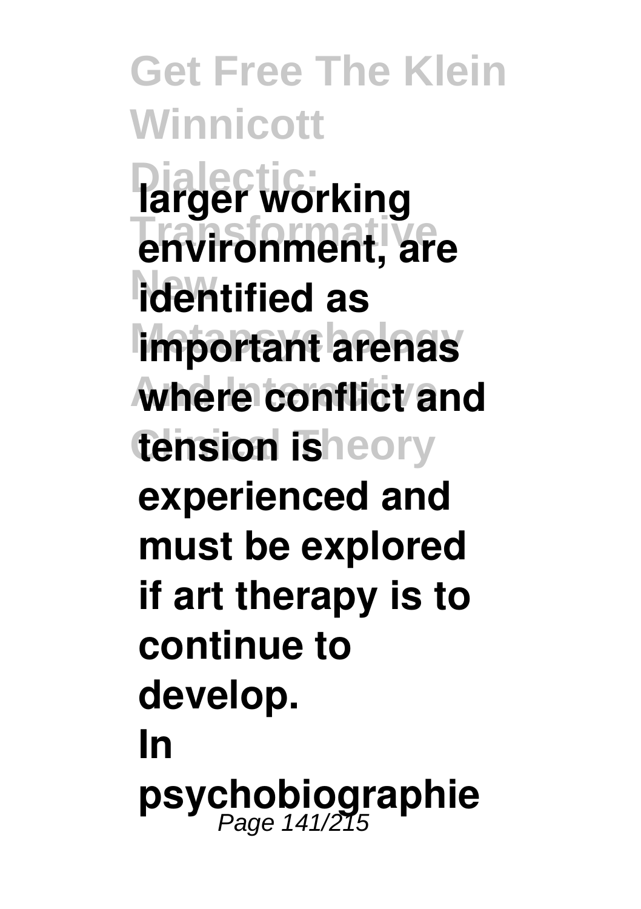**larger working environment, are identified as important arenas where conflict and tension is experienced and must be explored if art therapy is to continue to develop.**

**In psychobiographie**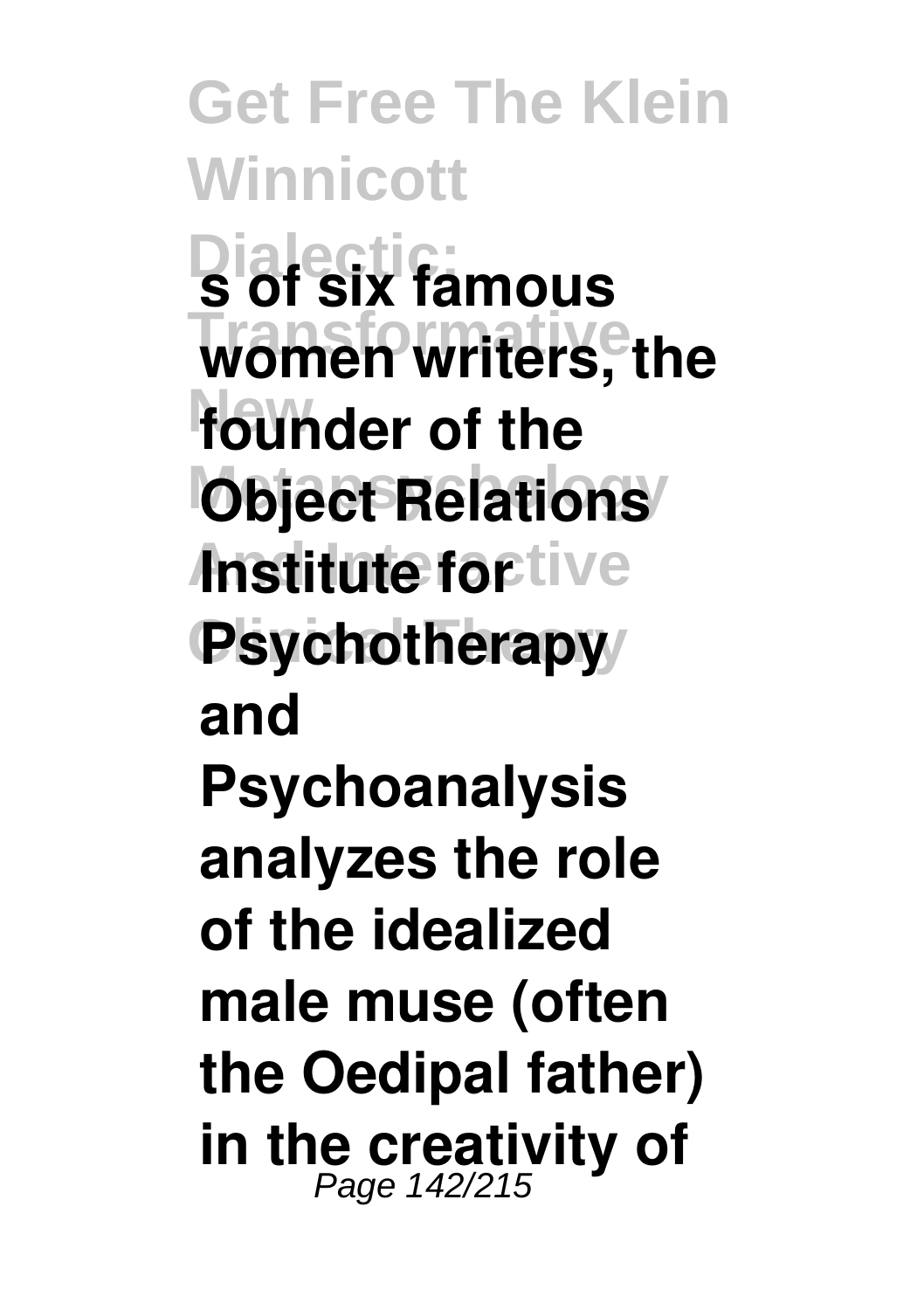**s of six famous women writers, the founder of the Object Relations Institute for Psychotherapy and Psychoanalysis analyzes the role of the idealized male muse (often the Oedipal father) in the creativity of**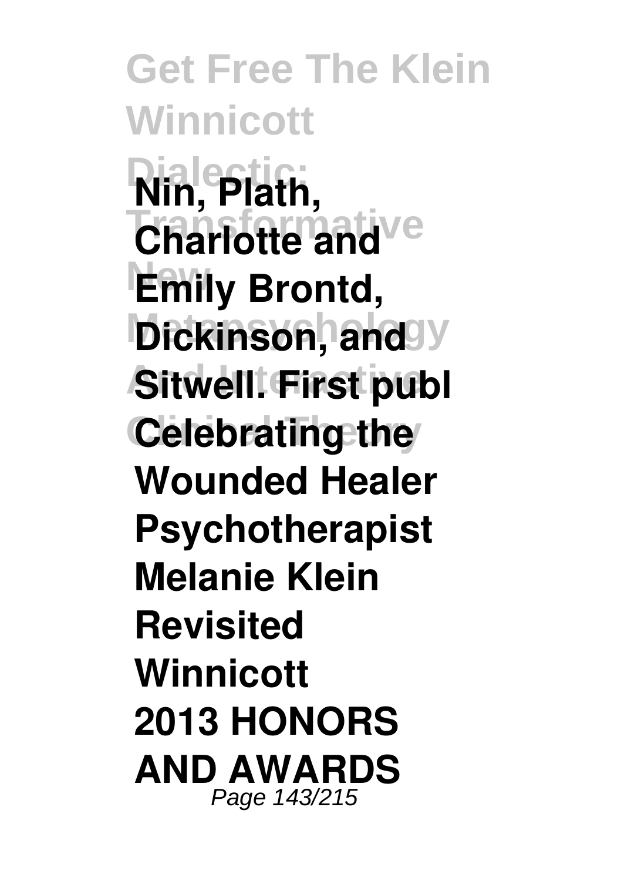**Nin, Plath, Charlotte and Emily Brontd, Dickinson, and Sitwell. First publ**

**Celebrating the Wounded Healer Psychotherapist**

**Melanie Klein Revisited**

**Winnicott**

**2013 HONORS AND AWARDS**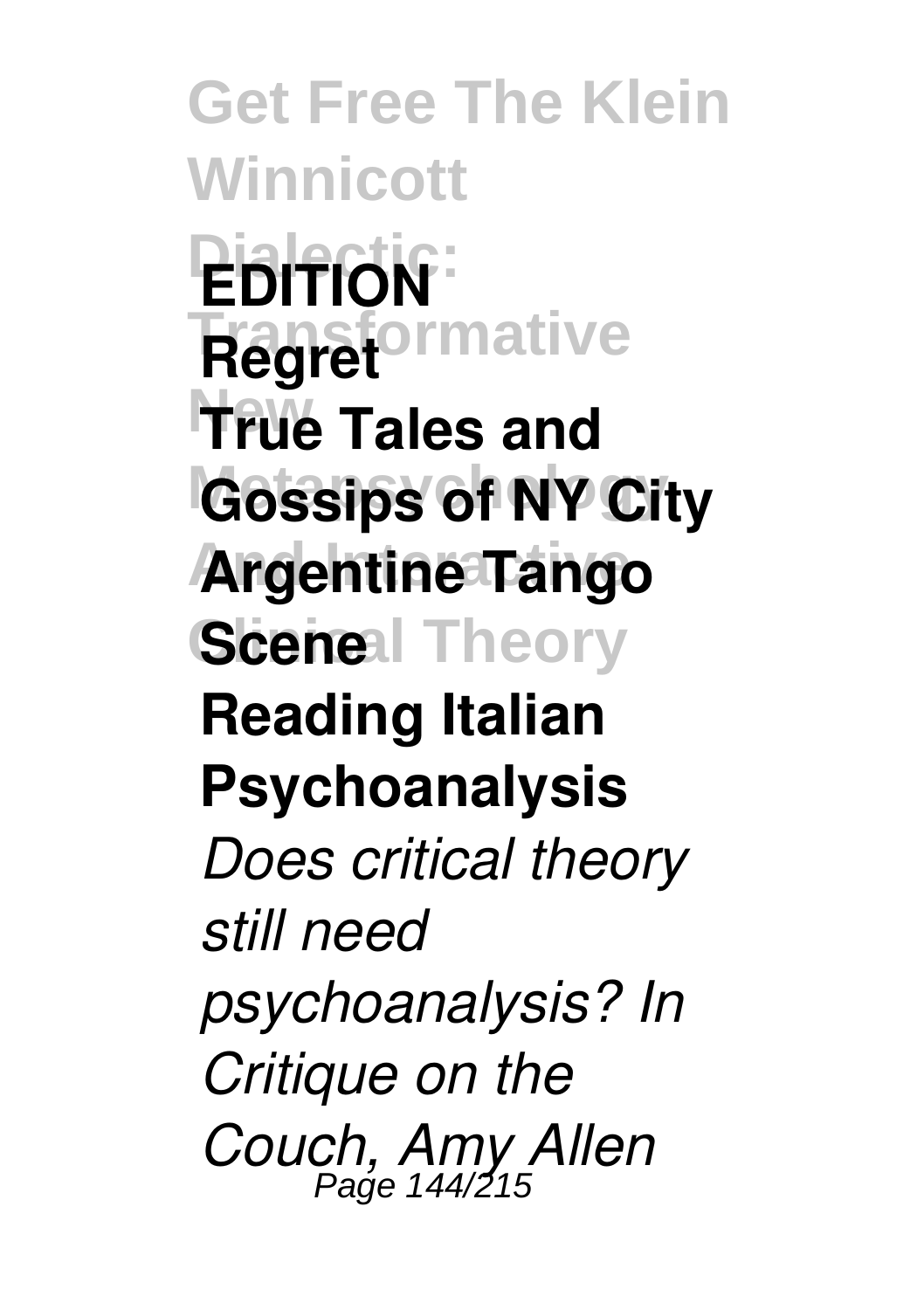**EDITION**

**Regret**

**True Tales and Gossips of NY City Argentine Tango Scene**

**Reading Italian Psychoanalysis**

*Does critical theory still need psychoanalysis? In Critique on the Couch, Amy Allen*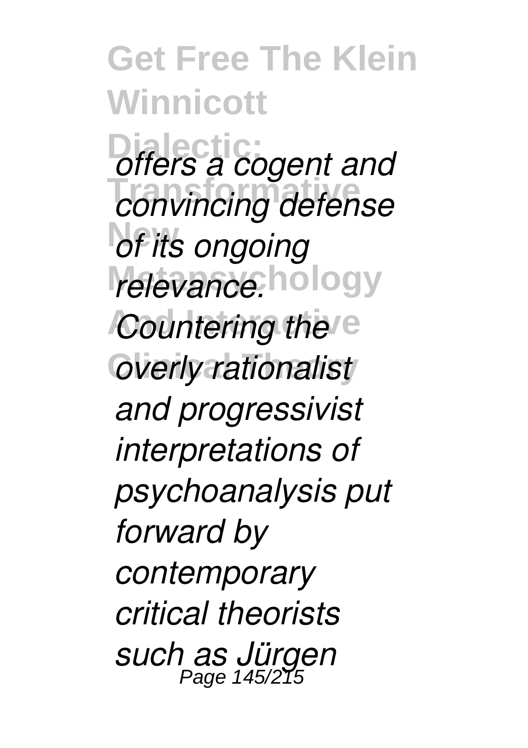*offers a cogent and convincing defense of its ongoing relevance. Countering the overly rationalist and progressivist interpretations of psychoanalysis put forward by contemporary critical theorists such as Jürgen*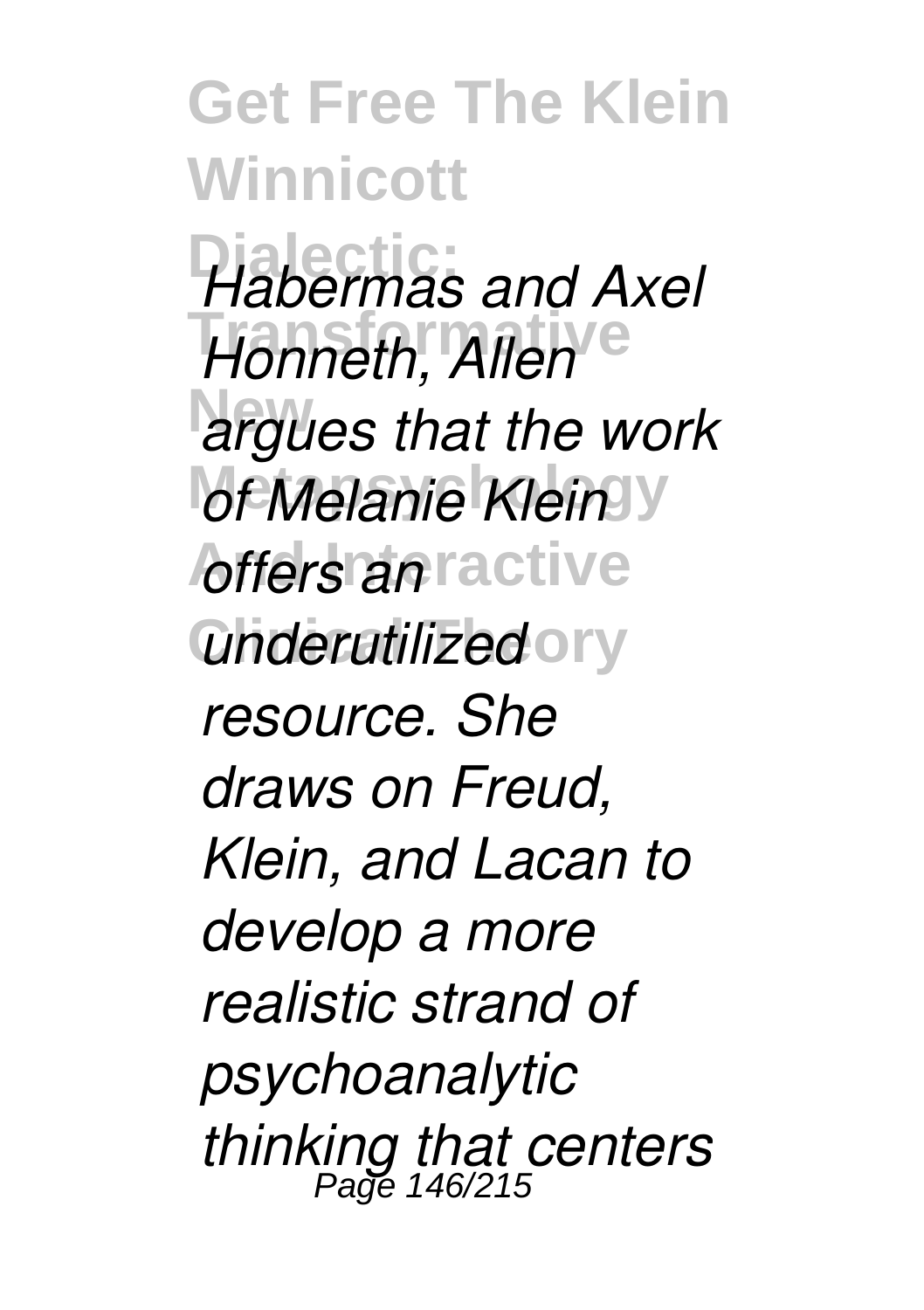*Habermas and Axel Honneth, Allen argues that the work of Melanie Klein offers an underutilized resource. She draws on Freud, Klein, and Lacan to develop a more realistic strand of psychoanalytic thinking that centers*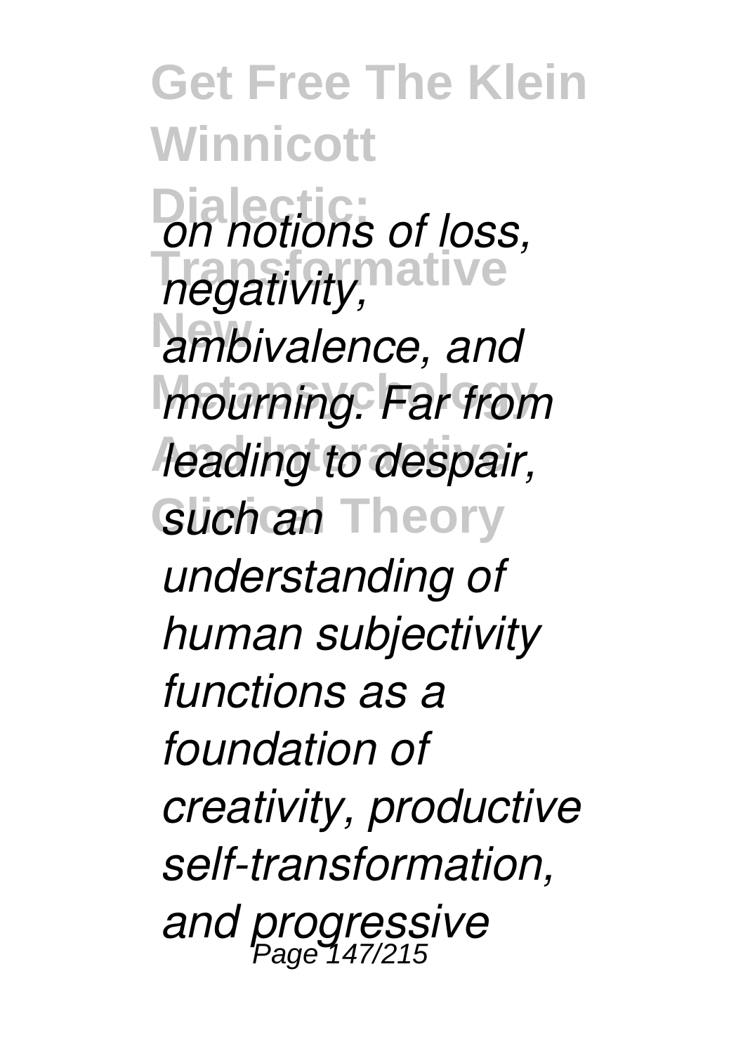*on notions of loss, negativity, ambivalence, and mourning. Far from leading to despair, such an understanding of human subjectivity functions as a foundation of creativity, productive self-transformation, and progressive*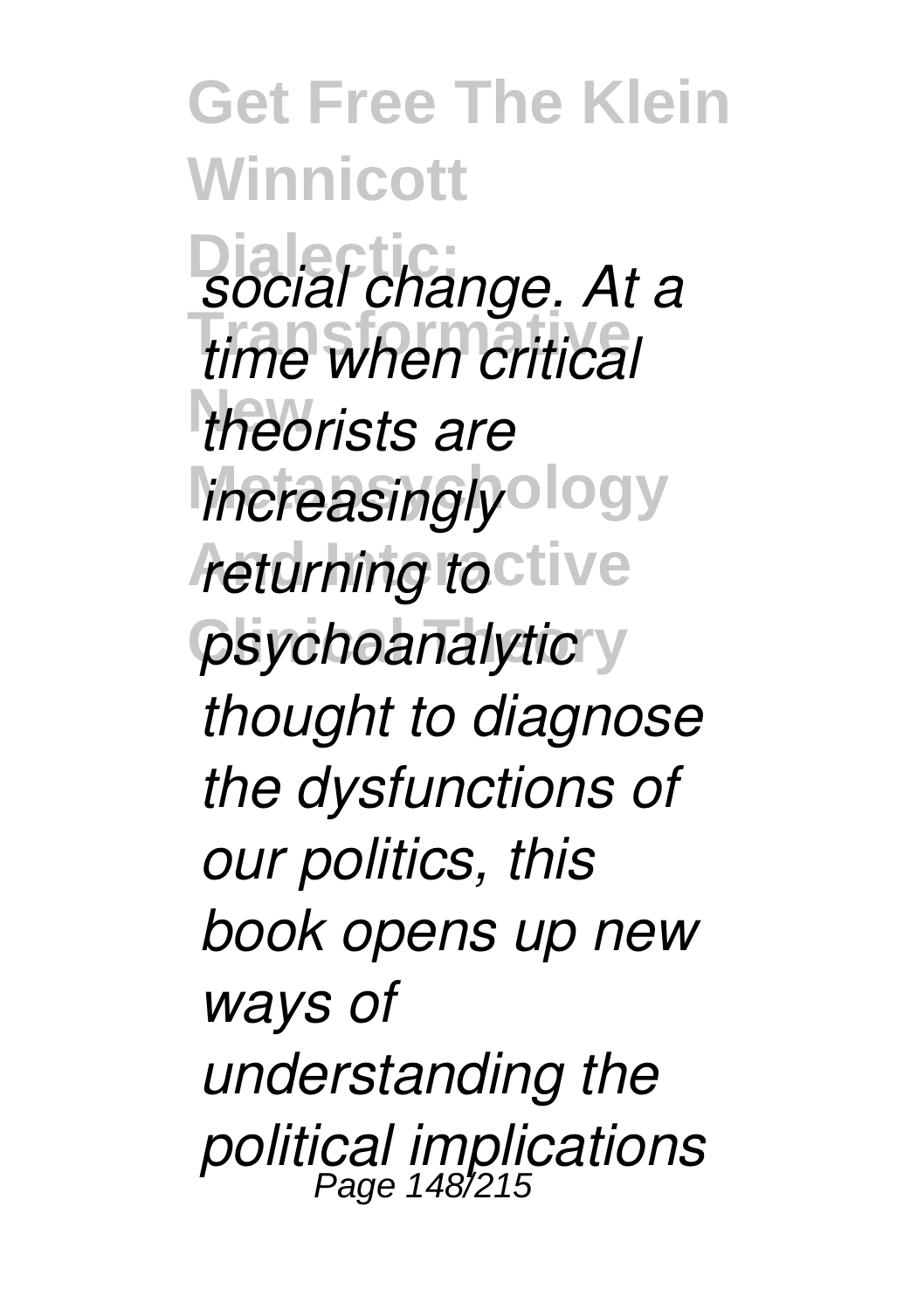*social change. At a time when critical theorists are increasingly returning to psychoanalytic thought to diagnose the dysfunctions of our politics, this book opens up new ways of understanding the political implications*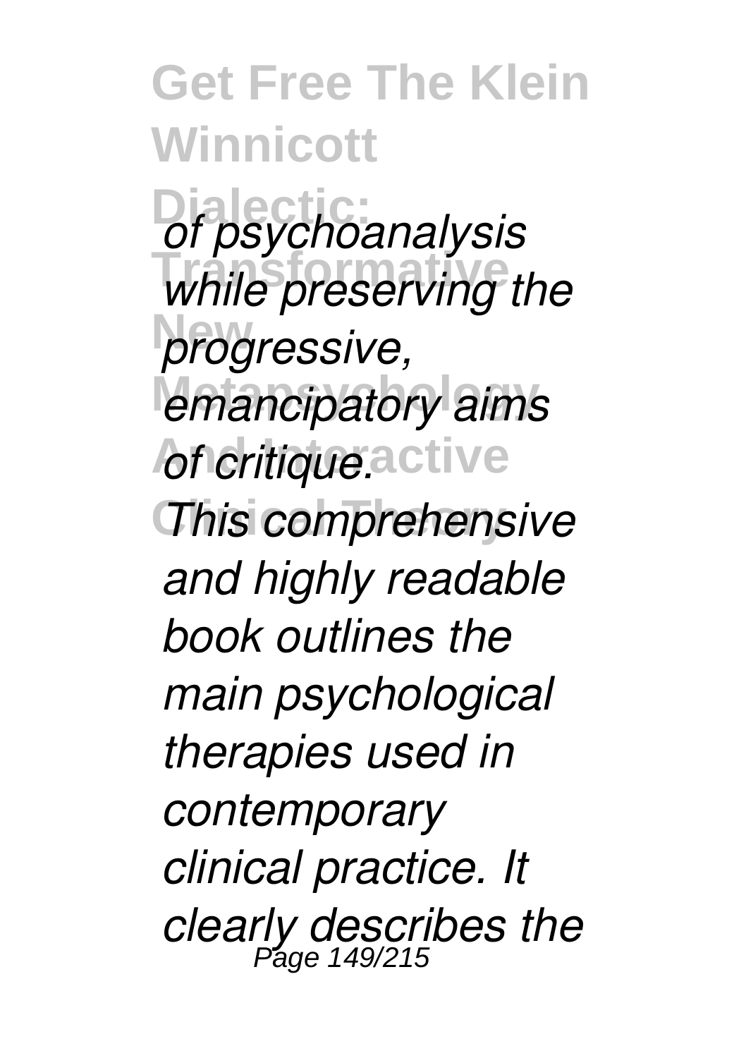*of psychoanalysis while preserving the progressive, emancipatory aims of critique.*

*This comprehensive and highly readable book outlines the main psychological therapies used in contemporary clinical practice. It clearly describes the*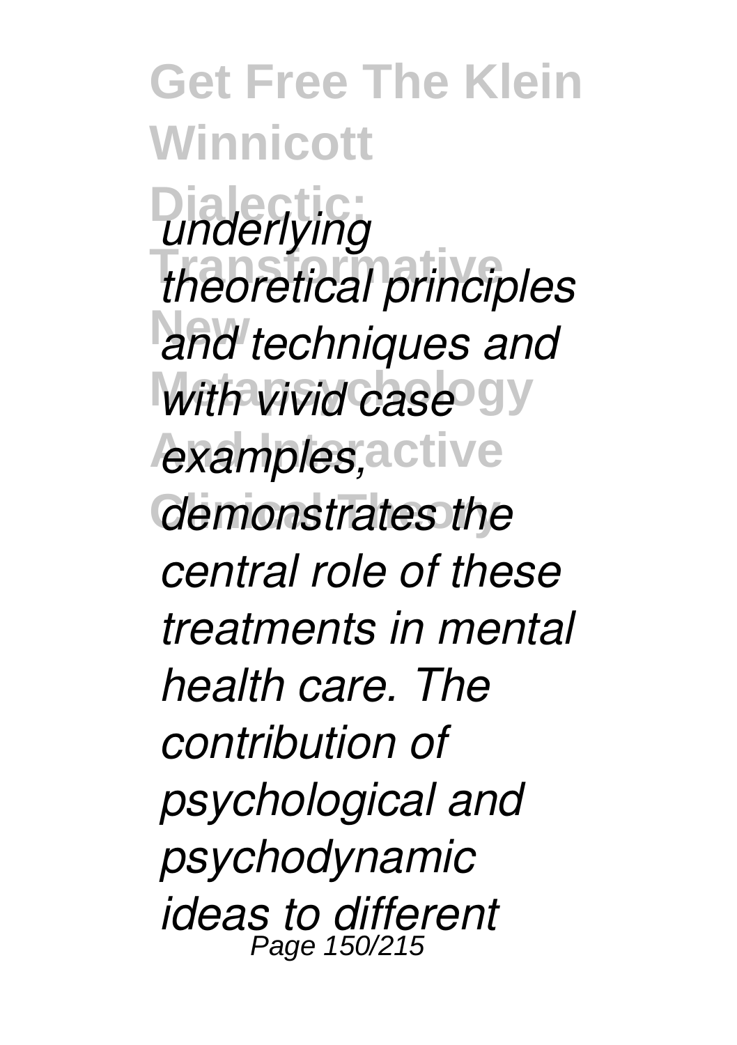*underlying theoretical principles and techniques and with vivid case examples, demonstrates the central role of these treatments in mental health care. The contribution of psychological and psychodynamic ideas to different*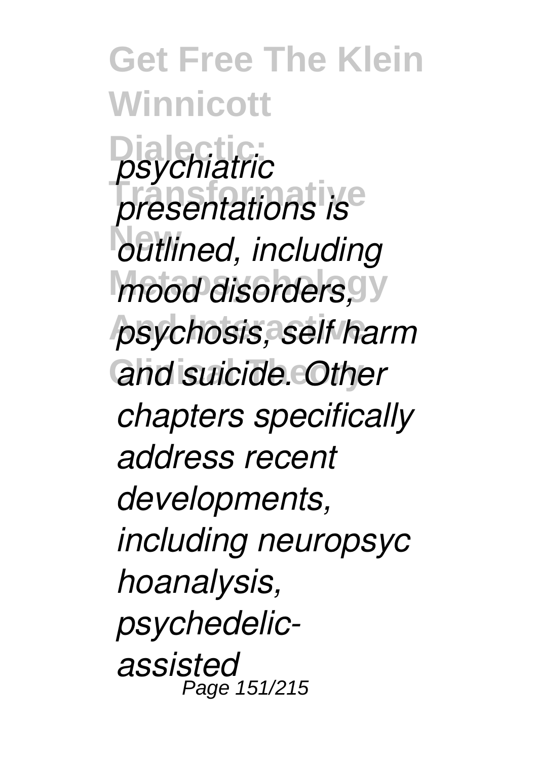*psychiatric presentations is outlined, including mood disorders, psychosis, self harm and suicide. Other chapters specifically address recent developments, including neuropsychoanalysis, psychedelic-assisted*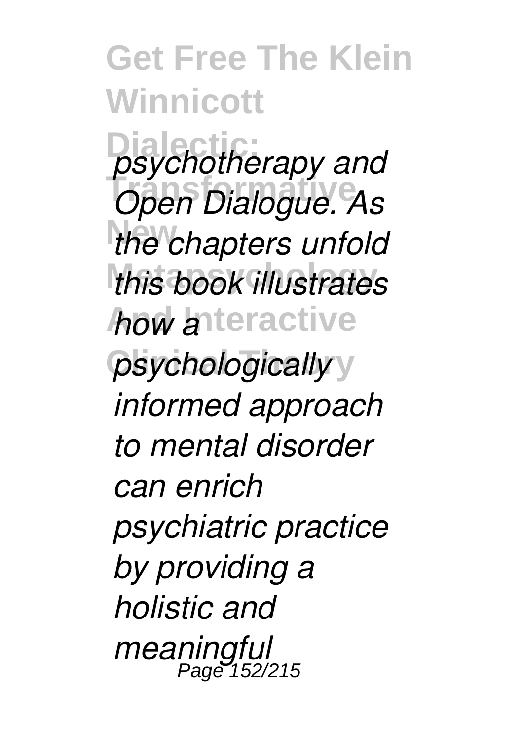*psychotherapy and Open Dialogue. As the chapters unfold this book illustrates how a psychologically informed approach to mental disorder can enrich psychiatric practice by providing a holistic and meaningful*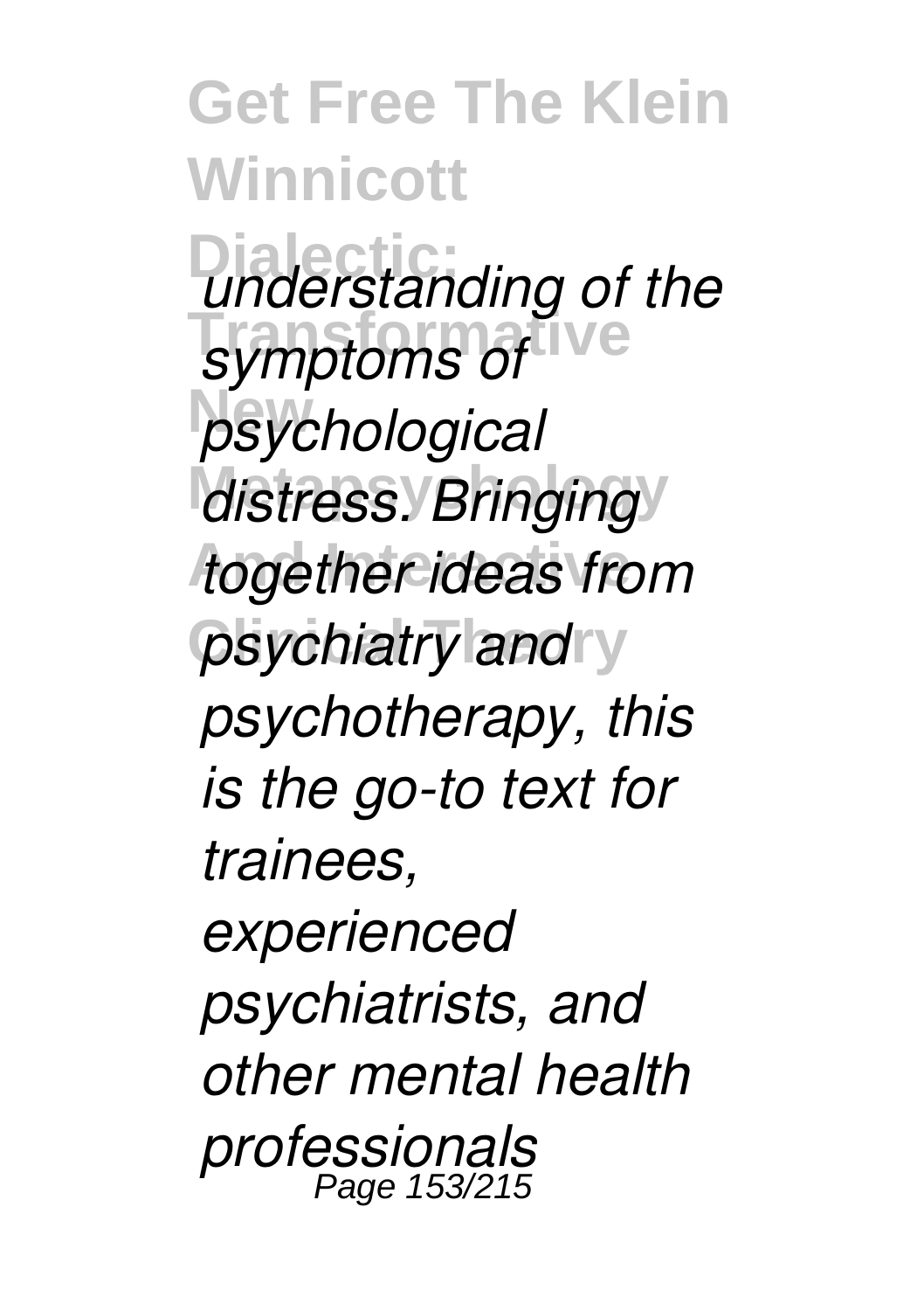*understanding of the symptoms of psychological distress. Bringing together ideas from psychiatry and psychotherapy, this is the go-to text for trainees, experienced psychiatrists, and other mental health professionals*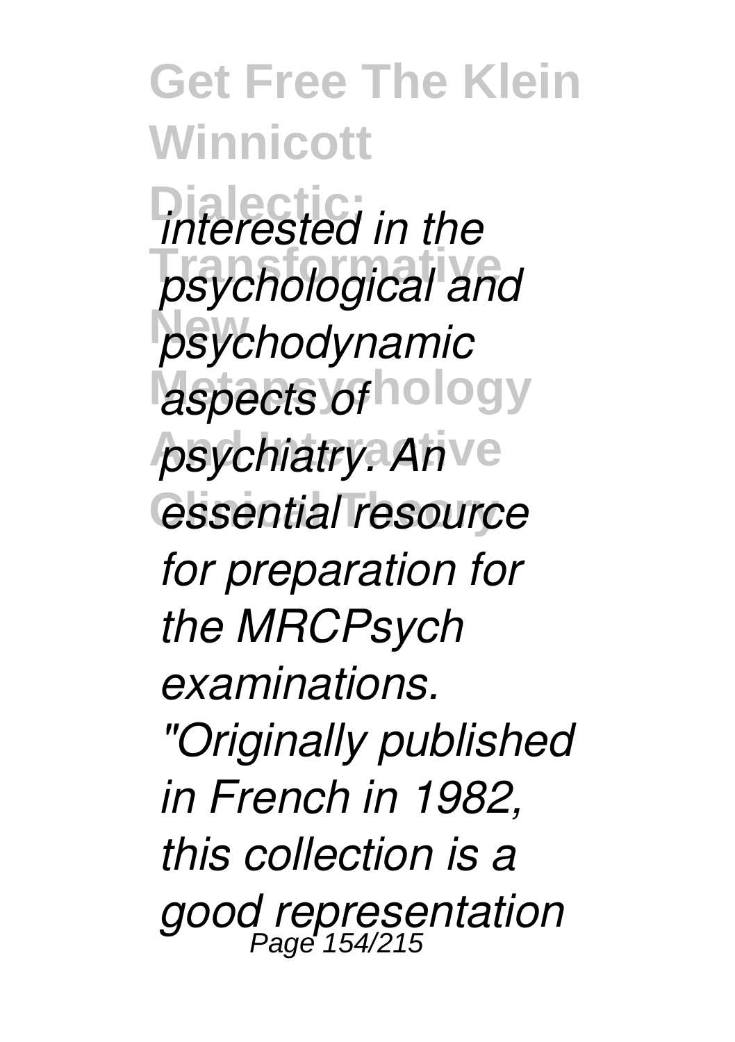*interested in the psychological and psychodynamic aspects of psychiatry. An essential resource for preparation for the MRCPsych examinations. "Originally published in French in 1982, this collection is a good representation*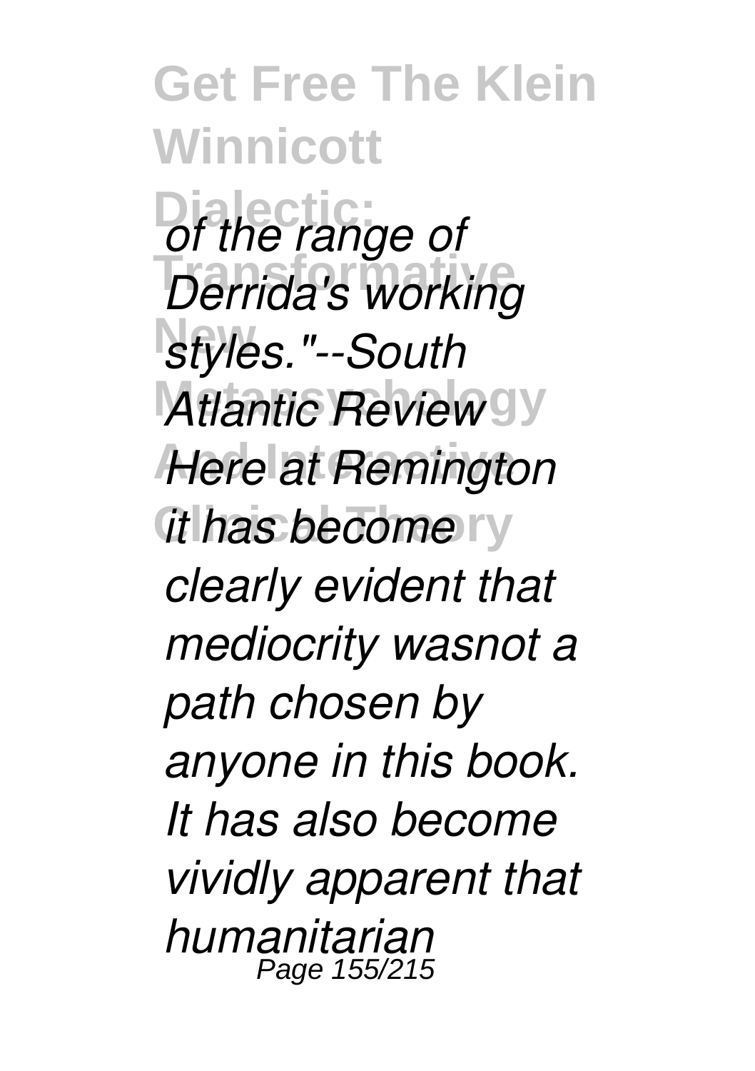*of the range of Derrida's working styles."--South Atlantic Review Here at Remington it has become clearly evident that mediocrity wasnot a path chosen by anyone in this book. It has also become vividly apparent that humanitarian*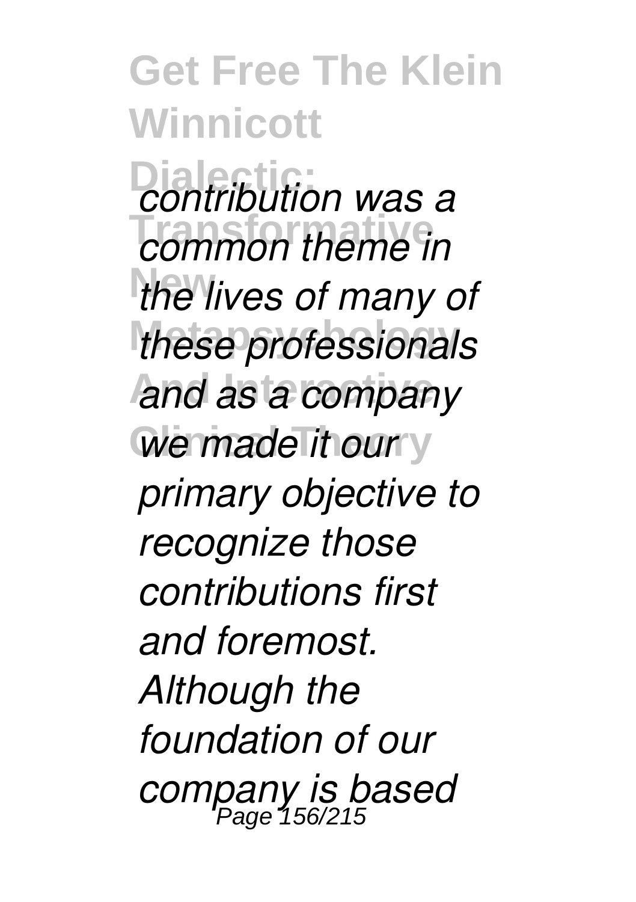*contribution was a common theme in the lives of many of these professionals and as a company we made it our primary objective to recognize those contributions first and foremost. Although the foundation of our company is based*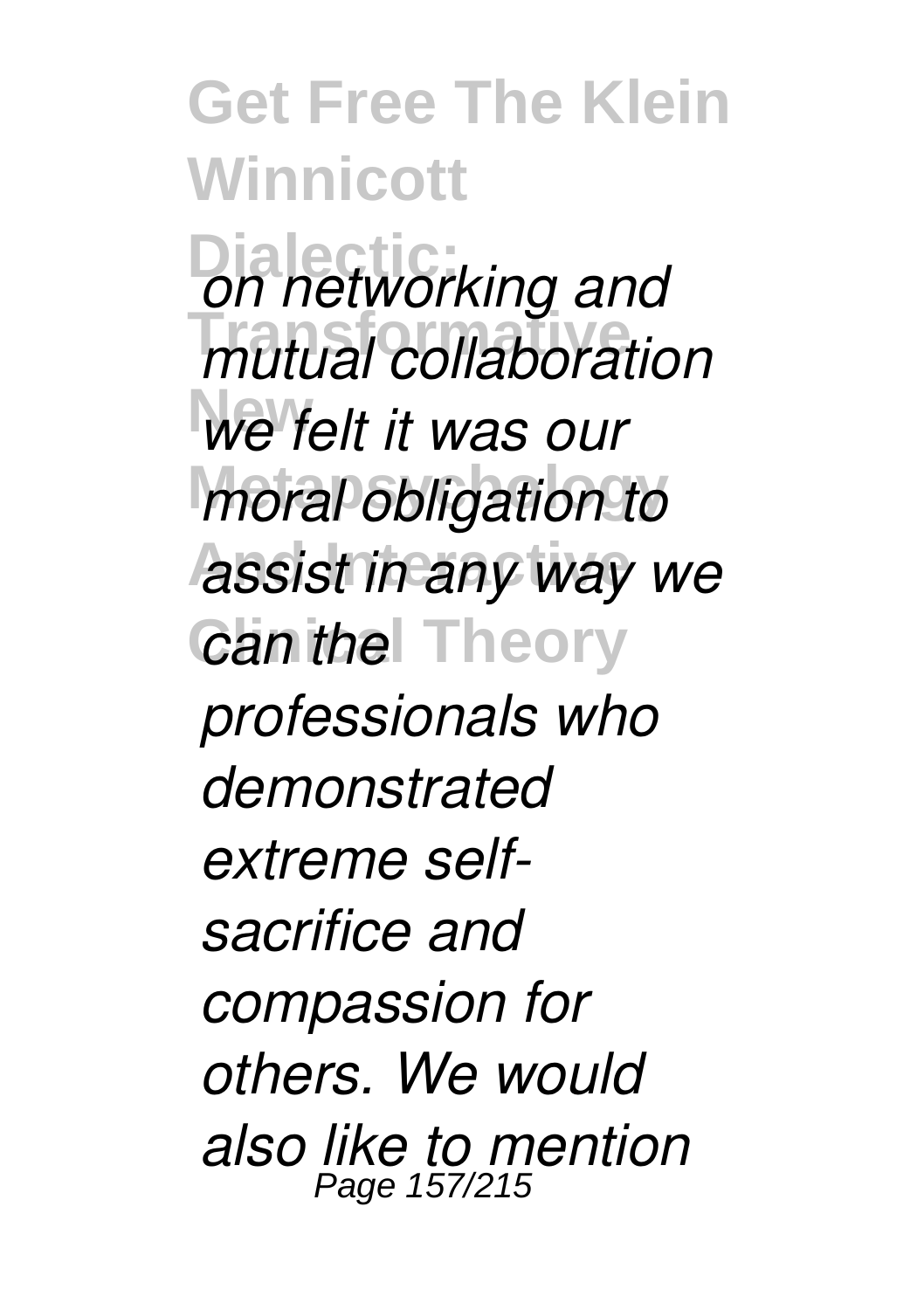*on networking and mutual collaboration we felt it was our moral obligation to assist in any way we can the professionals who demonstrated extreme self-sacrifice and compassion for others. We would also like to mention*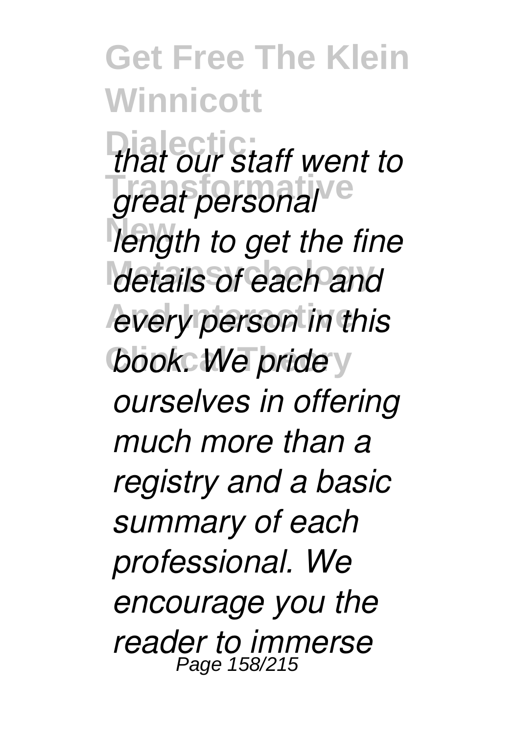*that our staff went to great personal length to get the fine details of each and every person in this book. We pride ourselves in offering much more than a registry and a basic summary of each professional. We encourage you the reader to immerse*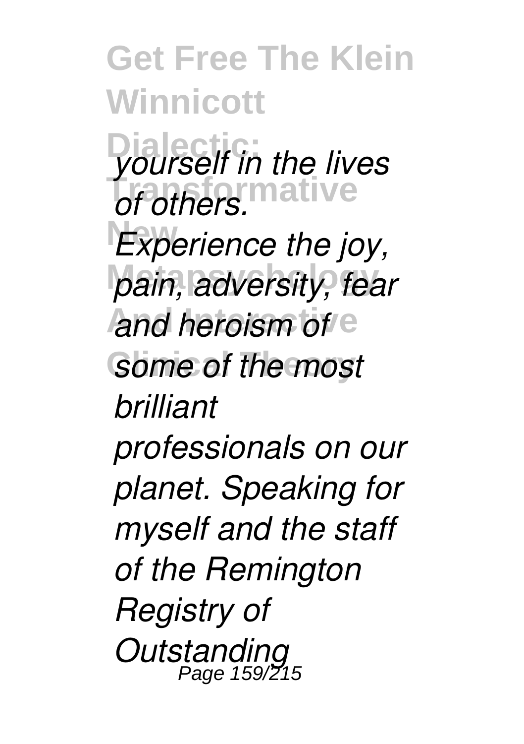*yourself in the lives of others. Experience the joy, pain, adversity, fear and heroism of some of the most brilliant professionals on our planet. Speaking for myself and the staff of the Remington Registry of Outstanding*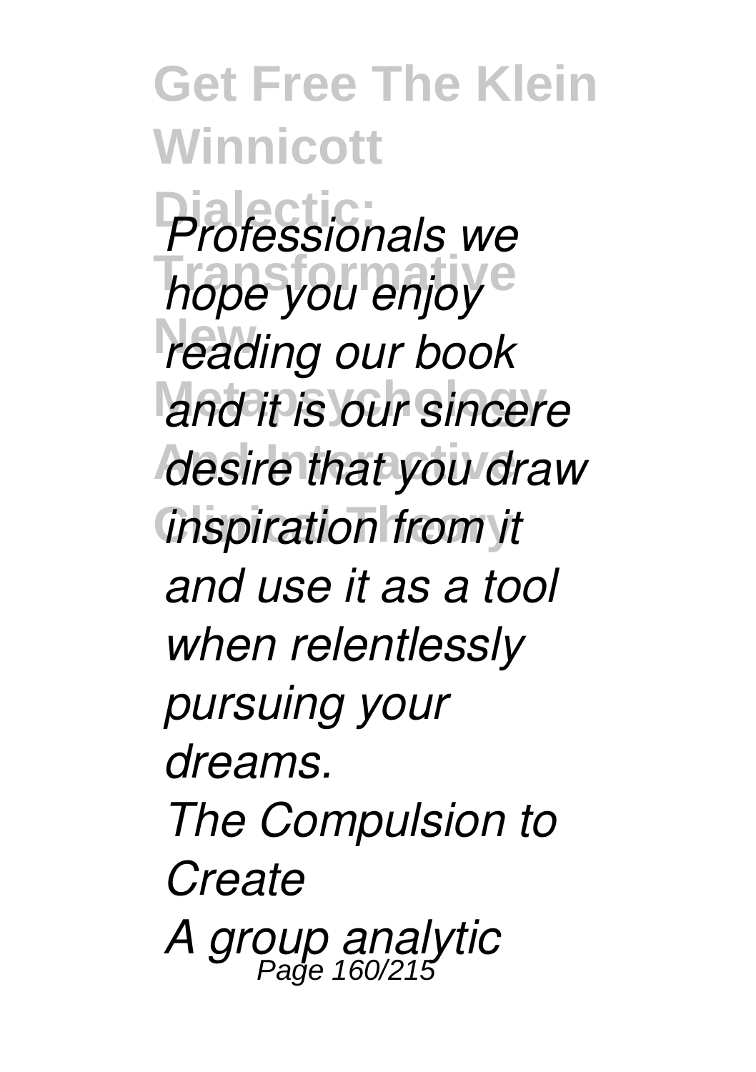*Professionals we hope you enjoy reading our book and it is our sincere desire that you draw inspiration from it and use it as a tool when relentlessly pursuing your dreams.*

*The Compulsion to Create*

*A group analytic*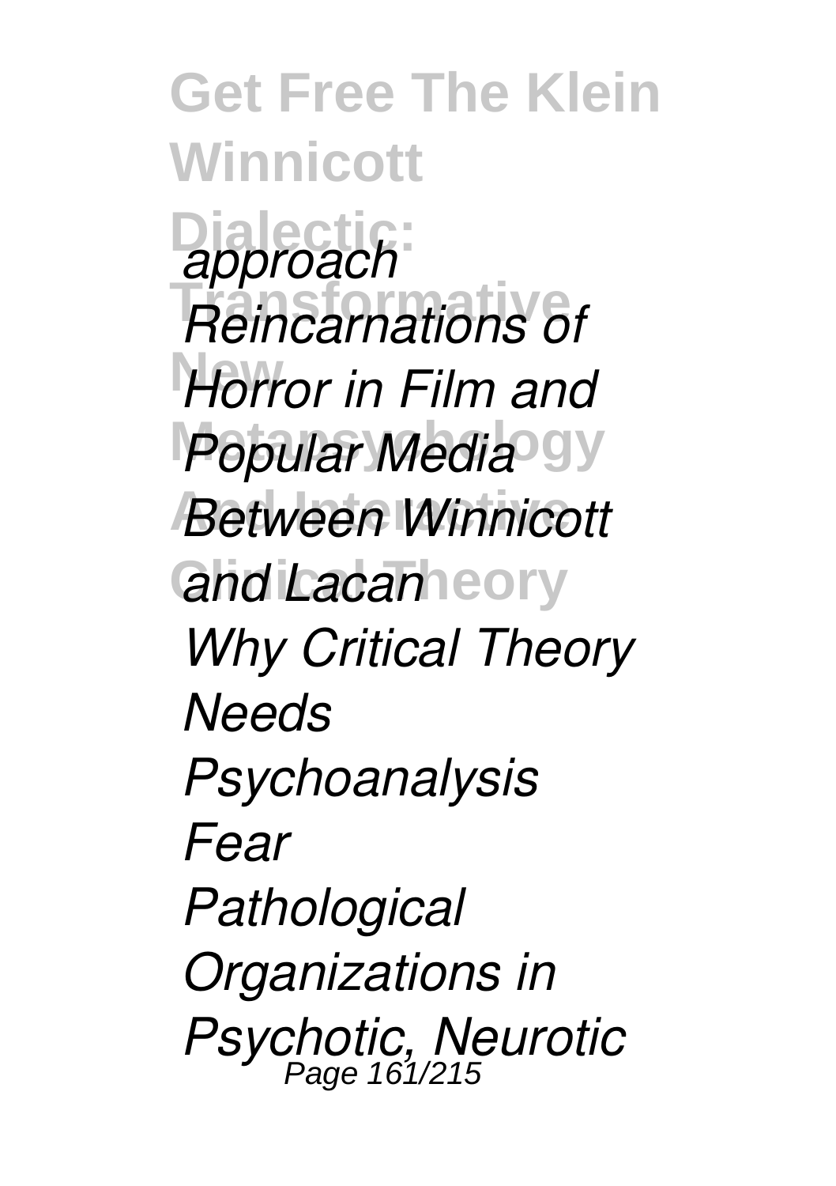*approach*

*Reincarnations of Horror in Film and Popular Media*

*Between Winnicott and Lacan*

*Why Critical Theory Needs Psychoanalysis*

*Fear*

*Pathological Organizations in Psychotic, Neurotic*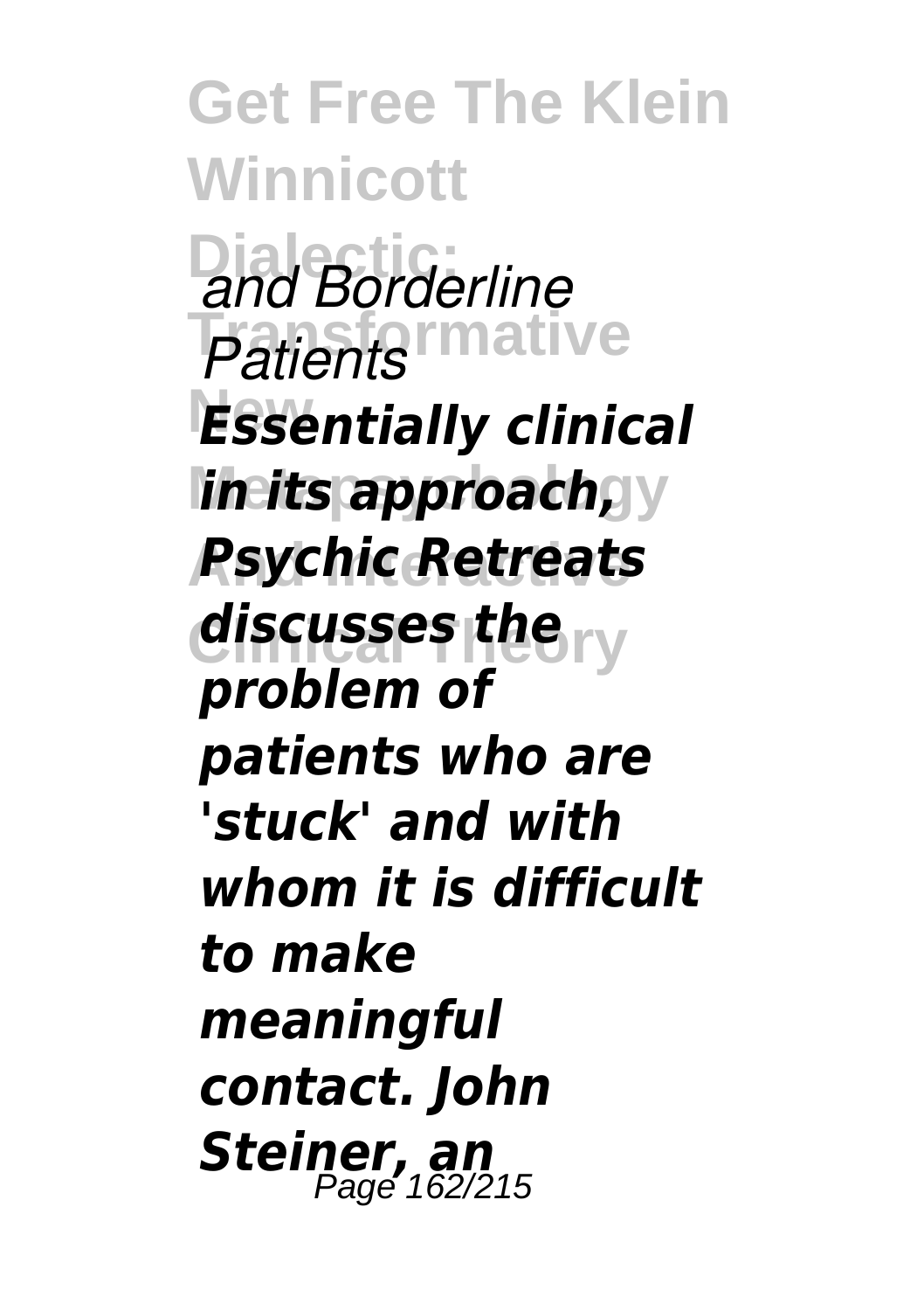*and Borderline Patients*

***Essentially clinical in its approach, Psychic Retreats discusses the problem of patients who are 'stuck' and with whom it is difficult to make meaningful contact. John Steiner, an***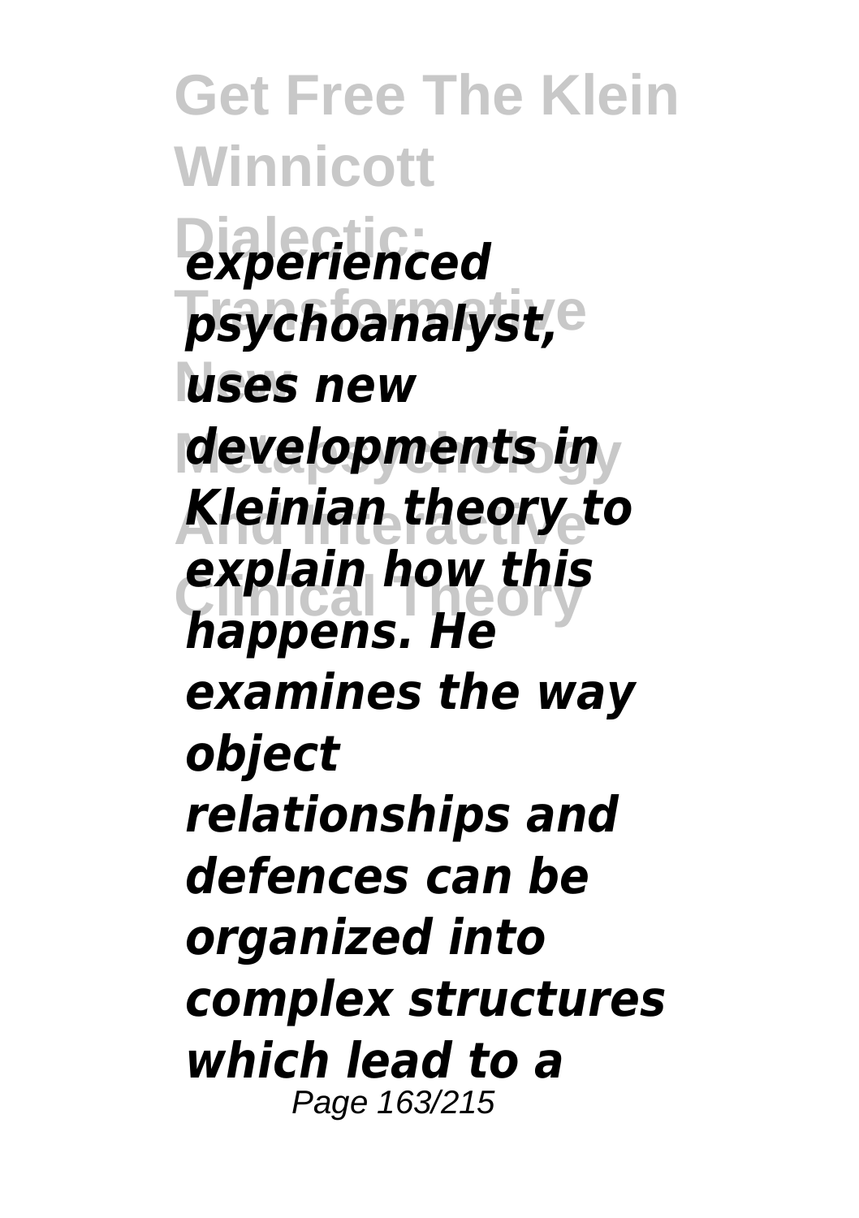*experienced psychoanalyst, uses new developments in Kleinian theory to explain how this happens. He examines the way object relationships and defences can be organized into complex structures which lead to a*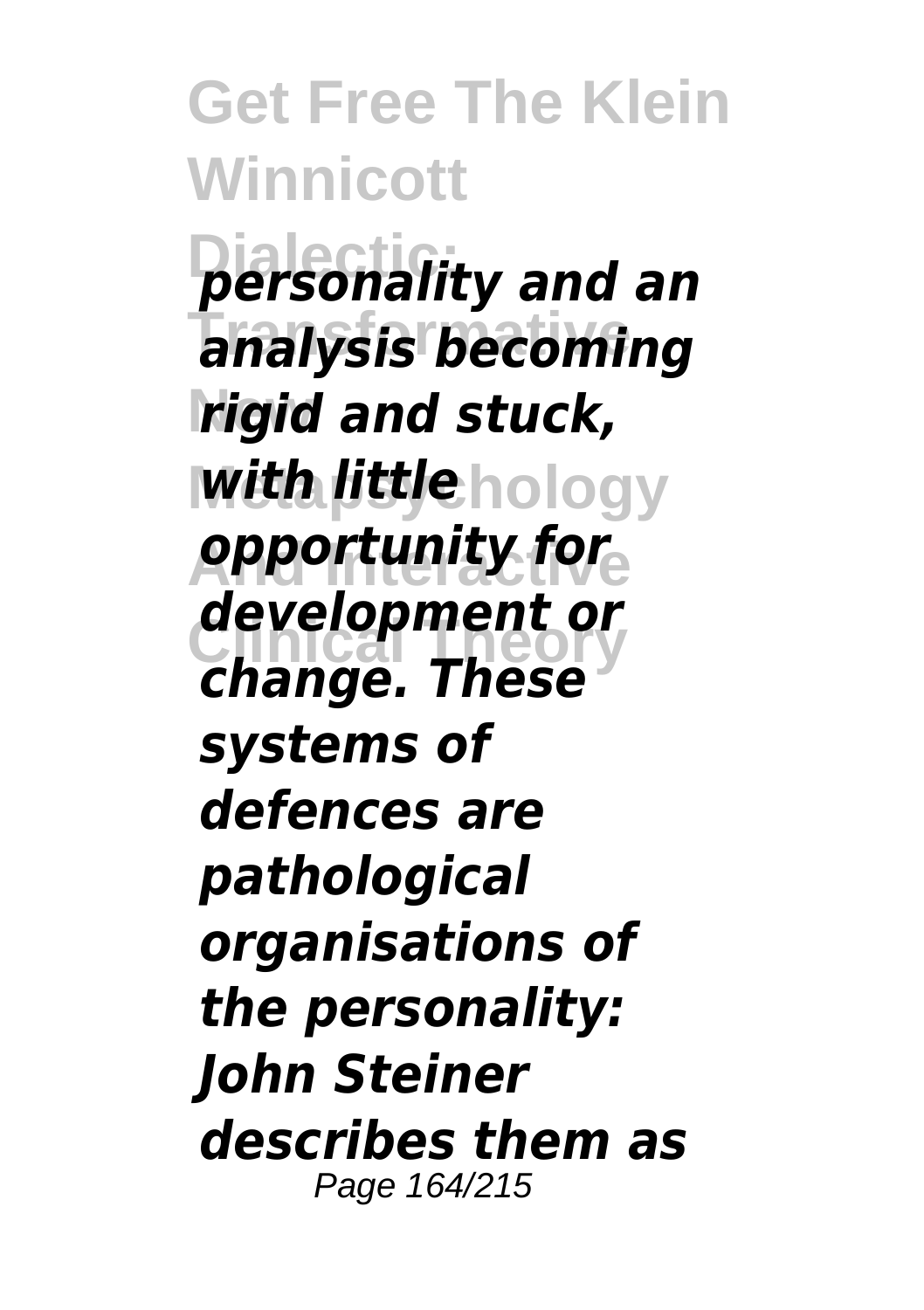*personality and an analysis becoming rigid and stuck, with little opportunity for development or change. These systems of defences are pathological organisations of the personality: John Steiner describes them as*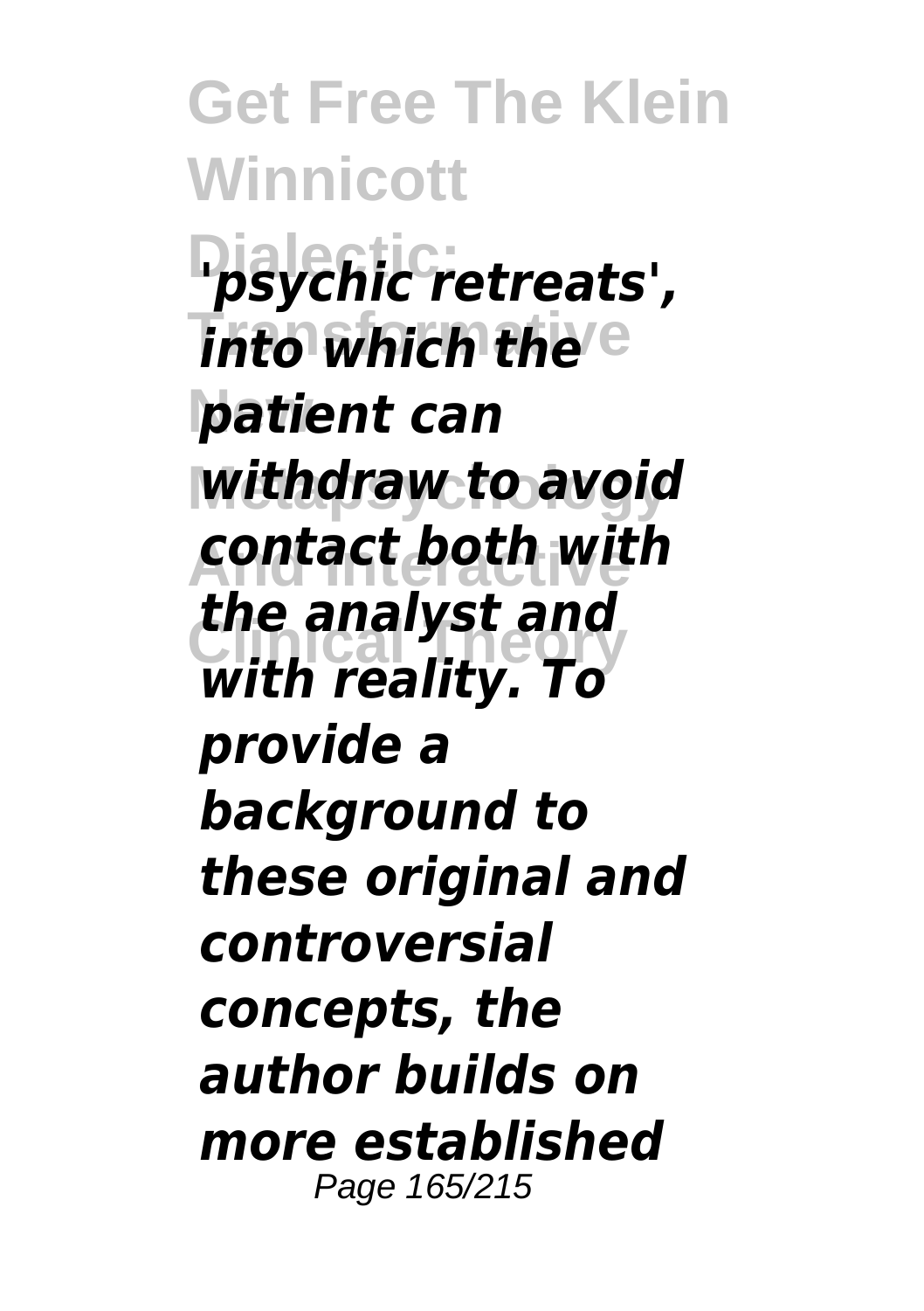*'psychic retreats', into which the patient can withdraw to avoid contact both with the analyst and with reality. To provide a background to these original and controversial concepts, the author builds on more established*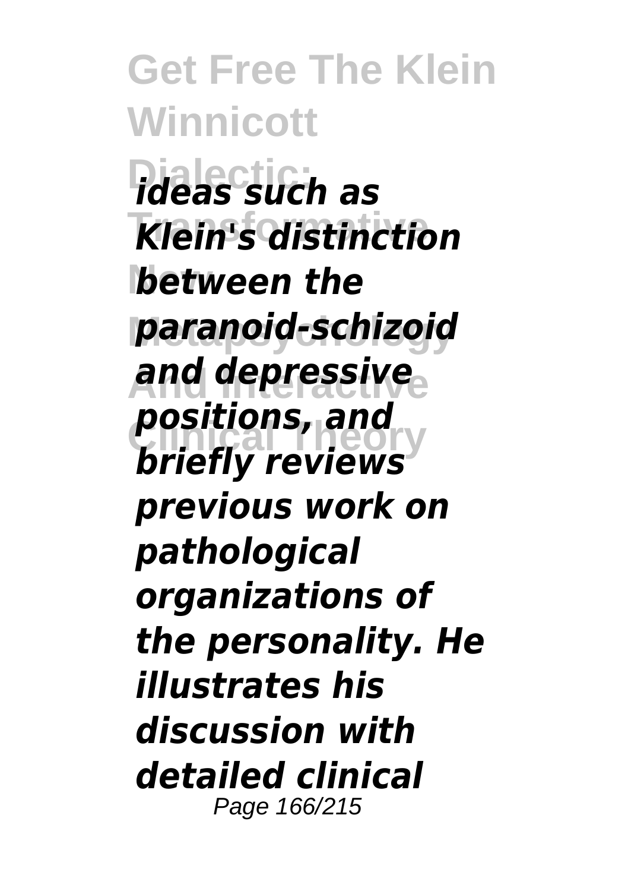*ideas such as Klein's distinction between the paranoid-schizoid and depressive positions, and briefly reviews previous work on pathological organizations of the personality. He illustrates his discussion with detailed clinical*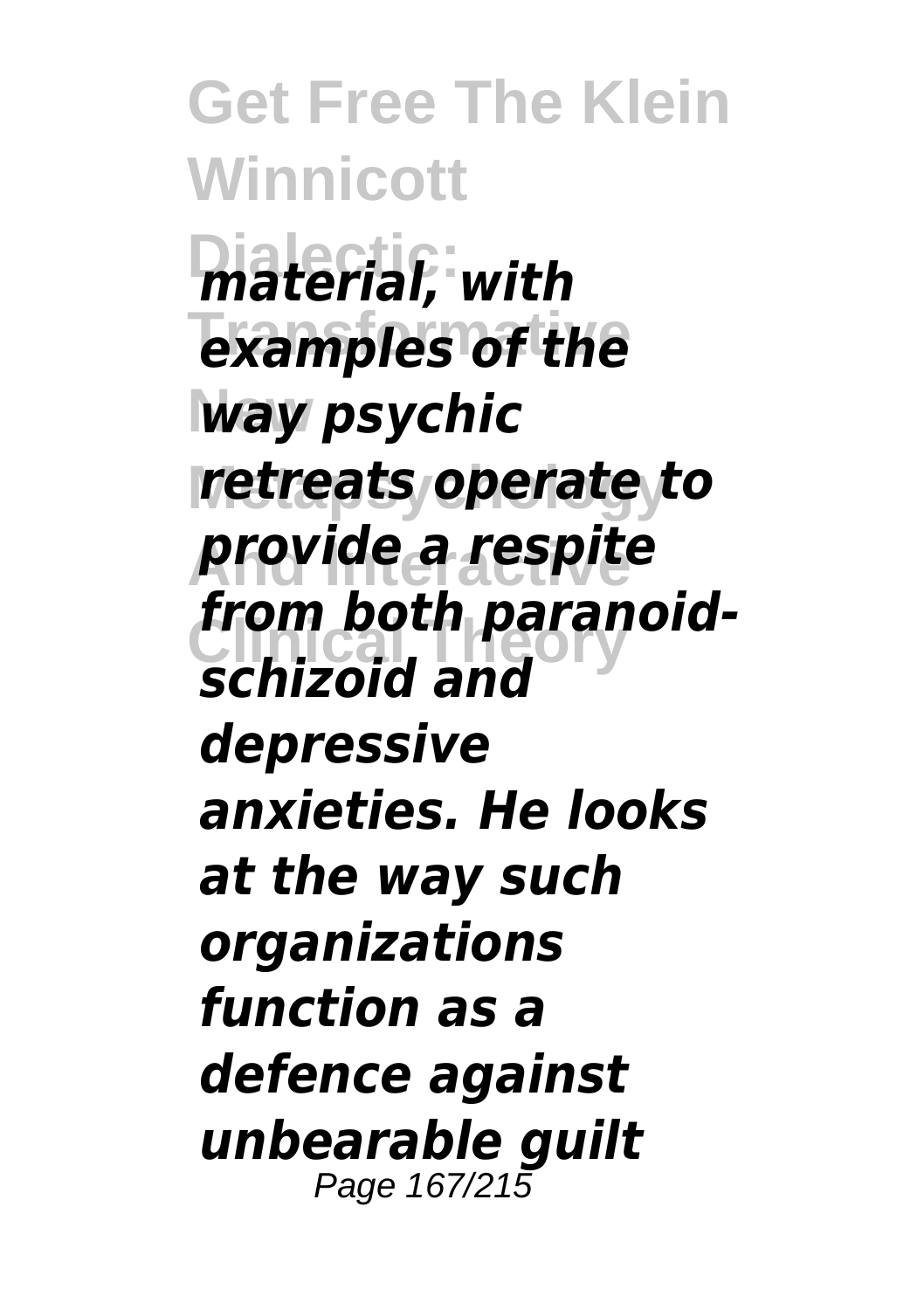*material, with examples of the way psychic retreats operate to provide a respite from both paranoid-schizoid and depressive anxieties. He looks at the way such organizations function as a defence against unbearable guilt*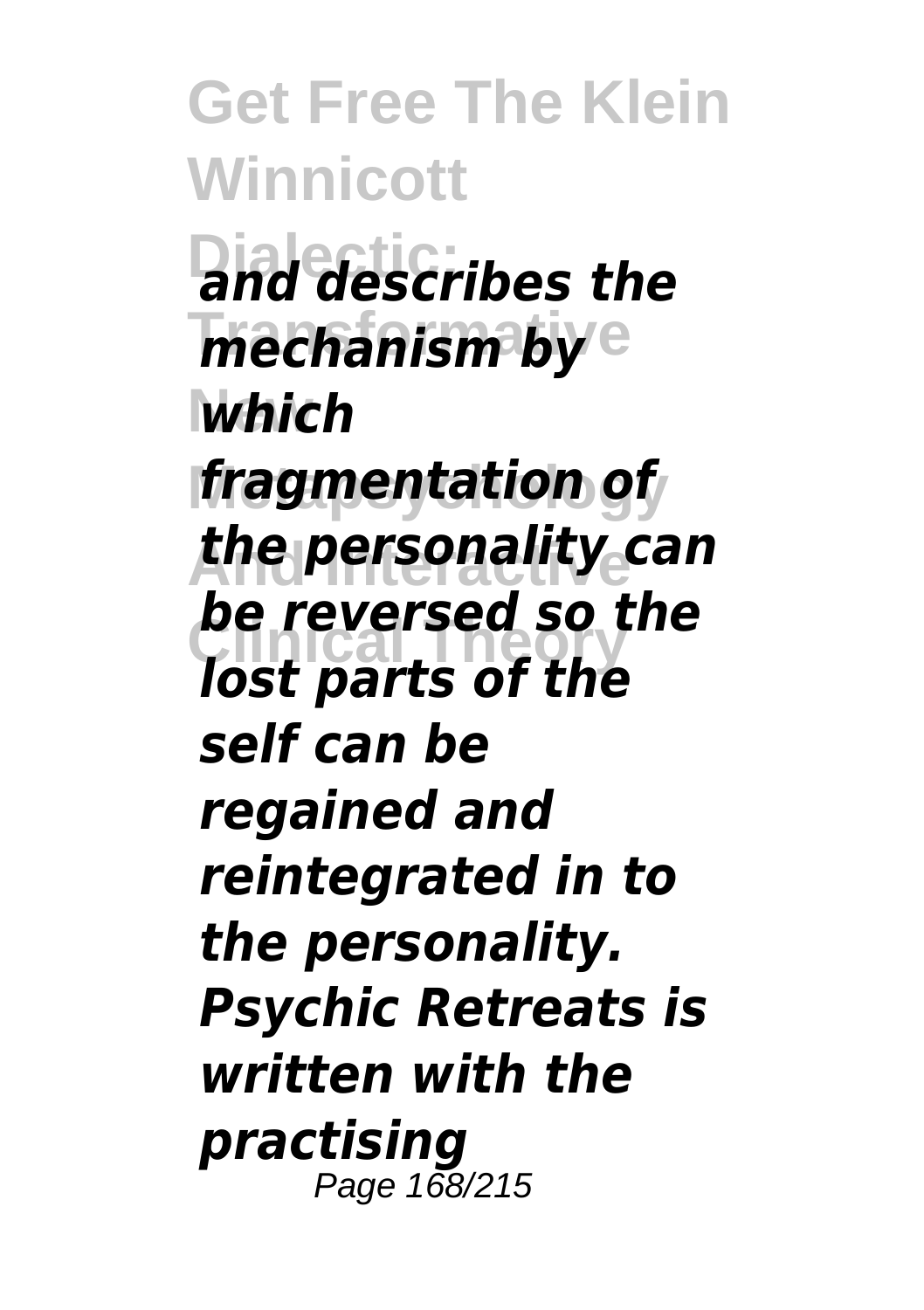*and describes the mechanism by which fragmentation of the personality can be reversed so the lost parts of the self can be regained and reintegrated in to the personality. Psychic Retreats is written with the practising*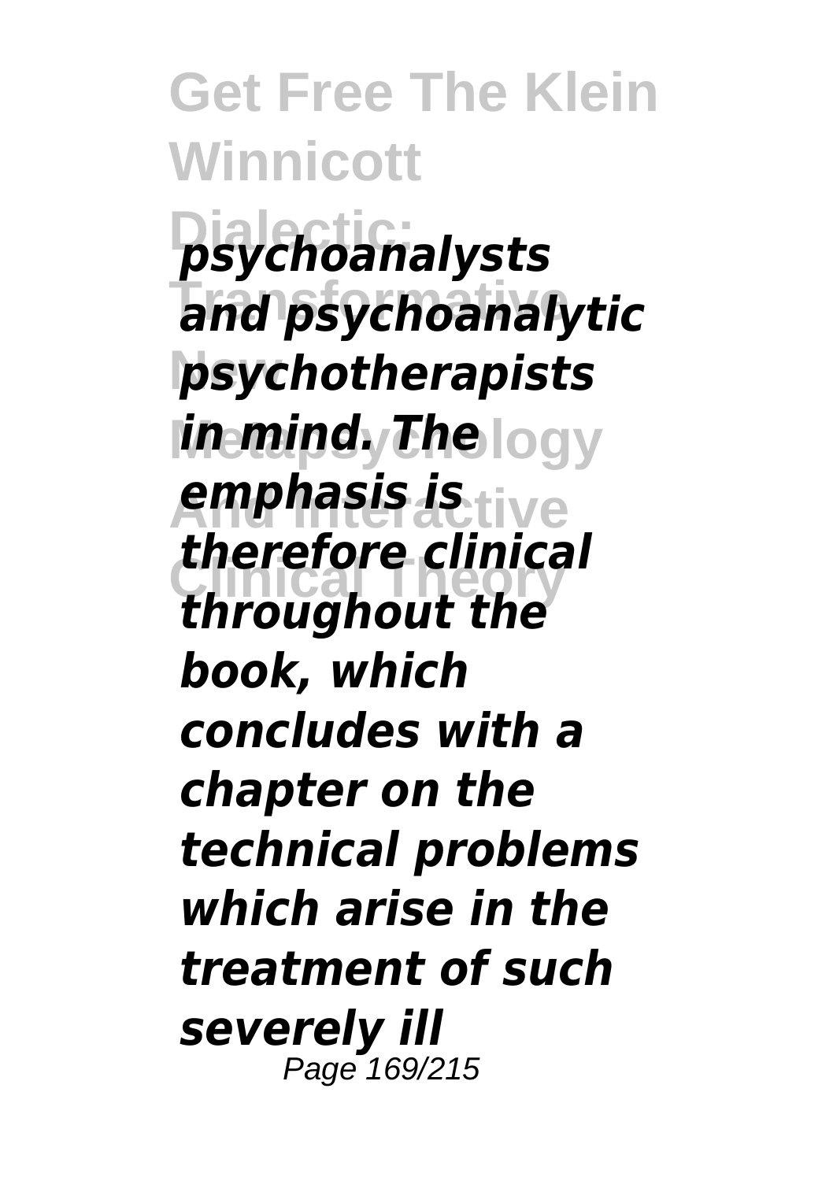*psychoanalysts and psychoanalytic psychotherapists in mind. The emphasis is therefore clinical throughout the book, which concludes with a chapter on the technical problems which arise in the treatment of such severely ill*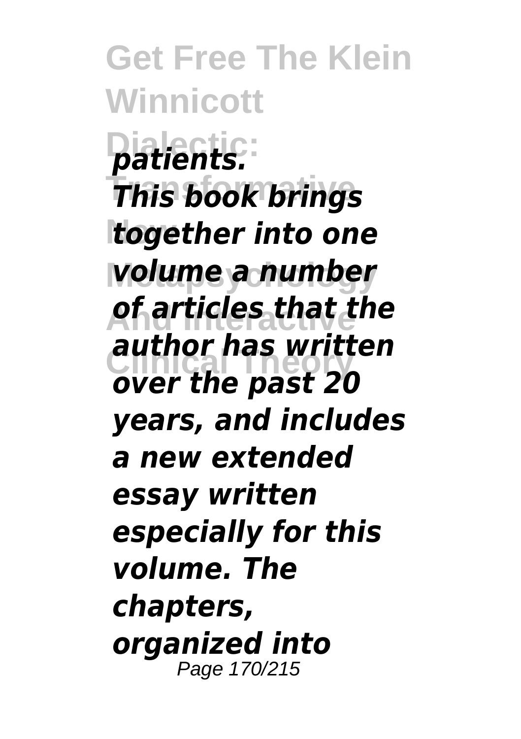*patients.*

*This book brings together into one volume a number of articles that the author has written over the past 20 years, and includes a new extended essay written especially for this volume. The chapters, organized into*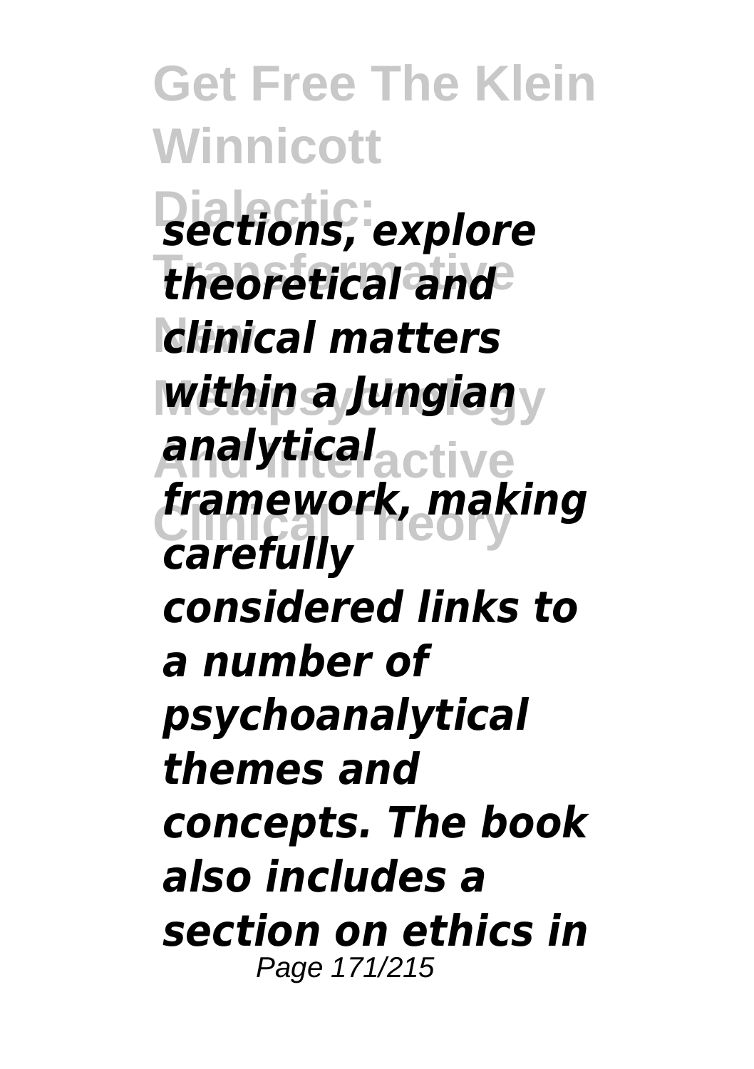*sections, explore theoretical and clinical matters within a Jungian analytical framework, making carefully considered links to a number of psychoanalytical themes and concepts. The book also includes a section on ethics in*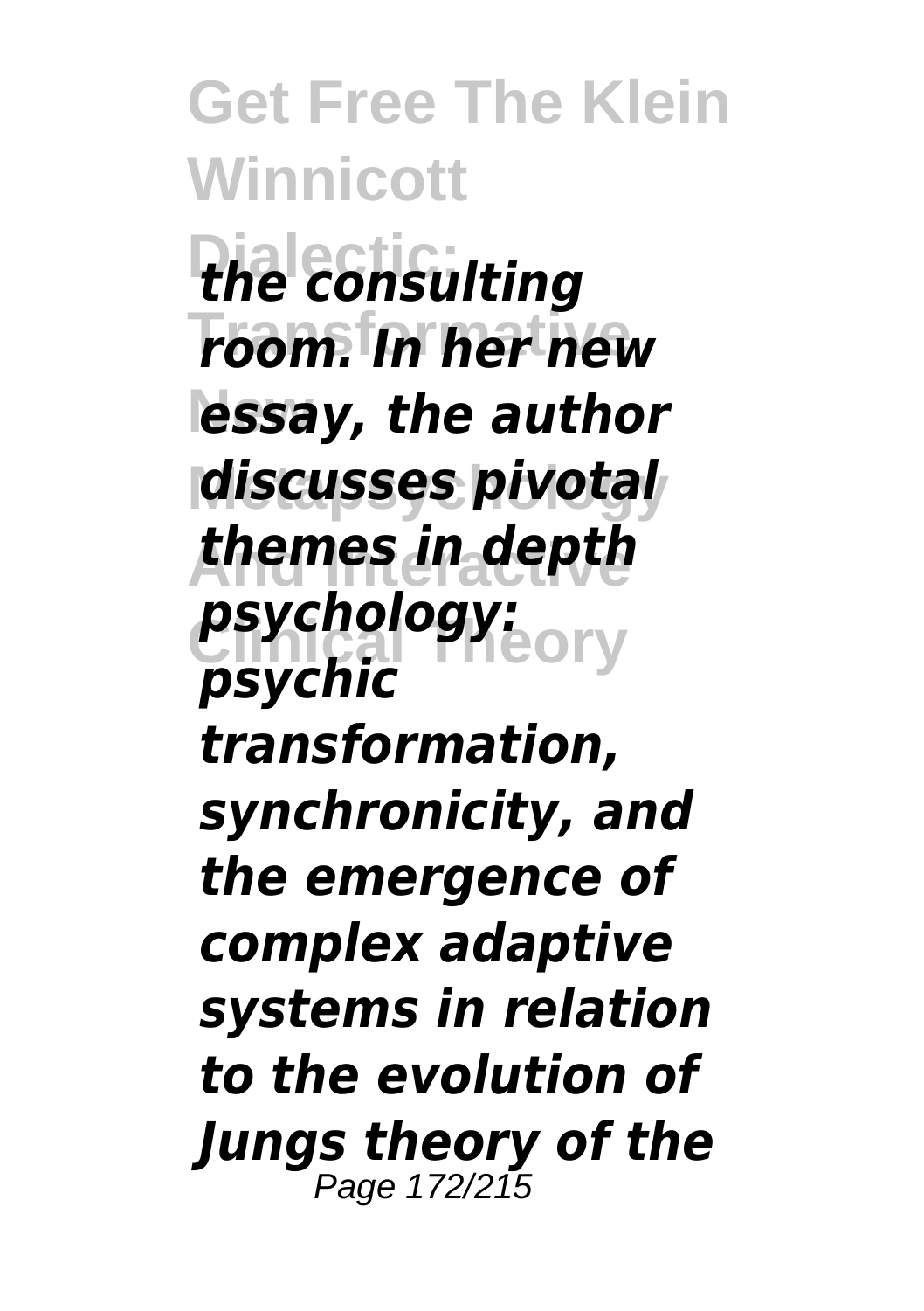*the consulting room. In her new essay, the author discusses pivotal themes in depth psychology: psychic transformation, synchronicity, and the emergence of complex adaptive systems in relation to the evolution of Jungs theory of the*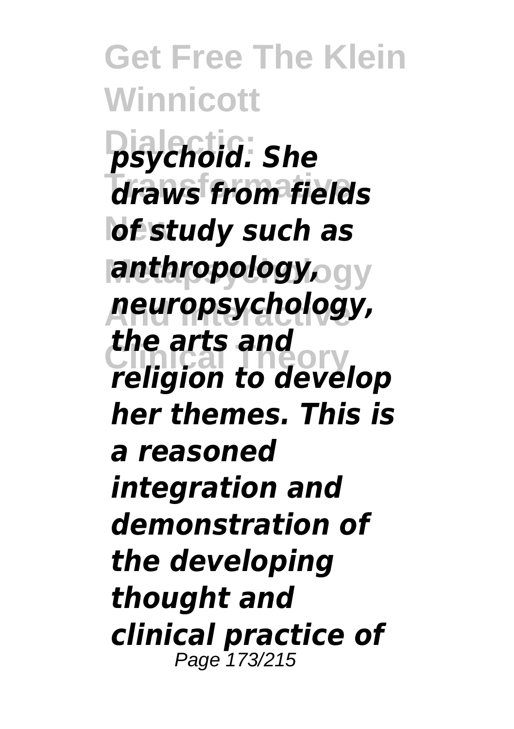*psychoid. She draws from fields of study such as anthropology, neuropsychology, the arts and religion to develop her themes. This is a reasoned integration and demonstration of the developing thought and clinical practice of*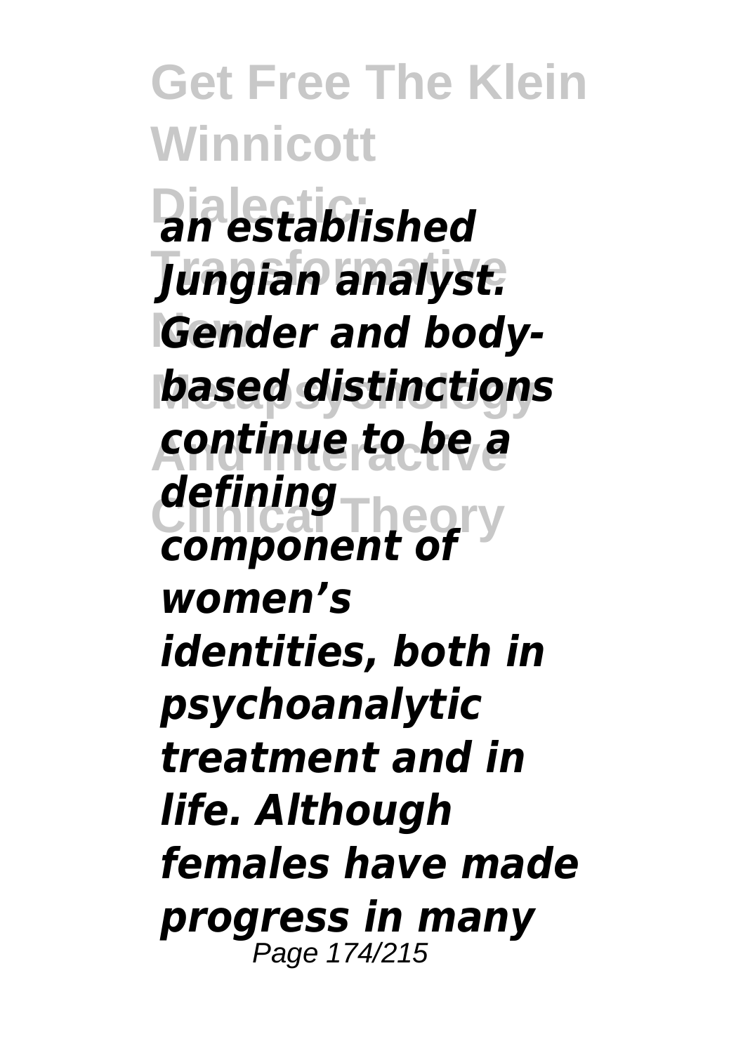*an established Jungian analyst. Gender and body-based distinctions continue to be a defining component of women's identities, both in psychoanalytic treatment and in life. Although females have made progress in many*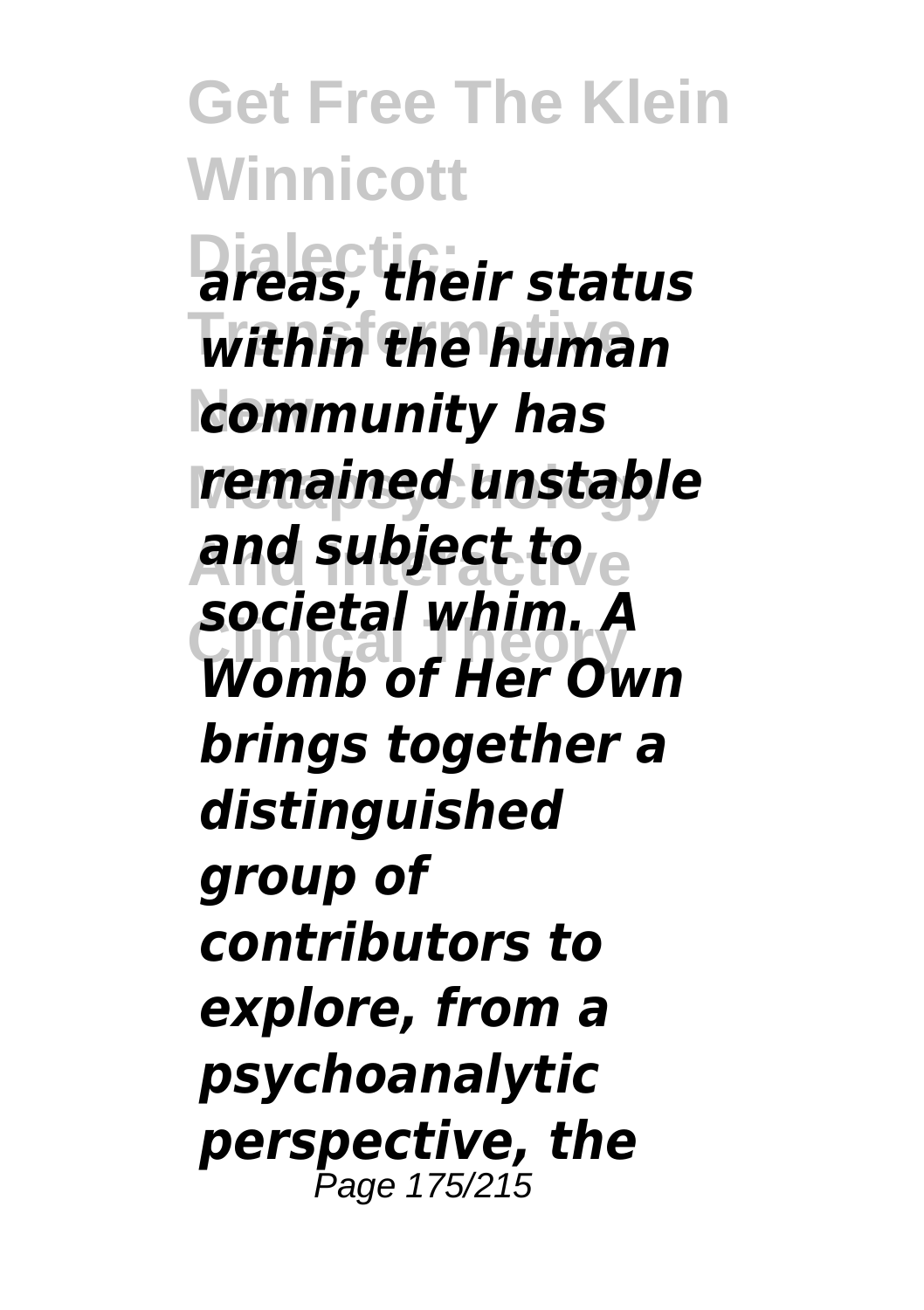*areas, their status within the human community has remained unstable and subject to societal whim. A Womb of Her Own brings together a distinguished group of contributors to explore, from a psychoanalytic perspective, the*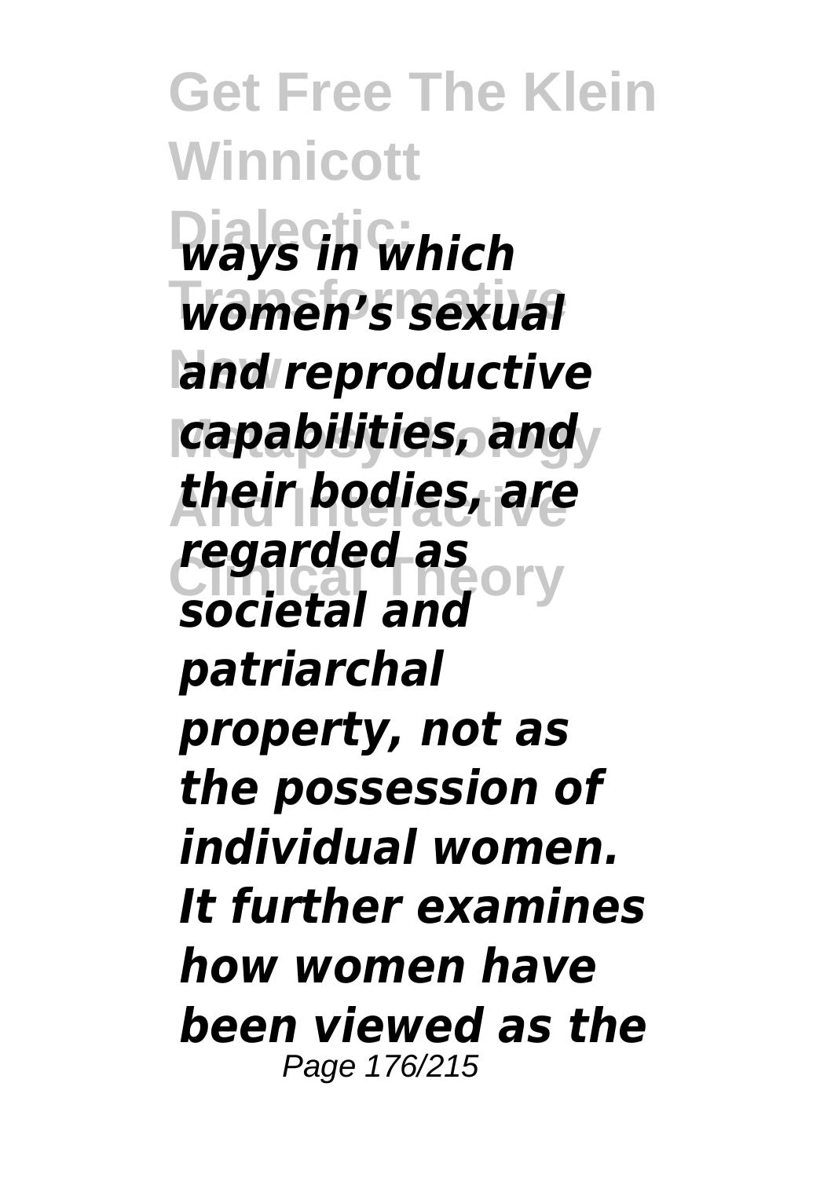*ways in which women's sexual and reproductive capabilities, and their bodies, are regarded as societal and patriarchal property, not as the possession of individual women. It further examines how women have been viewed as the*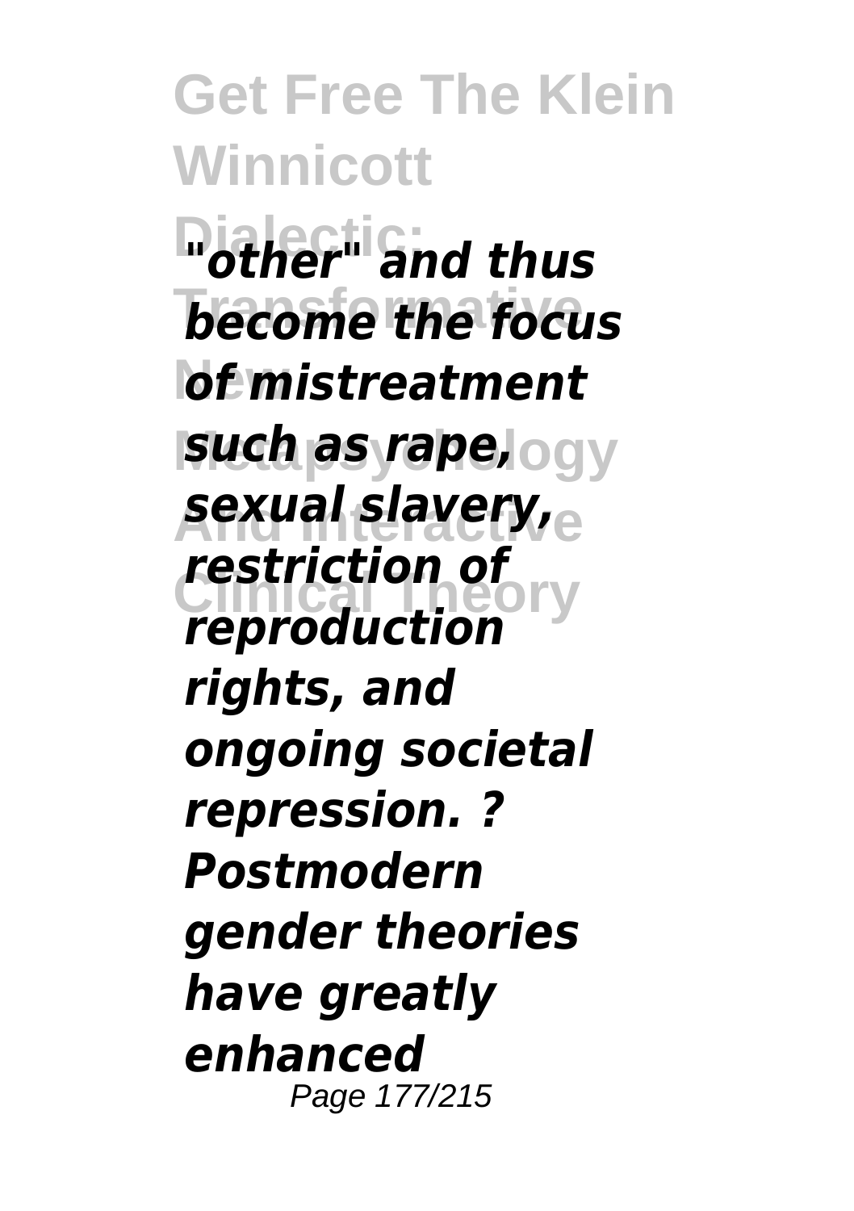*"other" and thus become the focus of mistreatment such as rape, sexual slavery, restriction of reproduction rights, and ongoing societal repression. ? Postmodern gender theories have greatly enhanced*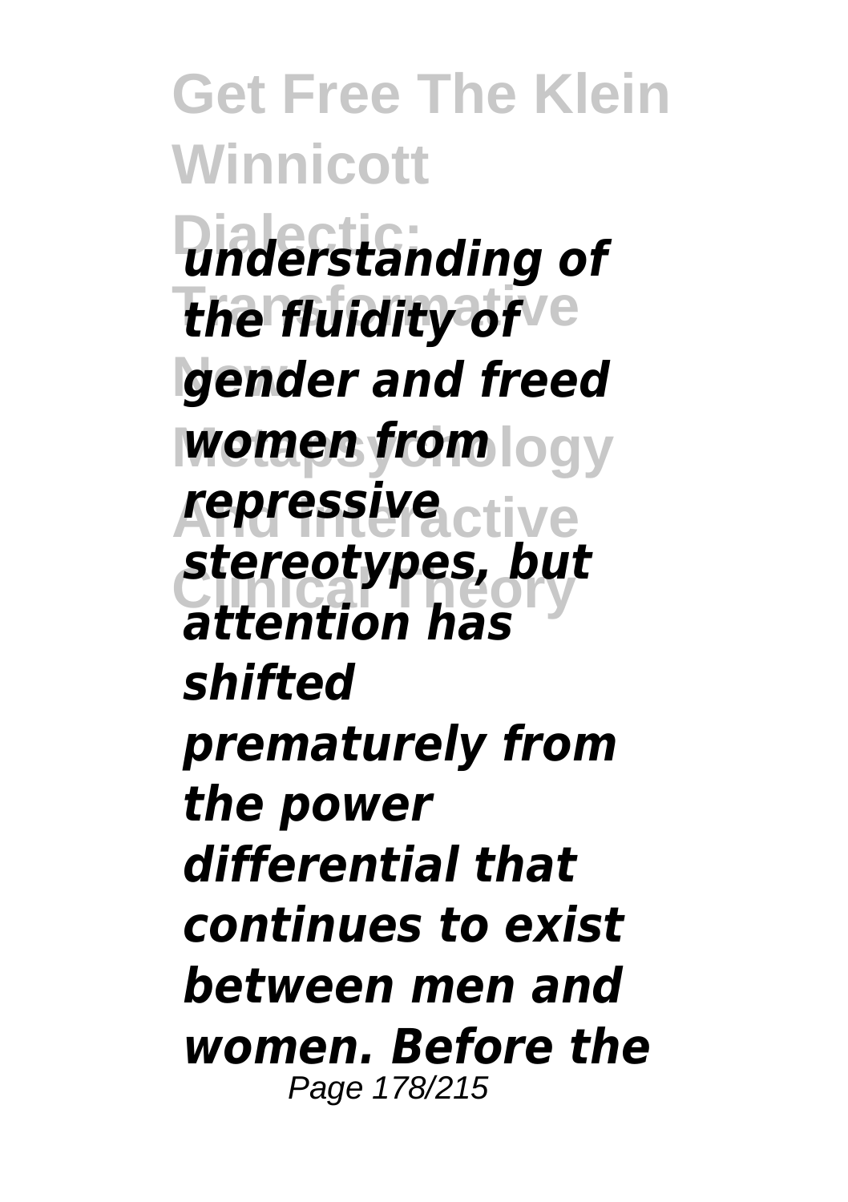*understanding of the fluidity of gender and freed women from repressive stereotypes, but attention has shifted prematurely from the power differential that continues to exist between men and women. Before the*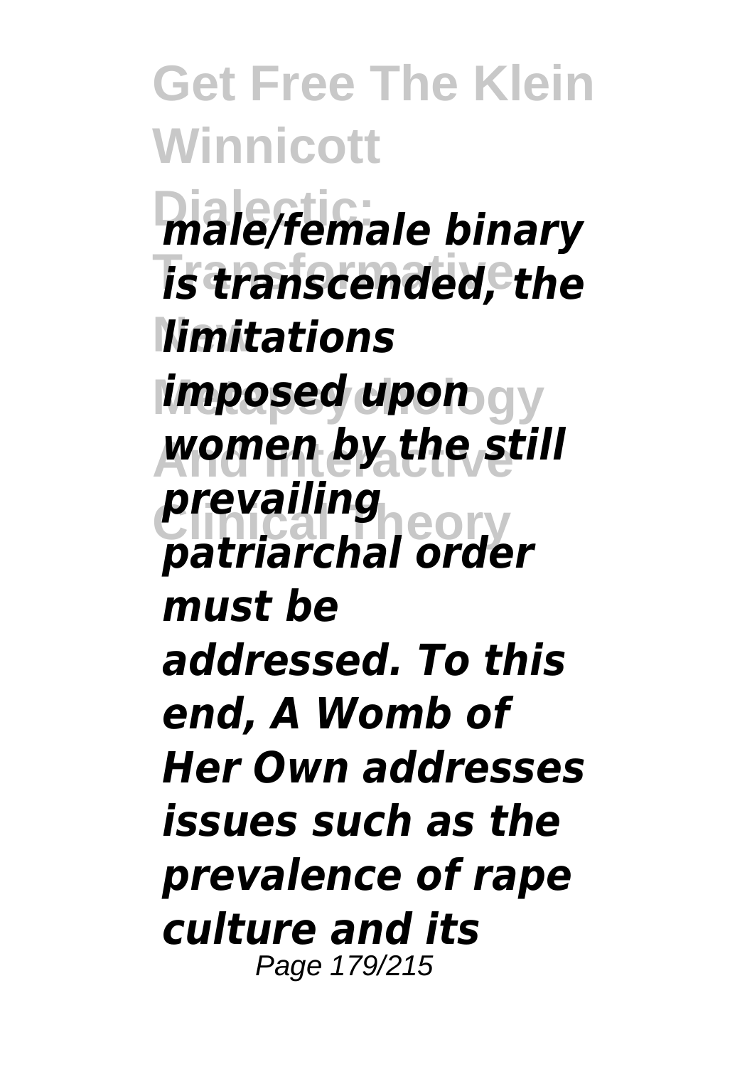*male/female binary is transcended, the limitations imposed upon women by the still prevailing patriarchal order must be addressed. To this end, A Womb of Her Own addresses issues such as the prevalence of rape culture and its*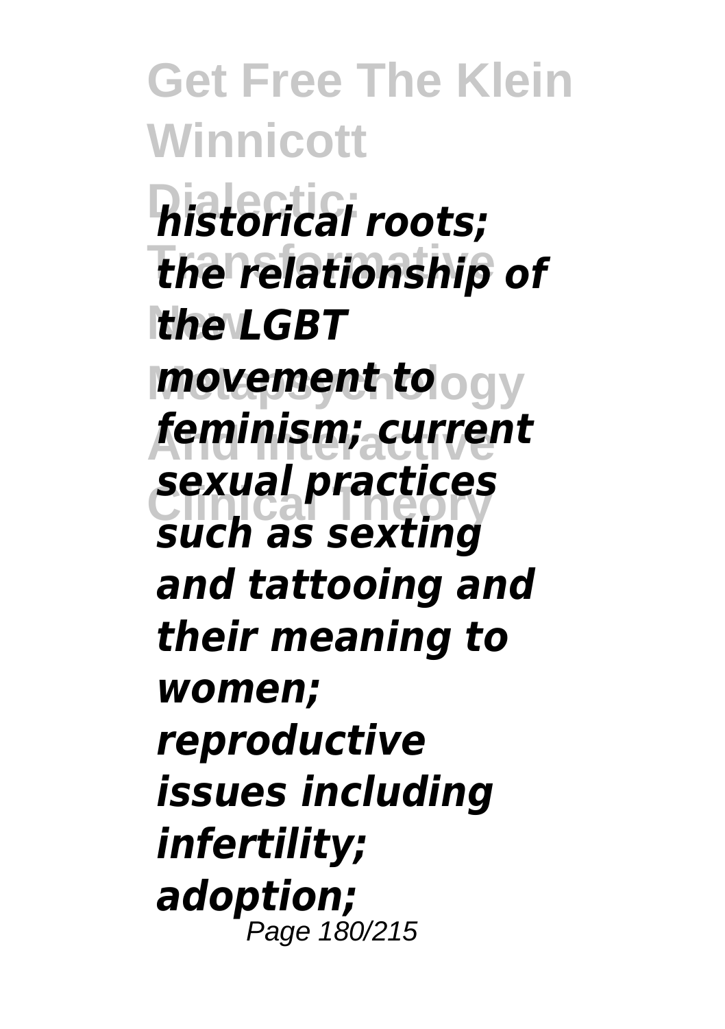*historical roots; the relationship of the LGBT movement to feminism; current sexual practices such as sexting and tattooing and their meaning to women; reproductive issues including infertility; adoption;*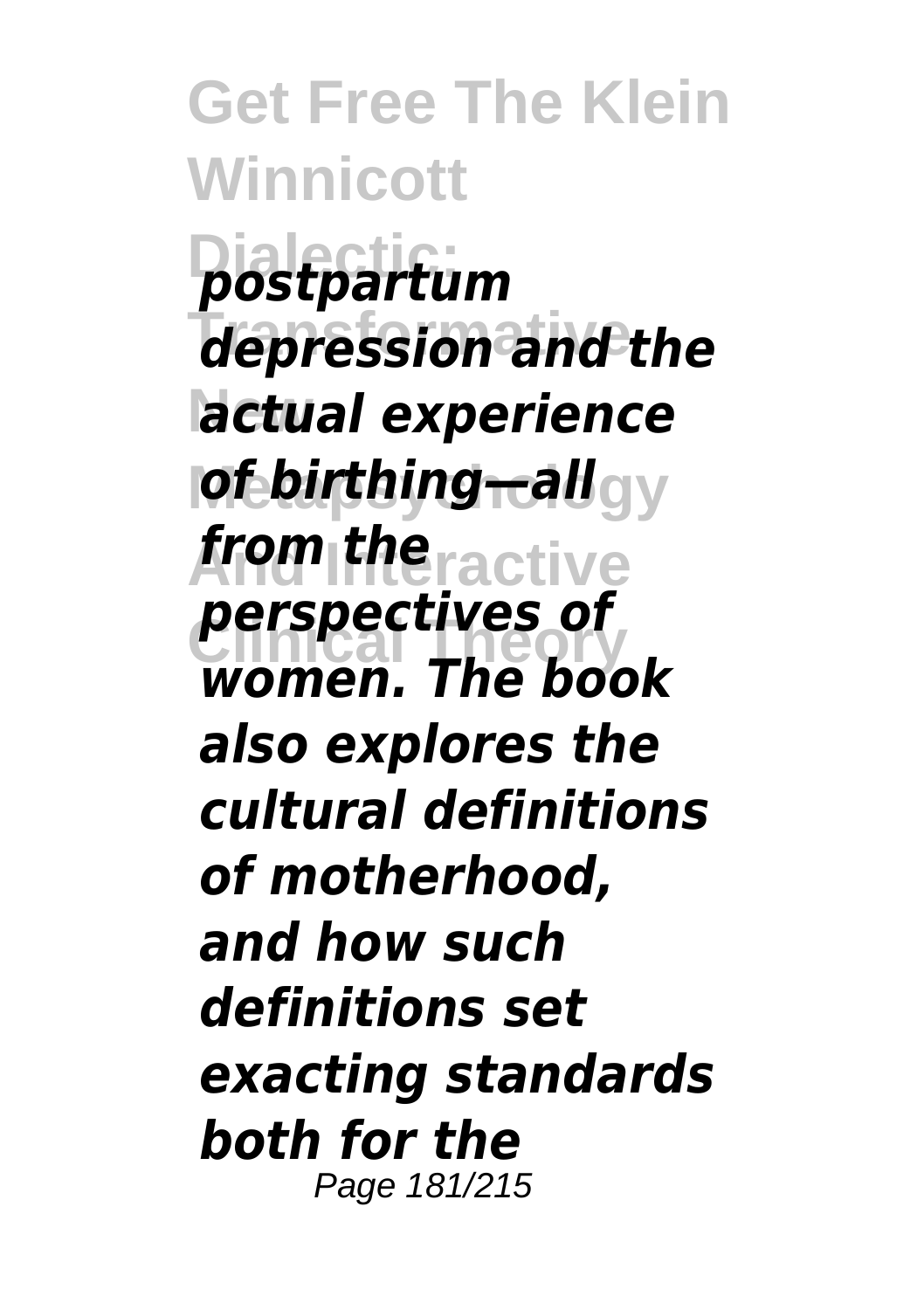*postpartum depression and the actual experience of birthing—all from the perspectives of women. The book also explores the cultural definitions of motherhood, and how such definitions set exacting standards both for the*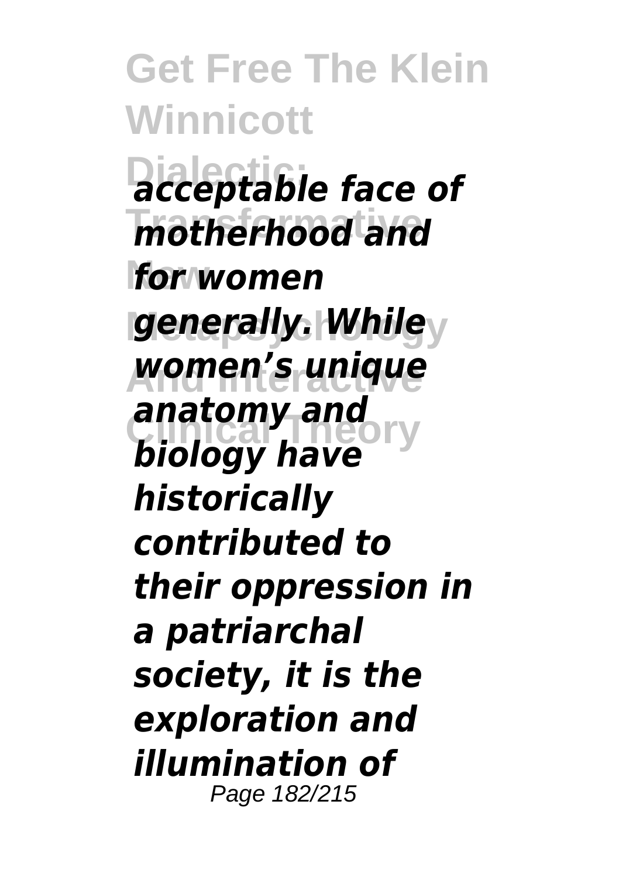*acceptable face of motherhood and for women generally. While women's unique anatomy and biology have historically contributed to their oppression in a patriarchal society, it is the exploration and illumination of*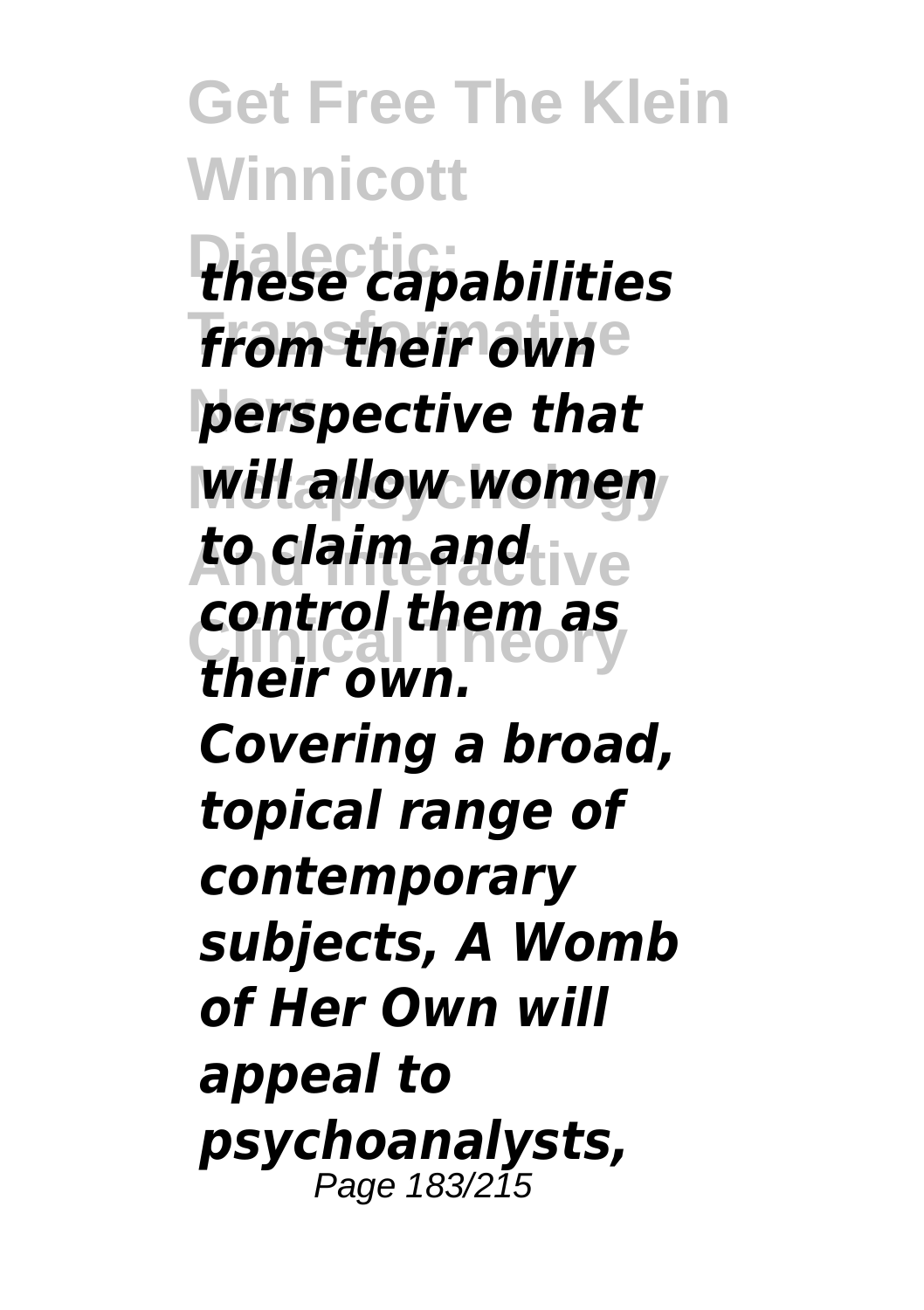*these capabilities from their own perspective that will allow women to claim and control them as their own. Covering a broad, topical range of contemporary subjects, A Womb of Her Own will appeal to psychoanalysts,*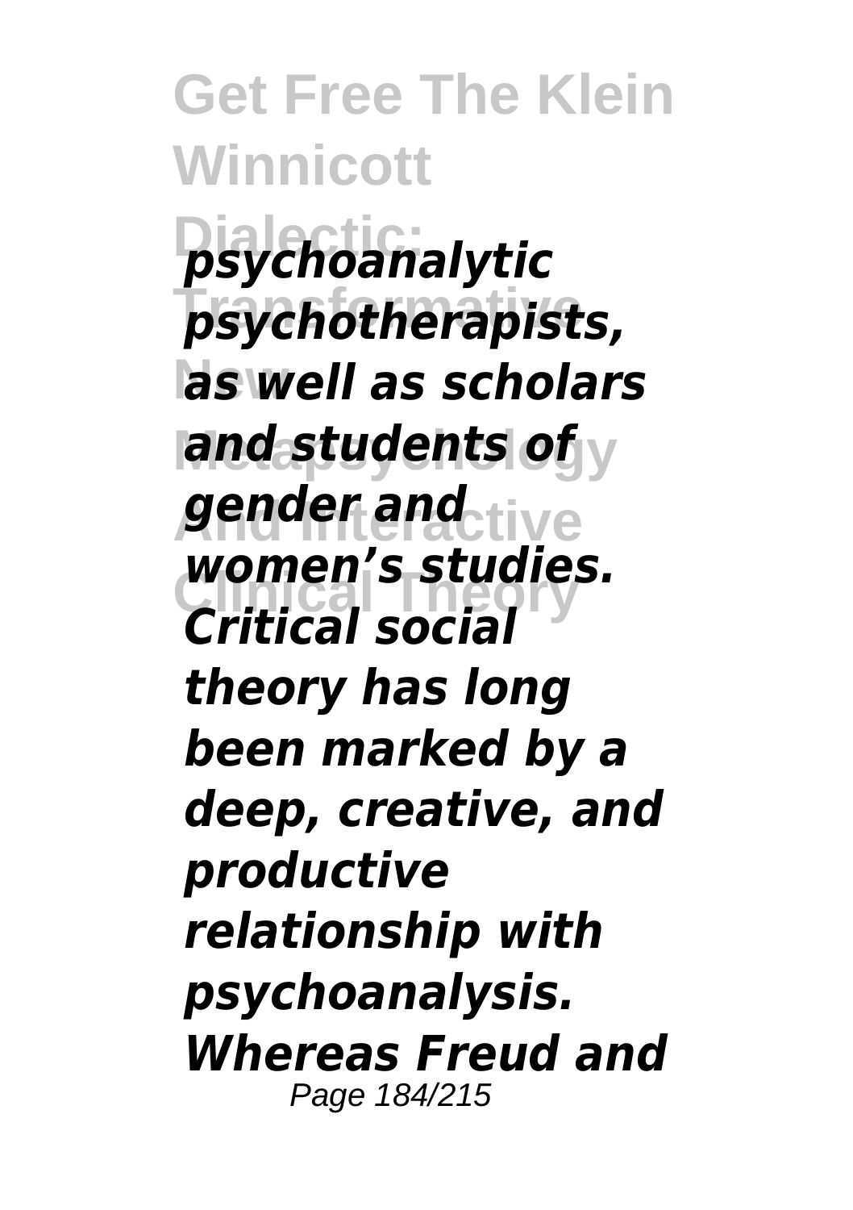*psychoanalytic psychotherapists, as well as scholars and students of gender and women's studies. Critical social theory has long been marked by a deep, creative, and productive relationship with psychoanalysis. Whereas Freud and*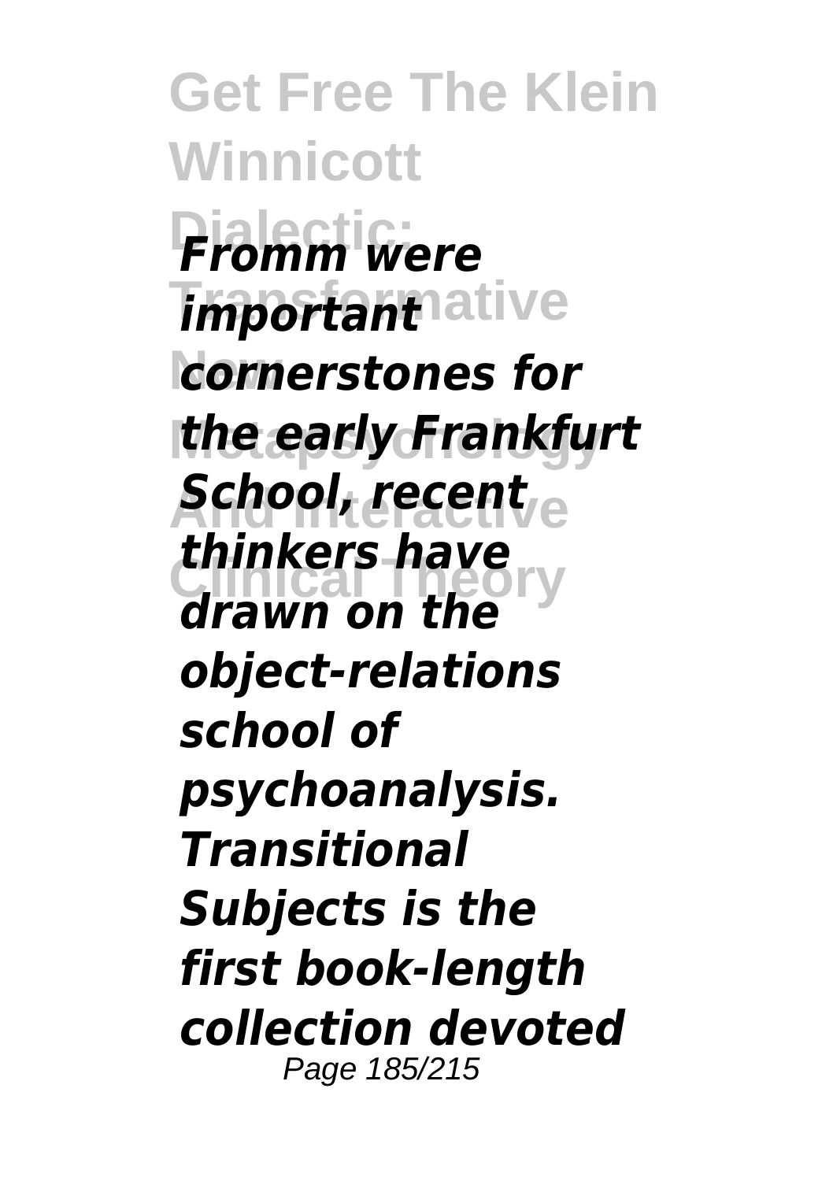*Fromm were important cornerstones for the early Frankfurt School, recent thinkers have drawn on the object-relations school of psychoanalysis. Transitional Subjects is the first book-length collection devoted*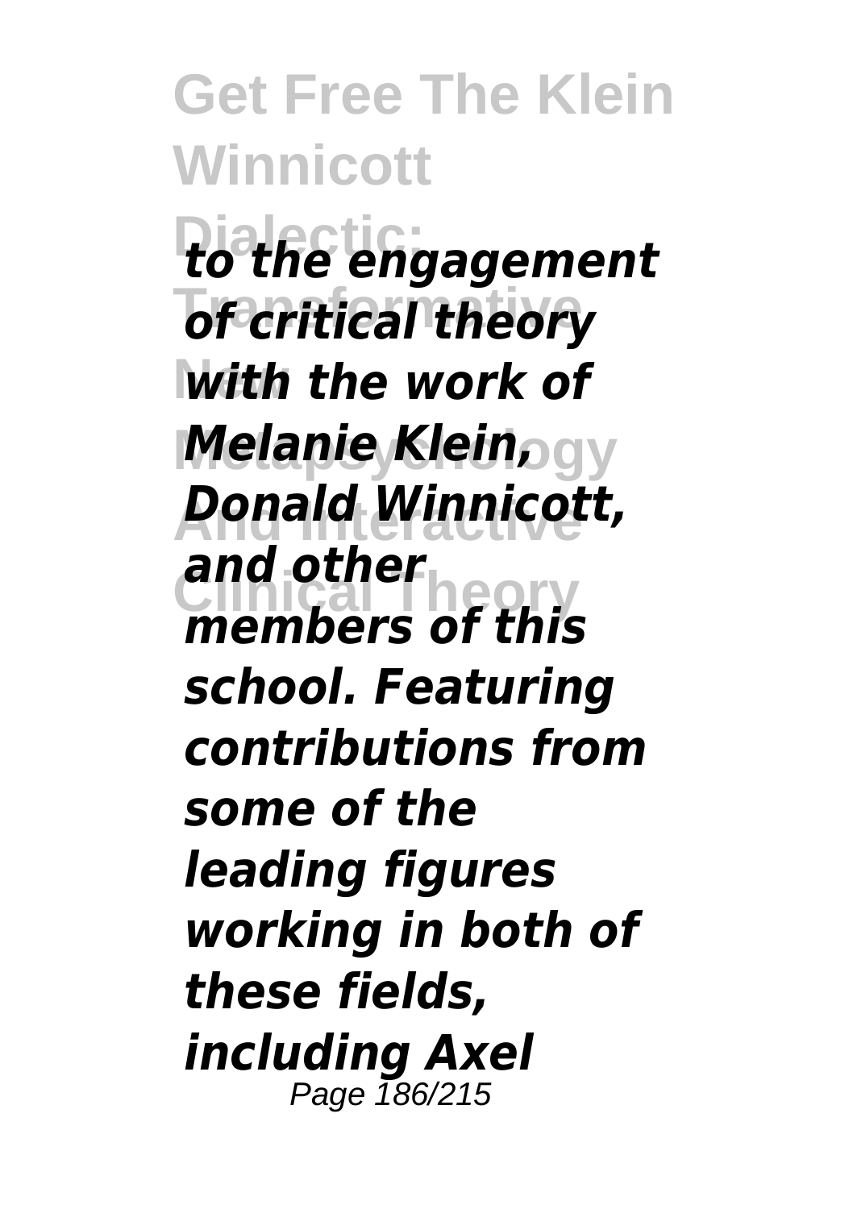*to the engagement of critical theory with the work of Melanie Klein, Donald Winnicott, and other members of this school. Featuring contributions from some of the leading figures working in both of these fields, including Axel*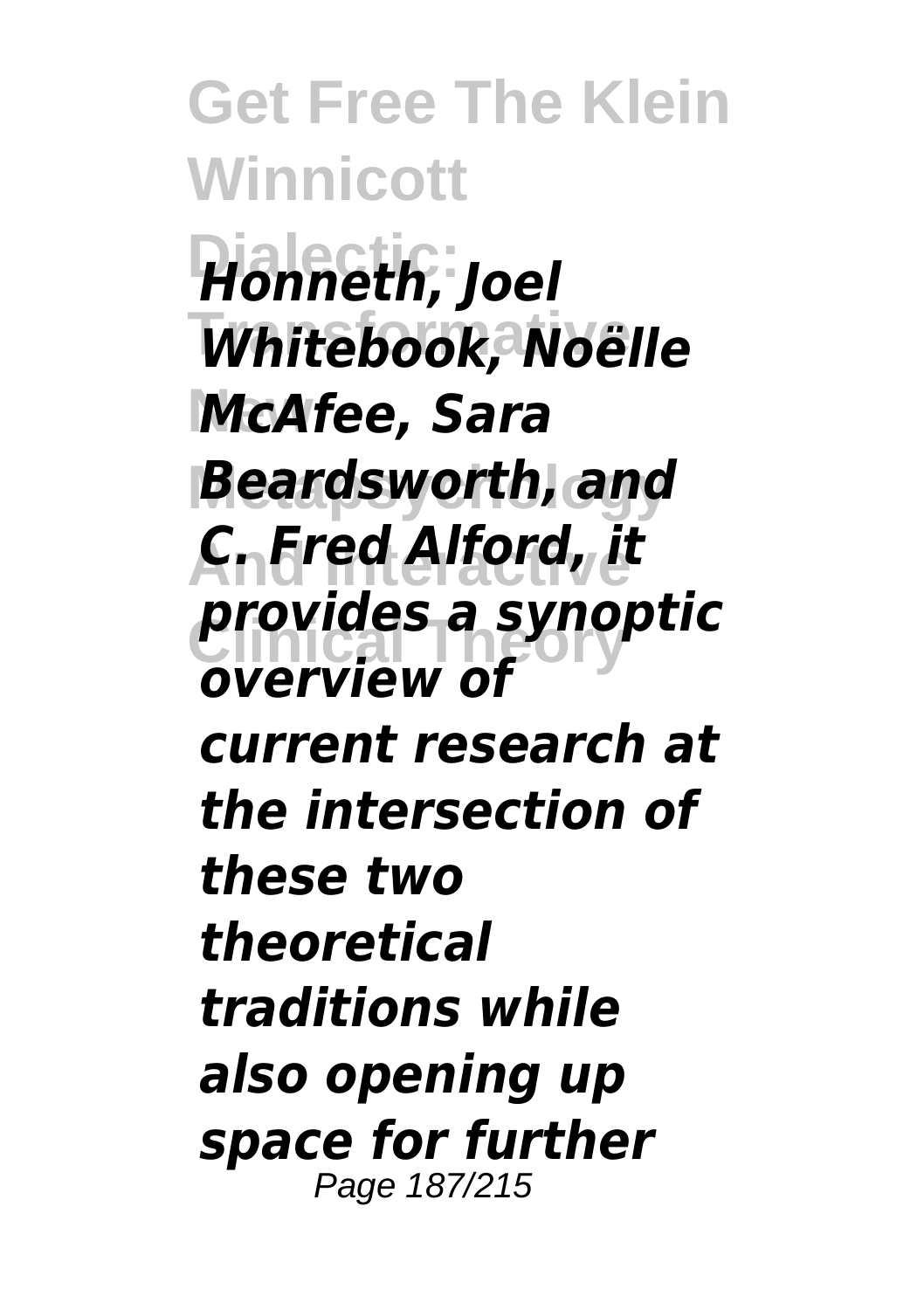*Honneth, Joel Whitebook, Noëlle McAfee, Sara Beardsworth, and C. Fred Alford, it provides a synoptic overview of current research at the intersection of these two theoretical traditions while also opening up space for further*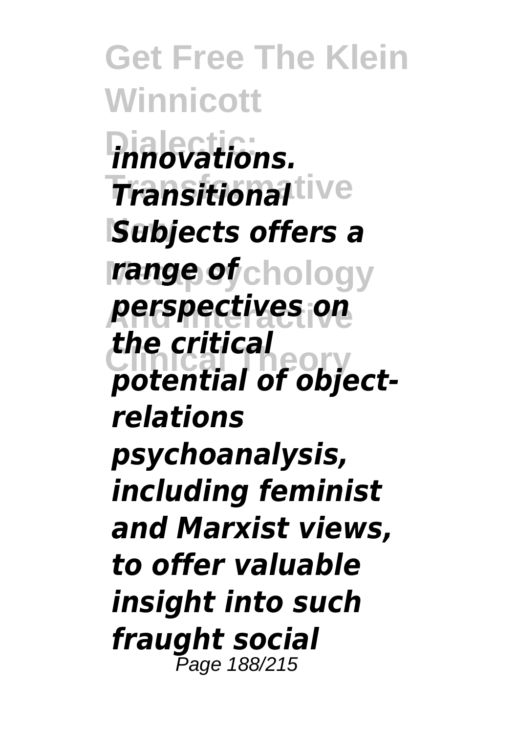*innovations. Transitional Subjects offers a range of perspectives on the critical potential of object-relations psychoanalysis, including feminist and Marxist views, to offer valuable insight into such fraught social*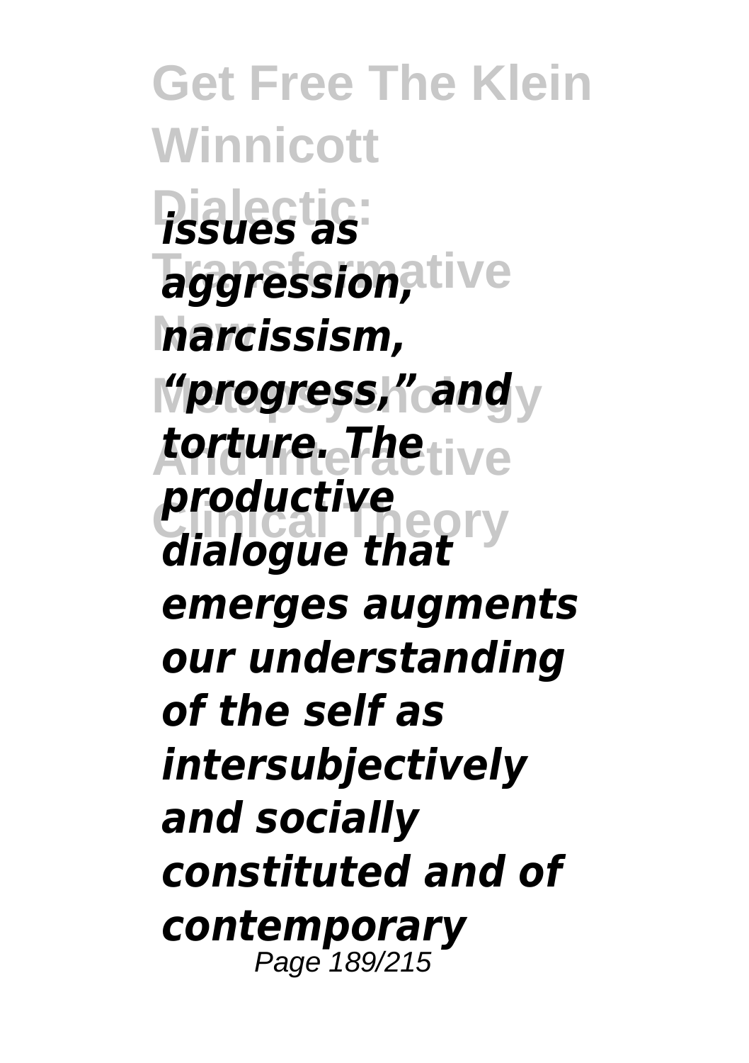*issues as aggression, narcissism, "progress," and torture. The productive dialogue that emerges augments our understanding of the self as intersubjectively and socially constituted and of contemporary*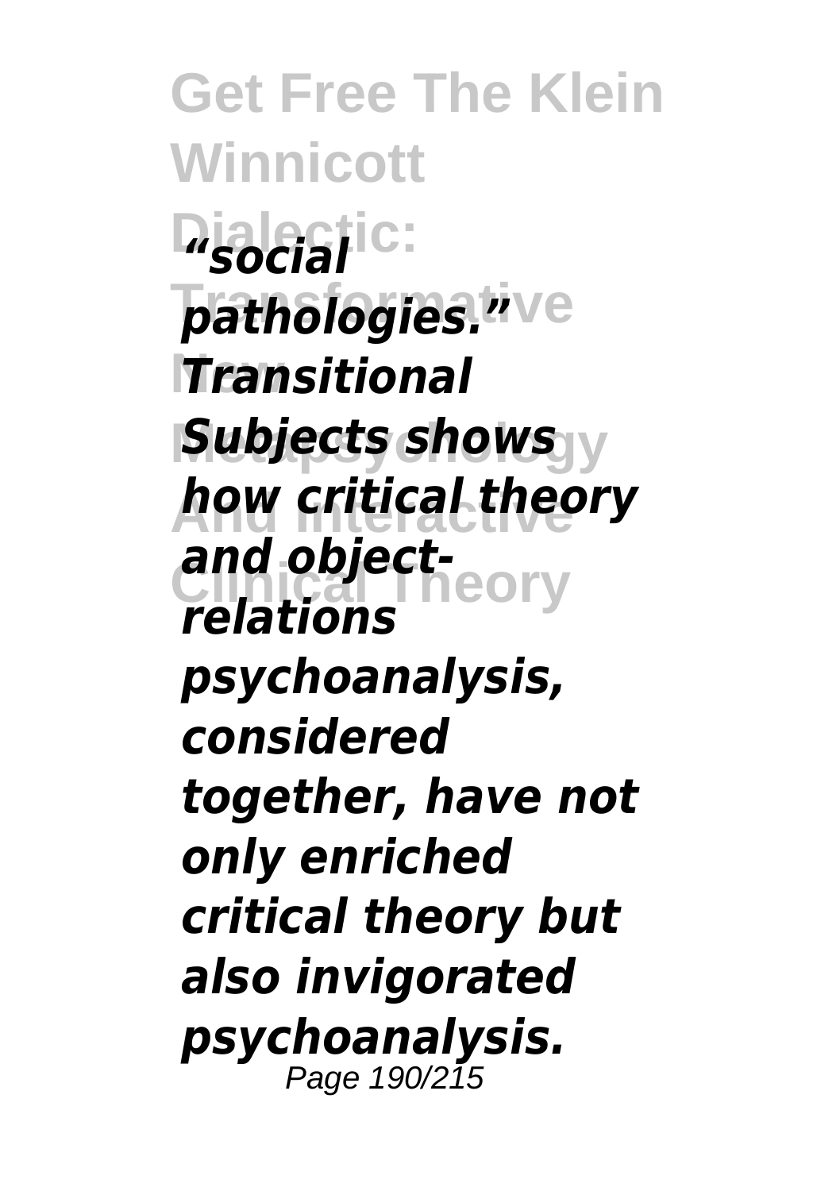*"social pathologies." Transitional Subjects shows how critical theory and object-relations psychoanalysis, considered together, have not only enriched critical theory but also invigorated psychoanalysis.*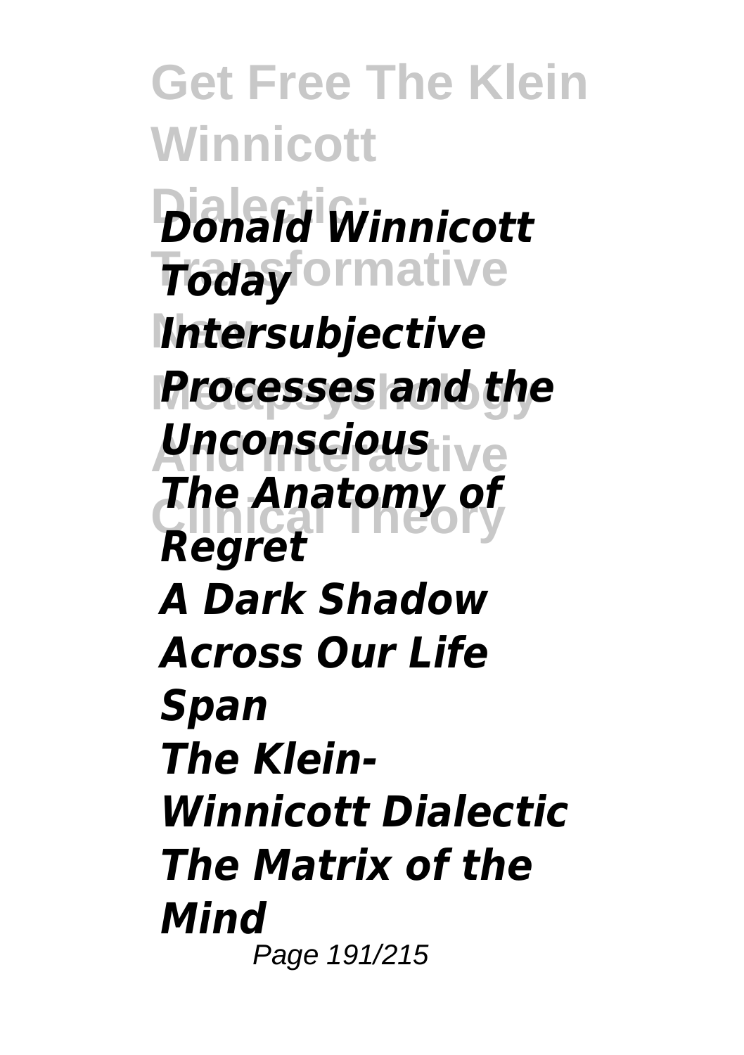*Donald Winnicott Today*
*Intersubjective Processes and the Unconscious*
*The Anatomy of Regret*
*A Dark Shadow Across Our Life Span*
*The Klein-Winnicott Dialectic*
*The Matrix of the Mind*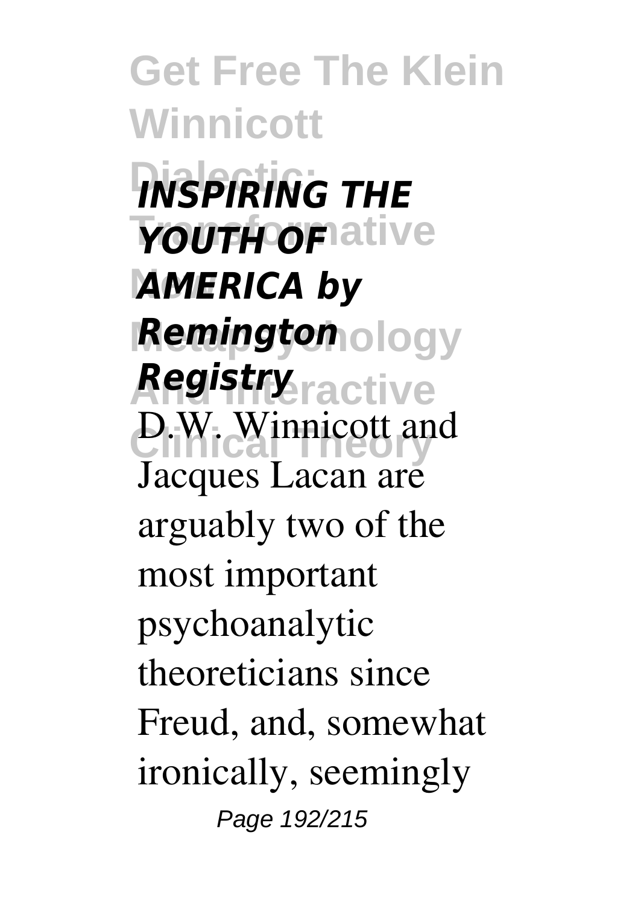***INSPIRING THE YOUTH OF AMERICA by Remington Registry***

D.W. Winnicott and Jacques Lacan are arguably two of the most important psychoanalytic theoreticians since Freud, and, somewhat ironically, seemingly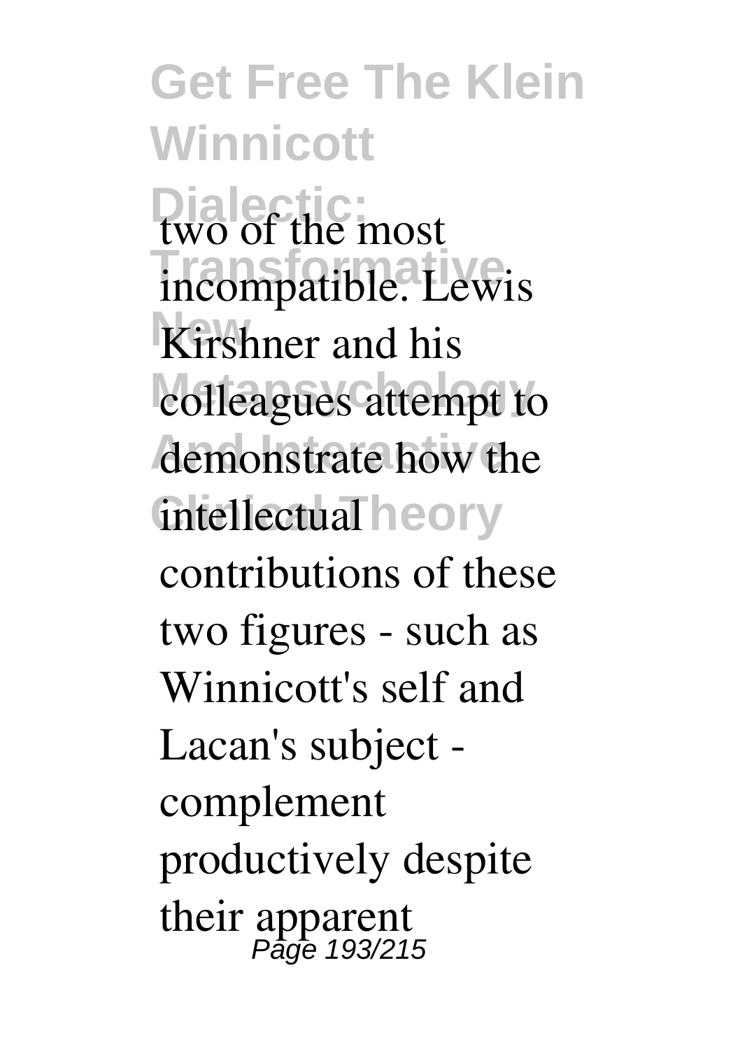two of the most incompatible. Lewis Kirshner and his colleagues attempt to demonstrate how the intellectual contributions of these two figures - such as Winnicott's self and Lacan's subject - complement productively despite their apparent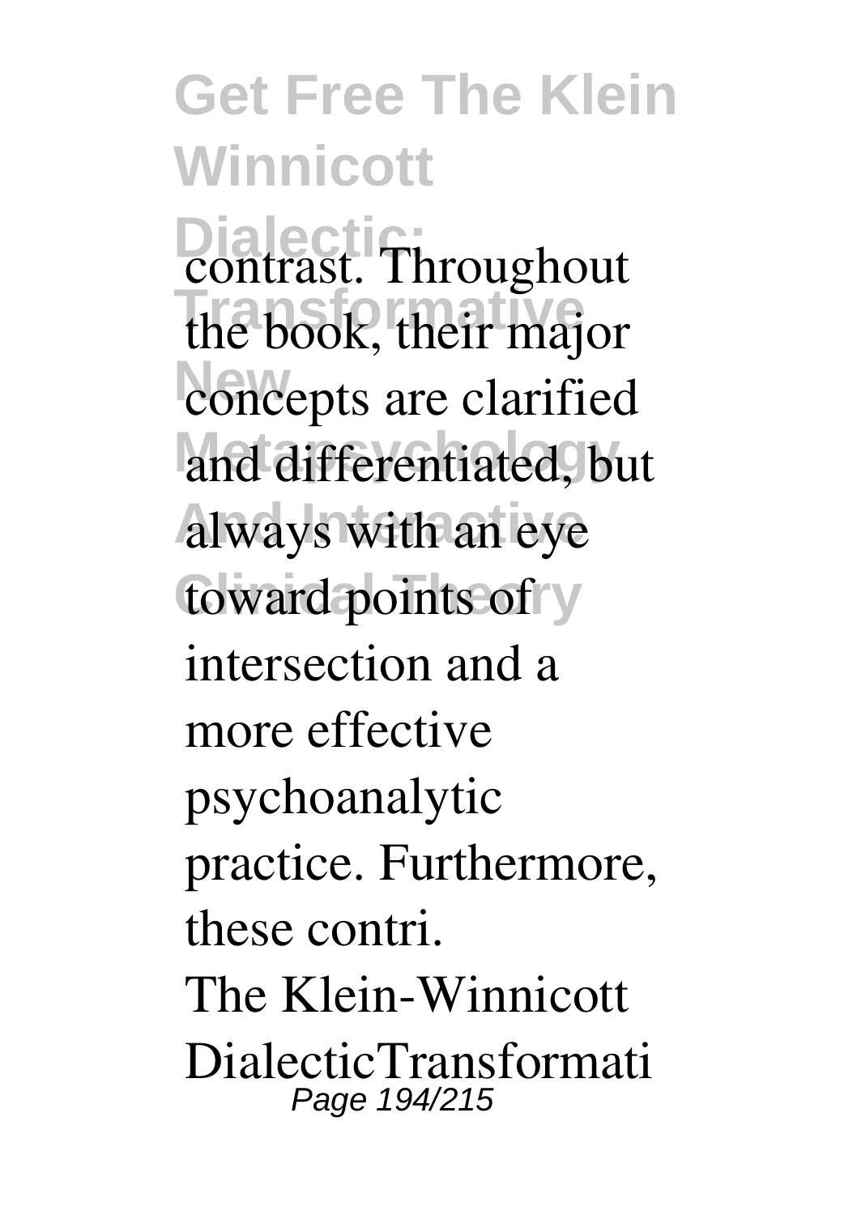contrast. Throughout the book, their major concepts are clarified and differentiated, but always with an eye toward points of intersection and a more effective psychoanalytic practice. Furthermore, these contri.

The Klein-Winnicott DialecticTransformati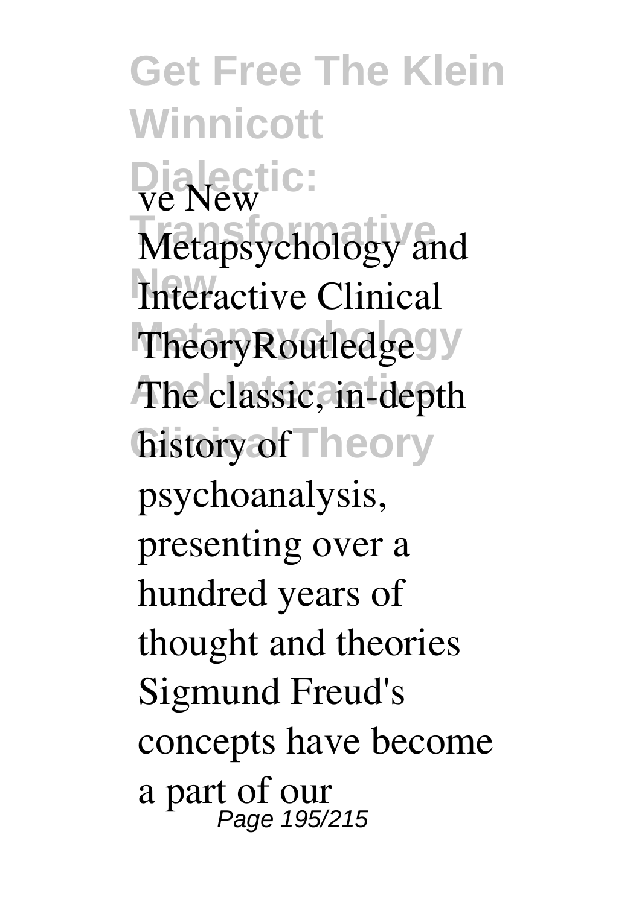ve New Metapsychology and Interactive Clinical TheoryRoutledge The classic, in-depth history of psychoanalysis, presenting over a hundred years of thought and theories Sigmund Freud's concepts have become a part of our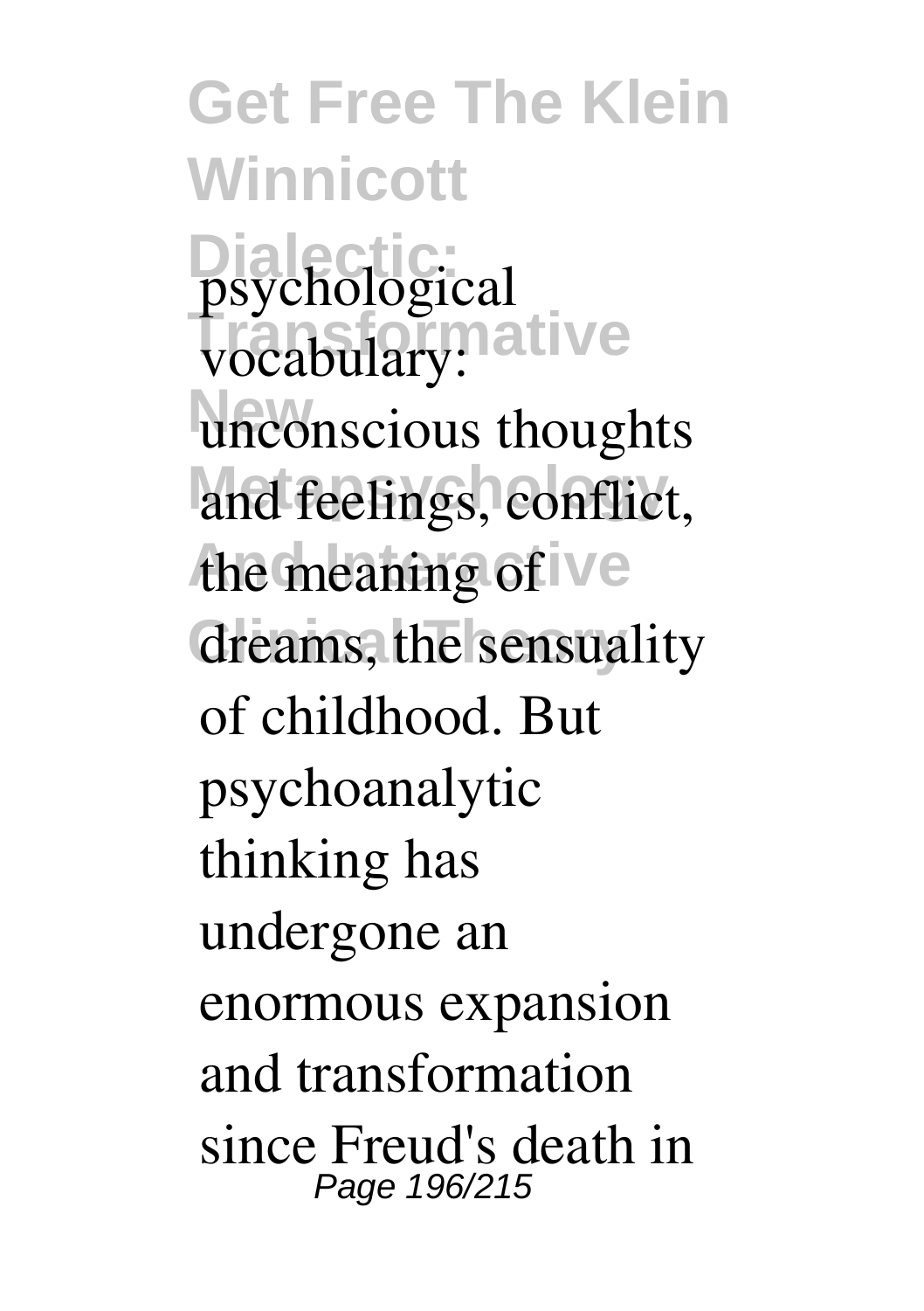psychological vocabulary: unconscious thoughts and feelings, conflict, the meaning of dreams, the sensuality of childhood. But psychoanalytic thinking has undergone an enormous expansion and transformation since Freud's death in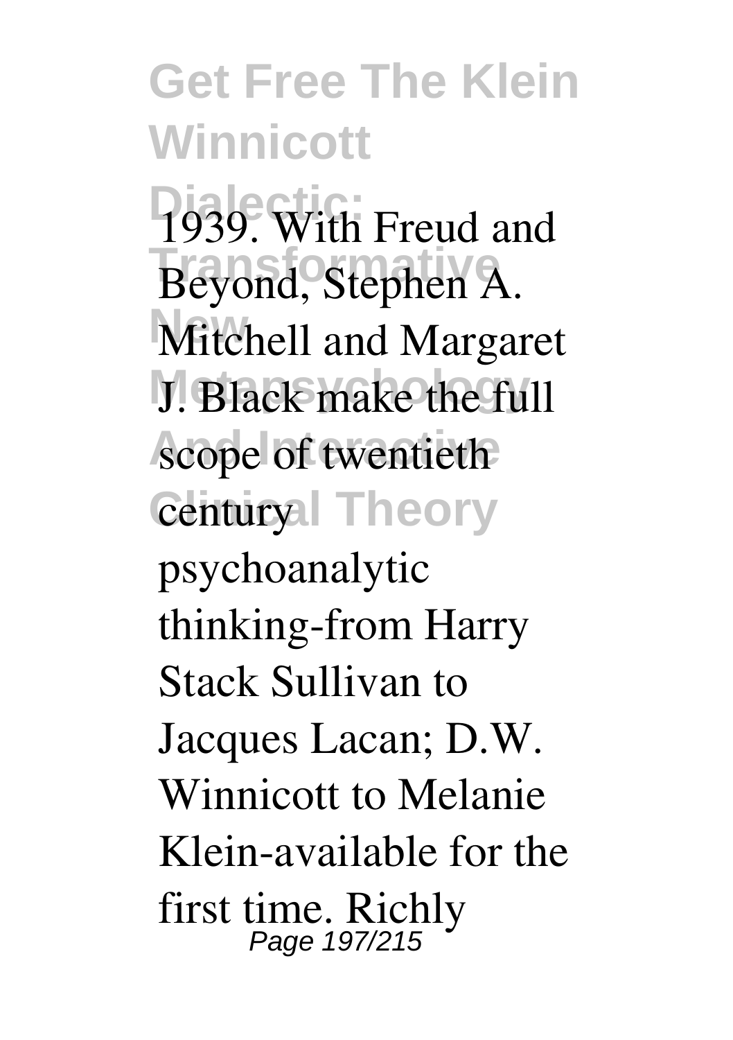1939. With Freud and Beyond, Stephen A. Mitchell and Margaret J. Black make the full scope of twentieth century psychoanalytic thinking-from Harry Stack Sullivan to Jacques Lacan; D.W. Winnicott to Melanie Klein-available for the first time. Richly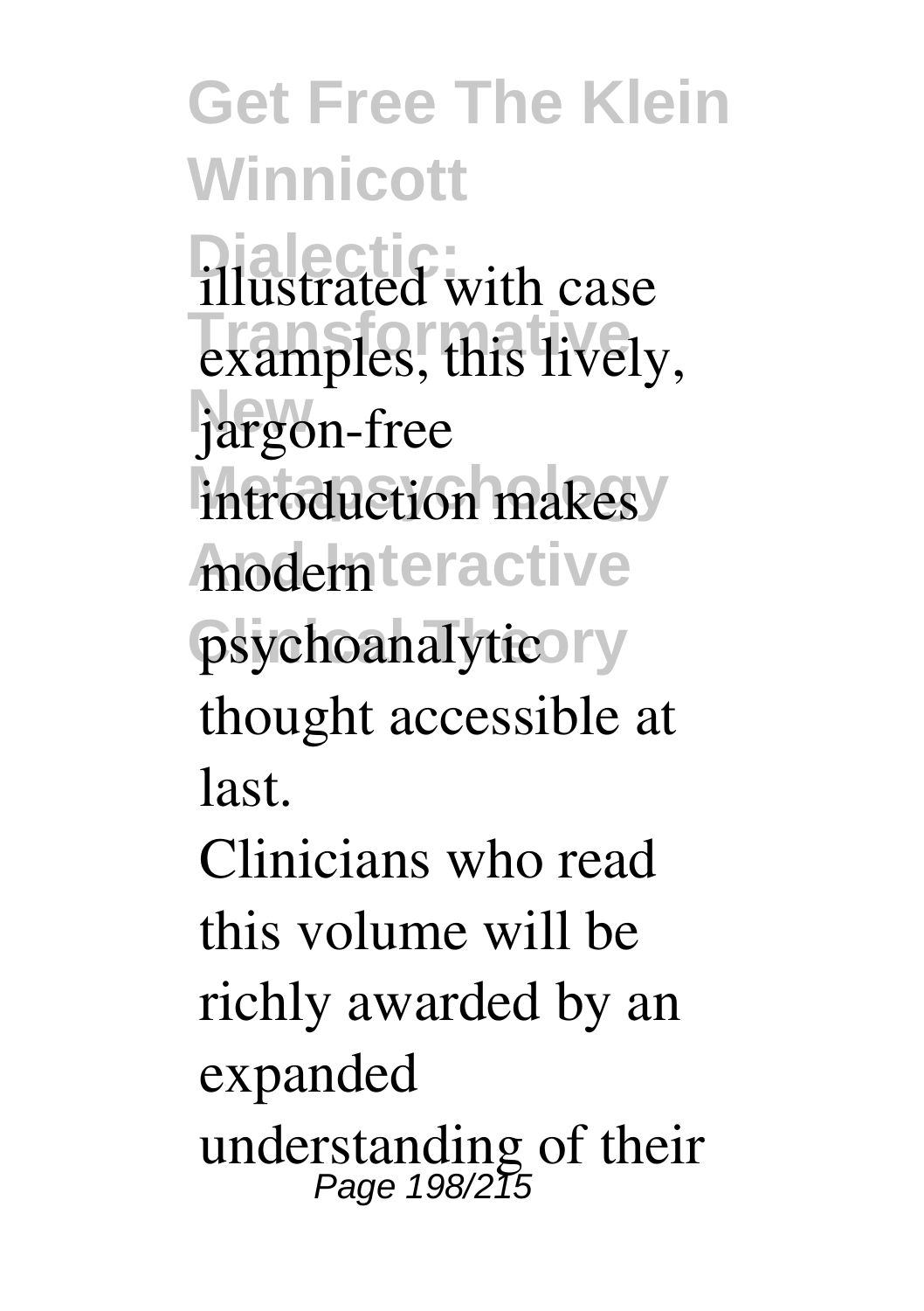illustrated with case examples, this lively, jargon-free introduction makes modern psychoanalytic thought accessible at last.

Clinicians who read this volume will be richly awarded by an expanded understanding of their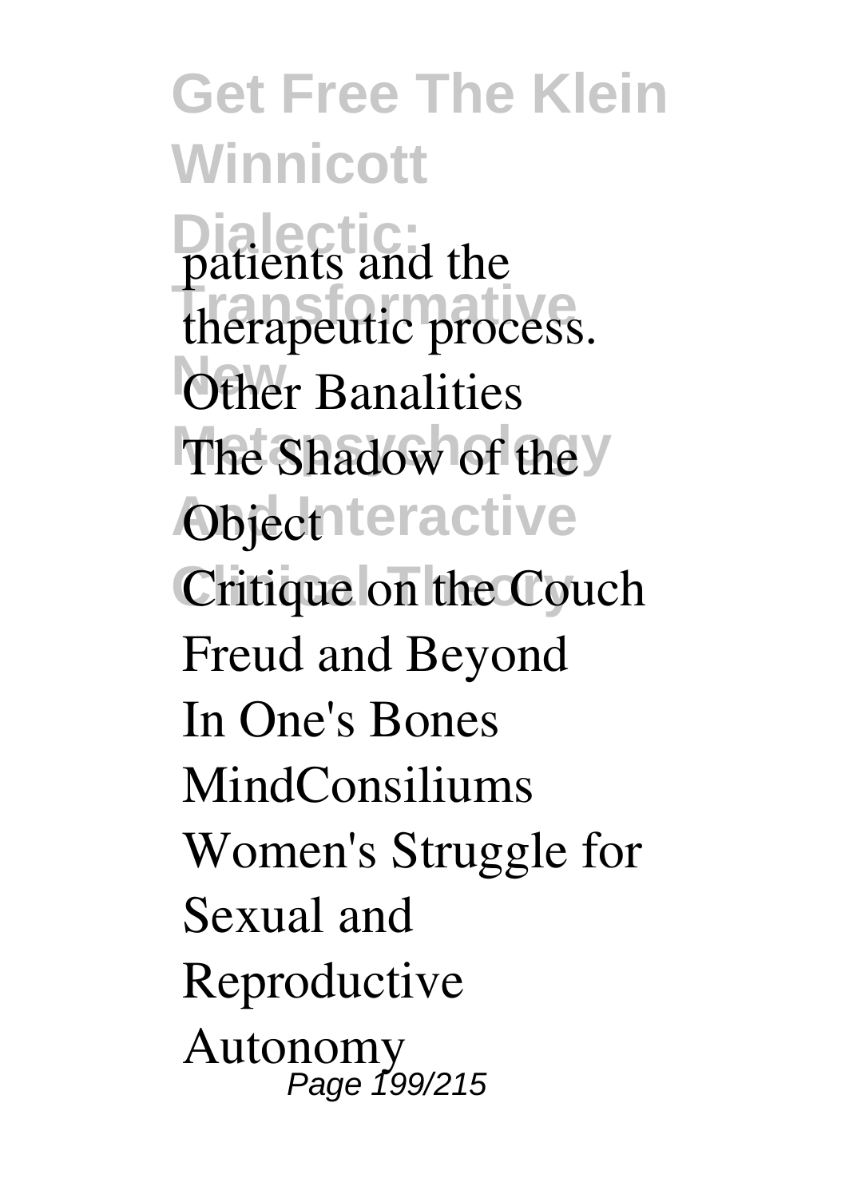patients and the therapeutic process.

Other Banalities

The Shadow of the Object

Critique on the Couch

Freud and Beyond

In One's Bones

MindConsiliums

Women's Struggle for Sexual and Reproductive Autonomy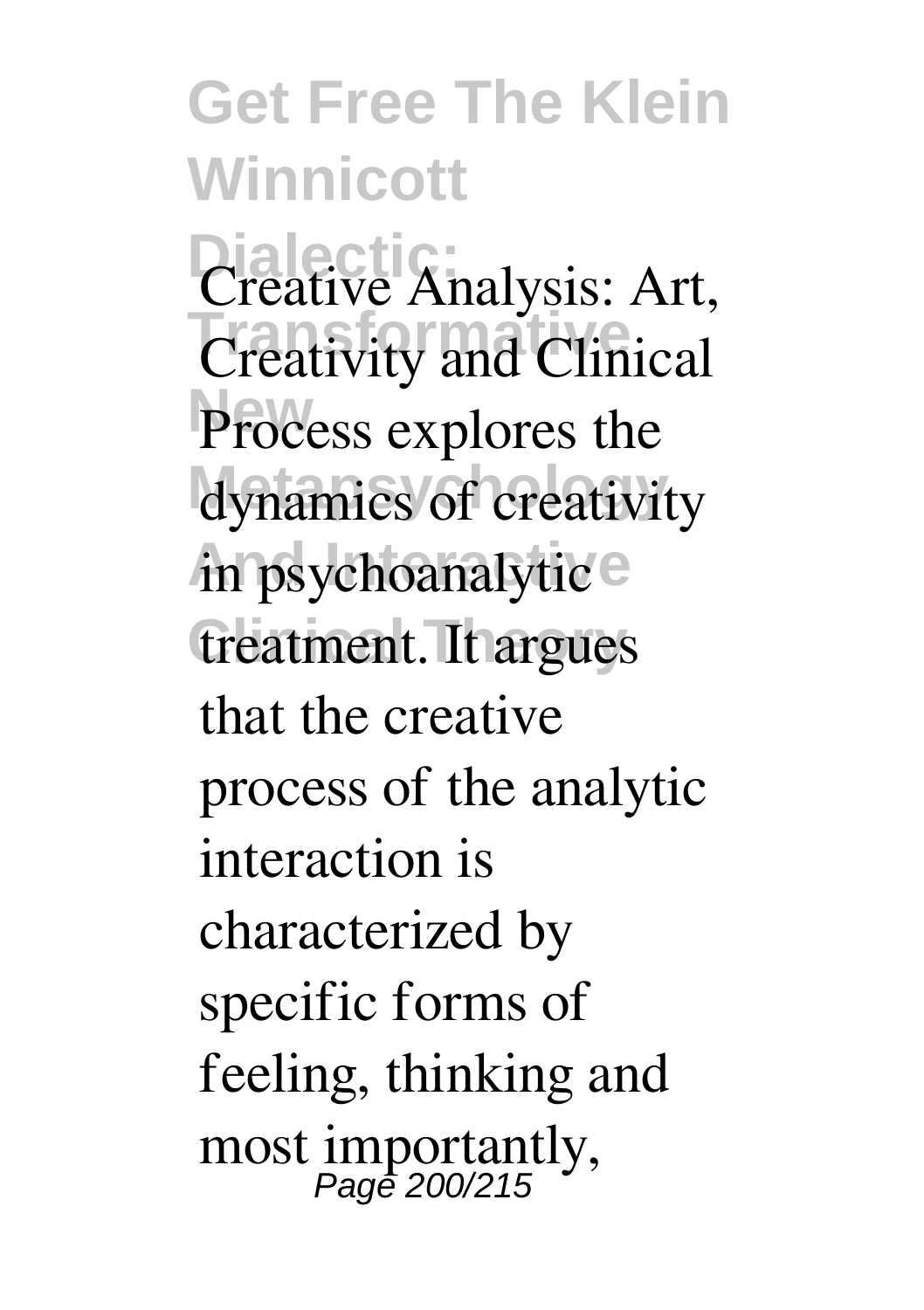Creative Analysis: Art, Creativity and Clinical Process explores the dynamics of creativity in psychoanalytic treatment. It argues that the creative process of the analytic interaction is characterized by specific forms of feeling, thinking and most importantly,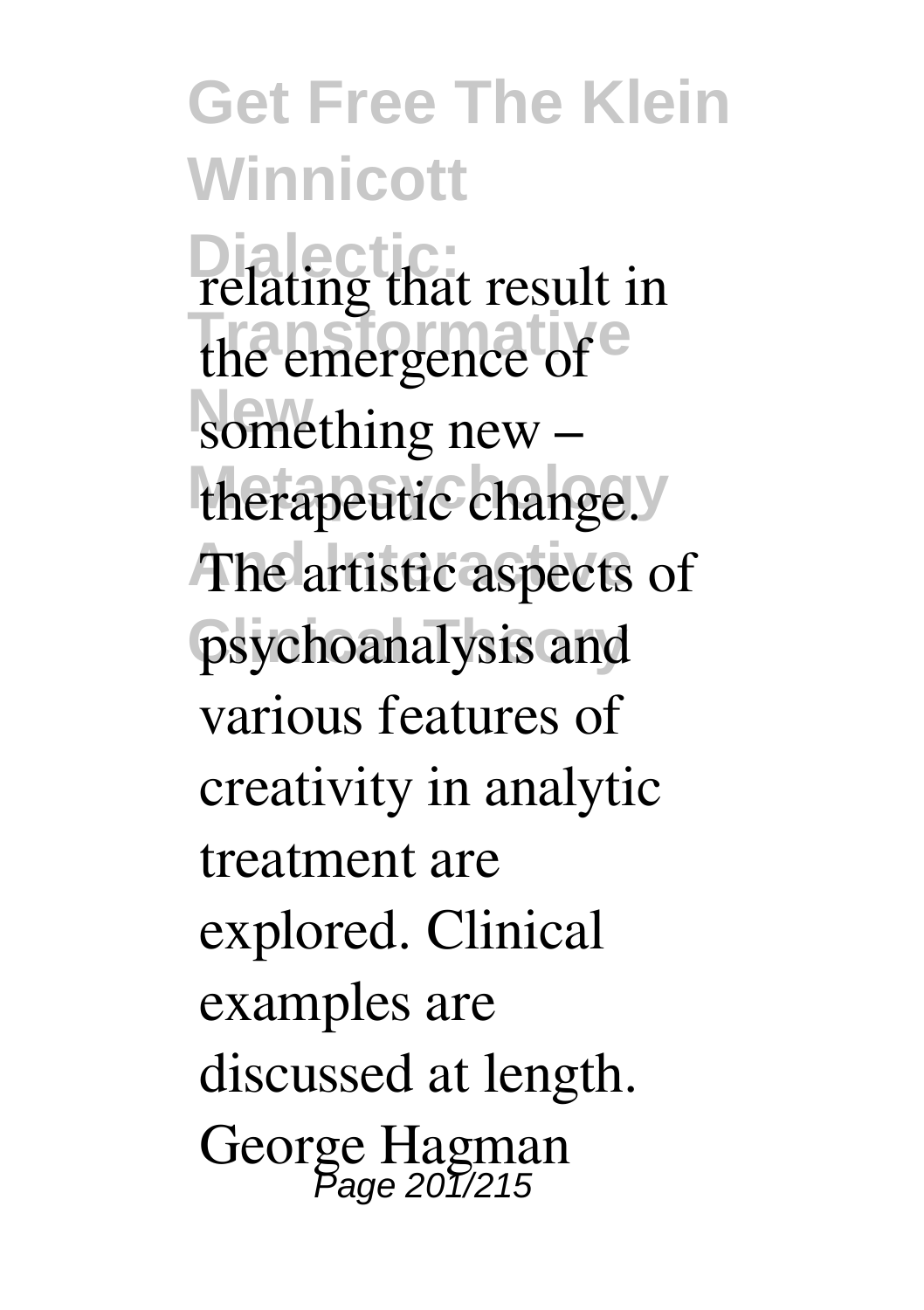relating that result in the emergence of something new – therapeutic change. The artistic aspects of psychoanalysis and various features of creativity in analytic treatment are explored. Clinical examples are discussed at length. George Hagman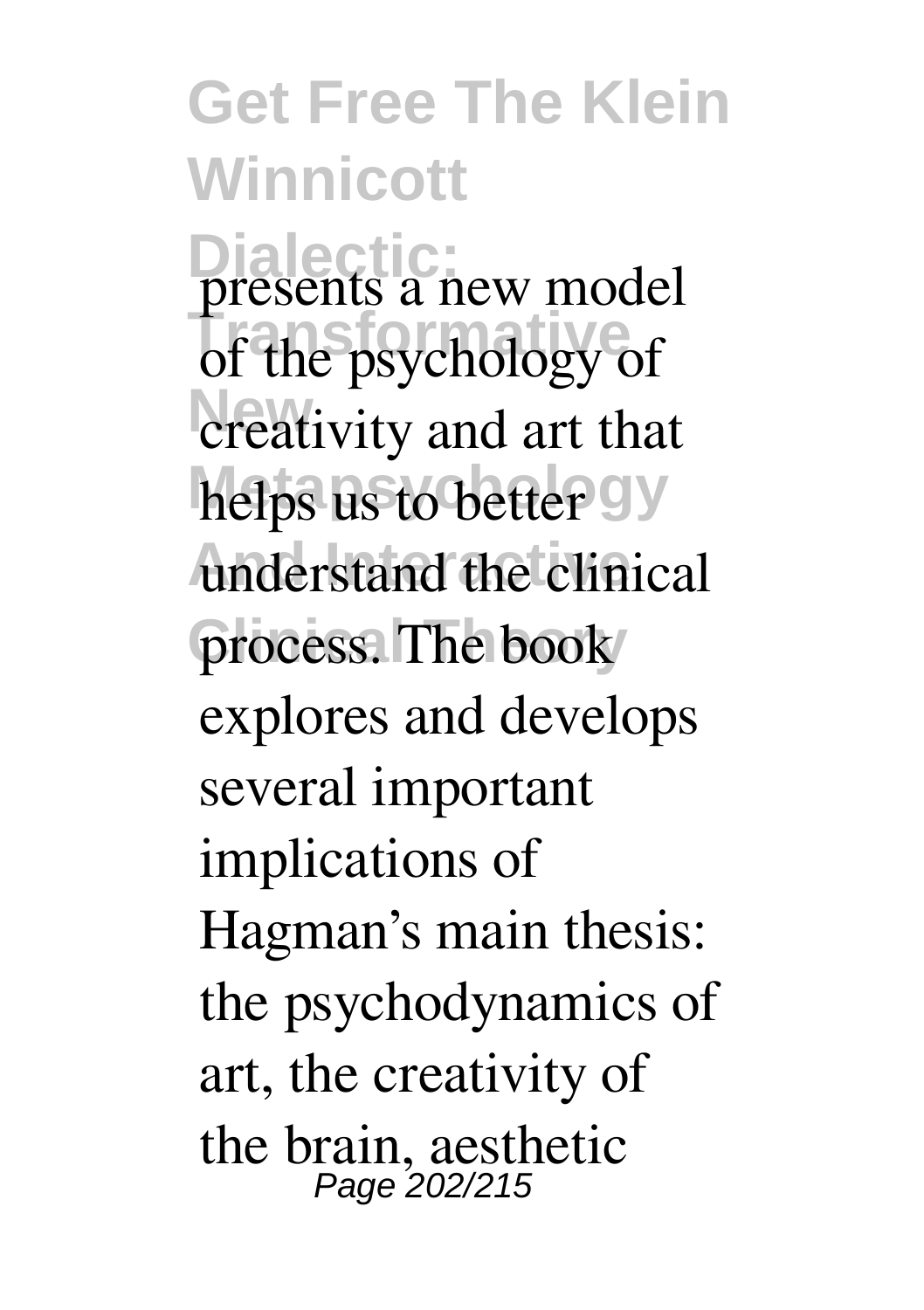presents a new model of the psychology of creativity and art that helps us to better understand the clinical process. The book explores and develops several important implications of Hagman's main thesis: the psychodynamics of art, the creativity of the brain, aesthetic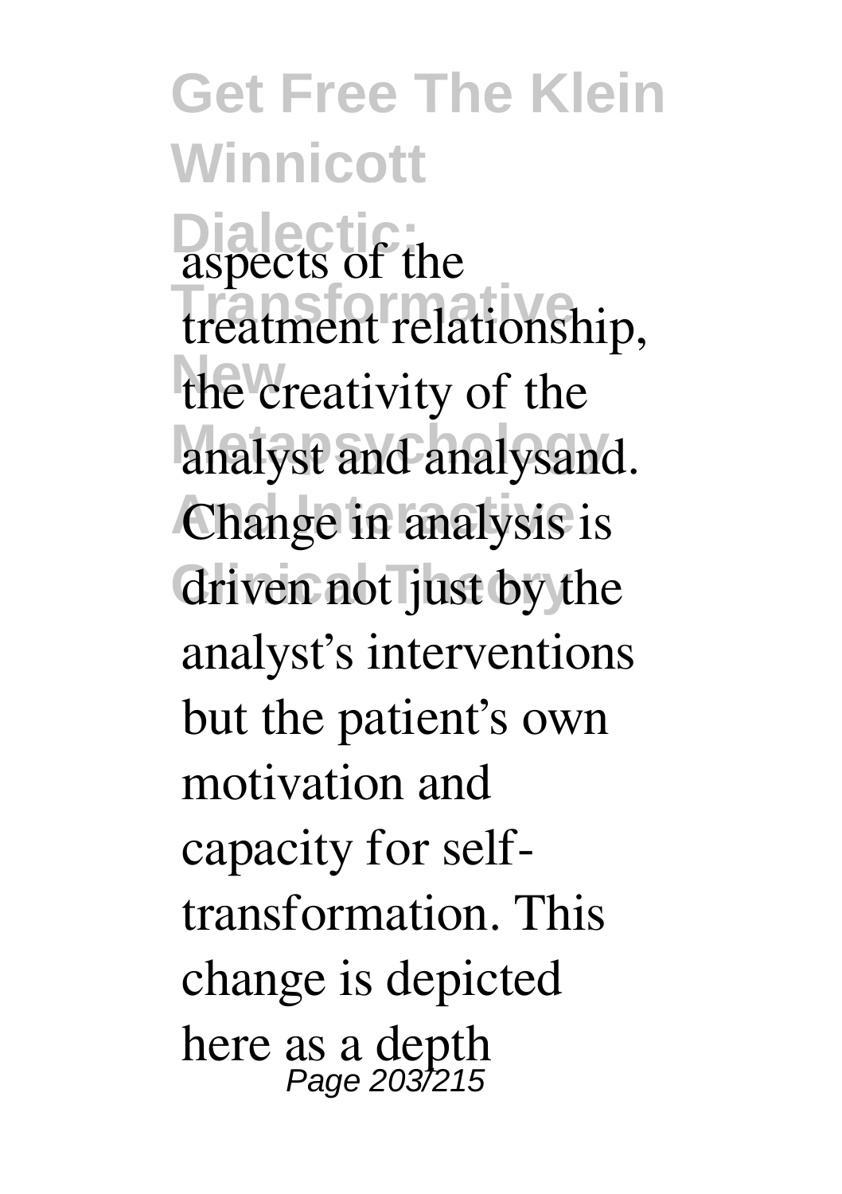aspects of the treatment relationship, the creativity of the analyst and analysand. Change in analysis is driven not just by the analyst's interventions but the patient's own motivation and capacity for self-transformation. This change is depicted here as a depth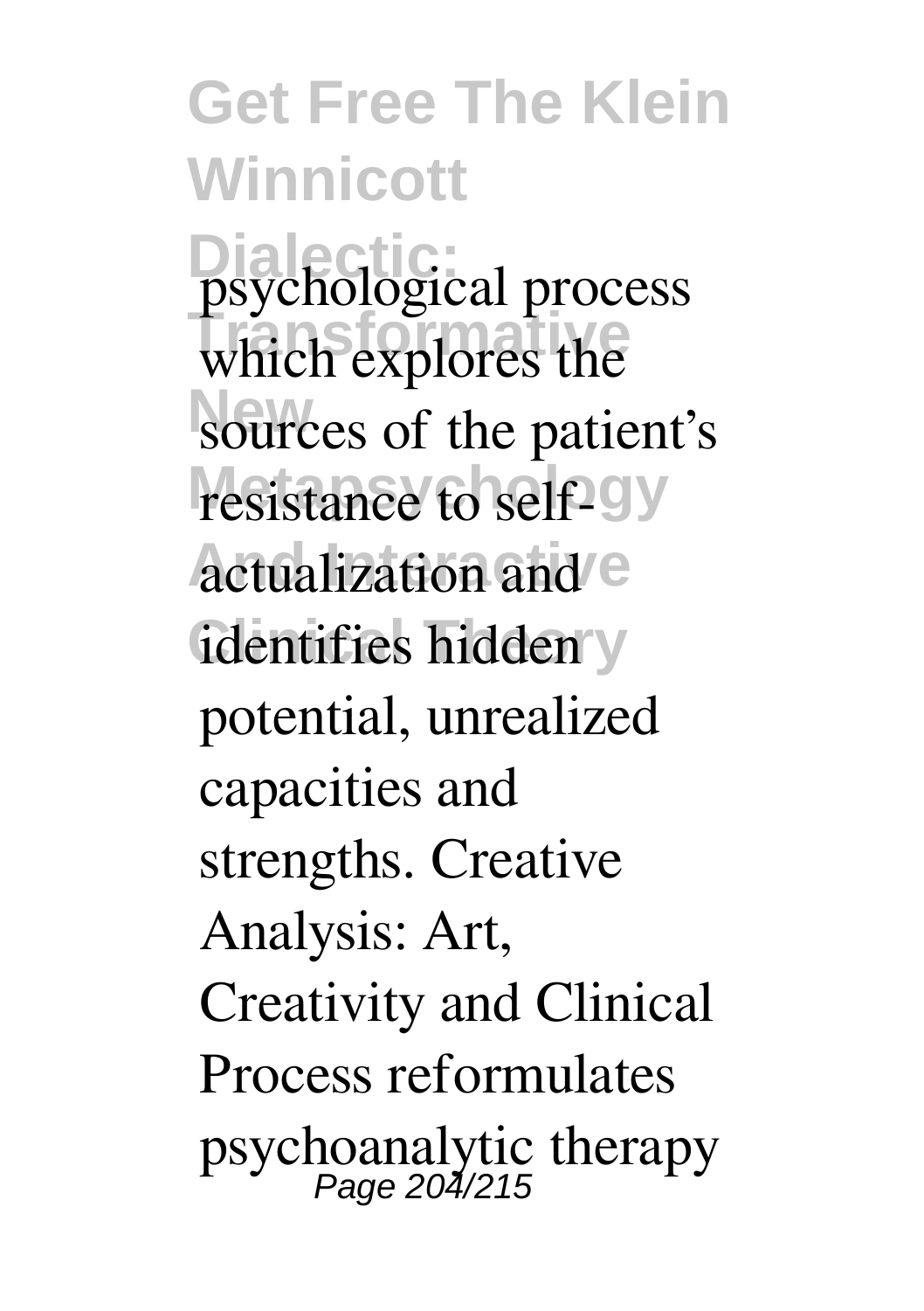psychological process which explores the sources of the patient's resistance to self-actualization and identifies hidden potential, unrealized capacities and strengths. Creative Analysis: Art, Creativity and Clinical Process reformulates psychoanalytic therapy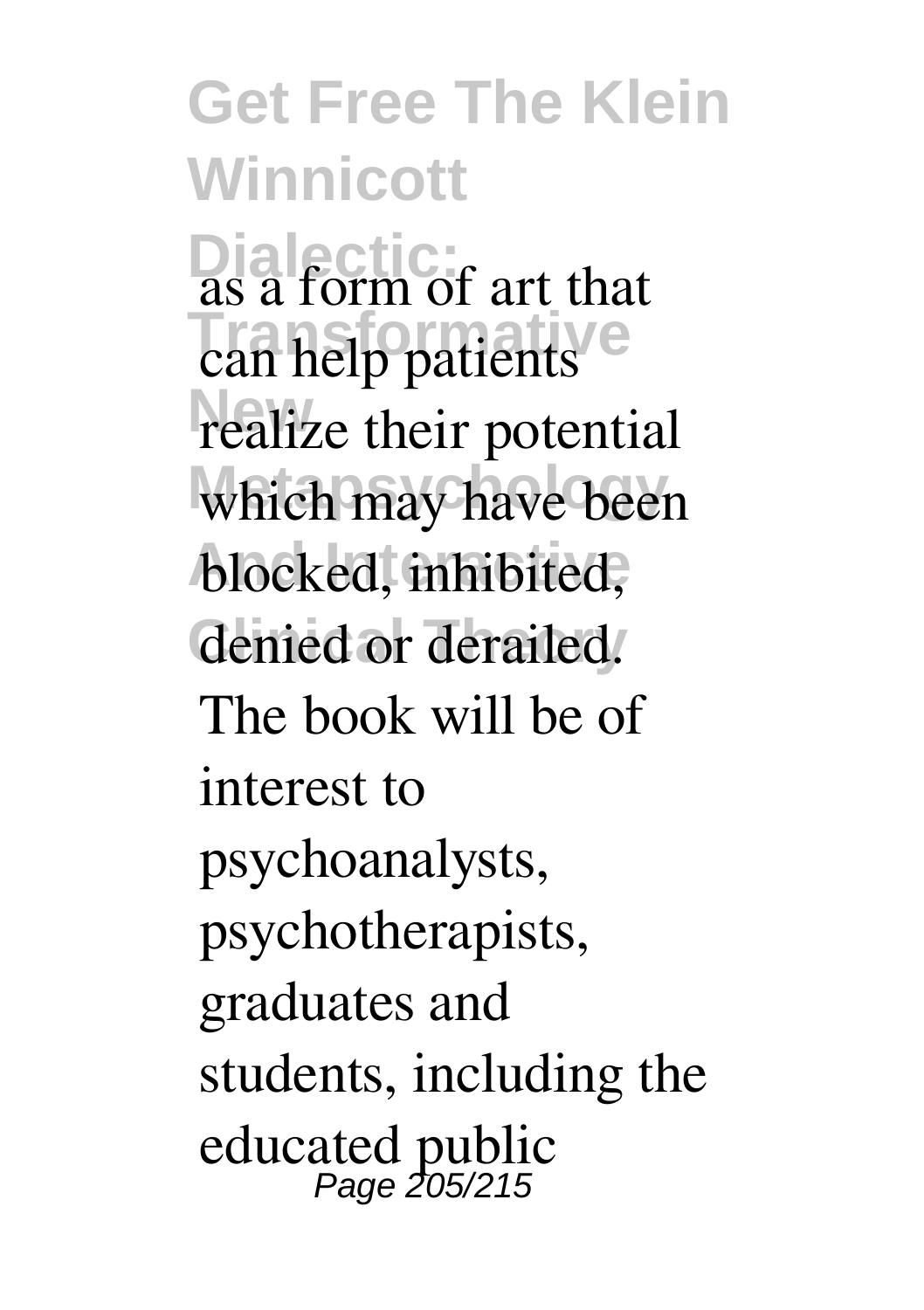as a form of art that can help patients realize their potential which may have been blocked, inhibited, denied or derailed. The book will be of interest to psychoanalysts, psychotherapists, graduates and students, including the educated public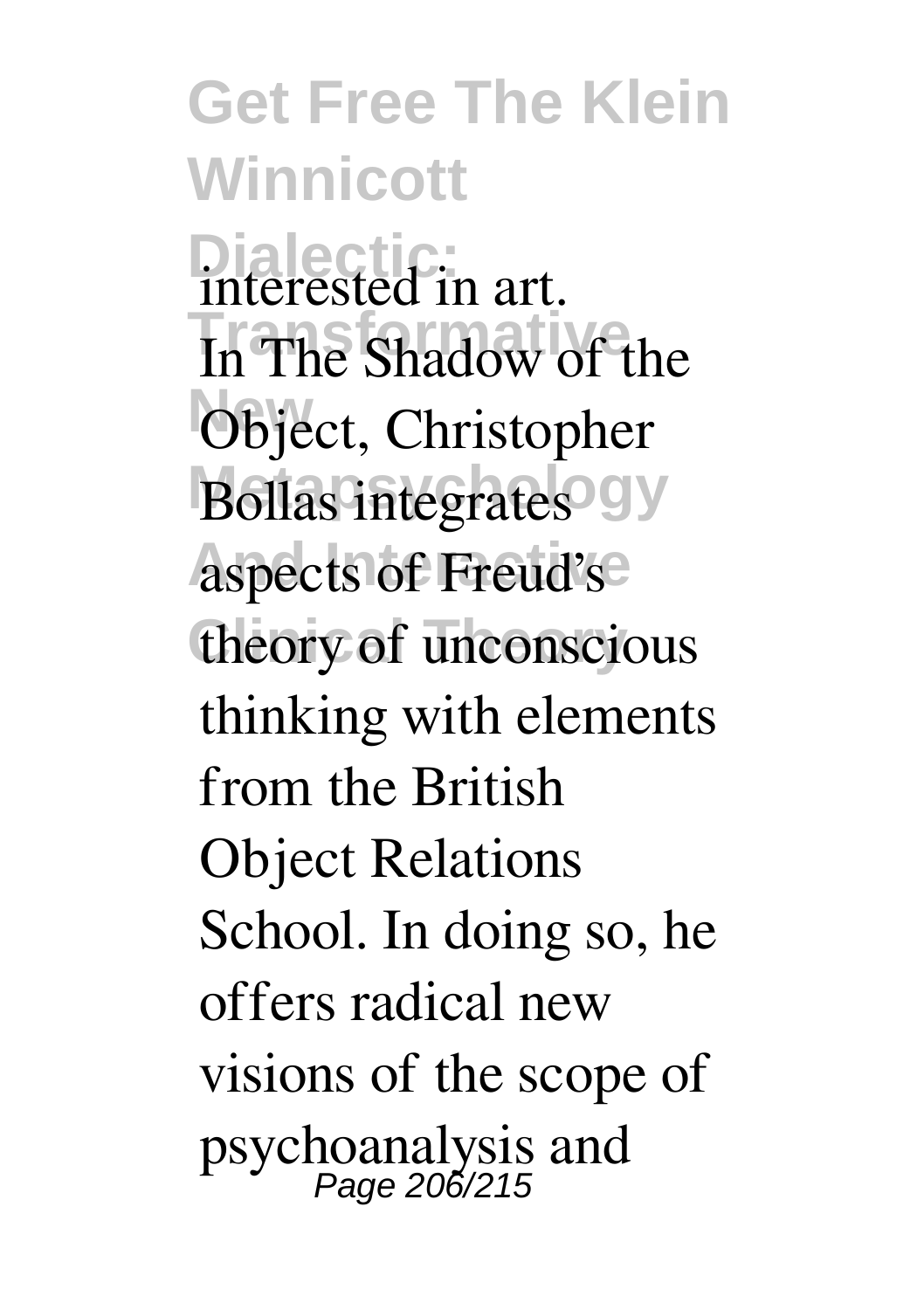interested in art.
In The Shadow of the Object, Christopher Bollas integrates aspects of Freud's theory of unconscious thinking with elements from the British Object Relations School. In doing so, he offers radical new visions of the scope of psychoanalysis and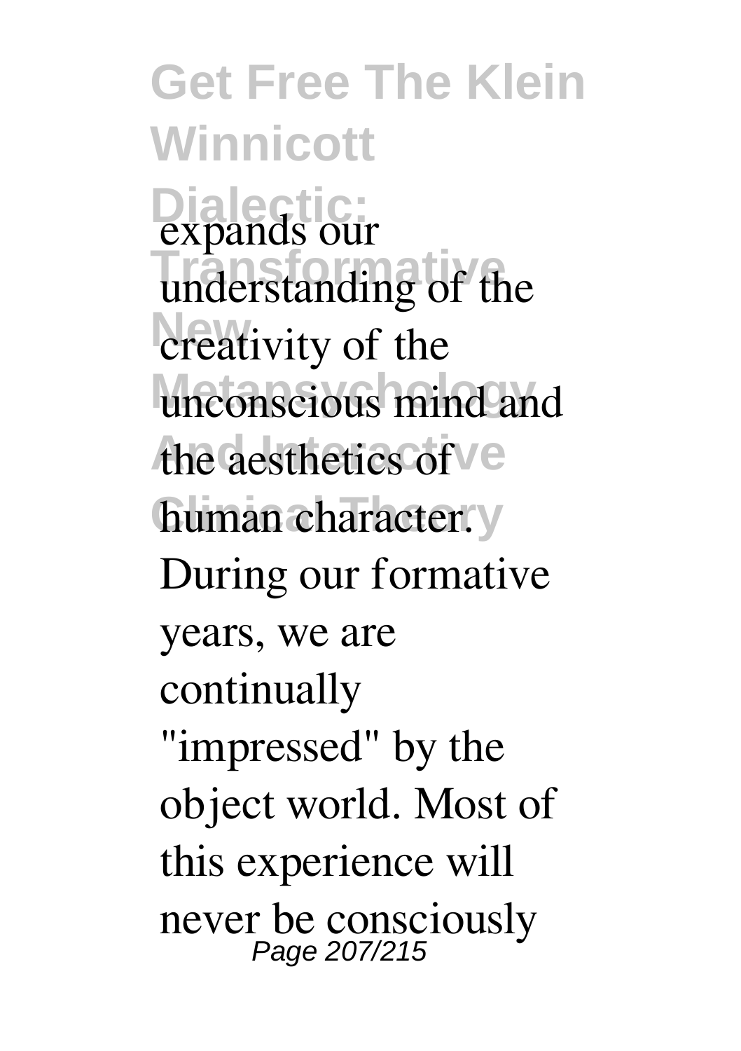expands our understanding of the creativity of the unconscious mind and the aesthetics of human character. During our formative years, we are continually "impressed" by the object world. Most of this experience will never be consciously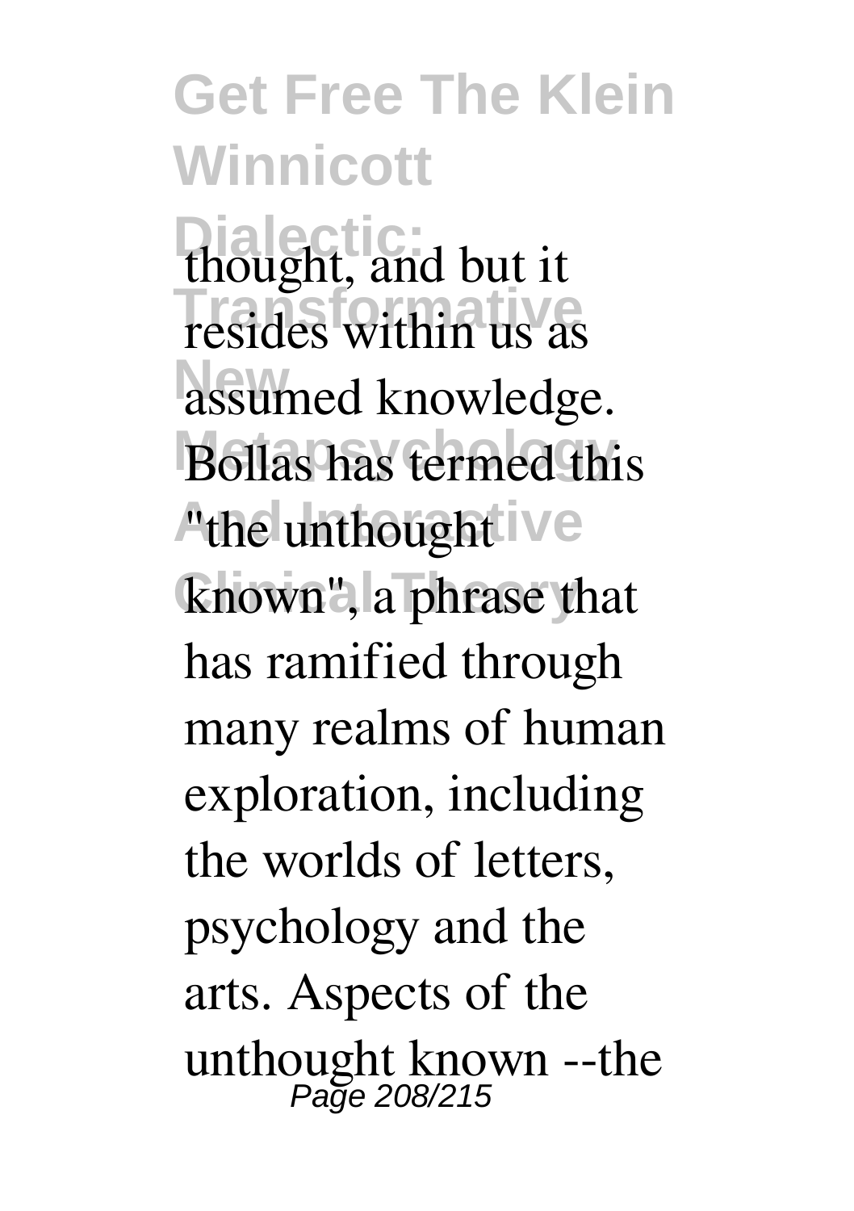thought, and but it resides within us as assumed knowledge. Bollas has termed this "the unthought known", a phrase that has ramified through many realms of human exploration, including the worlds of letters, psychology and the arts. Aspects of the unthought known --the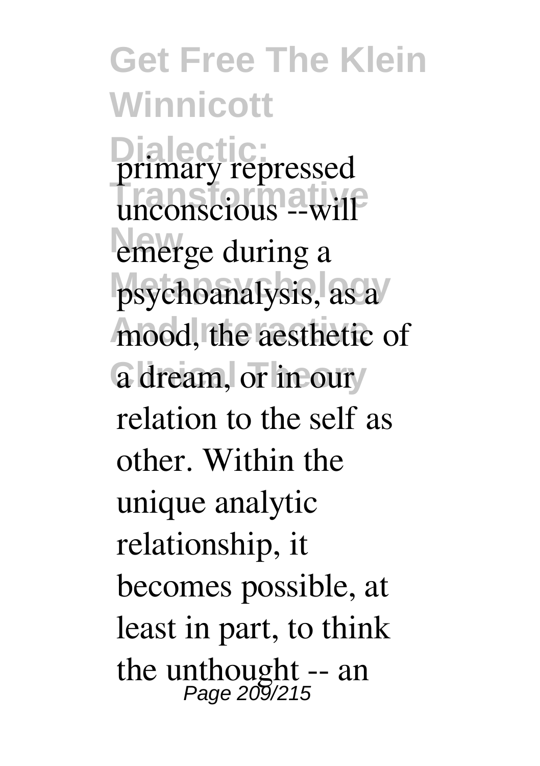primary repressed unconscious --will emerge during a psychoanalysis, as a mood, the aesthetic of a dream, or in our relation to the self as other. Within the unique analytic relationship, it becomes possible, at least in part, to think the unthought -- an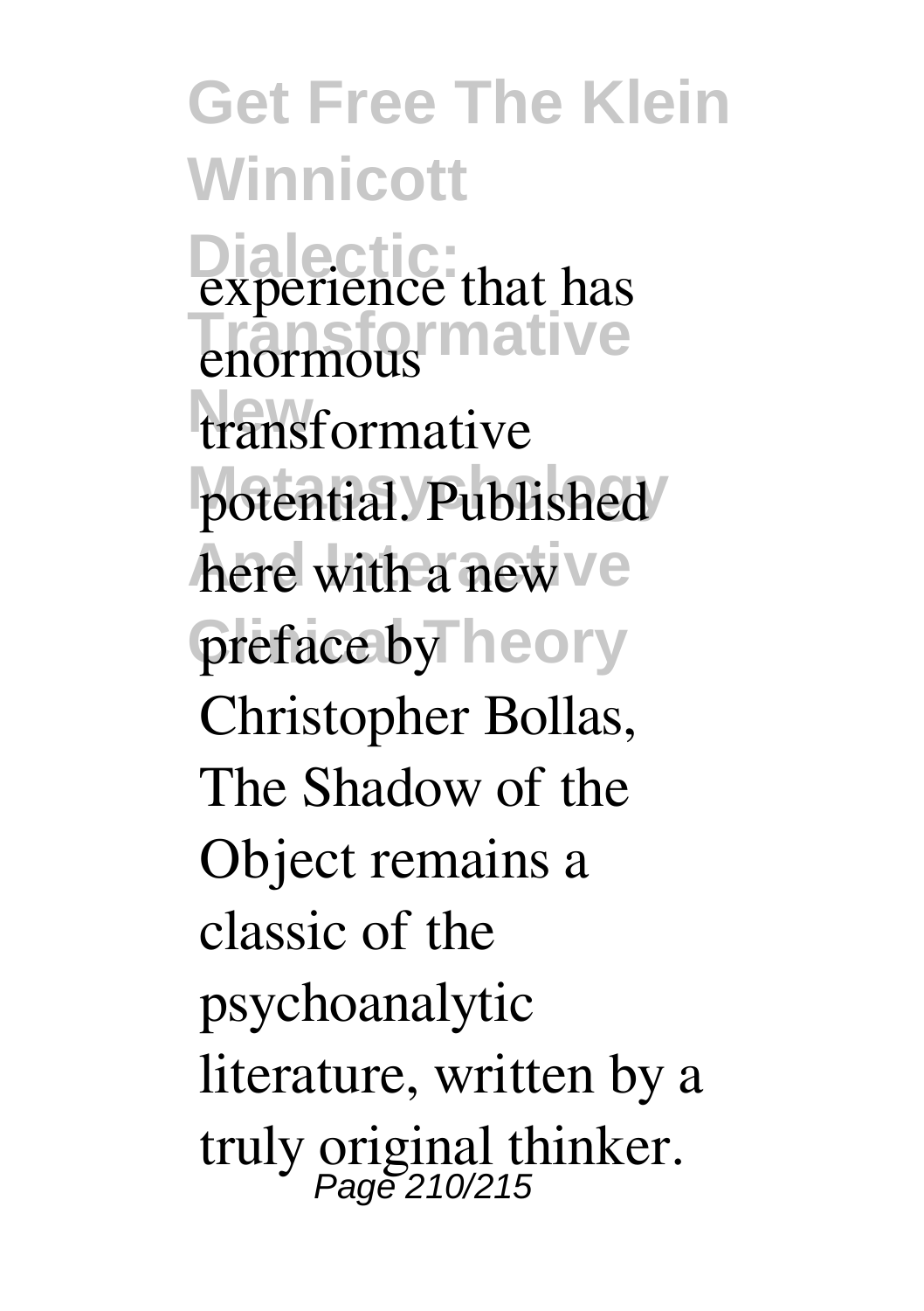experience that has enormous transformative potential. Published here with a new preface by Christopher Bollas, The Shadow of the Object remains a classic of the psychoanalytic literature, written by a truly original thinker.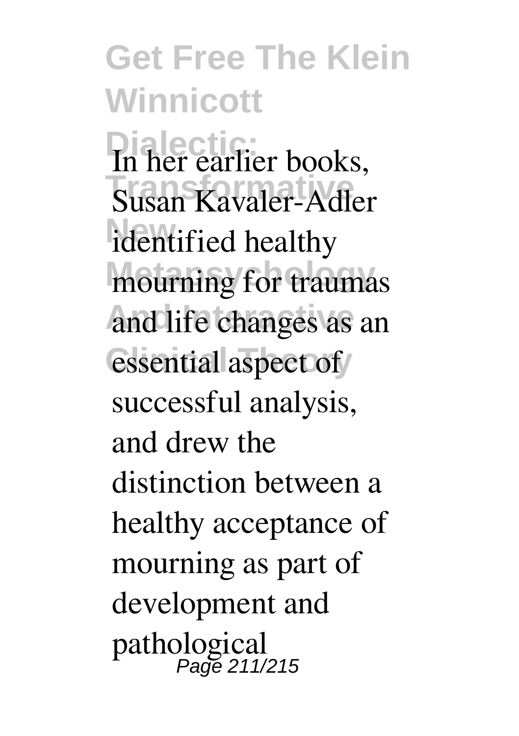In her earlier books, Susan Kavaler-Adler identified healthy mourning for traumas and life changes as an essential aspect of successful analysis, and drew the distinction between a healthy acceptance of mourning as part of development and pathological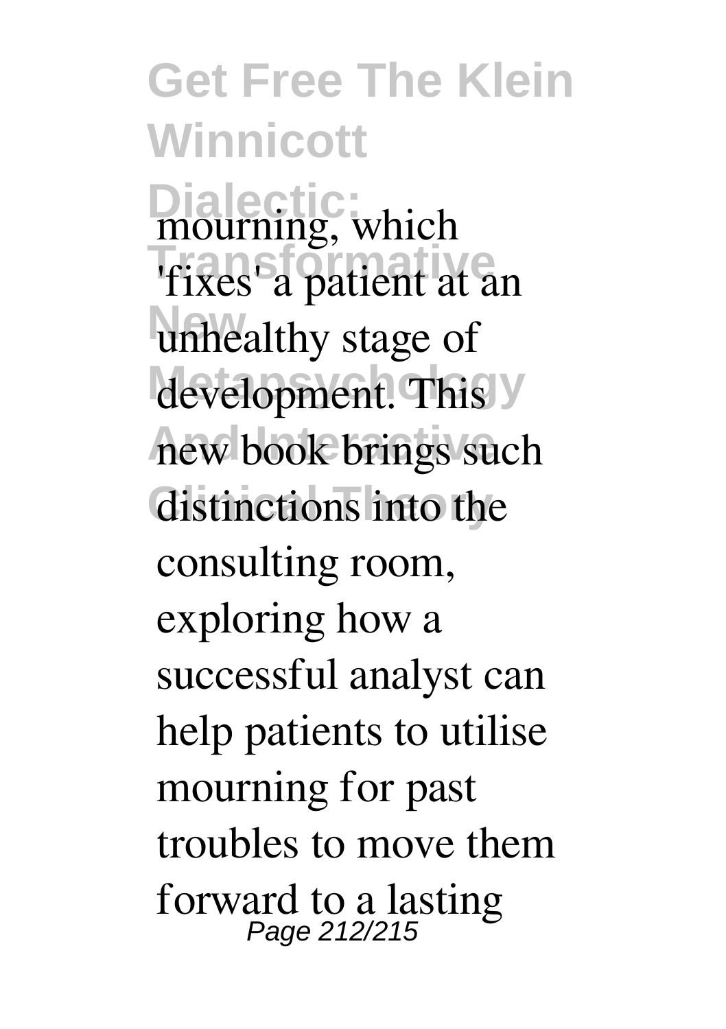mourning, which 'fixes' a patient at an unhealthy stage of development. This new book brings such distinctions into the consulting room, exploring how a successful analyst can help patients to utilise mourning for past troubles to move them forward to a lasting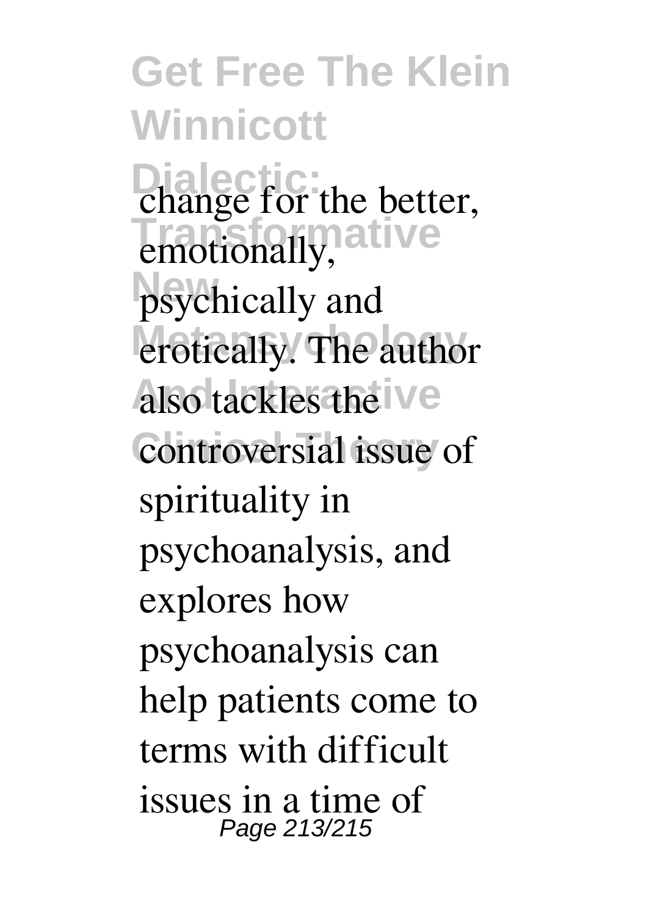change for the better, emotionally, psychically and erotically. The author also tackles the controversial issue of spirituality in psychoanalysis, and explores how psychoanalysis can help patients come to terms with difficult issues in a time of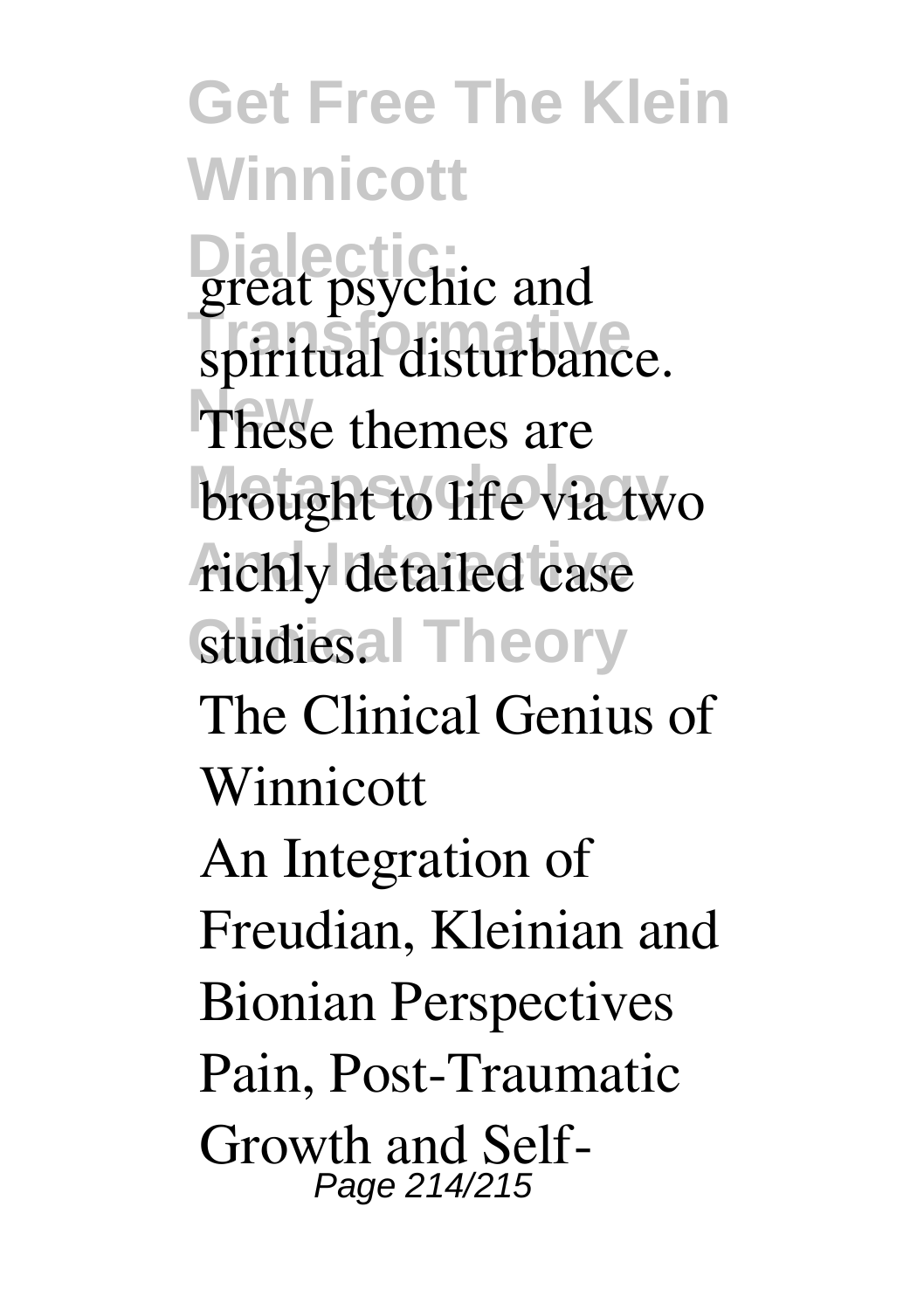great psychic and spiritual disturbance. These themes are brought to life via two richly detailed case studies.

The Clinical Genius of Winnicott

An Integration of Freudian, Kleinian and Bionian Perspectives

Pain, Post-Traumatic Growth and Self-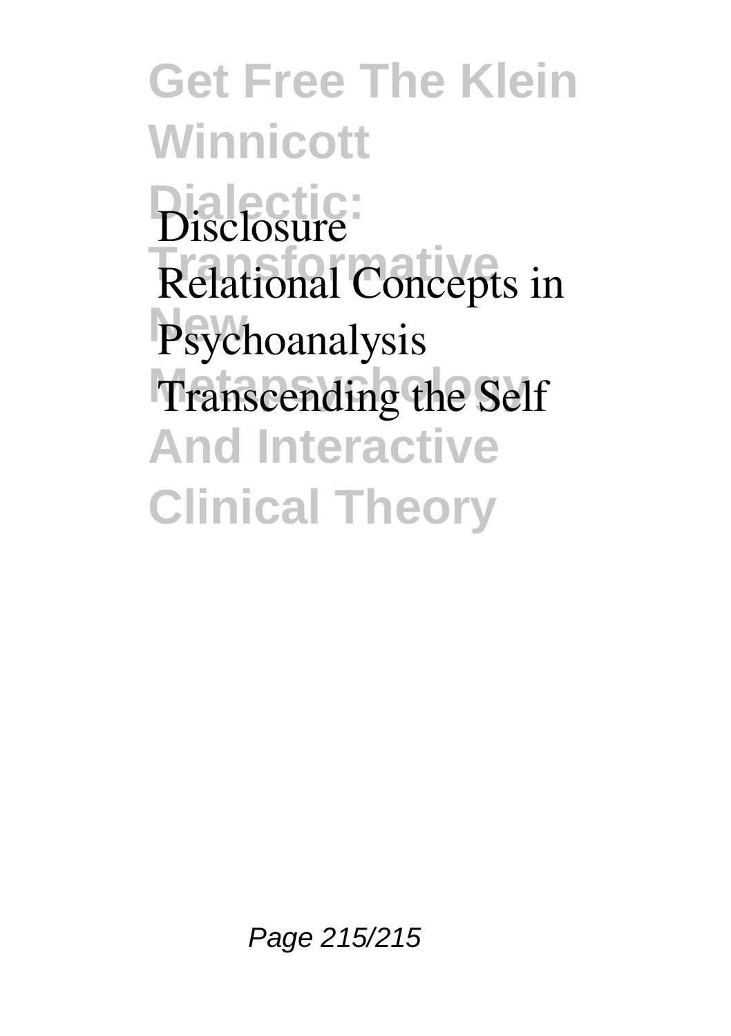Disclosure
Relational Concepts in Psychoanalysis
Transcending the Self